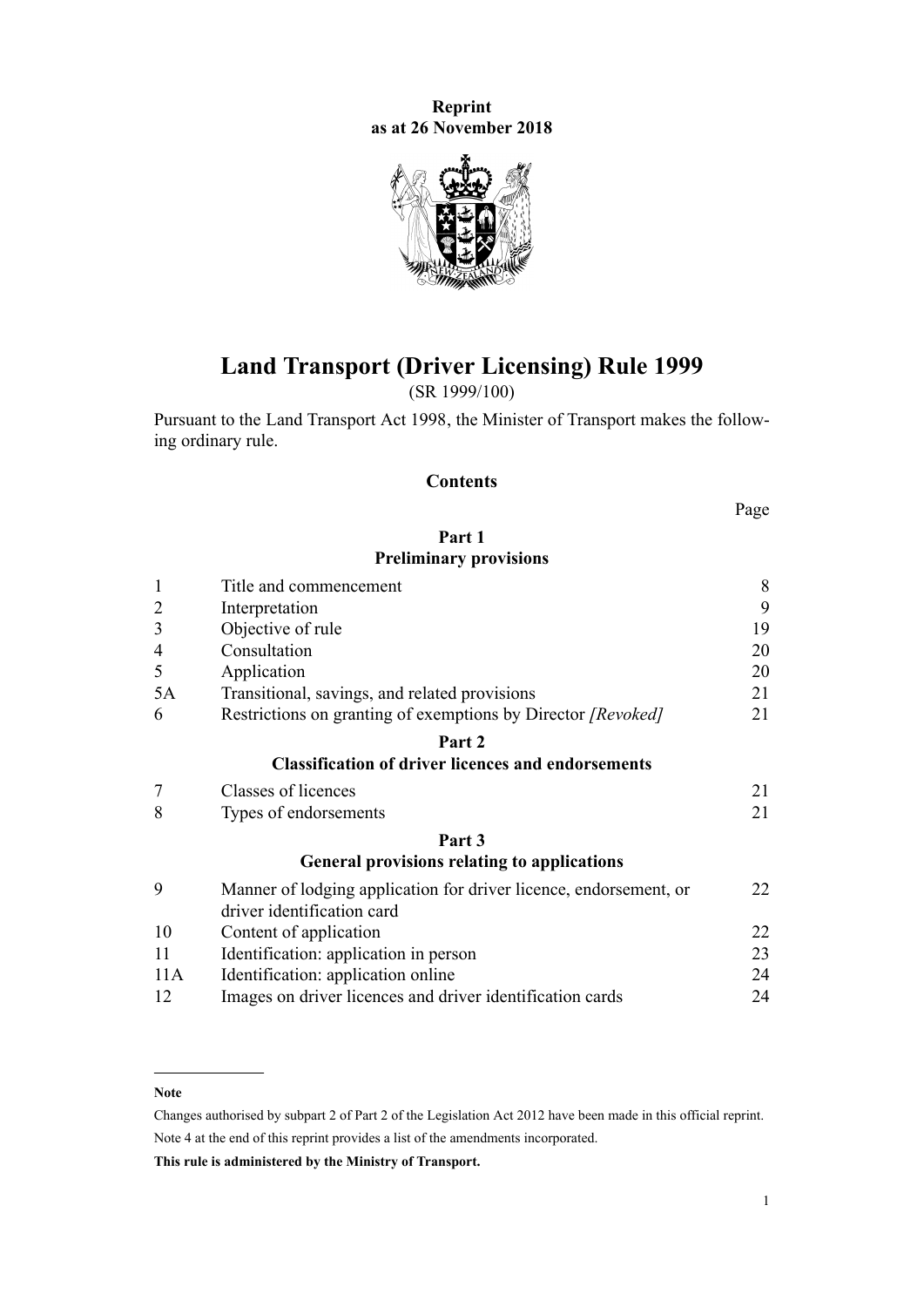**Reprint as at 26 November 2018**

# Land Transport (Driver Licensing) Rule 1999

(SR 1999/100)

Pursuant to the Land Transport Act 1998, the Minister of Transport makes the following ordinary rule.

## Contents

| | | Page |
|---|---|---|
| | **Part 1** **Preliminary provisions** | |
| 1 | Title and commencement | 8 |
| 2 | Interpretation | 9 |
| 3 | Objective of rule | 19 |
| 4 | Consultation | 20 |
| 5 | Application | 20 |
| 5A | Transitional, savings, and related provisions | 21 |
| 6 | Restrictions on granting of exemptions by Director *[Revoked]* | 21 |
| | **Part 2** **Classification of driver licences and endorsements** | |
| 7 | Classes of licences | 21 |
| 8 | Types of endorsements | 21 |
| | **Part 3** **General provisions relating to applications** | |
| 9 | Manner of lodging application for driver licence, endorsement, or driver identification card | 22 |
| 10 | Content of application | 22 |
| 11 | Identification: application in person | 23 |
| 11A | Identification: application online | 24 |
| 12 | Images on driver licences and driver identification cards | 24 |

**Note**

Changes authorised by subpart 2 of Part 2 of the Legislation Act 2012 have been made in this official reprint.

Note 4 at the end of this reprint provides a list of the amendments incorporated.

**This rule is administered by the Ministry of Transport.**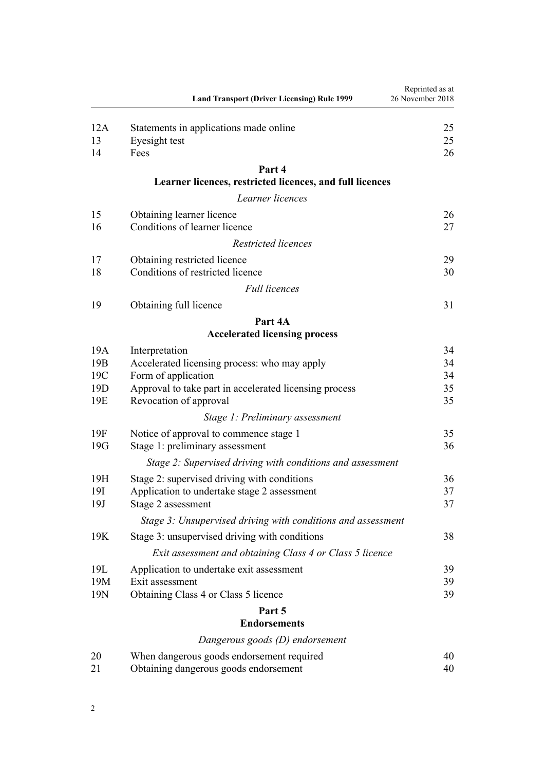| | | |
|---|---|---|
| 12A | Statements in applications made online | 25 |
| 13 | Eyesight test | 25 |
| 14 | Fees | 26 |

**Part 4**
**Learner licences, restricted licences, and full licences**

*Learner licences*

| | | |
|---|---|---|
| 15 | Obtaining learner licence | 26 |
| 16 | Conditions of learner licence | 27 |

*Restricted licences*

| | | |
|---|---|---|
| 17 | Obtaining restricted licence | 29 |
| 18 | Conditions of restricted licence | 30 |

*Full licences*

| | | |
|---|---|---|
| 19 | Obtaining full licence | 31 |

**Part 4A**
**Accelerated licensing process**

| | | |
|---|---|---|
| 19A | Interpretation | 34 |
| 19B | Accelerated licensing process: who may apply | 34 |
| 19C | Form of application | 34 |
| 19D | Approval to take part in accelerated licensing process | 35 |
| 19E | Revocation of approval | 35 |

*Stage 1: Preliminary assessment*

| | | |
|---|---|---|
| 19F | Notice of approval to commence stage 1 | 35 |
| 19G | Stage 1: preliminary assessment | 36 |

*Stage 2: Supervised driving with conditions and assessment*

| | | |
|---|---|---|
| 19H | Stage 2: supervised driving with conditions | 36 |
| 19I | Application to undertake stage 2 assessment | 37 |
| 19J | Stage 2 assessment | 37 |

*Stage 3: Unsupervised driving with conditions and assessment*

| | | |
|---|---|---|
| 19K | Stage 3: unsupervised driving with conditions | 38 |

*Exit assessment and obtaining Class 4 or Class 5 licence*

| | | |
|---|---|---|
| 19L | Application to undertake exit assessment | 39 |
| 19M | Exit assessment | 39 |
| 19N | Obtaining Class 4 or Class 5 licence | 39 |

**Part 5**
**Endorsements**

*Dangerous goods (D) endorsement*

| | | |
|---|---|---|
| 20 | When dangerous goods endorsement required | 40 |
| 21 | Obtaining dangerous goods endorsement | 40 |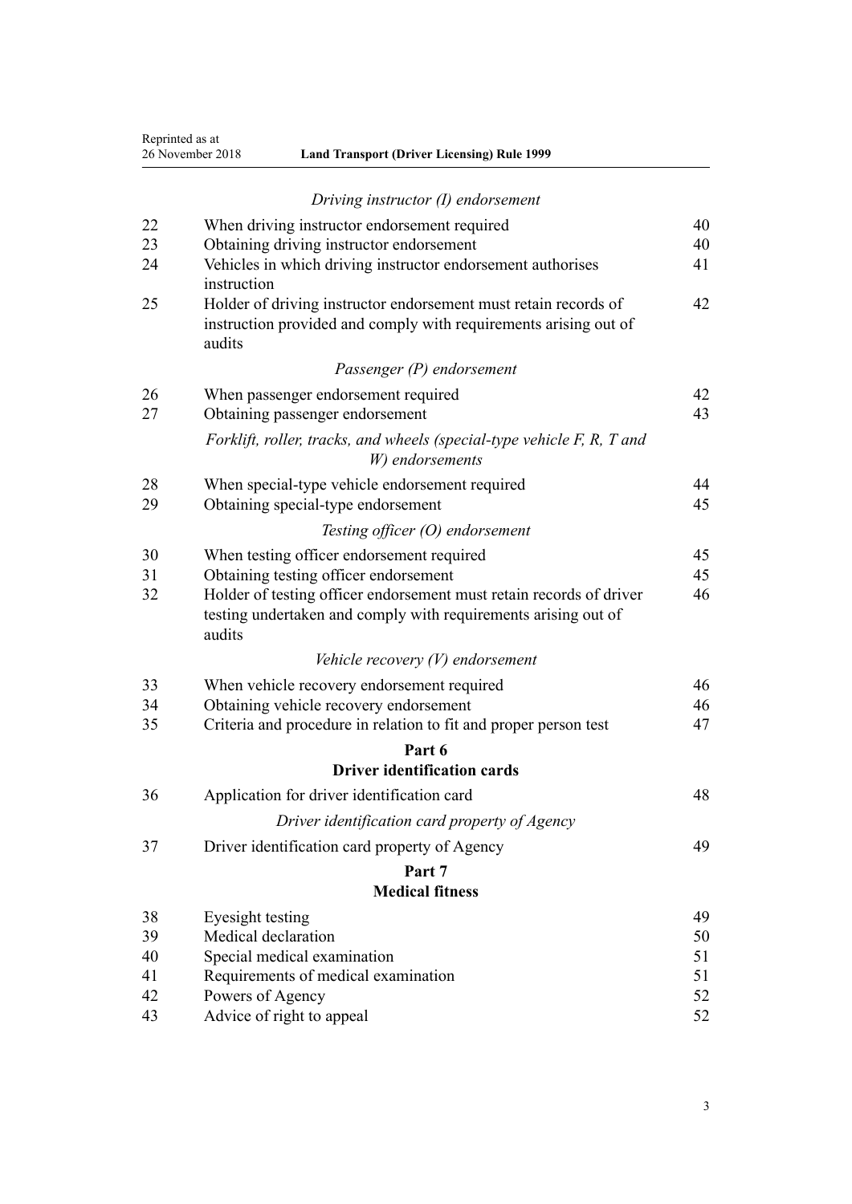*Driving instructor (I) endorsement*

| | | |
|---|---|---|
| 22 | When driving instructor endorsement required | 40 |
| 23 | Obtaining driving instructor endorsement | 40 |
| 24 | Vehicles in which driving instructor endorsement authorises instruction | 41 |
| 25 | Holder of driving instructor endorsement must retain records of instruction provided and comply with requirements arising out of audits | 42 |

*Passenger (P) endorsement*

| | | |
|---|---|---|
| 26 | When passenger endorsement required | 42 |
| 27 | Obtaining passenger endorsement | 43 |

*Forklift, roller, tracks, and wheels (special-type vehicle F, R, T and W) endorsements*

| | | |
|---|---|---|
| 28 | When special-type vehicle endorsement required | 44 |
| 29 | Obtaining special-type endorsement | 45 |

*Testing officer (O) endorsement*

| | | |
|---|---|---|
| 30 | When testing officer endorsement required | 45 |
| 31 | Obtaining testing officer endorsement | 45 |
| 32 | Holder of testing officer endorsement must retain records of driver testing undertaken and comply with requirements arising out of audits | 46 |

*Vehicle recovery (V) endorsement*

| | | |
|---|---|---|
| 33 | When vehicle recovery endorsement required | 46 |
| 34 | Obtaining vehicle recovery endorsement | 46 |
| 35 | Criteria and procedure in relation to fit and proper person test | 47 |

## Part 6
## Driver identification cards

| | | |
|---|---|---|
| 36 | Application for driver identification card | 48 |

*Driver identification card property of Agency*

| | | |
|---|---|---|
| 37 | Driver identification card property of Agency | 49 |

## Part 7
## Medical fitness

| | | |
|---|---|---|
| 38 | Eyesight testing | 49 |
| 39 | Medical declaration | 50 |
| 40 | Special medical examination | 51 |
| 41 | Requirements of medical examination | 51 |
| 42 | Powers of Agency | 52 |
| 43 | Advice of right to appeal | 52 |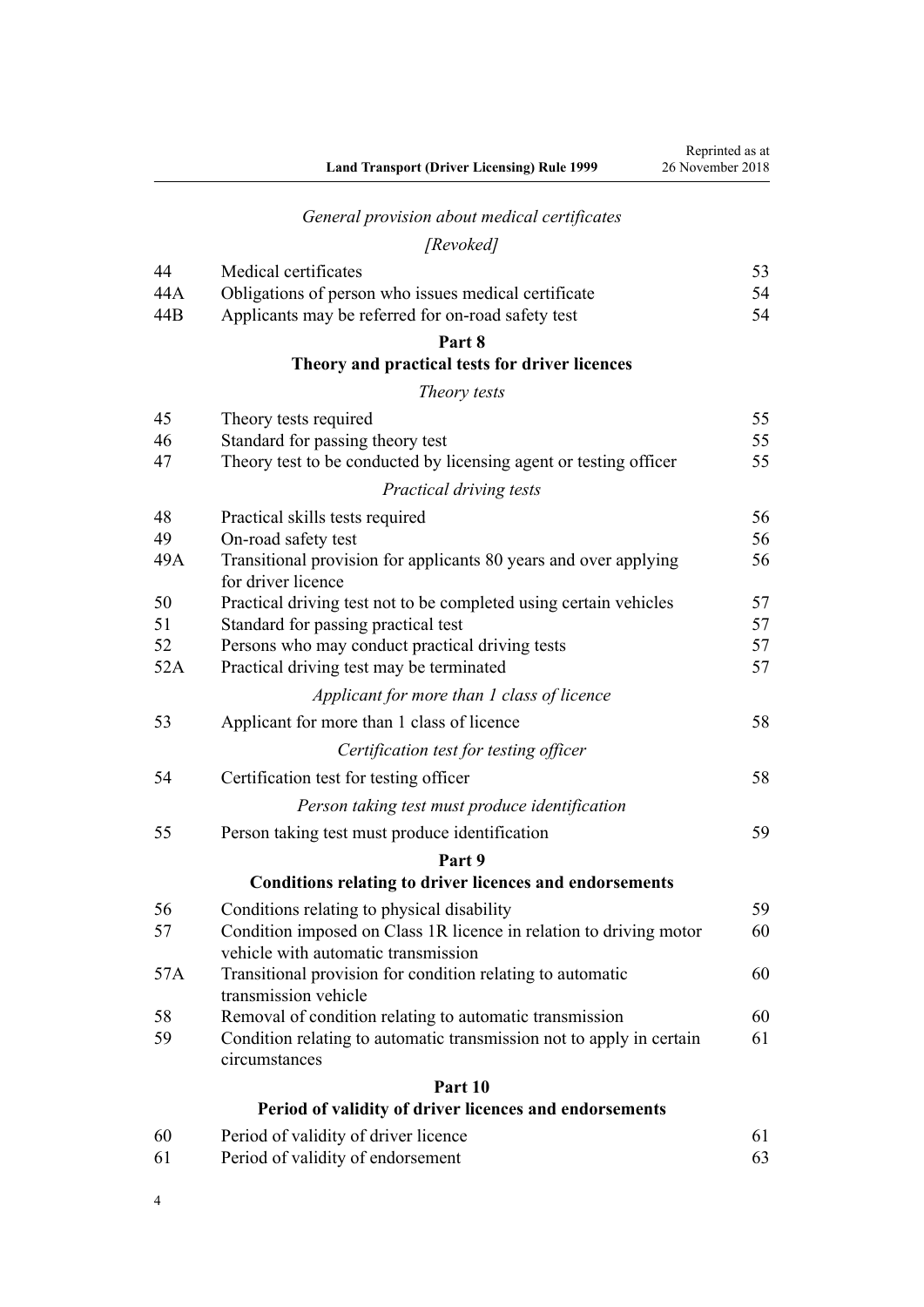*General provision about medical certificates*

*[Revoked]*

| | | |
|---|---|---|
| 44 | Medical certificates | 53 |
| 44A | Obligations of person who issues medical certificate | 54 |
| 44B | Applicants may be referred for on-road safety test | 54 |

## Part 8
## Theory and practical tests for driver licences

*Theory tests*

| | | |
|---|---|---|
| 45 | Theory tests required | 55 |
| 46 | Standard for passing theory test | 55 |
| 47 | Theory test to be conducted by licensing agent or testing officer | 55 |

*Practical driving tests*

| | | |
|---|---|---|
| 48 | Practical skills tests required | 56 |
| 49 | On-road safety test | 56 |
| 49A | Transitional provision for applicants 80 years and over applying for driver licence | 56 |
| 50 | Practical driving test not to be completed using certain vehicles | 57 |
| 51 | Standard for passing practical test | 57 |
| 52 | Persons who may conduct practical driving tests | 57 |
| 52A | Practical driving test may be terminated | 57 |

*Applicant for more than 1 class of licence*

| | | |
|---|---|---|
| 53 | Applicant for more than 1 class of licence | 58 |

*Certification test for testing officer*

| | | |
|---|---|---|
| 54 | Certification test for testing officer | 58 |

*Person taking test must produce identification*

| | | |
|---|---|---|
| 55 | Person taking test must produce identification | 59 |

## Part 9
## Conditions relating to driver licences and endorsements

| | | |
|---|---|---|
| 56 | Conditions relating to physical disability | 59 |
| 57 | Condition imposed on Class 1R licence in relation to driving motor vehicle with automatic transmission | 60 |
| 57A | Transitional provision for condition relating to automatic transmission vehicle | 60 |
| 58 | Removal of condition relating to automatic transmission | 60 |
| 59 | Condition relating to automatic transmission not to apply in certain circumstances | 61 |

## Part 10
## Period of validity of driver licences and endorsements

| | | |
|---|---|---|
| 60 | Period of validity of driver licence | 61 |
| 61 | Period of validity of endorsement | 63 |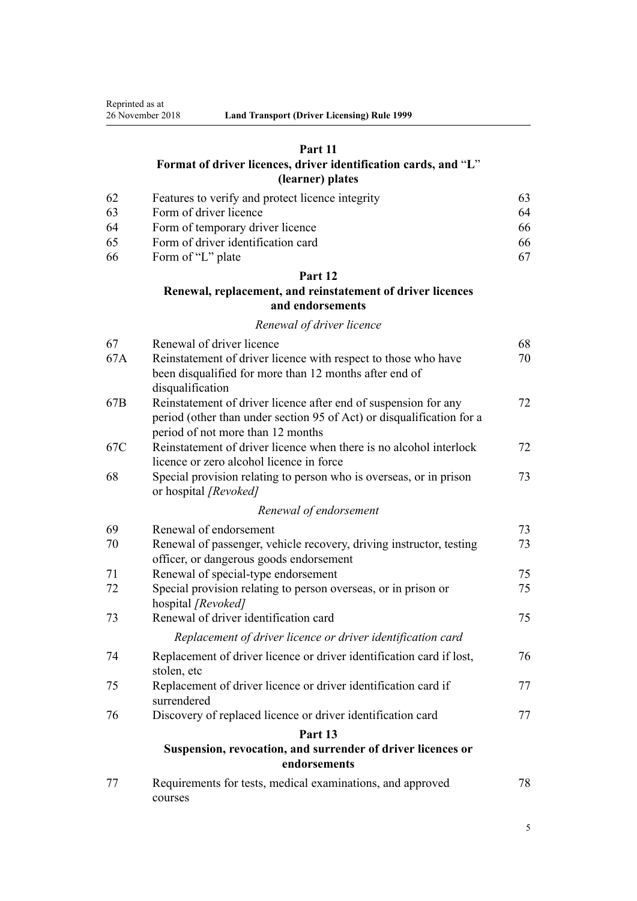## Part 11
## Format of driver licences, driver identification cards, and "L" (learner) plates

| | | |
|---|---|---|
| 62 | Features to verify and protect licence integrity | 63 |
| 63 | Form of driver licence | 64 |
| 64 | Form of temporary driver licence | 66 |
| 65 | Form of driver identification card | 66 |
| 66 | Form of "L" plate | 67 |

## Part 12
## Renewal, replacement, and reinstatement of driver licences and endorsements

*Renewal of driver licence*

| | | |
|---|---|---|
| 67 | Renewal of driver licence | 68 |
| 67A | Reinstatement of driver licence with respect to those who have been disqualified for more than 12 months after end of disqualification | 70 |
| 67B | Reinstatement of driver licence after end of suspension for any period (other than under section 95 of Act) or disqualification for a period of not more than 12 months | 72 |
| 67C | Reinstatement of driver licence when there is no alcohol interlock licence or zero alcohol licence in force | 72 |
| 68 | Special provision relating to person who is overseas, or in prison or hospital *[Revoked]* | 73 |

*Renewal of endorsement*

| | | |
|---|---|---|
| 69 | Renewal of endorsement | 73 |
| 70 | Renewal of passenger, vehicle recovery, driving instructor, testing officer, or dangerous goods endorsement | 73 |
| 71 | Renewal of special-type endorsement | 75 |
| 72 | Special provision relating to person overseas, or in prison or hospital *[Revoked]* | 75 |
| 73 | Renewal of driver identification card | 75 |

*Replacement of driver licence or driver identification card*

| | | |
|---|---|---|
| 74 | Replacement of driver licence or driver identification card if lost, stolen, etc | 76 |
| 75 | Replacement of driver licence or driver identification card if surrendered | 77 |
| 76 | Discovery of replaced licence or driver identification card | 77 |

## Part 13
## Suspension, revocation, and surrender of driver licences or endorsements

| | | |
|---|---|---|
| 77 | Requirements for tests, medical examinations, and approved courses | 78 |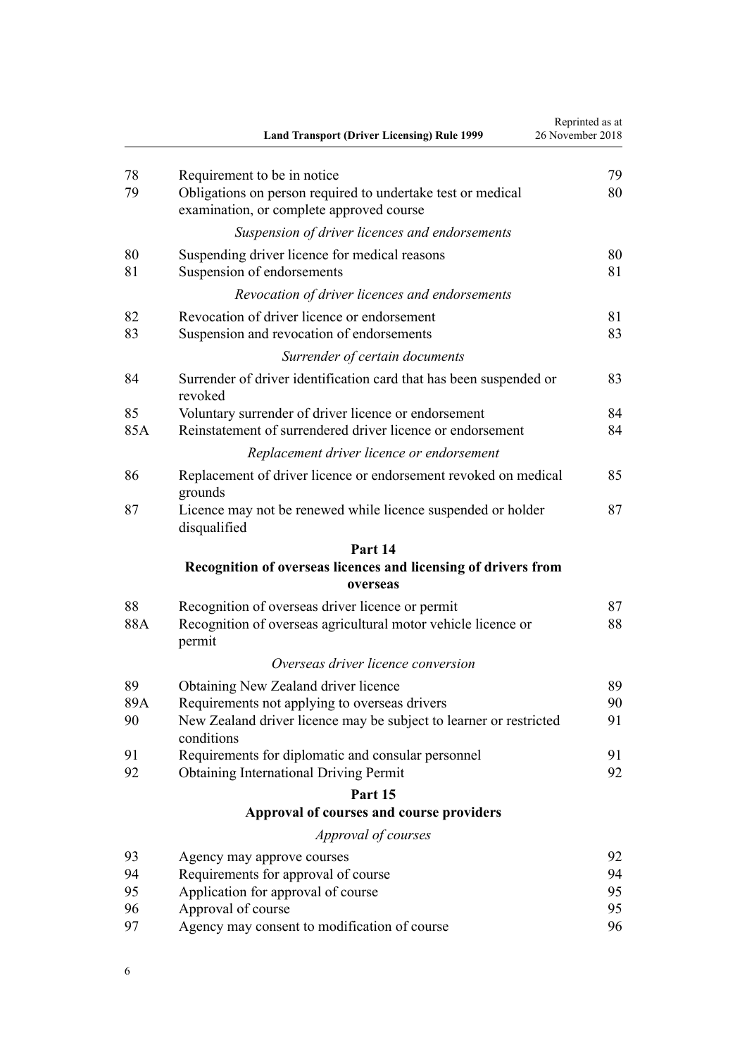| | | |
|---|---|---|
| 78 | Requirement to be in notice | 79 |
| 79 | Obligations on person required to undertake test or medical examination, or complete approved course | 80 |
| | *Suspension of driver licences and endorsements* | |
| 80 | Suspending driver licence for medical reasons | 80 |
| 81 | Suspension of endorsements | 81 |
| | *Revocation of driver licences and endorsements* | |
| 82 | Revocation of driver licence or endorsement | 81 |
| 83 | Suspension and revocation of endorsements | 83 |
| | *Surrender of certain documents* | |
| 84 | Surrender of driver identification card that has been suspended or revoked | 83 |
| 85 | Voluntary surrender of driver licence or endorsement | 84 |
| 85A | Reinstatement of surrendered driver licence or endorsement | 84 |
| | *Replacement driver licence or endorsement* | |
| 86 | Replacement of driver licence or endorsement revoked on medical grounds | 85 |
| 87 | Licence may not be renewed while licence suspended or holder disqualified | 87 |
| | **Part 14** | |
| | **Recognition of overseas licences and licensing of drivers from overseas** | |
| 88 | Recognition of overseas driver licence or permit | 87 |
| 88A | Recognition of overseas agricultural motor vehicle licence or permit | 88 |
| | *Overseas driver licence conversion* | |
| 89 | Obtaining New Zealand driver licence | 89 |
| 89A | Requirements not applying to overseas drivers | 90 |
| 90 | New Zealand driver licence may be subject to learner or restricted conditions | 91 |
| 91 | Requirements for diplomatic and consular personnel | 91 |
| 92 | Obtaining International Driving Permit | 92 |
| | **Part 15** | |
| | **Approval of courses and course providers** | |
| | *Approval of courses* | |
| 93 | Agency may approve courses | 92 |
| 94 | Requirements for approval of course | 94 |
| 95 | Application for approval of course | 95 |
| 96 | Approval of course | 95 |
| 97 | Agency may consent to modification of course | 96 |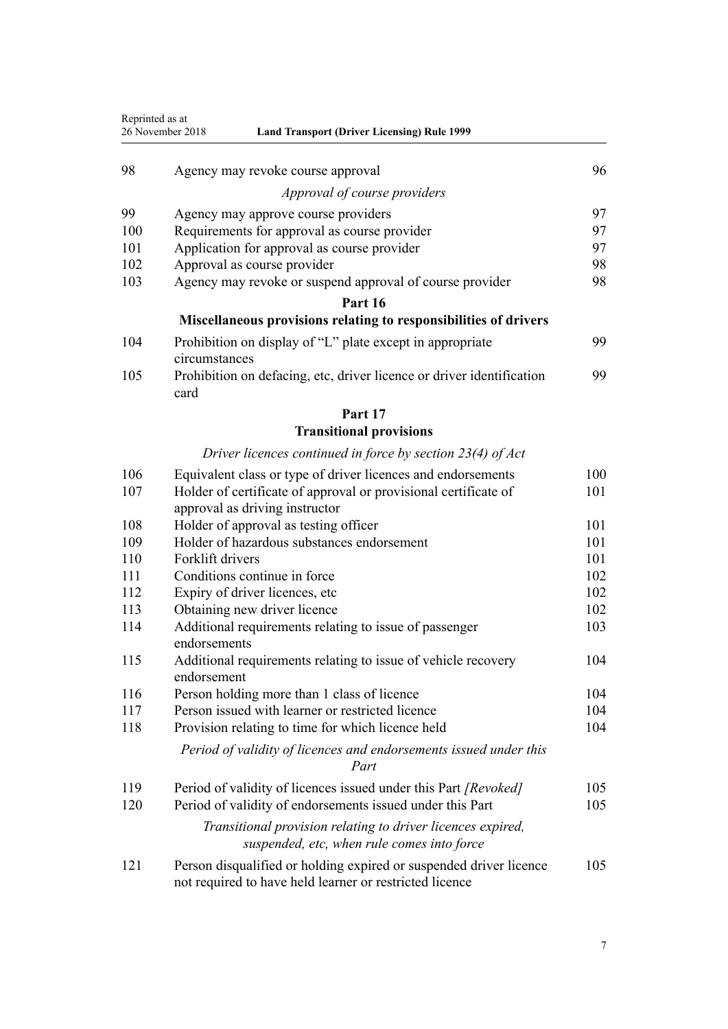| | | |
|---|---|---|
| 98 | Agency may revoke course approval | 96 |
| | *Approval of course providers* | |
| 99 | Agency may approve course providers | 97 |
| 100 | Requirements for approval as course provider | 97 |
| 101 | Application for approval as course provider | 97 |
| 102 | Approval as course provider | 98 |
| 103 | Agency may revoke or suspend approval of course provider | 98 |
| | **Part 16** | |
| | **Miscellaneous provisions relating to responsibilities of drivers** | |
| 104 | Prohibition on display of "L" plate except in appropriate circumstances | 99 |
| 105 | Prohibition on defacing, etc, driver licence or driver identification card | 99 |
| | **Part 17** | |
| | **Transitional provisions** | |
| | *Driver licences continued in force by section 23(4) of Act* | |
| 106 | Equivalent class or type of driver licences and endorsements | 100 |
| 107 | Holder of certificate of approval or provisional certificate of approval as driving instructor | 101 |
| 108 | Holder of approval as testing officer | 101 |
| 109 | Holder of hazardous substances endorsement | 101 |
| 110 | Forklift drivers | 101 |
| 111 | Conditions continue in force | 102 |
| 112 | Expiry of driver licences, etc | 102 |
| 113 | Obtaining new driver licence | 102 |
| 114 | Additional requirements relating to issue of passenger endorsements | 103 |
| 115 | Additional requirements relating to issue of vehicle recovery endorsement | 104 |
| 116 | Person holding more than 1 class of licence | 104 |
| 117 | Person issued with learner or restricted licence | 104 |
| 118 | Provision relating to time for which licence held | 104 |
| | *Period of validity of licences and endorsements issued under this Part* | |
| 119 | Period of validity of licences issued under this Part *[Revoked]* | 105 |
| 120 | Period of validity of endorsements issued under this Part | 105 |
| | *Transitional provision relating to driver licences expired, suspended, etc, when rule comes into force* | |
| 121 | Person disqualified or holding expired or suspended driver licence not required to have held learner or restricted licence | 105 |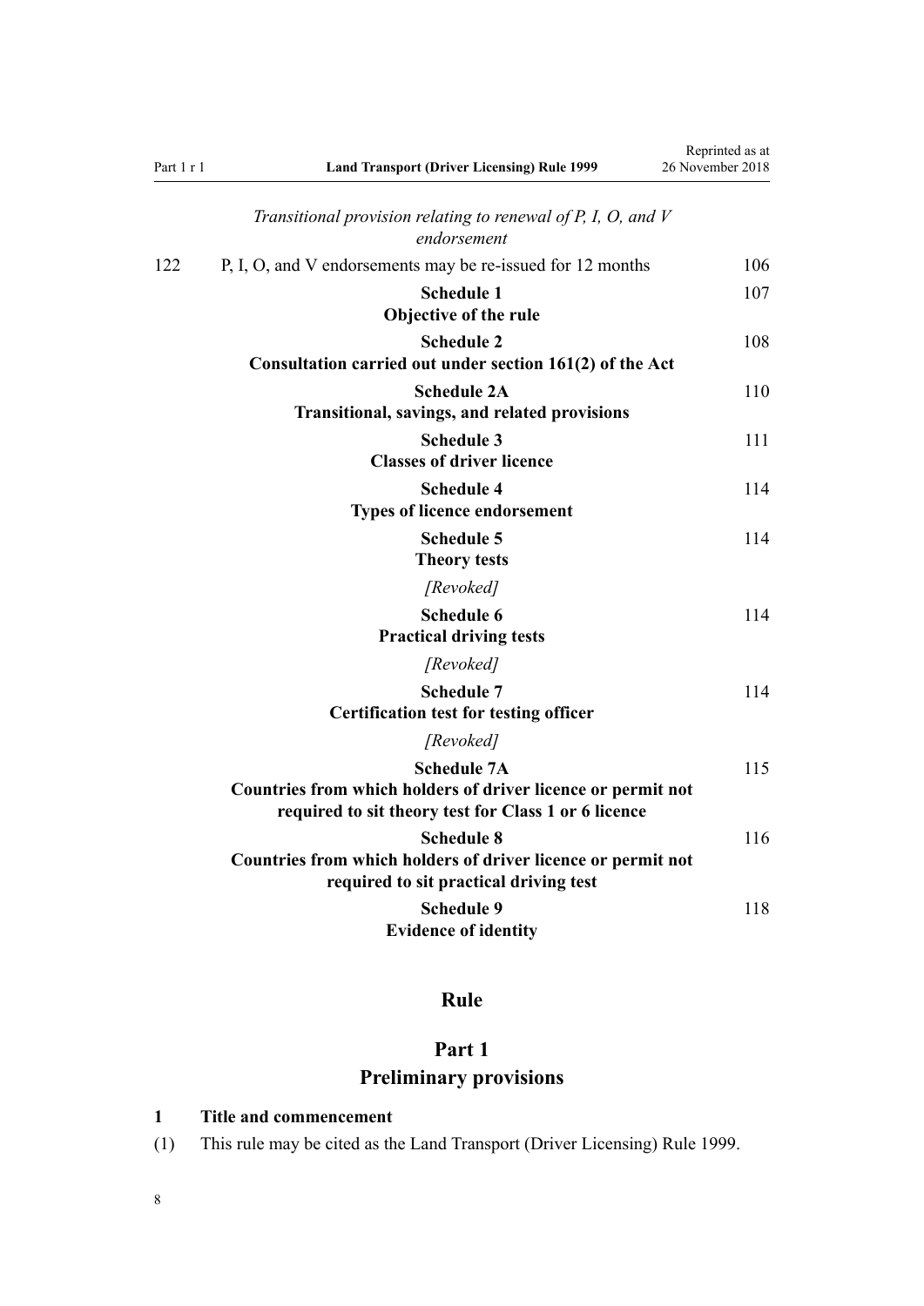*Transitional provision relating to renewal of P, I, O, and V endorsement*

| | | |
|---|---|---|
| 122 | P, I, O, and V endorsements may be re-issued for 12 months | 106 |
| | **Schedule 1** **Objective of the rule** | 107 |
| | **Schedule 2** **Consultation carried out under section 161(2) of the Act** | 108 |
| | **Schedule 2A** **Transitional, savings, and related provisions** | 110 |
| | **Schedule 3** **Classes of driver licence** | 111 |
| | **Schedule 4** **Types of licence endorsement** | 114 |
| | **Schedule 5** **Theory tests** *[Revoked]* | 114 |
| | **Schedule 6** **Practical driving tests** *[Revoked]* | 114 |
| | **Schedule 7** **Certification test for testing officer** *[Revoked]* | 114 |
| | **Schedule 7A** **Countries from which holders of driver licence or permit not required to sit theory test for Class 1 or 6 licence** | 115 |
| | **Schedule 8** **Countries from which holders of driver licence or permit not required to sit practical driving test** | 116 |
| | **Schedule 9** **Evidence of identity** | 118 |

# Rule

## Part 1
## Preliminary provisions

### 1 Title and commencement

(1) This rule may be cited as the Land Transport (Driver Licensing) Rule 1999.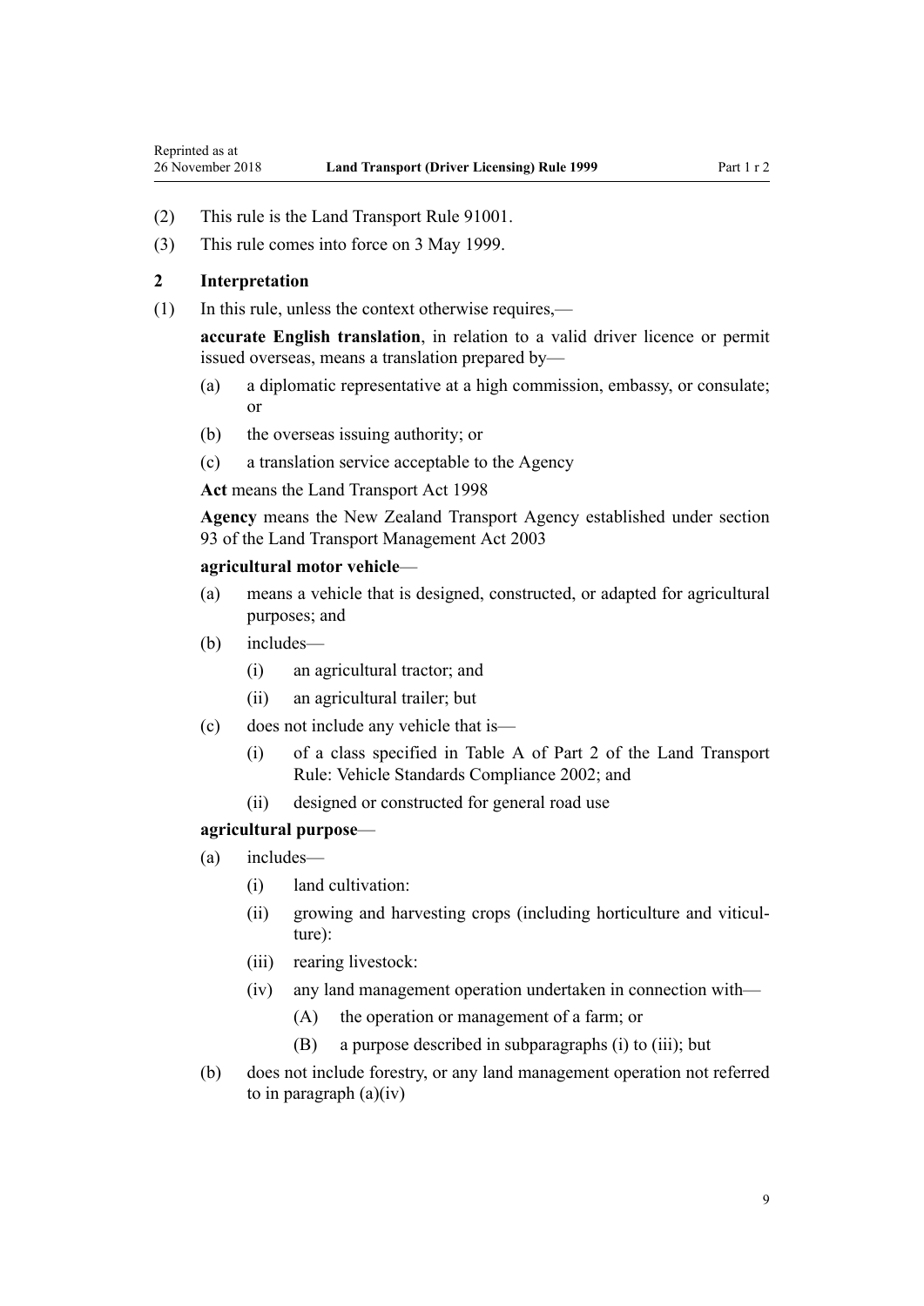(2) This rule is the Land Transport Rule 91001.

(3) This rule comes into force on 3 May 1999.

## 2 Interpretation

(1) In this rule, unless the context otherwise requires,—

**accurate English translation**, in relation to a valid driver licence or permit issued overseas, means a translation prepared by—

- (a) a diplomatic representative at a high commission, embassy, or consulate; or
- (b) the overseas issuing authority; or
- (c) a translation service acceptable to the Agency

**Act** means the Land Transport Act 1998

**Agency** means the New Zealand Transport Agency established under section 93 of the Land Transport Management Act 2003

**agricultural motor vehicle**—

- (a) means a vehicle that is designed, constructed, or adapted for agricultural purposes; and
- (b) includes—
  - (i) an agricultural tractor; and
  - (ii) an agricultural trailer; but
- (c) does not include any vehicle that is—
  - (i) of a class specified in Table A of Part 2 of the Land Transport Rule: Vehicle Standards Compliance 2002; and
  - (ii) designed or constructed for general road use

**agricultural purpose**—

- (a) includes—
  - (i) land cultivation:
  - (ii) growing and harvesting crops (including horticulture and viticulture):
  - (iii) rearing livestock:
  - (iv) any land management operation undertaken in connection with—
    - (A) the operation or management of a farm; or
    - (B) a purpose described in subparagraphs (i) to (iii); but
- (b) does not include forestry, or any land management operation not referred to in paragraph (a)(iv)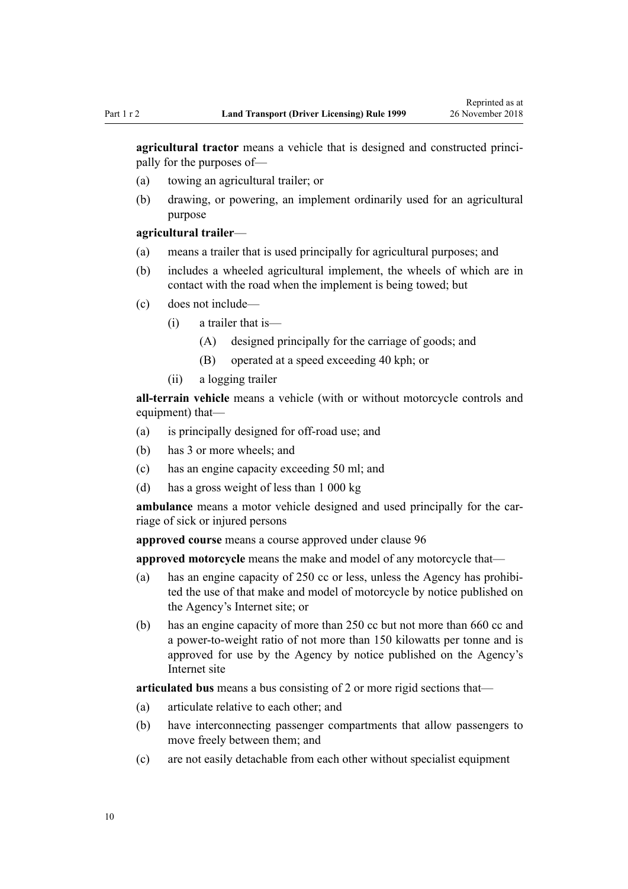**agricultural tractor** means a vehicle that is designed and constructed principally for the purposes of—

(a) towing an agricultural trailer; or

(b) drawing, or powering, an implement ordinarily used for an agricultural purpose

**agricultural trailer**—

(a) means a trailer that is used principally for agricultural purposes; and

(b) includes a wheeled agricultural implement, the wheels of which are in contact with the road when the implement is being towed; but

(c) does not include—

  (i) a trailer that is—

    (A) designed principally for the carriage of goods; and

    (B) operated at a speed exceeding 40 kph; or

  (ii) a logging trailer

**all-terrain vehicle** means a vehicle (with or without motorcycle controls and equipment) that—

(a) is principally designed for off-road use; and

(b) has 3 or more wheels; and

(c) has an engine capacity exceeding 50 ml; and

(d) has a gross weight of less than 1 000 kg

**ambulance** means a motor vehicle designed and used principally for the carriage of sick or injured persons

**approved course** means a course approved under clause 96

**approved motorcycle** means the make and model of any motorcycle that—

(a) has an engine capacity of 250 cc or less, unless the Agency has prohibited the use of that make and model of motorcycle by notice published on the Agency's Internet site; or

(b) has an engine capacity of more than 250 cc but not more than 660 cc and a power-to-weight ratio of not more than 150 kilowatts per tonne and is approved for use by the Agency by notice published on the Agency's Internet site

**articulated bus** means a bus consisting of 2 or more rigid sections that—

(a) articulate relative to each other; and

(b) have interconnecting passenger compartments that allow passengers to move freely between them; and

(c) are not easily detachable from each other without specialist equipment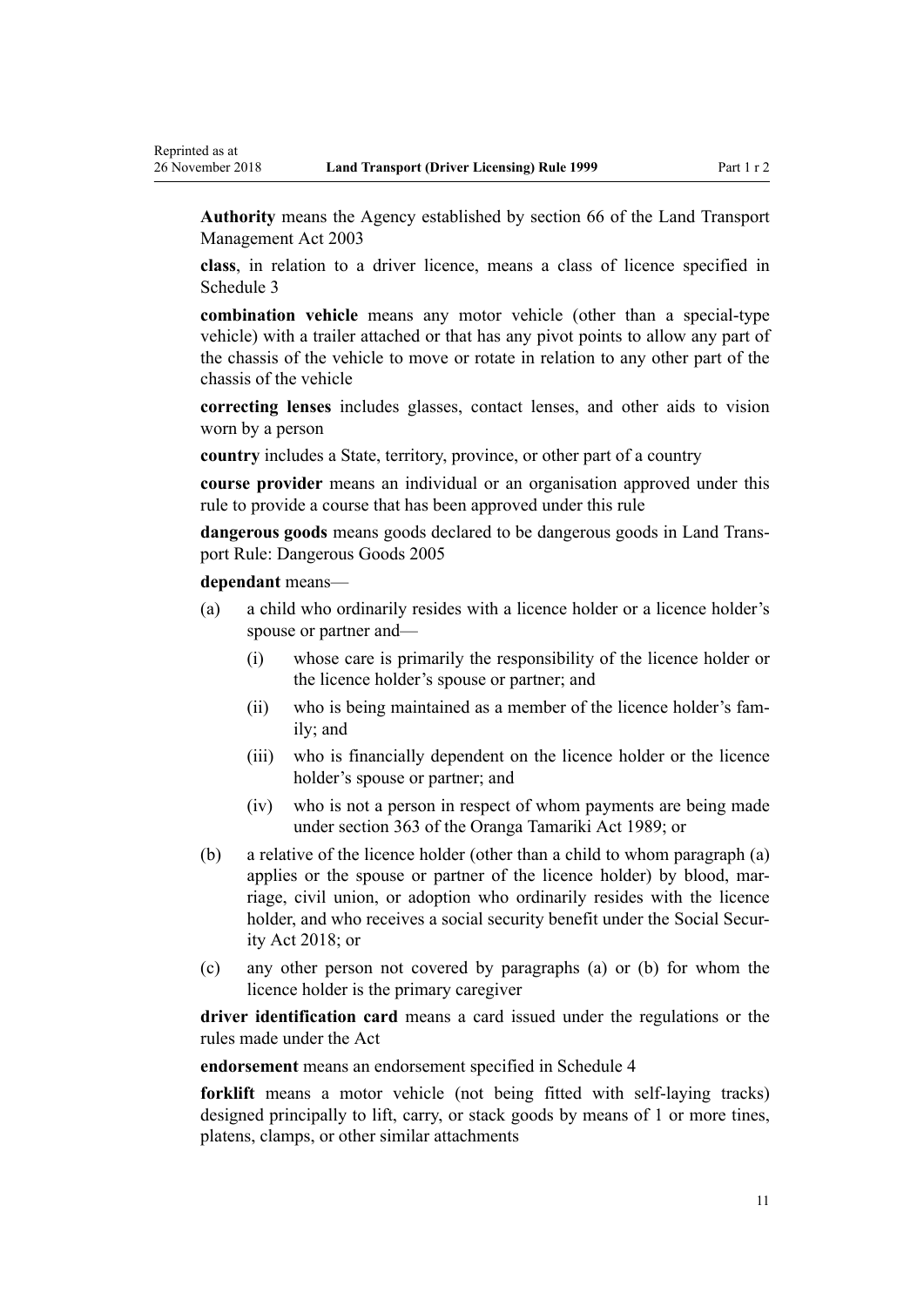**Authority** means the Agency established by section 66 of the Land Transport Management Act 2003

**class**, in relation to a driver licence, means a class of licence specified in Schedule 3

**combination vehicle** means any motor vehicle (other than a special-type vehicle) with a trailer attached or that has any pivot points to allow any part of the chassis of the vehicle to move or rotate in relation to any other part of the chassis of the vehicle

**correcting lenses** includes glasses, contact lenses, and other aids to vision worn by a person

**country** includes a State, territory, province, or other part of a country

**course provider** means an individual or an organisation approved under this rule to provide a course that has been approved under this rule

**dangerous goods** means goods declared to be dangerous goods in Land Transport Rule: Dangerous Goods 2005

**dependant** means—

(a) a child who ordinarily resides with a licence holder or a licence holder's spouse or partner and—

  (i) whose care is primarily the responsibility of the licence holder or the licence holder's spouse or partner; and

  (ii) who is being maintained as a member of the licence holder's family; and

  (iii) who is financially dependent on the licence holder or the licence holder's spouse or partner; and

  (iv) who is not a person in respect of whom payments are being made under section 363 of the Oranga Tamariki Act 1989; or

(b) a relative of the licence holder (other than a child to whom paragraph (a) applies or the spouse or partner of the licence holder) by blood, marriage, civil union, or adoption who ordinarily resides with the licence holder, and who receives a social security benefit under the Social Security Act 2018; or

(c) any other person not covered by paragraphs (a) or (b) for whom the licence holder is the primary caregiver

**driver identification card** means a card issued under the regulations or the rules made under the Act

**endorsement** means an endorsement specified in Schedule 4

**forklift** means a motor vehicle (not being fitted with self-laying tracks) designed principally to lift, carry, or stack goods by means of 1 or more tines, platens, clamps, or other similar attachments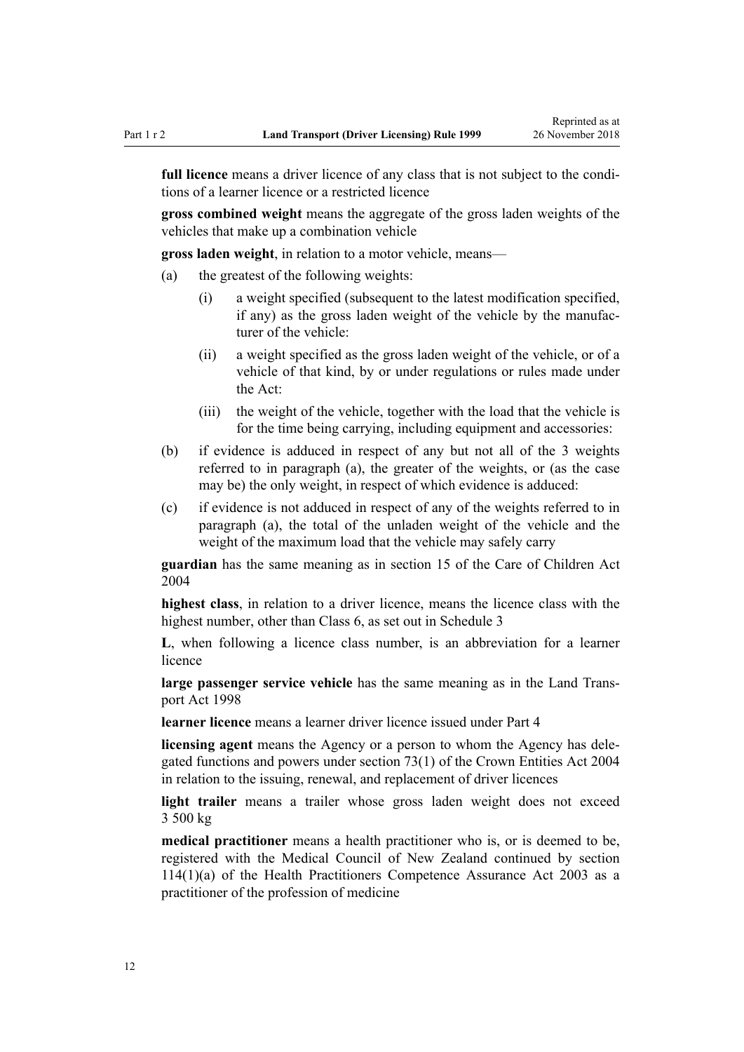**full licence** means a driver licence of any class that is not subject to the conditions of a learner licence or a restricted licence

**gross combined weight** means the aggregate of the gross laden weights of the vehicles that make up a combination vehicle

**gross laden weight**, in relation to a motor vehicle, means—

- (a) the greatest of the following weights:
  - (i) a weight specified (subsequent to the latest modification specified, if any) as the gross laden weight of the vehicle by the manufacturer of the vehicle:
  - (ii) a weight specified as the gross laden weight of the vehicle, or of a vehicle of that kind, by or under regulations or rules made under the Act:
  - (iii) the weight of the vehicle, together with the load that the vehicle is for the time being carrying, including equipment and accessories:
- (b) if evidence is adduced in respect of any but not all of the 3 weights referred to in paragraph (a), the greater of the weights, or (as the case may be) the only weight, in respect of which evidence is adduced:
- (c) if evidence is not adduced in respect of any of the weights referred to in paragraph (a), the total of the unladen weight of the vehicle and the weight of the maximum load that the vehicle may safely carry

**guardian** has the same meaning as in section 15 of the Care of Children Act 2004

**highest class**, in relation to a driver licence, means the licence class with the highest number, other than Class 6, as set out in Schedule 3

**L**, when following a licence class number, is an abbreviation for a learner licence

**large passenger service vehicle** has the same meaning as in the Land Transport Act 1998

**learner licence** means a learner driver licence issued under Part 4

**licensing agent** means the Agency or a person to whom the Agency has delegated functions and powers under section 73(1) of the Crown Entities Act 2004 in relation to the issuing, renewal, and replacement of driver licences

**light trailer** means a trailer whose gross laden weight does not exceed 3 500 kg

**medical practitioner** means a health practitioner who is, or is deemed to be, registered with the Medical Council of New Zealand continued by section 114(1)(a) of the Health Practitioners Competence Assurance Act 2003 as a practitioner of the profession of medicine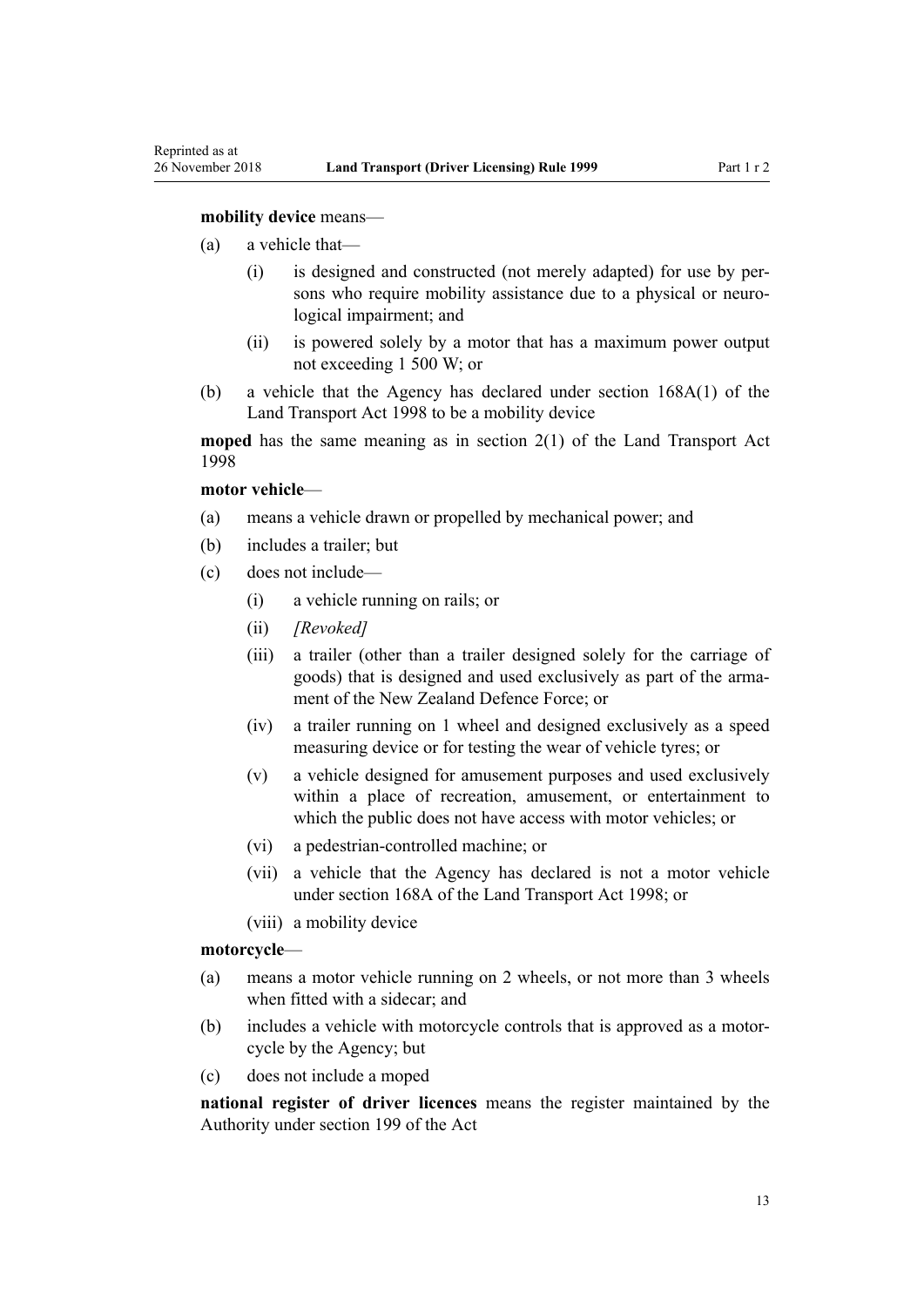**mobility device** means—

(a) a vehicle that—

(i) is designed and constructed (not merely adapted) for use by persons who require mobility assistance due to a physical or neurological impairment; and

(ii) is powered solely by a motor that has a maximum power output not exceeding 1 500 W; or

(b) a vehicle that the Agency has declared under section 168A(1) of the Land Transport Act 1998 to be a mobility device

**moped** has the same meaning as in section 2(1) of the Land Transport Act 1998

**motor vehicle**—

(a) means a vehicle drawn or propelled by mechanical power; and

(b) includes a trailer; but

(c) does not include—

(i) a vehicle running on rails; or

(ii) *[Revoked]*

(iii) a trailer (other than a trailer designed solely for the carriage of goods) that is designed and used exclusively as part of the armament of the New Zealand Defence Force; or

(iv) a trailer running on 1 wheel and designed exclusively as a speed measuring device or for testing the wear of vehicle tyres; or

(v) a vehicle designed for amusement purposes and used exclusively within a place of recreation, amusement, or entertainment to which the public does not have access with motor vehicles; or

(vi) a pedestrian-controlled machine; or

(vii) a vehicle that the Agency has declared is not a motor vehicle under section 168A of the Land Transport Act 1998; or

(viii) a mobility device

**motorcycle**—

(a) means a motor vehicle running on 2 wheels, or not more than 3 wheels when fitted with a sidecar; and

(b) includes a vehicle with motorcycle controls that is approved as a motorcycle by the Agency; but

(c) does not include a moped

**national register of driver licences** means the register maintained by the Authority under section 199 of the Act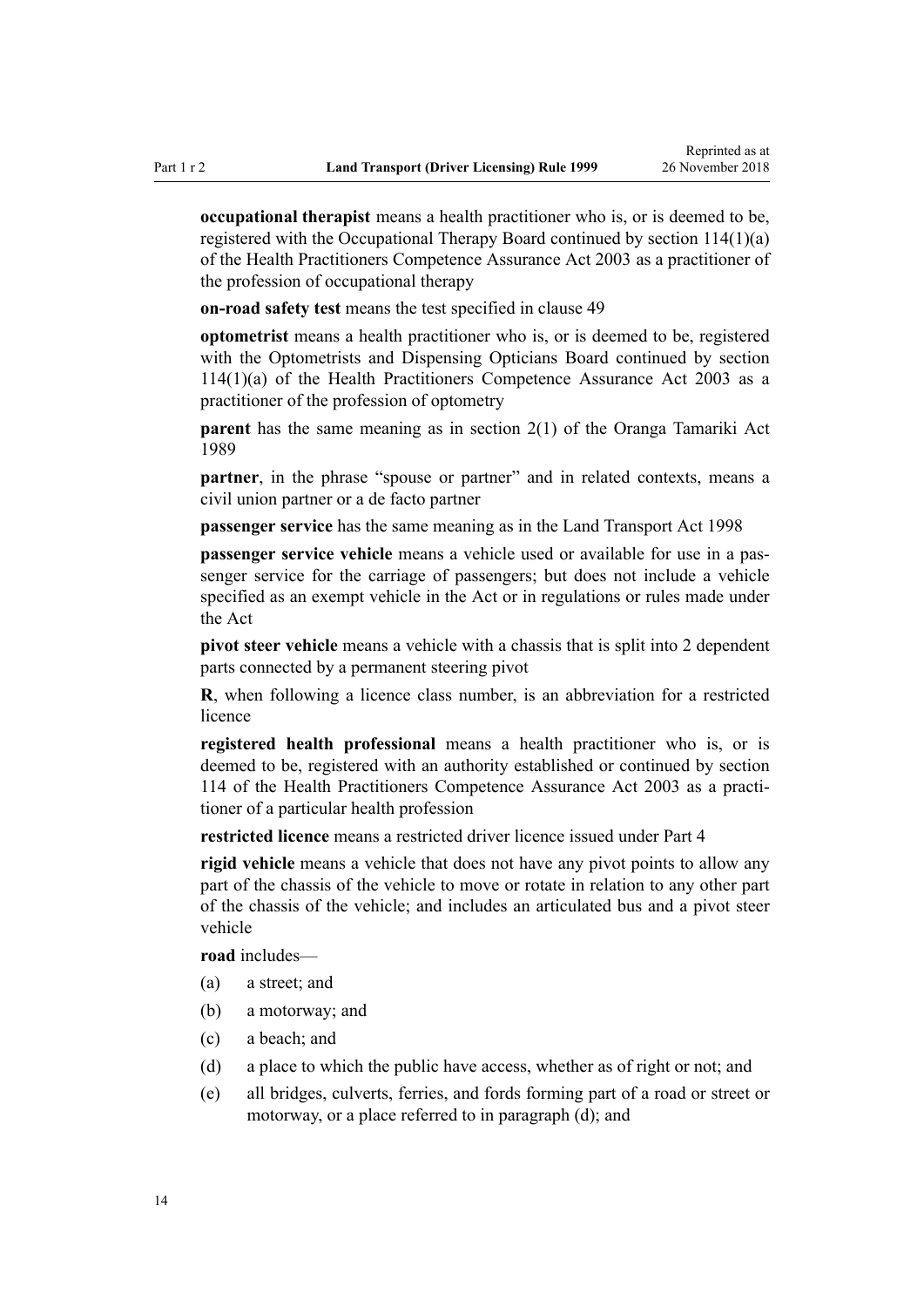**occupational therapist** means a health practitioner who is, or is deemed to be, registered with the Occupational Therapy Board continued by section 114(1)(a) of the Health Practitioners Competence Assurance Act 2003 as a practitioner of the profession of occupational therapy

**on-road safety test** means the test specified in clause 49

**optometrist** means a health practitioner who is, or is deemed to be, registered with the Optometrists and Dispensing Opticians Board continued by section 114(1)(a) of the Health Practitioners Competence Assurance Act 2003 as a practitioner of the profession of optometry

**parent** has the same meaning as in section 2(1) of the Oranga Tamariki Act 1989

**partner**, in the phrase "spouse or partner" and in related contexts, means a civil union partner or a de facto partner

**passenger service** has the same meaning as in the Land Transport Act 1998

**passenger service vehicle** means a vehicle used or available for use in a passenger service for the carriage of passengers; but does not include a vehicle specified as an exempt vehicle in the Act or in regulations or rules made under the Act

**pivot steer vehicle** means a vehicle with a chassis that is split into 2 dependent parts connected by a permanent steering pivot

**R**, when following a licence class number, is an abbreviation for a restricted licence

**registered health professional** means a health practitioner who is, or is deemed to be, registered with an authority established or continued by section 114 of the Health Practitioners Competence Assurance Act 2003 as a practitioner of a particular health profession

**restricted licence** means a restricted driver licence issued under Part 4

**rigid vehicle** means a vehicle that does not have any pivot points to allow any part of the chassis of the vehicle to move or rotate in relation to any other part of the chassis of the vehicle; and includes an articulated bus and a pivot steer vehicle

**road** includes—

(a) a street; and

(b) a motorway; and

(c) a beach; and

(d) a place to which the public have access, whether as of right or not; and

(e) all bridges, culverts, ferries, and fords forming part of a road or street or motorway, or a place referred to in paragraph (d); and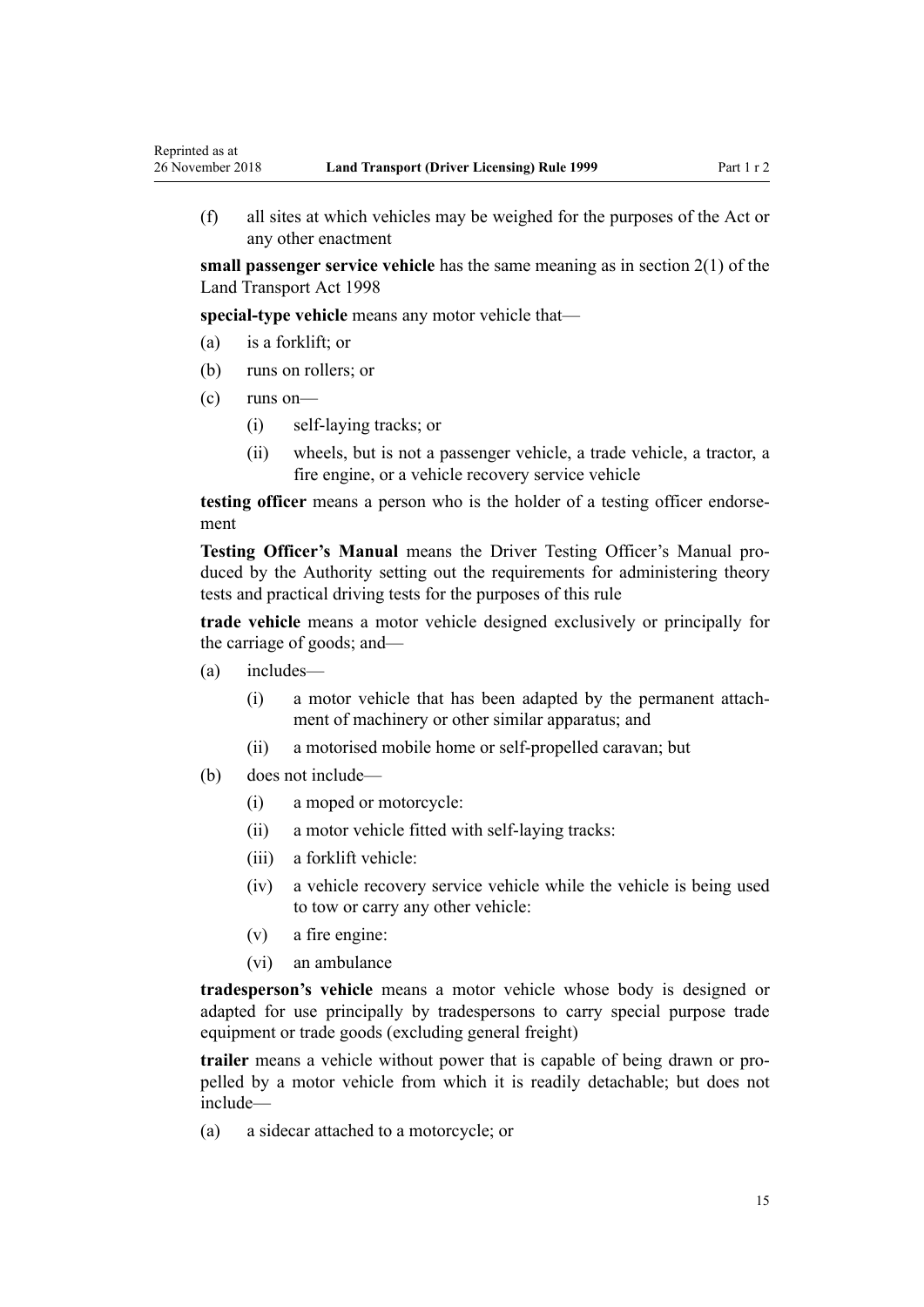(f) all sites at which vehicles may be weighed for the purposes of the Act or any other enactment

**small passenger service vehicle** has the same meaning as in section 2(1) of the Land Transport Act 1998

**special-type vehicle** means any motor vehicle that—

(a) is a forklift; or

(b) runs on rollers; or

(c) runs on—

  (i) self-laying tracks; or

  (ii) wheels, but is not a passenger vehicle, a trade vehicle, a tractor, a fire engine, or a vehicle recovery service vehicle

**testing officer** means a person who is the holder of a testing officer endorsement

**Testing Officer's Manual** means the Driver Testing Officer's Manual produced by the Authority setting out the requirements for administering theory tests and practical driving tests for the purposes of this rule

**trade vehicle** means a motor vehicle designed exclusively or principally for the carriage of goods; and—

(a) includes—

  (i) a motor vehicle that has been adapted by the permanent attachment of machinery or other similar apparatus; and

  (ii) a motorised mobile home or self-propelled caravan; but

(b) does not include—

  (i) a moped or motorcycle:

  (ii) a motor vehicle fitted with self-laying tracks:

  (iii) a forklift vehicle:

  (iv) a vehicle recovery service vehicle while the vehicle is being used to tow or carry any other vehicle:

  (v) a fire engine:

  (vi) an ambulance

**tradesperson's vehicle** means a motor vehicle whose body is designed or adapted for use principally by tradespersons to carry special purpose trade equipment or trade goods (excluding general freight)

**trailer** means a vehicle without power that is capable of being drawn or propelled by a motor vehicle from which it is readily detachable; but does not include—

(a) a sidecar attached to a motorcycle; or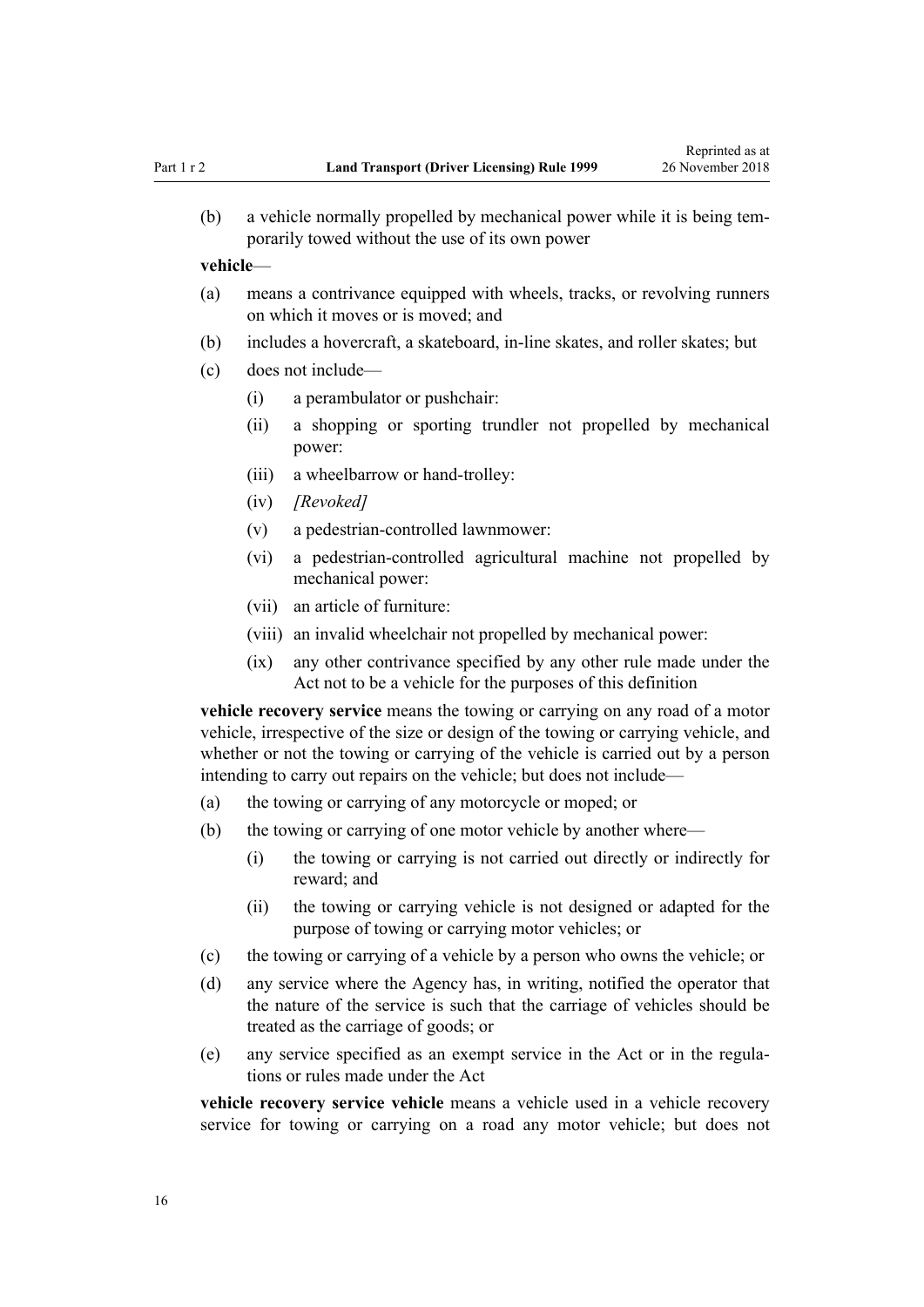(b) a vehicle normally propelled by mechanical power while it is being temporarily towed without the use of its own power

**vehicle**—

(a) means a contrivance equipped with wheels, tracks, or revolving runners on which it moves or is moved; and

(b) includes a hovercraft, a skateboard, in-line skates, and roller skates; but

(c) does not include—

- (i) a perambulator or pushchair:
- (ii) a shopping or sporting trundler not propelled by mechanical power:
- (iii) a wheelbarrow or hand-trolley:
- (iv) *[Revoked]*
- (v) a pedestrian-controlled lawnmower:
- (vi) a pedestrian-controlled agricultural machine not propelled by mechanical power:
- (vii) an article of furniture:
- (viii) an invalid wheelchair not propelled by mechanical power:
- (ix) any other contrivance specified by any other rule made under the Act not to be a vehicle for the purposes of this definition

**vehicle recovery service** means the towing or carrying on any road of a motor vehicle, irrespective of the size or design of the towing or carrying vehicle, and whether or not the towing or carrying of the vehicle is carried out by a person intending to carry out repairs on the vehicle; but does not include—

(a) the towing or carrying of any motorcycle or moped; or

(b) the towing or carrying of one motor vehicle by another where—

- (i) the towing or carrying is not carried out directly or indirectly for reward; and
- (ii) the towing or carrying vehicle is not designed or adapted for the purpose of towing or carrying motor vehicles; or

(c) the towing or carrying of a vehicle by a person who owns the vehicle; or

(d) any service where the Agency has, in writing, notified the operator that the nature of the service is such that the carriage of vehicles should be treated as the carriage of goods; or

(e) any service specified as an exempt service in the Act or in the regulations or rules made under the Act

**vehicle recovery service vehicle** means a vehicle used in a vehicle recovery service for towing or carrying on a road any motor vehicle; but does not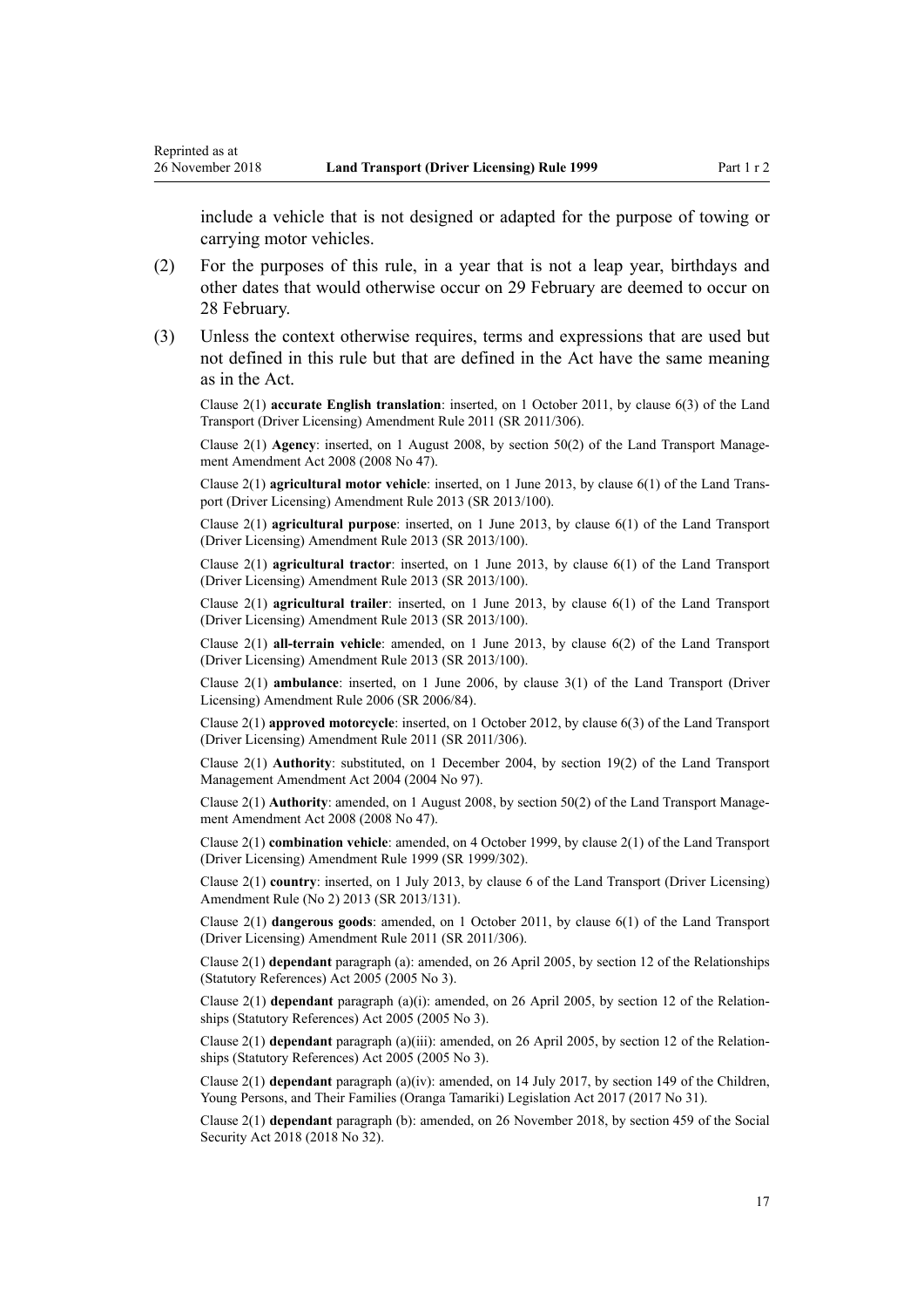include a vehicle that is not designed or adapted for the purpose of towing or carrying motor vehicles.

(2) For the purposes of this rule, in a year that is not a leap year, birthdays and other dates that would otherwise occur on 29 February are deemed to occur on 28 February.

(3) Unless the context otherwise requires, terms and expressions that are used but not defined in this rule but that are defined in the Act have the same meaning as in the Act.

Clause 2(1) **accurate English translation**: inserted, on 1 October 2011, by clause 6(3) of the Land Transport (Driver Licensing) Amendment Rule 2011 (SR 2011/306).

Clause 2(1) **Agency**: inserted, on 1 August 2008, by section 50(2) of the Land Transport Management Amendment Act 2008 (2008 No 47).

Clause 2(1) **agricultural motor vehicle**: inserted, on 1 June 2013, by clause 6(1) of the Land Transport (Driver Licensing) Amendment Rule 2013 (SR 2013/100).

Clause 2(1) **agricultural purpose**: inserted, on 1 June 2013, by clause 6(1) of the Land Transport (Driver Licensing) Amendment Rule 2013 (SR 2013/100).

Clause 2(1) **agricultural tractor**: inserted, on 1 June 2013, by clause 6(1) of the Land Transport (Driver Licensing) Amendment Rule 2013 (SR 2013/100).

Clause 2(1) **agricultural trailer**: inserted, on 1 June 2013, by clause 6(1) of the Land Transport (Driver Licensing) Amendment Rule 2013 (SR 2013/100).

Clause 2(1) **all-terrain vehicle**: amended, on 1 June 2013, by clause 6(2) of the Land Transport (Driver Licensing) Amendment Rule 2013 (SR 2013/100).

Clause 2(1) **ambulance**: inserted, on 1 June 2006, by clause 3(1) of the Land Transport (Driver Licensing) Amendment Rule 2006 (SR 2006/84).

Clause 2(1) **approved motorcycle**: inserted, on 1 October 2012, by clause 6(3) of the Land Transport (Driver Licensing) Amendment Rule 2011 (SR 2011/306).

Clause 2(1) **Authority**: substituted, on 1 December 2004, by section 19(2) of the Land Transport Management Amendment Act 2004 (2004 No 97).

Clause 2(1) **Authority**: amended, on 1 August 2008, by section 50(2) of the Land Transport Management Amendment Act 2008 (2008 No 47).

Clause 2(1) **combination vehicle**: amended, on 4 October 1999, by clause 2(1) of the Land Transport (Driver Licensing) Amendment Rule 1999 (SR 1999/302).

Clause 2(1) **country**: inserted, on 1 July 2013, by clause 6 of the Land Transport (Driver Licensing) Amendment Rule (No 2) 2013 (SR 2013/131).

Clause 2(1) **dangerous goods**: amended, on 1 October 2011, by clause 6(1) of the Land Transport (Driver Licensing) Amendment Rule 2011 (SR 2011/306).

Clause 2(1) **dependant** paragraph (a): amended, on 26 April 2005, by section 12 of the Relationships (Statutory References) Act 2005 (2005 No 3).

Clause 2(1) **dependant** paragraph (a)(i): amended, on 26 April 2005, by section 12 of the Relationships (Statutory References) Act 2005 (2005 No 3).

Clause 2(1) **dependant** paragraph (a)(iii): amended, on 26 April 2005, by section 12 of the Relationships (Statutory References) Act 2005 (2005 No 3).

Clause 2(1) **dependant** paragraph (a)(iv): amended, on 14 July 2017, by section 149 of the Children, Young Persons, and Their Families (Oranga Tamariki) Legislation Act 2017 (2017 No 31).

Clause 2(1) **dependant** paragraph (b): amended, on 26 November 2018, by section 459 of the Social Security Act 2018 (2018 No 32).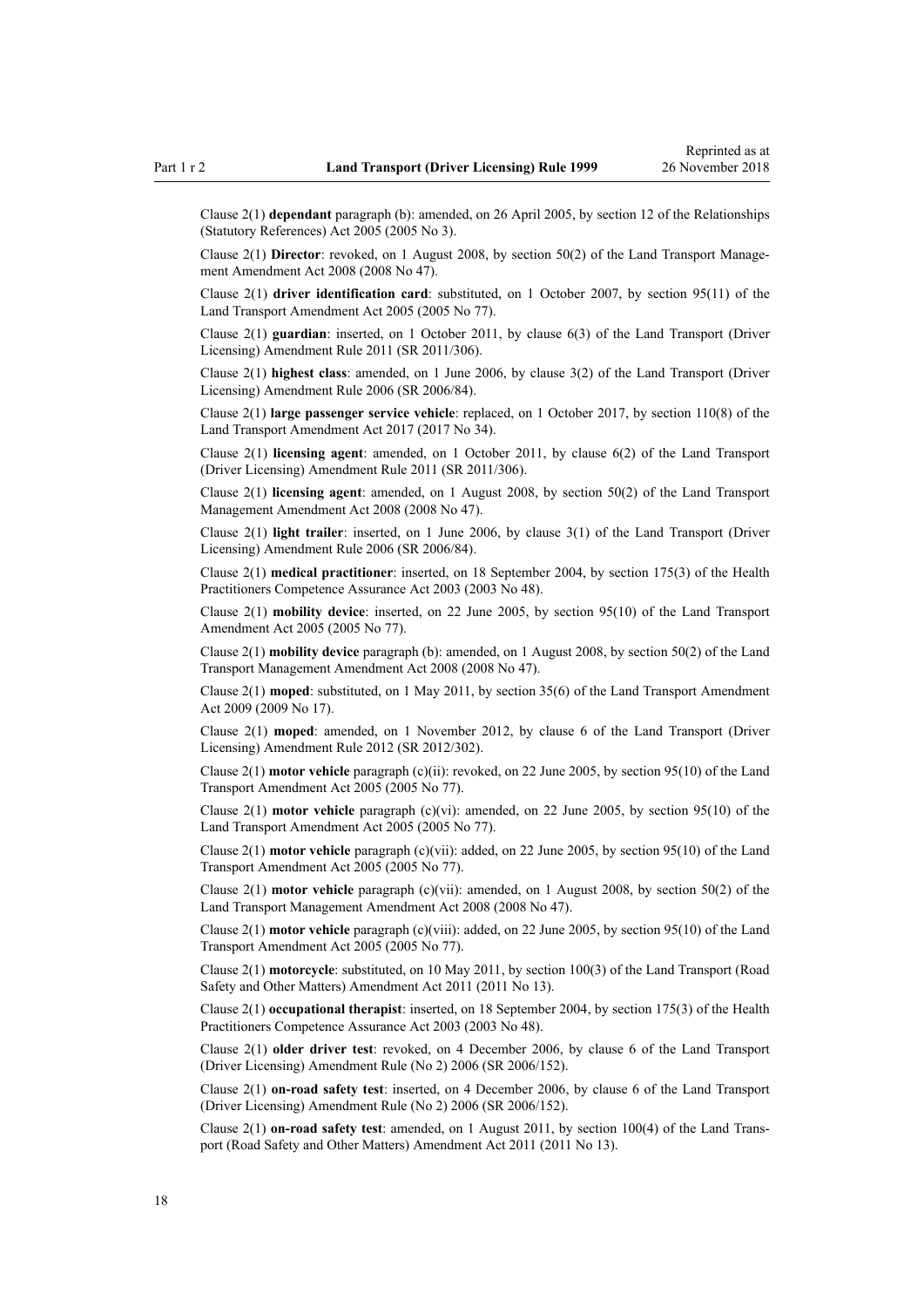Clause 2(1) **dependant** paragraph (b): amended, on 26 April 2005, by section 12 of the Relationships (Statutory References) Act 2005 (2005 No 3).

Clause 2(1) **Director**: revoked, on 1 August 2008, by section 50(2) of the Land Transport Management Amendment Act 2008 (2008 No 47).

Clause 2(1) **driver identification card**: substituted, on 1 October 2007, by section 95(11) of the Land Transport Amendment Act 2005 (2005 No 77).

Clause 2(1) **guardian**: inserted, on 1 October 2011, by clause 6(3) of the Land Transport (Driver Licensing) Amendment Rule 2011 (SR 2011/306).

Clause 2(1) **highest class**: amended, on 1 June 2006, by clause 3(2) of the Land Transport (Driver Licensing) Amendment Rule 2006 (SR 2006/84).

Clause 2(1) **large passenger service vehicle**: replaced, on 1 October 2017, by section 110(8) of the Land Transport Amendment Act 2017 (2017 No 34).

Clause 2(1) **licensing agent**: amended, on 1 October 2011, by clause 6(2) of the Land Transport (Driver Licensing) Amendment Rule 2011 (SR 2011/306).

Clause 2(1) **licensing agent**: amended, on 1 August 2008, by section 50(2) of the Land Transport Management Amendment Act 2008 (2008 No 47).

Clause 2(1) **light trailer**: inserted, on 1 June 2006, by clause 3(1) of the Land Transport (Driver Licensing) Amendment Rule 2006 (SR 2006/84).

Clause 2(1) **medical practitioner**: inserted, on 18 September 2004, by section 175(3) of the Health Practitioners Competence Assurance Act 2003 (2003 No 48).

Clause 2(1) **mobility device**: inserted, on 22 June 2005, by section 95(10) of the Land Transport Amendment Act 2005 (2005 No 77).

Clause 2(1) **mobility device** paragraph (b): amended, on 1 August 2008, by section 50(2) of the Land Transport Management Amendment Act 2008 (2008 No 47).

Clause 2(1) **moped**: substituted, on 1 May 2011, by section 35(6) of the Land Transport Amendment Act 2009 (2009 No 17).

Clause 2(1) **moped**: amended, on 1 November 2012, by clause 6 of the Land Transport (Driver Licensing) Amendment Rule 2012 (SR 2012/302).

Clause 2(1) **motor vehicle** paragraph (c)(ii): revoked, on 22 June 2005, by section 95(10) of the Land Transport Amendment Act 2005 (2005 No 77).

Clause 2(1) **motor vehicle** paragraph (c)(vi): amended, on 22 June 2005, by section 95(10) of the Land Transport Amendment Act 2005 (2005 No 77).

Clause 2(1) **motor vehicle** paragraph (c)(vii): added, on 22 June 2005, by section 95(10) of the Land Transport Amendment Act 2005 (2005 No 77).

Clause 2(1) **motor vehicle** paragraph (c)(vii): amended, on 1 August 2008, by section 50(2) of the Land Transport Management Amendment Act 2008 (2008 No 47).

Clause 2(1) **motor vehicle** paragraph (c)(viii): added, on 22 June 2005, by section 95(10) of the Land Transport Amendment Act 2005 (2005 No 77).

Clause 2(1) **motorcycle**: substituted, on 10 May 2011, by section 100(3) of the Land Transport (Road Safety and Other Matters) Amendment Act 2011 (2011 No 13).

Clause 2(1) **occupational therapist**: inserted, on 18 September 2004, by section 175(3) of the Health Practitioners Competence Assurance Act 2003 (2003 No 48).

Clause 2(1) **older driver test**: revoked, on 4 December 2006, by clause 6 of the Land Transport (Driver Licensing) Amendment Rule (No 2) 2006 (SR 2006/152).

Clause 2(1) **on-road safety test**: inserted, on 4 December 2006, by clause 6 of the Land Transport (Driver Licensing) Amendment Rule (No 2) 2006 (SR 2006/152).

Clause 2(1) **on-road safety test**: amended, on 1 August 2011, by section 100(4) of the Land Transport (Road Safety and Other Matters) Amendment Act 2011 (2011 No 13).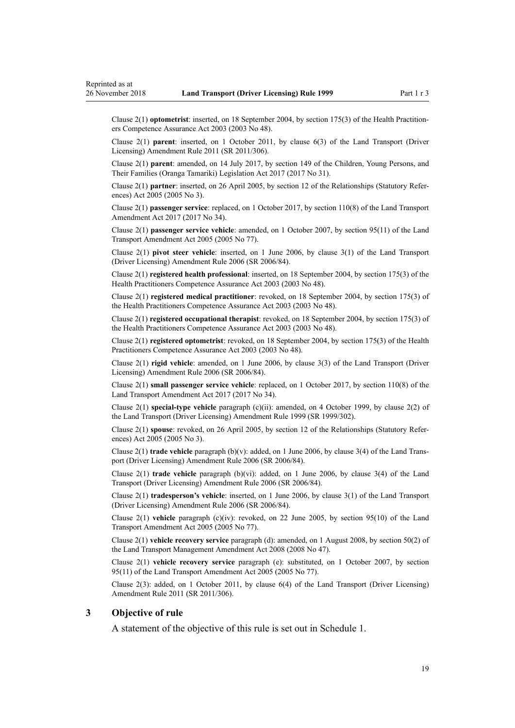Clause 2(1) **optometrist**: inserted, on 18 September 2004, by section 175(3) of the Health Practitioners Competence Assurance Act 2003 (2003 No 48).

Clause 2(1) **parent**: inserted, on 1 October 2011, by clause 6(3) of the Land Transport (Driver Licensing) Amendment Rule 2011 (SR 2011/306).

Clause 2(1) **parent**: amended, on 14 July 2017, by section 149 of the Children, Young Persons, and Their Families (Oranga Tamariki) Legislation Act 2017 (2017 No 31).

Clause 2(1) **partner**: inserted, on 26 April 2005, by section 12 of the Relationships (Statutory References) Act 2005 (2005 No 3).

Clause 2(1) **passenger service**: replaced, on 1 October 2017, by section 110(8) of the Land Transport Amendment Act 2017 (2017 No 34).

Clause 2(1) **passenger service vehicle**: amended, on 1 October 2007, by section 95(11) of the Land Transport Amendment Act 2005 (2005 No 77).

Clause 2(1) **pivot steer vehicle**: inserted, on 1 June 2006, by clause 3(1) of the Land Transport (Driver Licensing) Amendment Rule 2006 (SR 2006/84).

Clause 2(1) **registered health professional**: inserted, on 18 September 2004, by section 175(3) of the Health Practitioners Competence Assurance Act 2003 (2003 No 48).

Clause 2(1) **registered medical practitioner**: revoked, on 18 September 2004, by section 175(3) of the Health Practitioners Competence Assurance Act 2003 (2003 No 48).

Clause 2(1) **registered occupational therapist**: revoked, on 18 September 2004, by section 175(3) of the Health Practitioners Competence Assurance Act 2003 (2003 No 48).

Clause 2(1) **registered optometrist**: revoked, on 18 September 2004, by section 175(3) of the Health Practitioners Competence Assurance Act 2003 (2003 No 48).

Clause 2(1) **rigid vehicle**: amended, on 1 June 2006, by clause 3(3) of the Land Transport (Driver Licensing) Amendment Rule 2006 (SR 2006/84).

Clause 2(1) **small passenger service vehicle**: replaced, on 1 October 2017, by section 110(8) of the Land Transport Amendment Act 2017 (2017 No 34).

Clause 2(1) **special-type vehicle** paragraph (c)(ii): amended, on 4 October 1999, by clause 2(2) of the Land Transport (Driver Licensing) Amendment Rule 1999 (SR 1999/302).

Clause 2(1) **spouse**: revoked, on 26 April 2005, by section 12 of the Relationships (Statutory References) Act 2005 (2005 No 3).

Clause 2(1) **trade vehicle** paragraph (b)(v): added, on 1 June 2006, by clause 3(4) of the Land Transport (Driver Licensing) Amendment Rule 2006 (SR 2006/84).

Clause 2(1) **trade vehicle** paragraph (b)(vi): added, on 1 June 2006, by clause 3(4) of the Land Transport (Driver Licensing) Amendment Rule 2006 (SR 2006/84).

Clause 2(1) **tradesperson's vehicle**: inserted, on 1 June 2006, by clause 3(1) of the Land Transport (Driver Licensing) Amendment Rule 2006 (SR 2006/84).

Clause 2(1) **vehicle** paragraph (c)(iv): revoked, on 22 June 2005, by section 95(10) of the Land Transport Amendment Act 2005 (2005 No 77).

Clause 2(1) **vehicle recovery service** paragraph (d): amended, on 1 August 2008, by section 50(2) of the Land Transport Management Amendment Act 2008 (2008 No 47).

Clause 2(1) **vehicle recovery service** paragraph (e): substituted, on 1 October 2007, by section 95(11) of the Land Transport Amendment Act 2005 (2005 No 77).

Clause 2(3): added, on 1 October 2011, by clause 6(4) of the Land Transport (Driver Licensing) Amendment Rule 2011 (SR 2011/306).

## 3 Objective of rule

A statement of the objective of this rule is set out in Schedule 1.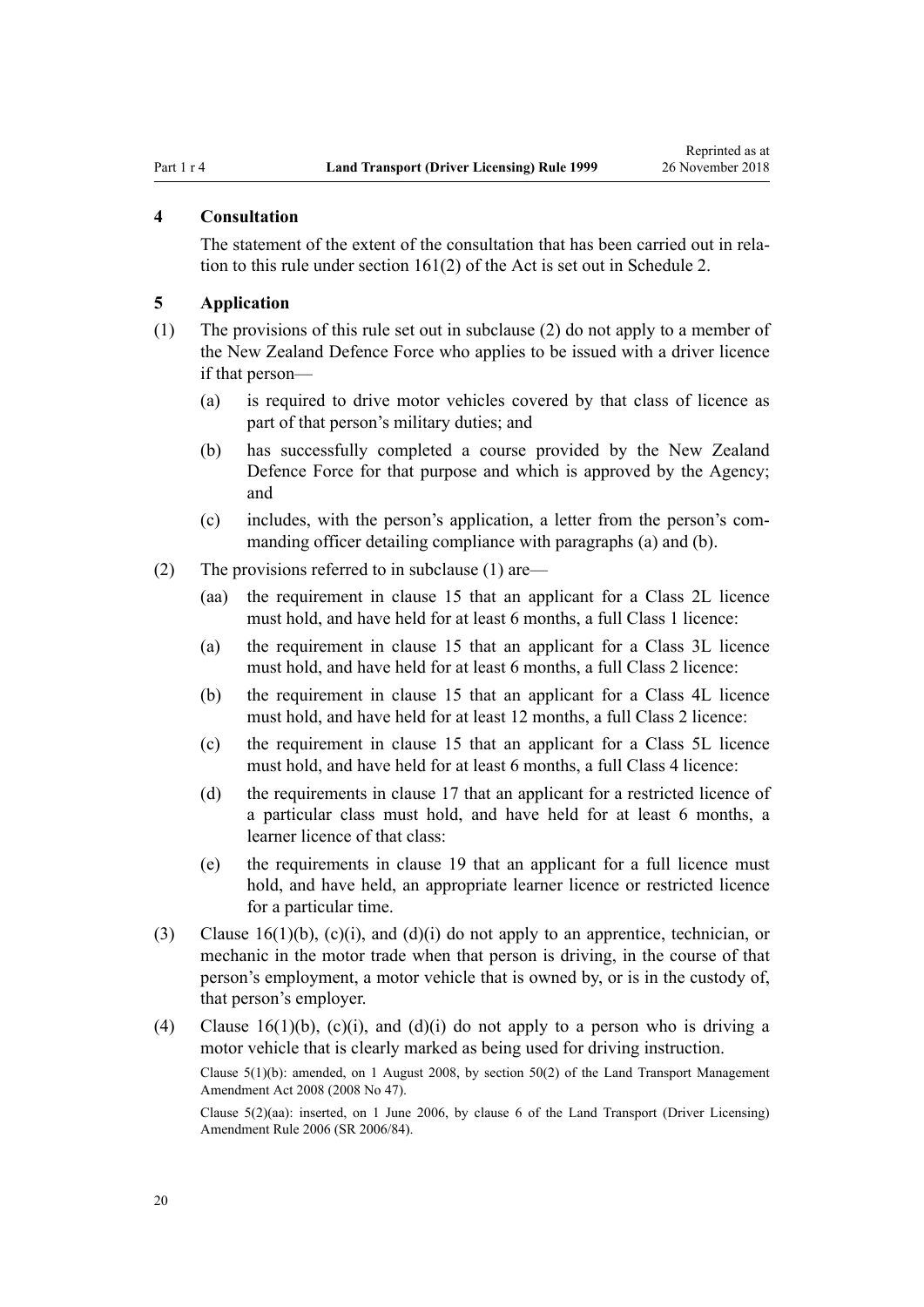## 4 Consultation

The statement of the extent of the consultation that has been carried out in relation to this rule under section 161(2) of the Act is set out in Schedule 2.

## 5 Application

(1) The provisions of this rule set out in subclause (2) do not apply to a member of the New Zealand Defence Force who applies to be issued with a driver licence if that person—

- (a) is required to drive motor vehicles covered by that class of licence as part of that person's military duties; and
- (b) has successfully completed a course provided by the New Zealand Defence Force for that purpose and which is approved by the Agency; and
- (c) includes, with the person's application, a letter from the person's commanding officer detailing compliance with paragraphs (a) and (b).

(2) The provisions referred to in subclause (1) are—

- (aa) the requirement in clause 15 that an applicant for a Class 2L licence must hold, and have held for at least 6 months, a full Class 1 licence:
- (a) the requirement in clause 15 that an applicant for a Class 3L licence must hold, and have held for at least 6 months, a full Class 2 licence:
- (b) the requirement in clause 15 that an applicant for a Class 4L licence must hold, and have held for at least 12 months, a full Class 2 licence:
- (c) the requirement in clause 15 that an applicant for a Class 5L licence must hold, and have held for at least 6 months, a full Class 4 licence:
- (d) the requirements in clause 17 that an applicant for a restricted licence of a particular class must hold, and have held for at least 6 months, a learner licence of that class:
- (e) the requirements in clause 19 that an applicant for a full licence must hold, and have held, an appropriate learner licence or restricted licence for a particular time.

(3) Clause 16(1)(b), (c)(i), and (d)(i) do not apply to an apprentice, technician, or mechanic in the motor trade when that person is driving, in the course of that person's employment, a motor vehicle that is owned by, or is in the custody of, that person's employer.

(4) Clause 16(1)(b), (c)(i), and (d)(i) do not apply to a person who is driving a motor vehicle that is clearly marked as being used for driving instruction.

Clause 5(1)(b): amended, on 1 August 2008, by section 50(2) of the Land Transport Management Amendment Act 2008 (2008 No 47).

Clause 5(2)(aa): inserted, on 1 June 2006, by clause 6 of the Land Transport (Driver Licensing) Amendment Rule 2006 (SR 2006/84).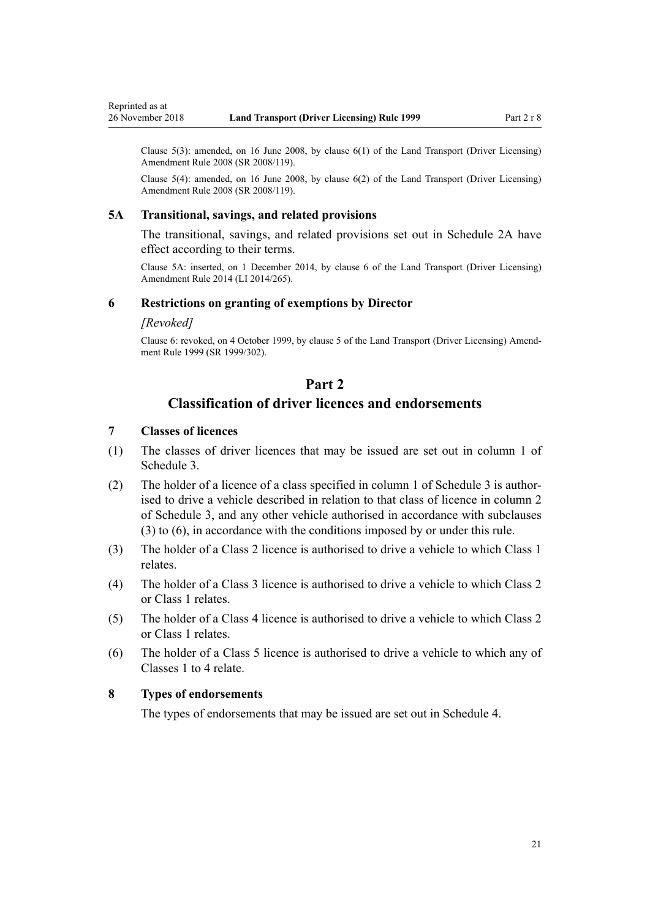Clause 5(3): amended, on 16 June 2008, by clause 6(1) of the Land Transport (Driver Licensing) Amendment Rule 2008 (SR 2008/119).

Clause 5(4): amended, on 16 June 2008, by clause 6(2) of the Land Transport (Driver Licensing) Amendment Rule 2008 (SR 2008/119).

### 5A Transitional, savings, and related provisions

The transitional, savings, and related provisions set out in Schedule 2A have effect according to their terms.

Clause 5A: inserted, on 1 December 2014, by clause 6 of the Land Transport (Driver Licensing) Amendment Rule 2014 (LI 2014/265).

### 6 Restrictions on granting of exemptions by Director

*[Revoked]*

Clause 6: revoked, on 4 October 1999, by clause 5 of the Land Transport (Driver Licensing) Amendment Rule 1999 (SR 1999/302).

## Part 2
## Classification of driver licences and endorsements

### 7 Classes of licences

(1) The classes of driver licences that may be issued are set out in column 1 of Schedule 3.

(2) The holder of a licence of a class specified in column 1 of Schedule 3 is authorised to drive a vehicle described in relation to that class of licence in column 2 of Schedule 3, and any other vehicle authorised in accordance with subclauses (3) to (6), in accordance with the conditions imposed by or under this rule.

(3) The holder of a Class 2 licence is authorised to drive a vehicle to which Class 1 relates.

(4) The holder of a Class 3 licence is authorised to drive a vehicle to which Class 2 or Class 1 relates.

(5) The holder of a Class 4 licence is authorised to drive a vehicle to which Class 2 or Class 1 relates.

(6) The holder of a Class 5 licence is authorised to drive a vehicle to which any of Classes 1 to 4 relate.

### 8 Types of endorsements

The types of endorsements that may be issued are set out in Schedule 4.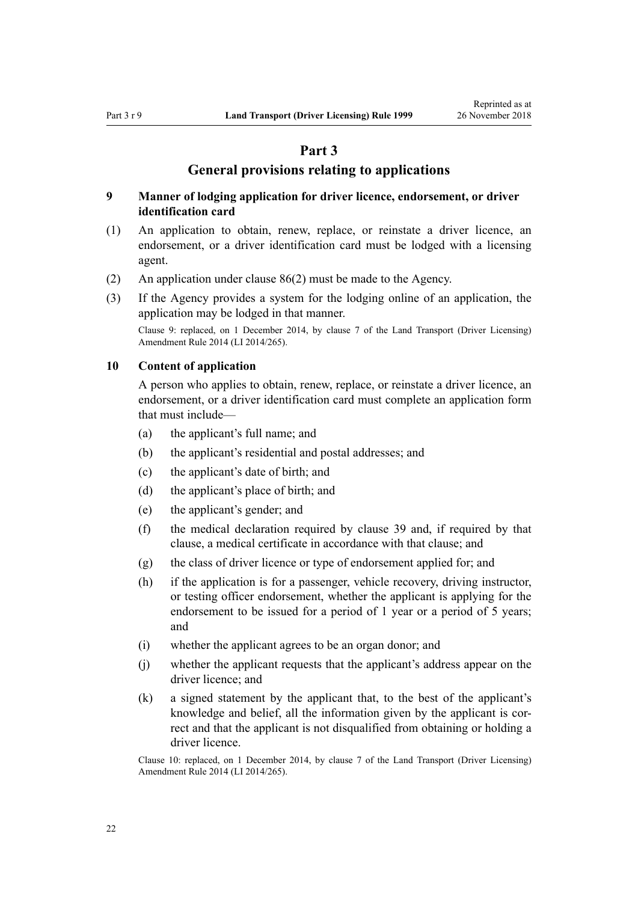# Part 3
## General provisions relating to applications

### 9 Manner of lodging application for driver licence, endorsement, or driver identification card

(1) An application to obtain, renew, replace, or reinstate a driver licence, an endorsement, or a driver identification card must be lodged with a licensing agent.

(2) An application under clause 86(2) must be made to the Agency.

(3) If the Agency provides a system for the lodging online of an application, the application may be lodged in that manner.

Clause 9: replaced, on 1 December 2014, by clause 7 of the Land Transport (Driver Licensing) Amendment Rule 2014 (LI 2014/265).

### 10 Content of application

A person who applies to obtain, renew, replace, or reinstate a driver licence, an endorsement, or a driver identification card must complete an application form that must include—

(a) the applicant's full name; and

(b) the applicant's residential and postal addresses; and

(c) the applicant's date of birth; and

(d) the applicant's place of birth; and

(e) the applicant's gender; and

(f) the medical declaration required by clause 39 and, if required by that clause, a medical certificate in accordance with that clause; and

(g) the class of driver licence or type of endorsement applied for; and

(h) if the application is for a passenger, vehicle recovery, driving instructor, or testing officer endorsement, whether the applicant is applying for the endorsement to be issued for a period of 1 year or a period of 5 years; and

(i) whether the applicant agrees to be an organ donor; and

(j) whether the applicant requests that the applicant's address appear on the driver licence; and

(k) a signed statement by the applicant that, to the best of the applicant's knowledge and belief, all the information given by the applicant is correct and that the applicant is not disqualified from obtaining or holding a driver licence.

Clause 10: replaced, on 1 December 2014, by clause 7 of the Land Transport (Driver Licensing) Amendment Rule 2014 (LI 2014/265).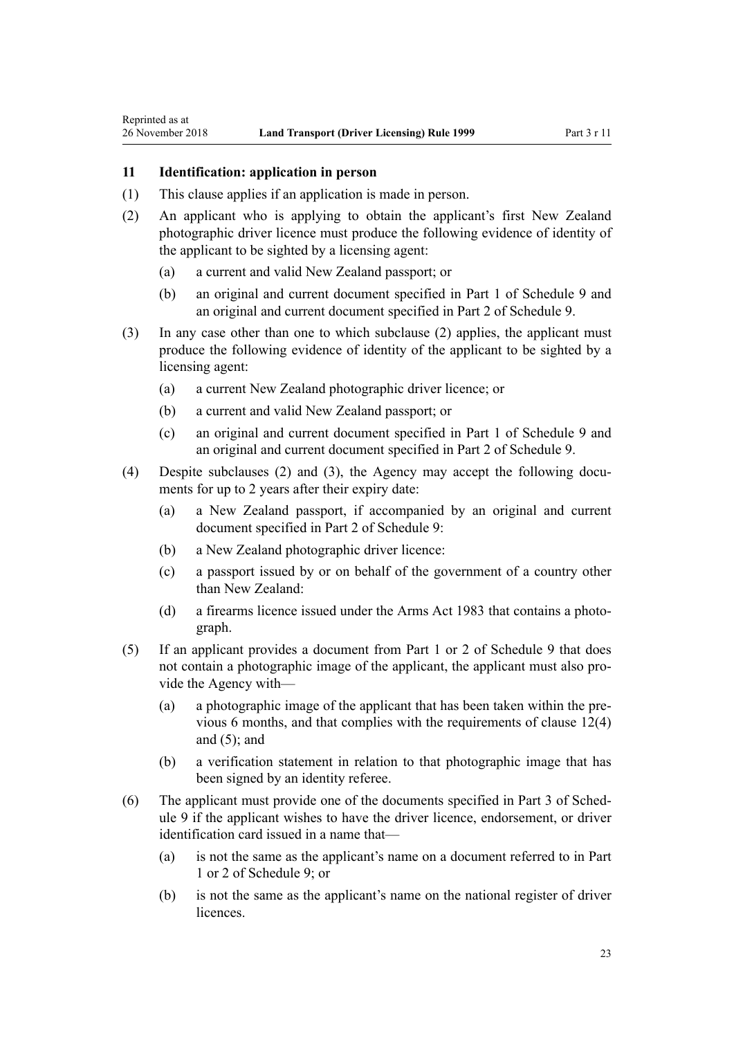### 11 Identification: application in person

(1) This clause applies if an application is made in person.

(2) An applicant who is applying to obtain the applicant's first New Zealand photographic driver licence must produce the following evidence of identity of the applicant to be sighted by a licensing agent:

(a) a current and valid New Zealand passport; or

(b) an original and current document specified in Part 1 of Schedule 9 and an original and current document specified in Part 2 of Schedule 9.

(3) In any case other than one to which subclause (2) applies, the applicant must produce the following evidence of identity of the applicant to be sighted by a licensing agent:

(a) a current New Zealand photographic driver licence; or

(b) a current and valid New Zealand passport; or

(c) an original and current document specified in Part 1 of Schedule 9 and an original and current document specified in Part 2 of Schedule 9.

(4) Despite subclauses (2) and (3), the Agency may accept the following documents for up to 2 years after their expiry date:

(a) a New Zealand passport, if accompanied by an original and current document specified in Part 2 of Schedule 9:

(b) a New Zealand photographic driver licence:

(c) a passport issued by or on behalf of the government of a country other than New Zealand:

(d) a firearms licence issued under the Arms Act 1983 that contains a photograph.

(5) If an applicant provides a document from Part 1 or 2 of Schedule 9 that does not contain a photographic image of the applicant, the applicant must also provide the Agency with—

(a) a photographic image of the applicant that has been taken within the previous 6 months, and that complies with the requirements of clause 12(4) and (5); and

(b) a verification statement in relation to that photographic image that has been signed by an identity referee.

(6) The applicant must provide one of the documents specified in Part 3 of Schedule 9 if the applicant wishes to have the driver licence, endorsement, or driver identification card issued in a name that—

(a) is not the same as the applicant's name on a document referred to in Part 1 or 2 of Schedule 9; or

(b) is not the same as the applicant's name on the national register of driver licences.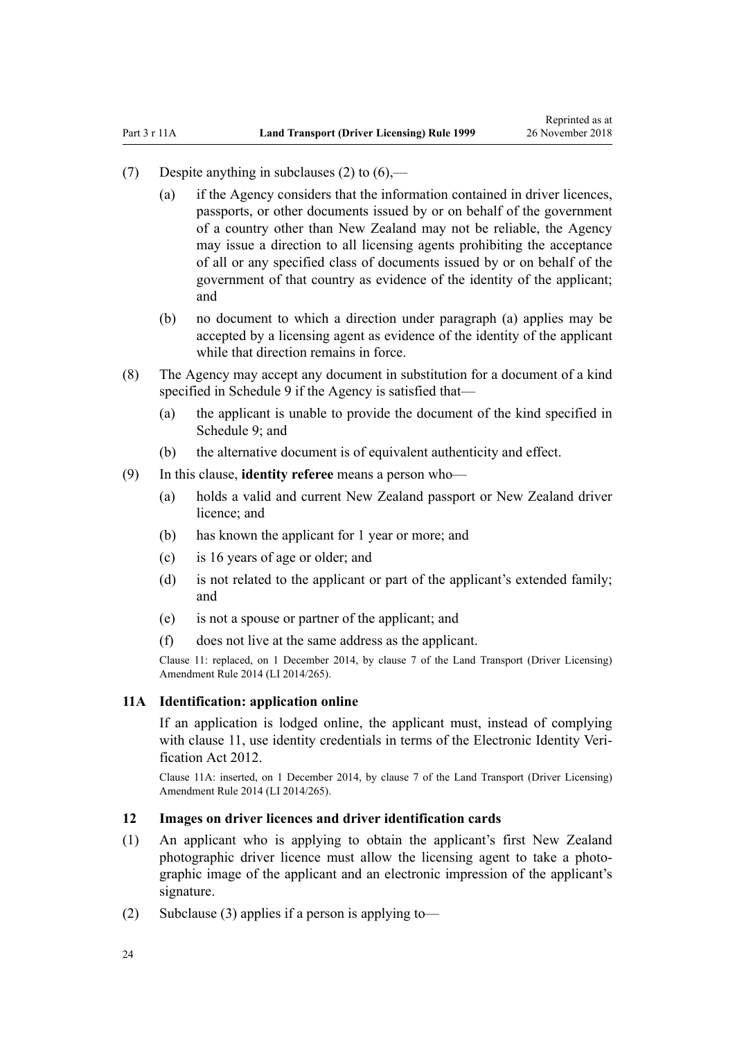(7) Despite anything in subclauses (2) to (6),—

(a) if the Agency considers that the information contained in driver licences, passports, or other documents issued by or on behalf of the government of a country other than New Zealand may not be reliable, the Agency may issue a direction to all licensing agents prohibiting the acceptance of all or any specified class of documents issued by or on behalf of the government of that country as evidence of the identity of the applicant; and

(b) no document to which a direction under paragraph (a) applies may be accepted by a licensing agent as evidence of the identity of the applicant while that direction remains in force.

(8) The Agency may accept any document in substitution for a document of a kind specified in Schedule 9 if the Agency is satisfied that—

(a) the applicant is unable to provide the document of the kind specified in Schedule 9; and

(b) the alternative document is of equivalent authenticity and effect.

(9) In this clause, **identity referee** means a person who—

(a) holds a valid and current New Zealand passport or New Zealand driver licence; and

(b) has known the applicant for 1 year or more; and

(c) is 16 years of age or older; and

(d) is not related to the applicant or part of the applicant's extended family; and

(e) is not a spouse or partner of the applicant; and

(f) does not live at the same address as the applicant.

Clause 11: replaced, on 1 December 2014, by clause 7 of the Land Transport (Driver Licensing) Amendment Rule 2014 (LI 2014/265).

### 11A Identification: application online

If an application is lodged online, the applicant must, instead of complying with clause 11, use identity credentials in terms of the Electronic Identity Verification Act 2012.

Clause 11A: inserted, on 1 December 2014, by clause 7 of the Land Transport (Driver Licensing) Amendment Rule 2014 (LI 2014/265).

### 12 Images on driver licences and driver identification cards

(1) An applicant who is applying to obtain the applicant's first New Zealand photographic driver licence must allow the licensing agent to take a photographic image of the applicant and an electronic impression of the applicant's signature.

(2) Subclause (3) applies if a person is applying to—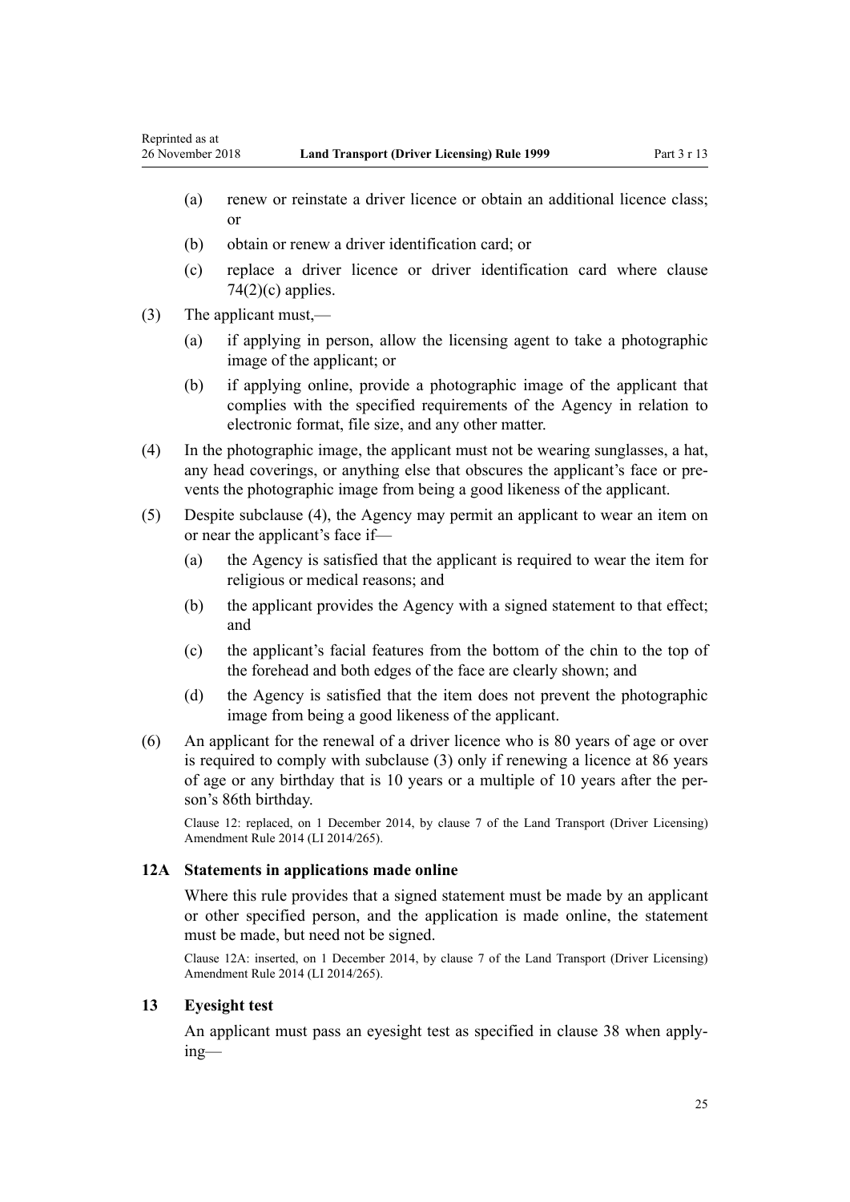(a) renew or reinstate a driver licence or obtain an additional licence class; or

(b) obtain or renew a driver identification card; or

(c) replace a driver licence or driver identification card where clause 74(2)(c) applies.

(3) The applicant must,—

(a) if applying in person, allow the licensing agent to take a photographic image of the applicant; or

(b) if applying online, provide a photographic image of the applicant that complies with the specified requirements of the Agency in relation to electronic format, file size, and any other matter.

(4) In the photographic image, the applicant must not be wearing sunglasses, a hat, any head coverings, or anything else that obscures the applicant's face or prevents the photographic image from being a good likeness of the applicant.

(5) Despite subclause (4), the Agency may permit an applicant to wear an item on or near the applicant's face if—

(a) the Agency is satisfied that the applicant is required to wear the item for religious or medical reasons; and

(b) the applicant provides the Agency with a signed statement to that effect; and

(c) the applicant's facial features from the bottom of the chin to the top of the forehead and both edges of the face are clearly shown; and

(d) the Agency is satisfied that the item does not prevent the photographic image from being a good likeness of the applicant.

(6) An applicant for the renewal of a driver licence who is 80 years of age or over is required to comply with subclause (3) only if renewing a licence at 86 years of age or any birthday that is 10 years or a multiple of 10 years after the person's 86th birthday.

Clause 12: replaced, on 1 December 2014, by clause 7 of the Land Transport (Driver Licensing) Amendment Rule 2014 (LI 2014/265).

### 12A Statements in applications made online

Where this rule provides that a signed statement must be made by an applicant or other specified person, and the application is made online, the statement must be made, but need not be signed.

Clause 12A: inserted, on 1 December 2014, by clause 7 of the Land Transport (Driver Licensing) Amendment Rule 2014 (LI 2014/265).

### 13 Eyesight test

An applicant must pass an eyesight test as specified in clause 38 when applying—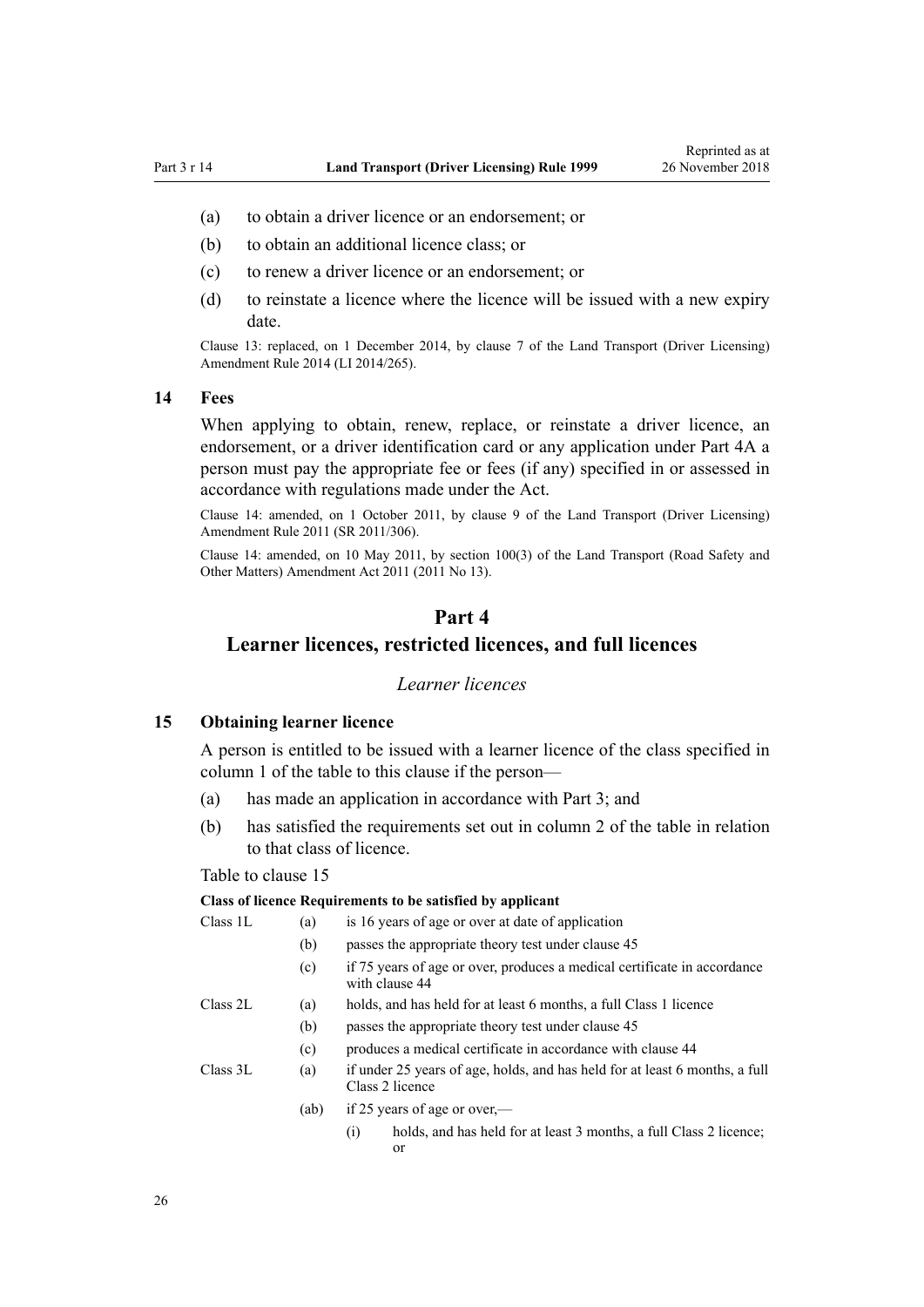(a) to obtain a driver licence or an endorsement; or

(b) to obtain an additional licence class; or

(c) to renew a driver licence or an endorsement; or

(d) to reinstate a licence where the licence will be issued with a new expiry date.

Clause 13: replaced, on 1 December 2014, by clause 7 of the Land Transport (Driver Licensing) Amendment Rule 2014 (LI 2014/265).

### 14 Fees

When applying to obtain, renew, replace, or reinstate a driver licence, an endorsement, or a driver identification card or any application under Part 4A a person must pay the appropriate fee or fees (if any) specified in or assessed in accordance with regulations made under the Act.

Clause 14: amended, on 1 October 2011, by clause 9 of the Land Transport (Driver Licensing) Amendment Rule 2011 (SR 2011/306).

Clause 14: amended, on 10 May 2011, by section 100(3) of the Land Transport (Road Safety and Other Matters) Amendment Act 2011 (2011 No 13).

## Part 4
## Learner licences, restricted licences, and full licences

*Learner licences*

### 15 Obtaining learner licence

A person is entitled to be issued with a learner licence of the class specified in column 1 of the table to this clause if the person—

(a) has made an application in accordance with Part 3; and

(b) has satisfied the requirements set out in column 2 of the table in relation to that class of licence.

Table to clause 15

| Class of licence | Requirements to be satisfied by applicant | |
|---|---|---|
| Class 1L | (a) | is 16 years of age or over at date of application |
| | (b) | passes the appropriate theory test under clause 45 |
| | (c) | if 75 years of age or over, produces a medical certificate in accordance with clause 44 |
| Class 2L | (a) | holds, and has held for at least 6 months, a full Class 1 licence |
| | (b) | passes the appropriate theory test under clause 45 |
| | (c) | produces a medical certificate in accordance with clause 44 |
| Class 3L | (a) | if under 25 years of age, holds, and has held for at least 6 months, a full Class 2 licence |
| | (ab) | if 25 years of age or over,— |
| | | (i) holds, and has held for at least 3 months, a full Class 2 licence; or |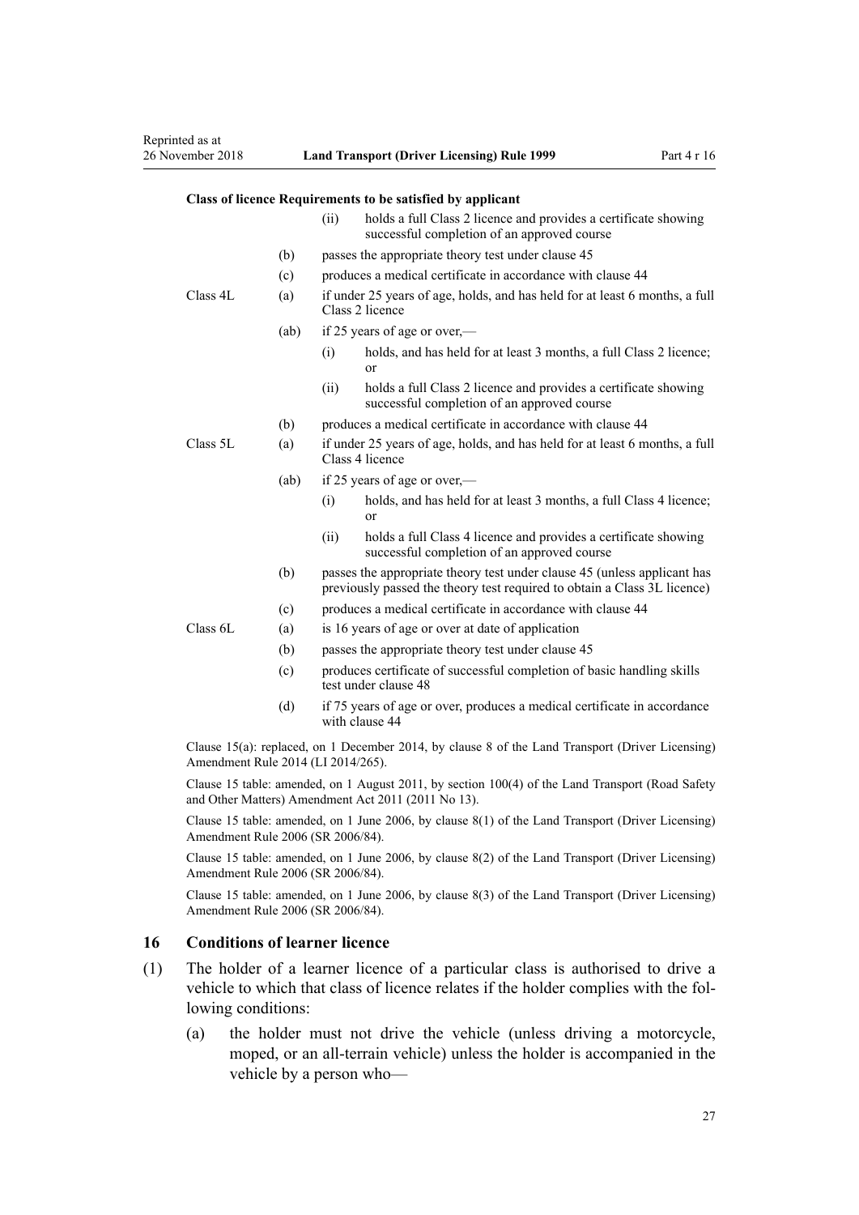| Class of licence | Requirements to be satisfied by applicant | | |
|---|---|---|---|
| | | (ii) | holds a full Class 2 licence and provides a certificate showing successful completion of an approved course |
| | (b) | passes the appropriate theory test under clause 45 | |
| | (c) | produces a medical certificate in accordance with clause 44 | |
| Class 4L | (a) | if under 25 years of age, holds, and has held for at least 6 months, a full Class 2 licence | |
| | (ab) | if 25 years of age or over,— | |
| | | (i) | holds, and has held for at least 3 months, a full Class 2 licence; or |
| | | (ii) | holds a full Class 2 licence and provides a certificate showing successful completion of an approved course |
| | (b) | produces a medical certificate in accordance with clause 44 | |
| Class 5L | (a) | if under 25 years of age, holds, and has held for at least 6 months, a full Class 4 licence | |
| | (ab) | if 25 years of age or over,— | |
| | | (i) | holds, and has held for at least 3 months, a full Class 4 licence; or |
| | | (ii) | holds a full Class 4 licence and provides a certificate showing successful completion of an approved course |
| | (b) | passes the appropriate theory test under clause 45 (unless applicant has previously passed the theory test required to obtain a Class 3L licence) | |
| | (c) | produces a medical certificate in accordance with clause 44 | |
| Class 6L | (a) | is 16 years of age or over at date of application | |
| | (b) | passes the appropriate theory test under clause 45 | |
| | (c) | produces certificate of successful completion of basic handling skills test under clause 48 | |
| | (d) | if 75 years of age or over, produces a medical certificate in accordance with clause 44 | |

Clause 15(a): replaced, on 1 December 2014, by clause 8 of the Land Transport (Driver Licensing) Amendment Rule 2014 (LI 2014/265).

Clause 15 table: amended, on 1 August 2011, by section 100(4) of the Land Transport (Road Safety and Other Matters) Amendment Act 2011 (2011 No 13).

Clause 15 table: amended, on 1 June 2006, by clause 8(1) of the Land Transport (Driver Licensing) Amendment Rule 2006 (SR 2006/84).

Clause 15 table: amended, on 1 June 2006, by clause 8(2) of the Land Transport (Driver Licensing) Amendment Rule 2006 (SR 2006/84).

Clause 15 table: amended, on 1 June 2006, by clause 8(3) of the Land Transport (Driver Licensing) Amendment Rule 2006 (SR 2006/84).

## 16 Conditions of learner licence

(1) The holder of a learner licence of a particular class is authorised to drive a vehicle to which that class of licence relates if the holder complies with the following conditions:

(a) the holder must not drive the vehicle (unless driving a motorcycle, moped, or an all-terrain vehicle) unless the holder is accompanied in the vehicle by a person who—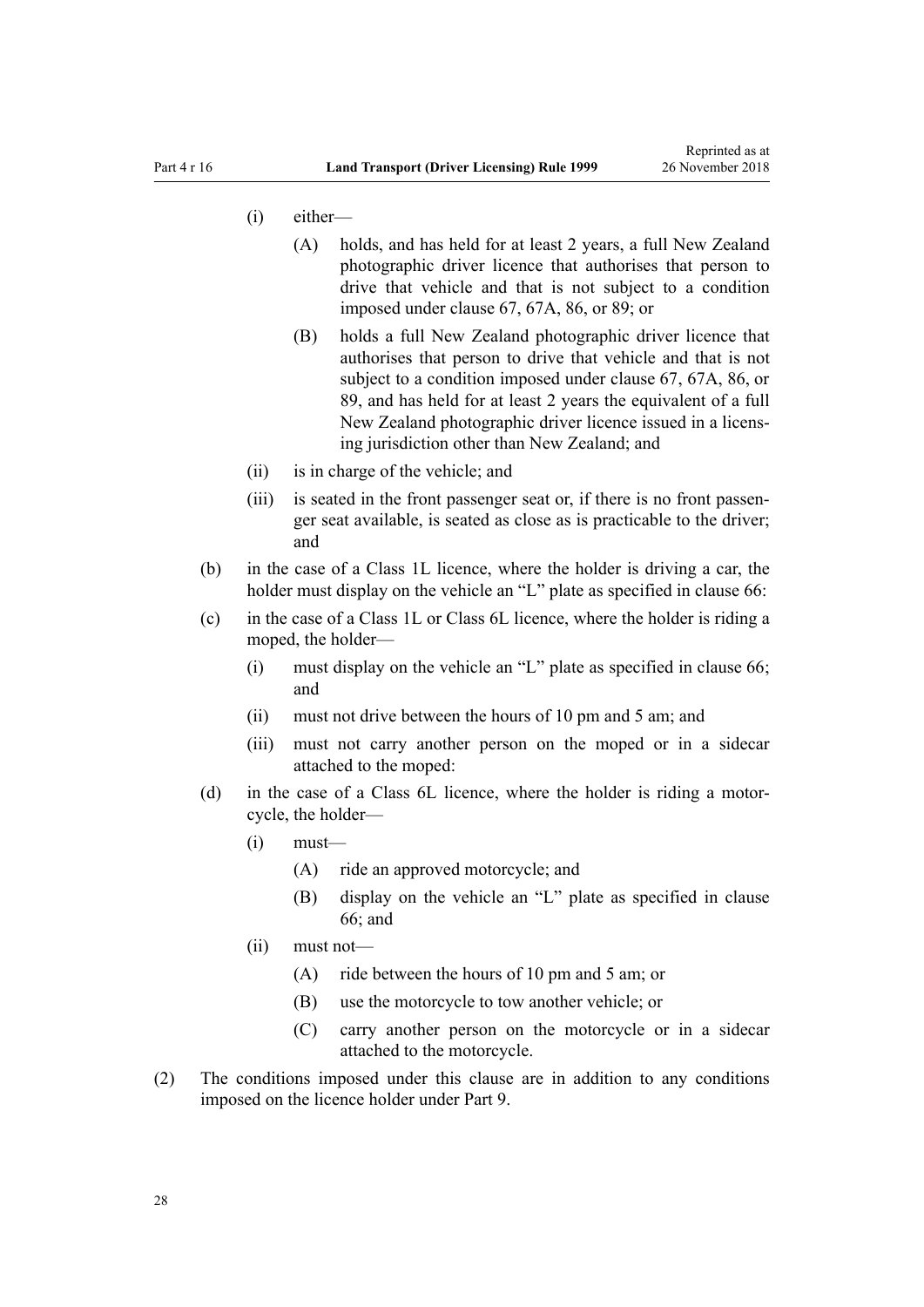(i) either—

(A) holds, and has held for at least 2 years, a full New Zealand photographic driver licence that authorises that person to drive that vehicle and that is not subject to a condition imposed under clause 67, 67A, 86, or 89; or

(B) holds a full New Zealand photographic driver licence that authorises that person to drive that vehicle and that is not subject to a condition imposed under clause 67, 67A, 86, or 89, and has held for at least 2 years the equivalent of a full New Zealand photographic driver licence issued in a licensing jurisdiction other than New Zealand; and

(ii) is in charge of the vehicle; and

(iii) is seated in the front passenger seat or, if there is no front passenger seat available, is seated as close as is practicable to the driver; and

(b) in the case of a Class 1L licence, where the holder is driving a car, the holder must display on the vehicle an "L" plate as specified in clause 66:

(c) in the case of a Class 1L or Class 6L licence, where the holder is riding a moped, the holder—

(i) must display on the vehicle an "L" plate as specified in clause 66; and

(ii) must not drive between the hours of 10 pm and 5 am; and

(iii) must not carry another person on the moped or in a sidecar attached to the moped:

(d) in the case of a Class 6L licence, where the holder is riding a motorcycle, the holder—

(i) must—

(A) ride an approved motorcycle; and

(B) display on the vehicle an "L" plate as specified in clause 66; and

(ii) must not—

(A) ride between the hours of 10 pm and 5 am; or

(B) use the motorcycle to tow another vehicle; or

(C) carry another person on the motorcycle or in a sidecar attached to the motorcycle.

(2) The conditions imposed under this clause are in addition to any conditions imposed on the licence holder under Part 9.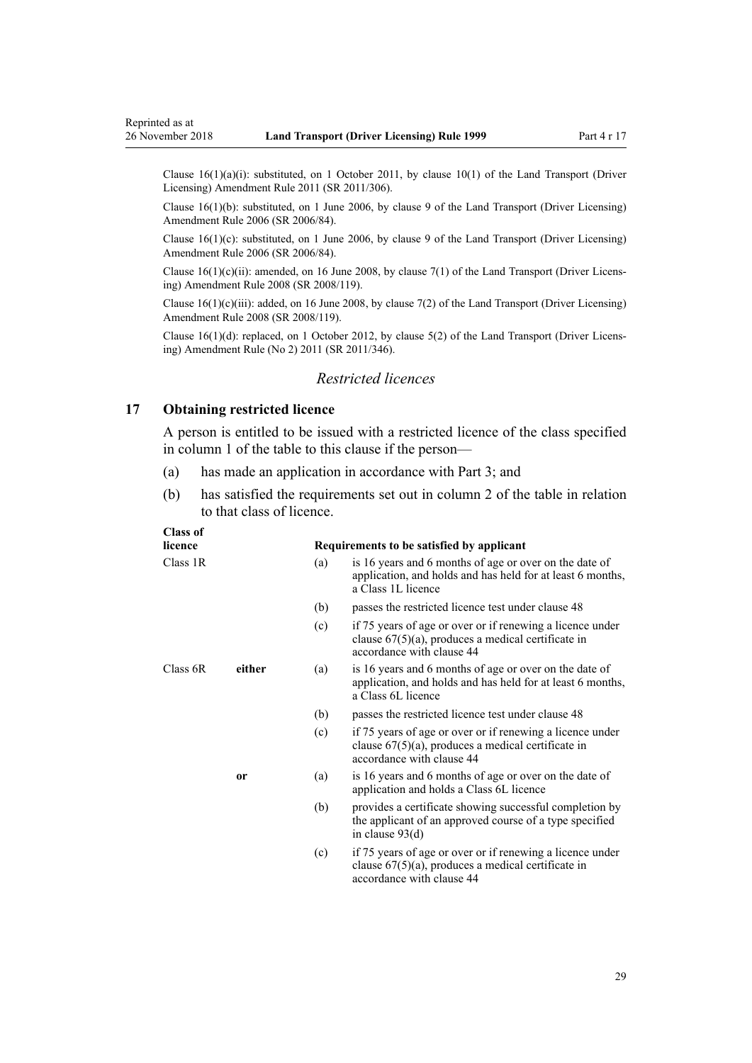Clause 16(1)(a)(i): substituted, on 1 October 2011, by clause 10(1) of the Land Transport (Driver Licensing) Amendment Rule 2011 (SR 2011/306).

Clause 16(1)(b): substituted, on 1 June 2006, by clause 9 of the Land Transport (Driver Licensing) Amendment Rule 2006 (SR 2006/84).

Clause 16(1)(c): substituted, on 1 June 2006, by clause 9 of the Land Transport (Driver Licensing) Amendment Rule 2006 (SR 2006/84).

Clause 16(1)(c)(ii): amended, on 16 June 2008, by clause 7(1) of the Land Transport (Driver Licensing) Amendment Rule 2008 (SR 2008/119).

Clause 16(1)(c)(iii): added, on 16 June 2008, by clause 7(2) of the Land Transport (Driver Licensing) Amendment Rule 2008 (SR 2008/119).

Clause 16(1)(d): replaced, on 1 October 2012, by clause 5(2) of the Land Transport (Driver Licensing) Amendment Rule (No 2) 2011 (SR 2011/346).

*Restricted licences*

## 17 Obtaining restricted licence

A person is entitled to be issued with a restricted licence of the class specified in column 1 of the table to this clause if the person—

(a) has made an application in accordance with Part 3; and

(b) has satisfied the requirements set out in column 2 of the table in relation to that class of licence.

| Class of licence | | | Requirements to be satisfied by applicant |
|---|---|---|---|
| Class 1R | | (a) | is 16 years and 6 months of age or over on the date of application, and holds and has held for at least 6 months, a Class 1L licence |
| | | (b) | passes the restricted licence test under clause 48 |
| | | (c) | if 75 years of age or over or if renewing a licence under clause 67(5)(a), produces a medical certificate in accordance with clause 44 |
| Class 6R | **either** | (a) | is 16 years and 6 months of age or over on the date of application, and holds and has held for at least 6 months, a Class 6L licence |
| | | (b) | passes the restricted licence test under clause 48 |
| | | (c) | if 75 years of age or over or if renewing a licence under clause 67(5)(a), produces a medical certificate in accordance with clause 44 |
| | **or** | (a) | is 16 years and 6 months of age or over on the date of application and holds a Class 6L licence |
| | | (b) | provides a certificate showing successful completion by the applicant of an approved course of a type specified in clause 93(d) |
| | | (c) | if 75 years of age or over or if renewing a licence under clause 67(5)(a), produces a medical certificate in accordance with clause 44 |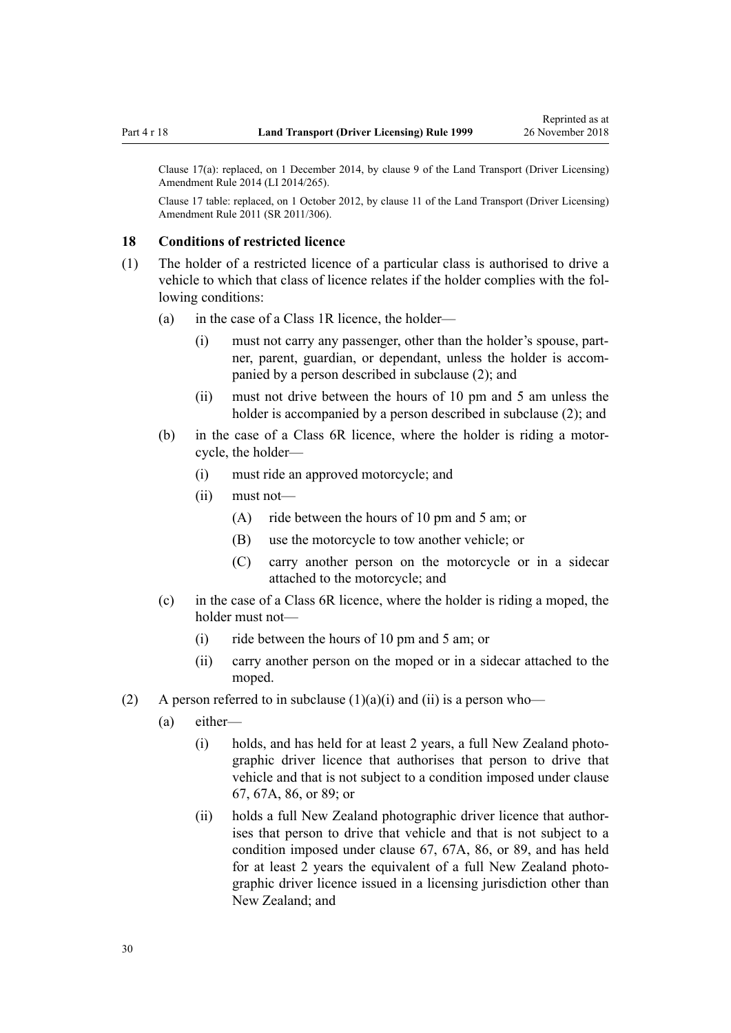Clause 17(a): replaced, on 1 December 2014, by clause 9 of the Land Transport (Driver Licensing) Amendment Rule 2014 (LI 2014/265).

Clause 17 table: replaced, on 1 October 2012, by clause 11 of the Land Transport (Driver Licensing) Amendment Rule 2011 (SR 2011/306).

## 18 Conditions of restricted licence

(1) The holder of a restricted licence of a particular class is authorised to drive a vehicle to which that class of licence relates if the holder complies with the following conditions:

- (a) in the case of a Class 1R licence, the holder—
  - (i) must not carry any passenger, other than the holder's spouse, partner, parent, guardian, or dependant, unless the holder is accompanied by a person described in subclause (2); and
  - (ii) must not drive between the hours of 10 pm and 5 am unless the holder is accompanied by a person described in subclause (2); and
- (b) in the case of a Class 6R licence, where the holder is riding a motorcycle, the holder—
  - (i) must ride an approved motorcycle; and
  - (ii) must not—
    - (A) ride between the hours of 10 pm and 5 am; or
    - (B) use the motorcycle to tow another vehicle; or
    - (C) carry another person on the motorcycle or in a sidecar attached to the motorcycle; and
- (c) in the case of a Class 6R licence, where the holder is riding a moped, the holder must not—
  - (i) ride between the hours of 10 pm and 5 am; or
  - (ii) carry another person on the moped or in a sidecar attached to the moped.

(2) A person referred to in subclause (1)(a)(i) and (ii) is a person who—

- (a) either—
  - (i) holds, and has held for at least 2 years, a full New Zealand photographic driver licence that authorises that person to drive that vehicle and that is not subject to a condition imposed under clause 67, 67A, 86, or 89; or
  - (ii) holds a full New Zealand photographic driver licence that authorises that person to drive that vehicle and that is not subject to a condition imposed under clause 67, 67A, 86, or 89, and has held for at least 2 years the equivalent of a full New Zealand photographic driver licence issued in a licensing jurisdiction other than New Zealand; and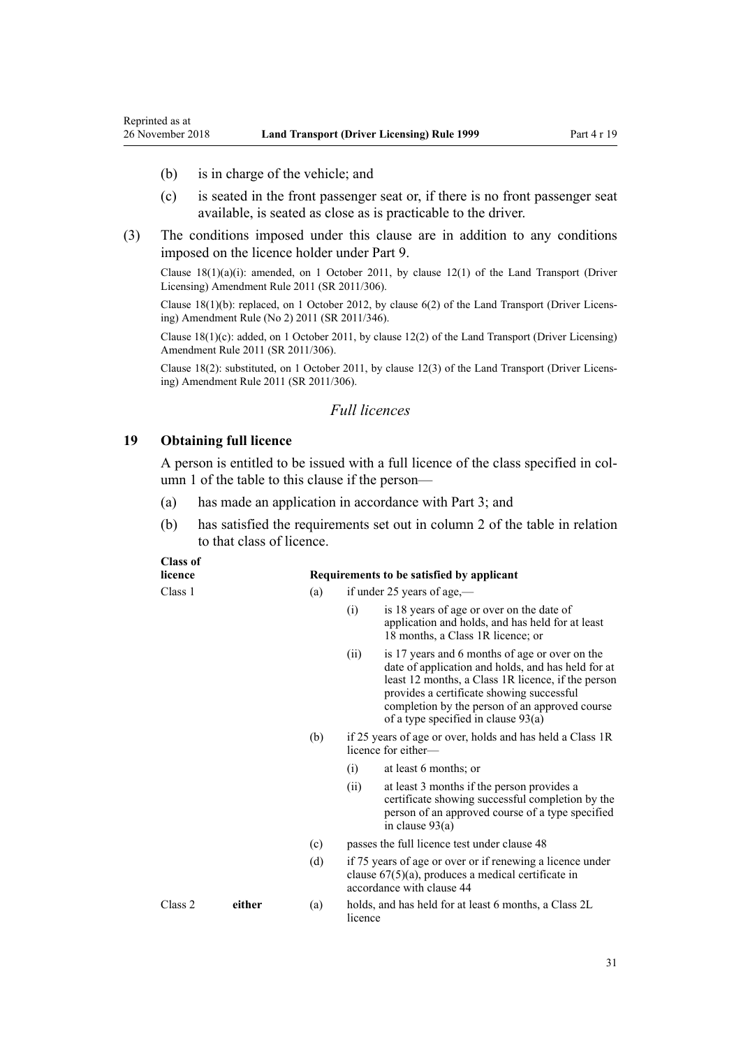(b) is in charge of the vehicle; and

(c) is seated in the front passenger seat or, if there is no front passenger seat available, is seated as close as is practicable to the driver.

(3) The conditions imposed under this clause are in addition to any conditions imposed on the licence holder under Part 9.

Clause 18(1)(a)(i): amended, on 1 October 2011, by clause 12(1) of the Land Transport (Driver Licensing) Amendment Rule 2011 (SR 2011/306).

Clause 18(1)(b): replaced, on 1 October 2012, by clause 6(2) of the Land Transport (Driver Licensing) Amendment Rule (No 2) 2011 (SR 2011/346).

Clause 18(1)(c): added, on 1 October 2011, by clause 12(2) of the Land Transport (Driver Licensing) Amendment Rule 2011 (SR 2011/306).

Clause 18(2): substituted, on 1 October 2011, by clause 12(3) of the Land Transport (Driver Licensing) Amendment Rule 2011 (SR 2011/306).

*Full licences*

## 19 Obtaining full licence

A person is entitled to be issued with a full licence of the class specified in column 1 of the table to this clause if the person—

(a) has made an application in accordance with Part 3; and

(b) has satisfied the requirements set out in column 2 of the table in relation to that class of licence.

| Class of licence | | Requirements to be satisfied by applicant |
|---|---|---|
| Class 1 | | (a) if under 25 years of age,—<br>(i) is 18 years of age or over on the date of application and holds, and has held for at least 18 months, a Class 1R licence; or<br>(ii) is 17 years and 6 months of age or over on the date of application and holds, and has held for at least 12 months, a Class 1R licence, if the person provides a certificate showing successful completion by the person of an approved course of a type specified in clause 93(a) |
| | | (b) if 25 years of age or over, holds and has held a Class 1R licence for either—<br>(i) at least 6 months; or<br>(ii) at least 3 months if the person provides a certificate showing successful completion by the person of an approved course of a type specified in clause 93(a) |
| | | (c) passes the full licence test under clause 48 |
| | | (d) if 75 years of age or over or if renewing a licence under clause 67(5)(a), produces a medical certificate in accordance with clause 44 |
| Class 2 | **either** | (a) holds, and has held for at least 6 months, a Class 2L licence |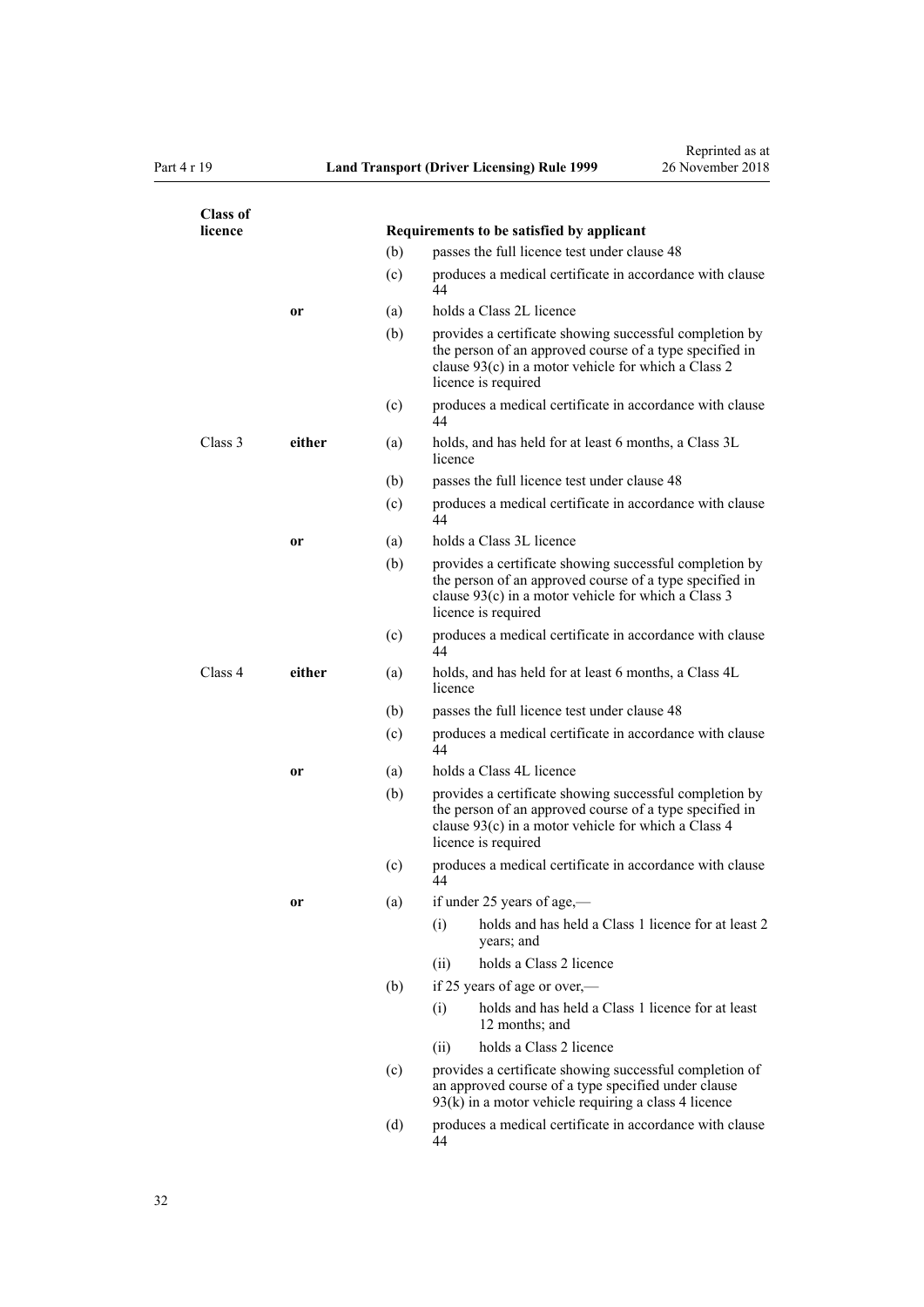| Class of licence | | | Requirements to be satisfied by applicant |
|---|---|---|---|
| | | (b) | passes the full licence test under clause 48 |
| | | (c) | produces a medical certificate in accordance with clause 44 |
| | **or** | (a) | holds a Class 2L licence |
| | | (b) | provides a certificate showing successful completion by the person of an approved course of a type specified in clause 93(c) in a motor vehicle for which a Class 2 licence is required |
| | | (c) | produces a medical certificate in accordance with clause 44 |
| Class 3 | **either** | (a) | holds, and has held for at least 6 months, a Class 3L licence |
| | | (b) | passes the full licence test under clause 48 |
| | | (c) | produces a medical certificate in accordance with clause 44 |
| | **or** | (a) | holds a Class 3L licence |
| | | (b) | provides a certificate showing successful completion by the person of an approved course of a type specified in clause 93(c) in a motor vehicle for which a Class 3 licence is required |
| | | (c) | produces a medical certificate in accordance with clause 44 |
| Class 4 | **either** | (a) | holds, and has held for at least 6 months, a Class 4L licence |
| | | (b) | passes the full licence test under clause 48 |
| | | (c) | produces a medical certificate in accordance with clause 44 |
| | **or** | (a) | holds a Class 4L licence |
| | | (b) | provides a certificate showing successful completion by the person of an approved course of a type specified in clause 93(c) in a motor vehicle for which a Class 4 licence is required |
| | | (c) | produces a medical certificate in accordance with clause 44 |
| | **or** | (a) | if under 25 years of age,—<br>(i) holds and has held a Class 1 licence for at least 2 years; and<br>(ii) holds a Class 2 licence |
| | | (b) | if 25 years of age or over,—<br>(i) holds and has held a Class 1 licence for at least 12 months; and<br>(ii) holds a Class 2 licence |
| | | (c) | provides a certificate showing successful completion of an approved course of a type specified under clause 93(k) in a motor vehicle requiring a class 4 licence |
| | | (d) | produces a medical certificate in accordance with clause 44 |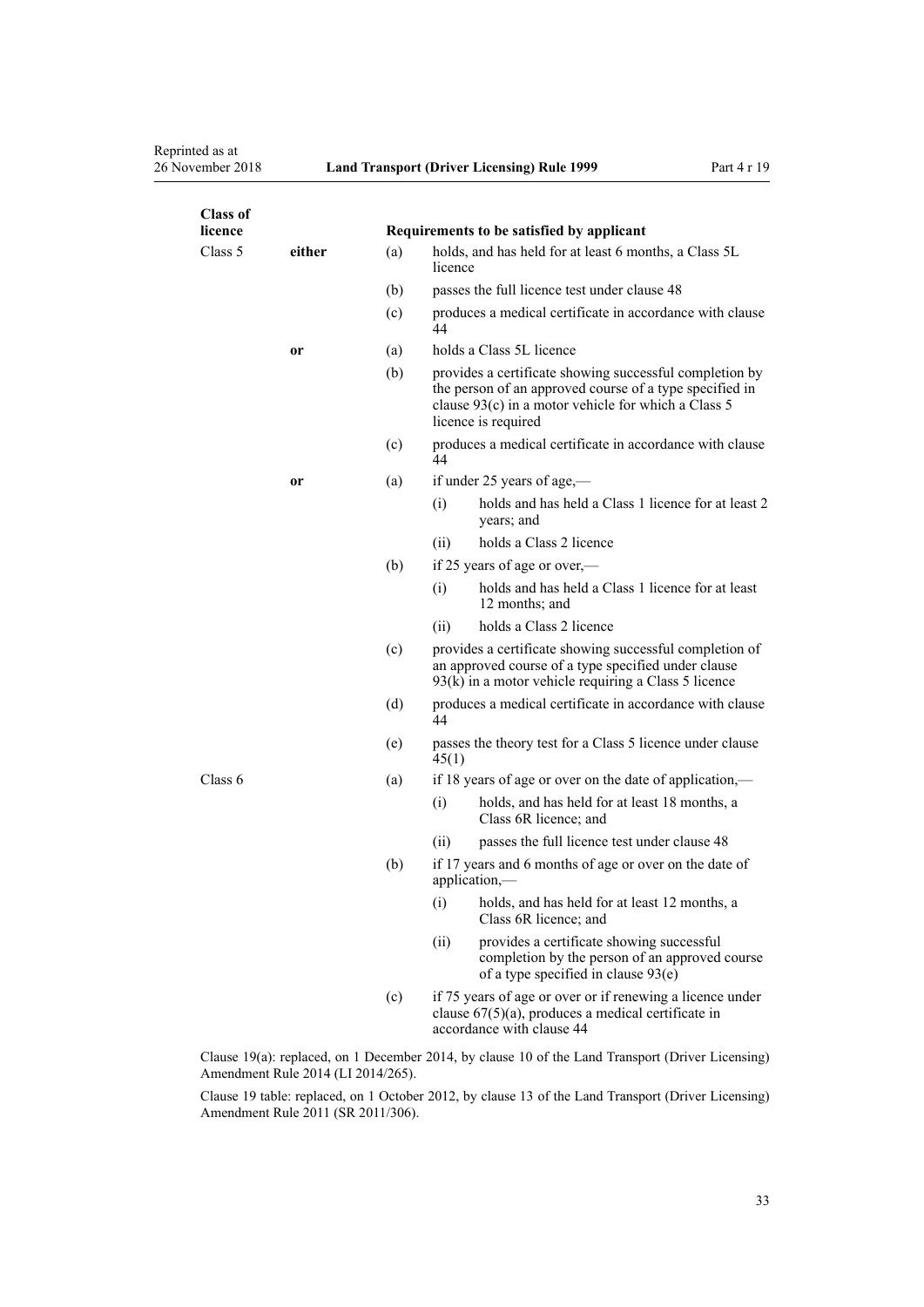| Class of licence | | | Requirements to be satisfied by applicant |
|---|---|---|---|
| Class 5 | **either** | (a) | holds, and has held for at least 6 months, a Class 5L licence |
| | | (b) | passes the full licence test under clause 48 |
| | | (c) | produces a medical certificate in accordance with clause 44 |
| | **or** | (a) | holds a Class 5L licence |
| | | (b) | provides a certificate showing successful completion by the person of an approved course of a type specified in clause 93(c) in a motor vehicle for which a Class 5 licence is required |
| | | (c) | produces a medical certificate in accordance with clause 44 |
| | **or** | (a) | if under 25 years of age,— |
| | | | (i) holds and has held a Class 1 licence for at least 2 years; and |
| | | | (ii) holds a Class 2 licence |
| | | (b) | if 25 years of age or over,— |
| | | | (i) holds and has held a Class 1 licence for at least 12 months; and |
| | | | (ii) holds a Class 2 licence |
| | | (c) | provides a certificate showing successful completion of an approved course of a type specified under clause 93(k) in a motor vehicle requiring a Class 5 licence |
| | | (d) | produces a medical certificate in accordance with clause 44 |
| | | (e) | passes the theory test for a Class 5 licence under clause 45(1) |
| Class 6 | | (a) | if 18 years of age or over on the date of application,— |
| | | | (i) holds, and has held for at least 18 months, a Class 6R licence; and |
| | | | (ii) passes the full licence test under clause 48 |
| | | (b) | if 17 years and 6 months of age or over on the date of application,— |
| | | | (i) holds, and has held for at least 12 months, a Class 6R licence; and |
| | | | (ii) provides a certificate showing successful completion by the person of an approved course of a type specified in clause 93(e) |
| | | (c) | if 75 years of age or over or if renewing a licence under clause 67(5)(a), produces a medical certificate in accordance with clause 44 |

Clause 19(a): replaced, on 1 December 2014, by clause 10 of the Land Transport (Driver Licensing) Amendment Rule 2014 (LI 2014/265).

Clause 19 table: replaced, on 1 October 2012, by clause 13 of the Land Transport (Driver Licensing) Amendment Rule 2011 (SR 2011/306).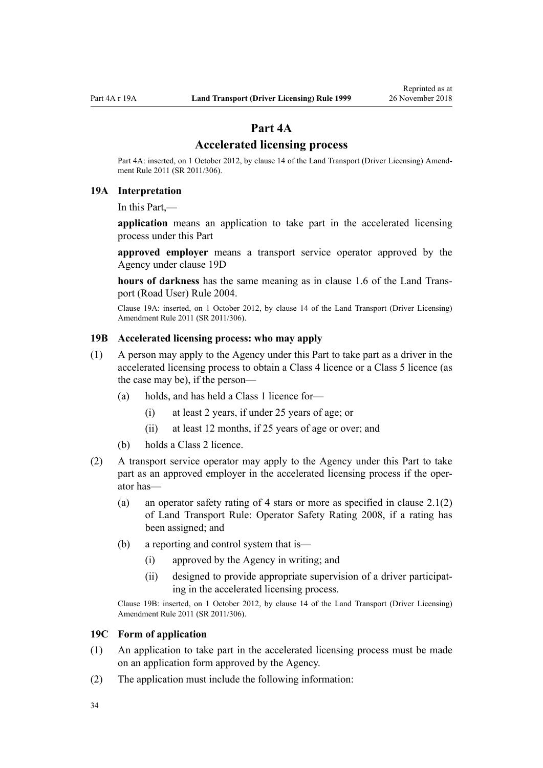## Part 4A
## Accelerated licensing process

Part 4A: inserted, on 1 October 2012, by clause 14 of the Land Transport (Driver Licensing) Amendment Rule 2011 (SR 2011/306).

### 19A Interpretation

In this Part,—

**application** means an application to take part in the accelerated licensing process under this Part

**approved employer** means a transport service operator approved by the Agency under clause 19D

**hours of darkness** has the same meaning as in clause 1.6 of the Land Transport (Road User) Rule 2004.

Clause 19A: inserted, on 1 October 2012, by clause 14 of the Land Transport (Driver Licensing) Amendment Rule 2011 (SR 2011/306).

### 19B Accelerated licensing process: who may apply

(1) A person may apply to the Agency under this Part to take part as a driver in the accelerated licensing process to obtain a Class 4 licence or a Class 5 licence (as the case may be), if the person—

- (a) holds, and has held a Class 1 licence for—
  - (i) at least 2 years, if under 25 years of age; or
  - (ii) at least 12 months, if 25 years of age or over; and
- (b) holds a Class 2 licence.

(2) A transport service operator may apply to the Agency under this Part to take part as an approved employer in the accelerated licensing process if the operator has—

- (a) an operator safety rating of 4 stars or more as specified in clause 2.1(2) of Land Transport Rule: Operator Safety Rating 2008, if a rating has been assigned; and
- (b) a reporting and control system that is—
  - (i) approved by the Agency in writing; and
  - (ii) designed to provide appropriate supervision of a driver participating in the accelerated licensing process.

Clause 19B: inserted, on 1 October 2012, by clause 14 of the Land Transport (Driver Licensing) Amendment Rule 2011 (SR 2011/306).

### 19C Form of application

(1) An application to take part in the accelerated licensing process must be made on an application form approved by the Agency.

(2) The application must include the following information: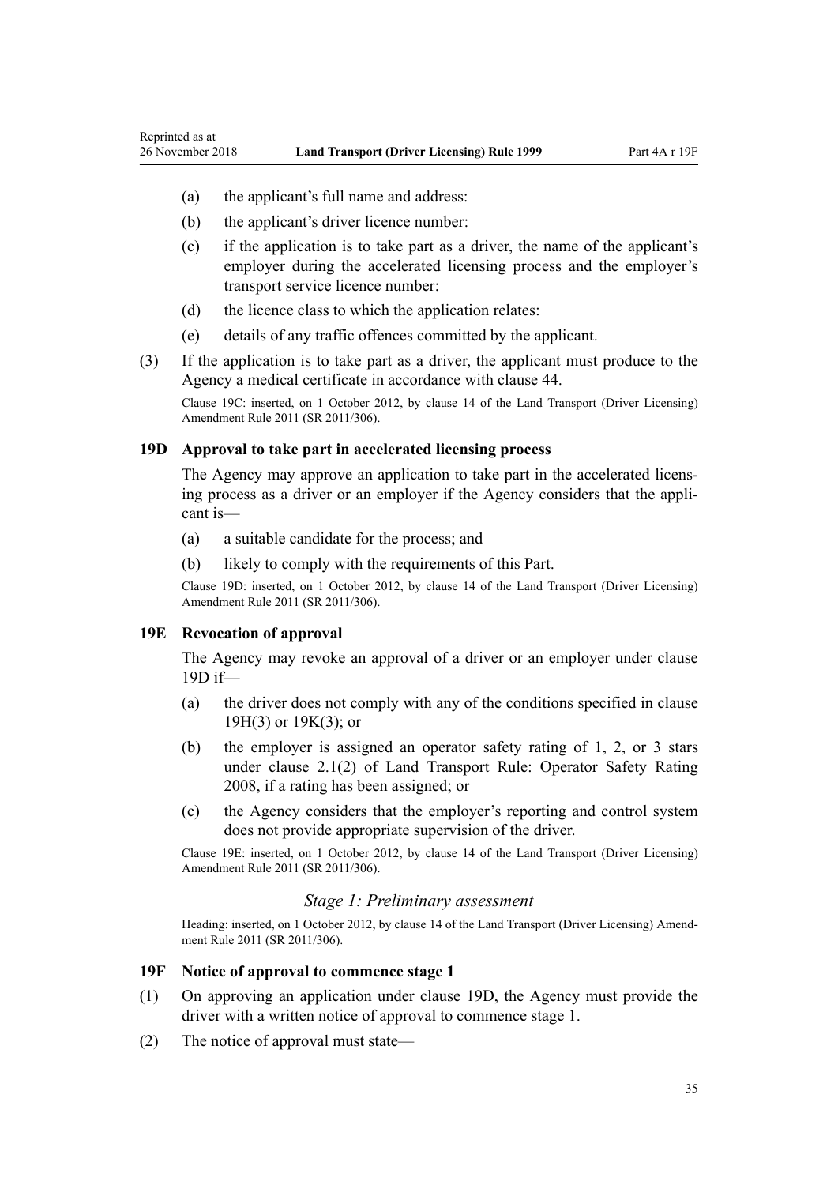(a) the applicant's full name and address:

(b) the applicant's driver licence number:

(c) if the application is to take part as a driver, the name of the applicant's employer during the accelerated licensing process and the employer's transport service licence number:

(d) the licence class to which the application relates:

(e) details of any traffic offences committed by the applicant.

(3) If the application is to take part as a driver, the applicant must produce to the Agency a medical certificate in accordance with clause 44.

Clause 19C: inserted, on 1 October 2012, by clause 14 of the Land Transport (Driver Licensing) Amendment Rule 2011 (SR 2011/306).

### 19D Approval to take part in accelerated licensing process

The Agency may approve an application to take part in the accelerated licensing process as a driver or an employer if the Agency considers that the applicant is—

(a) a suitable candidate for the process; and

(b) likely to comply with the requirements of this Part.

Clause 19D: inserted, on 1 October 2012, by clause 14 of the Land Transport (Driver Licensing) Amendment Rule 2011 (SR 2011/306).

### 19E Revocation of approval

The Agency may revoke an approval of a driver or an employer under clause 19D if—

(a) the driver does not comply with any of the conditions specified in clause 19H(3) or 19K(3); or

(b) the employer is assigned an operator safety rating of 1, 2, or 3 stars under clause 2.1(2) of Land Transport Rule: Operator Safety Rating 2008, if a rating has been assigned; or

(c) the Agency considers that the employer's reporting and control system does not provide appropriate supervision of the driver.

Clause 19E: inserted, on 1 October 2012, by clause 14 of the Land Transport (Driver Licensing) Amendment Rule 2011 (SR 2011/306).

## *Stage 1: Preliminary assessment*

Heading: inserted, on 1 October 2012, by clause 14 of the Land Transport (Driver Licensing) Amendment Rule 2011 (SR 2011/306).

### 19F Notice of approval to commence stage 1

(1) On approving an application under clause 19D, the Agency must provide the driver with a written notice of approval to commence stage 1.

(2) The notice of approval must state—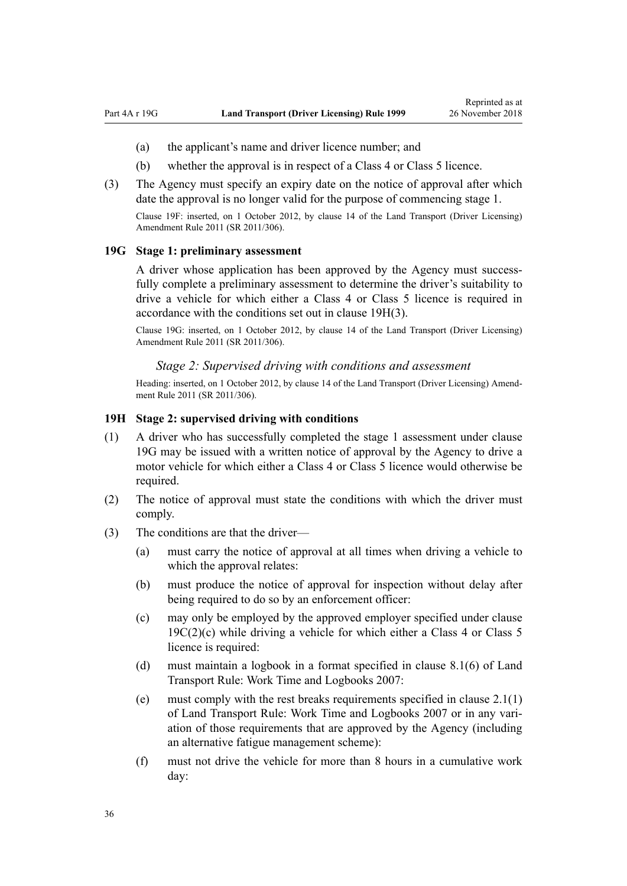(a) the applicant's name and driver licence number; and

(b) whether the approval is in respect of a Class 4 or Class 5 licence.

(3) The Agency must specify an expiry date on the notice of approval after which date the approval is no longer valid for the purpose of commencing stage 1.

Clause 19F: inserted, on 1 October 2012, by clause 14 of the Land Transport (Driver Licensing) Amendment Rule 2011 (SR 2011/306).

### 19G Stage 1: preliminary assessment

A driver whose application has been approved by the Agency must successfully complete a preliminary assessment to determine the driver's suitability to drive a vehicle for which either a Class 4 or Class 5 licence is required in accordance with the conditions set out in clause 19H(3).

Clause 19G: inserted, on 1 October 2012, by clause 14 of the Land Transport (Driver Licensing) Amendment Rule 2011 (SR 2011/306).

*Stage 2: Supervised driving with conditions and assessment*

Heading: inserted, on 1 October 2012, by clause 14 of the Land Transport (Driver Licensing) Amendment Rule 2011 (SR 2011/306).

### 19H Stage 2: supervised driving with conditions

(1) A driver who has successfully completed the stage 1 assessment under clause 19G may be issued with a written notice of approval by the Agency to drive a motor vehicle for which either a Class 4 or Class 5 licence would otherwise be required.

(2) The notice of approval must state the conditions with which the driver must comply.

(3) The conditions are that the driver—

(a) must carry the notice of approval at all times when driving a vehicle to which the approval relates:

(b) must produce the notice of approval for inspection without delay after being required to do so by an enforcement officer:

(c) may only be employed by the approved employer specified under clause 19C(2)(c) while driving a vehicle for which either a Class 4 or Class 5 licence is required:

(d) must maintain a logbook in a format specified in clause 8.1(6) of Land Transport Rule: Work Time and Logbooks 2007:

(e) must comply with the rest breaks requirements specified in clause 2.1(1) of Land Transport Rule: Work Time and Logbooks 2007 or in any variation of those requirements that are approved by the Agency (including an alternative fatigue management scheme):

(f) must not drive the vehicle for more than 8 hours in a cumulative work day: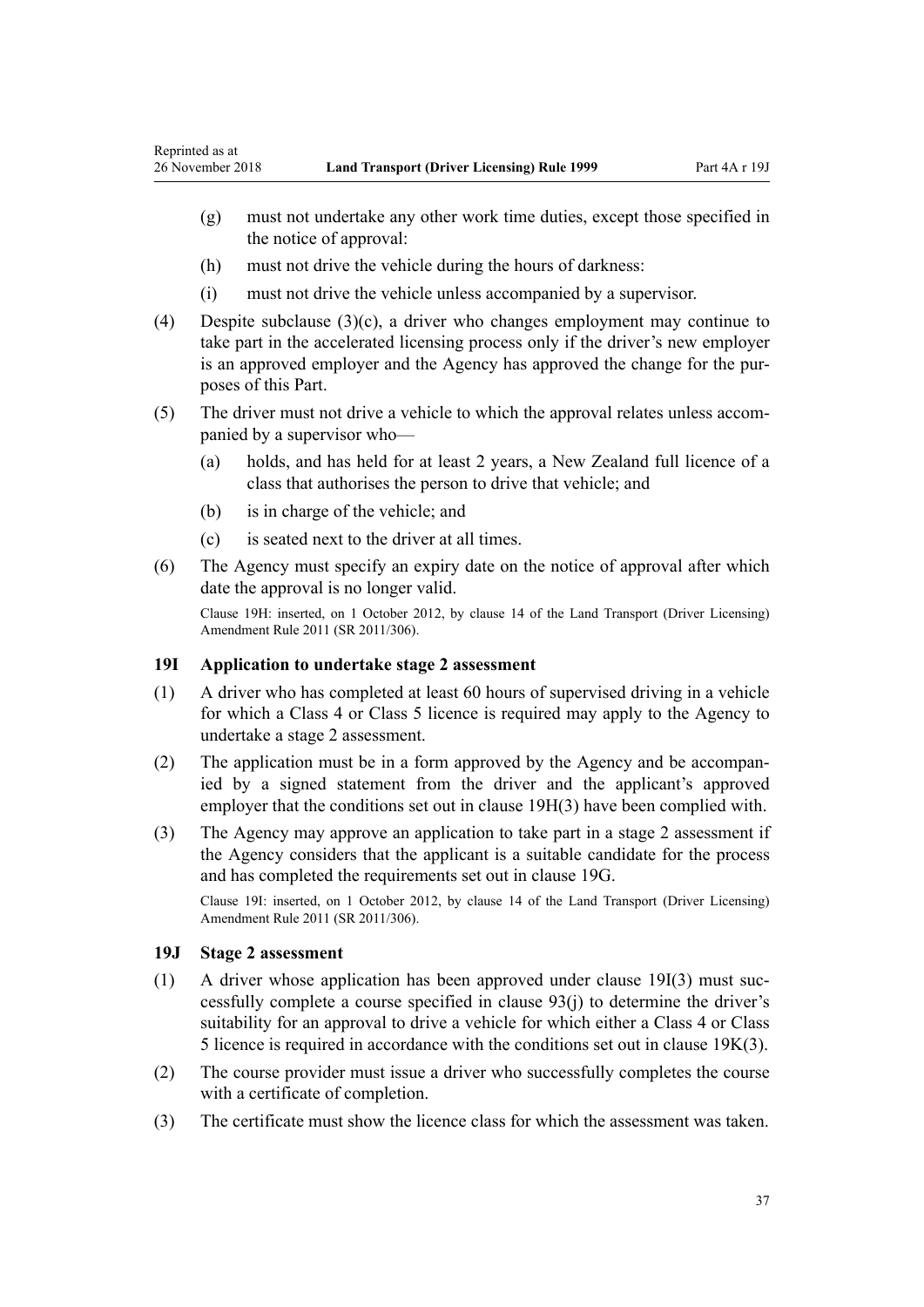(g) must not undertake any other work time duties, except those specified in the notice of approval:

(h) must not drive the vehicle during the hours of darkness:

(i) must not drive the vehicle unless accompanied by a supervisor.

(4) Despite subclause (3)(c), a driver who changes employment may continue to take part in the accelerated licensing process only if the driver's new employer is an approved employer and the Agency has approved the change for the purposes of this Part.

(5) The driver must not drive a vehicle to which the approval relates unless accompanied by a supervisor who—

(a) holds, and has held for at least 2 years, a New Zealand full licence of a class that authorises the person to drive that vehicle; and

(b) is in charge of the vehicle; and

(c) is seated next to the driver at all times.

(6) The Agency must specify an expiry date on the notice of approval after which date the approval is no longer valid.

Clause 19H: inserted, on 1 October 2012, by clause 14 of the Land Transport (Driver Licensing) Amendment Rule 2011 (SR 2011/306).

### 19I Application to undertake stage 2 assessment

(1) A driver who has completed at least 60 hours of supervised driving in a vehicle for which a Class 4 or Class 5 licence is required may apply to the Agency to undertake a stage 2 assessment.

(2) The application must be in a form approved by the Agency and be accompanied by a signed statement from the driver and the applicant's approved employer that the conditions set out in clause 19H(3) have been complied with.

(3) The Agency may approve an application to take part in a stage 2 assessment if the Agency considers that the applicant is a suitable candidate for the process and has completed the requirements set out in clause 19G.

Clause 19I: inserted, on 1 October 2012, by clause 14 of the Land Transport (Driver Licensing) Amendment Rule 2011 (SR 2011/306).

### 19J Stage 2 assessment

(1) A driver whose application has been approved under clause 19I(3) must successfully complete a course specified in clause 93(j) to determine the driver's suitability for an approval to drive a vehicle for which either a Class 4 or Class 5 licence is required in accordance with the conditions set out in clause 19K(3).

(2) The course provider must issue a driver who successfully completes the course with a certificate of completion.

(3) The certificate must show the licence class for which the assessment was taken.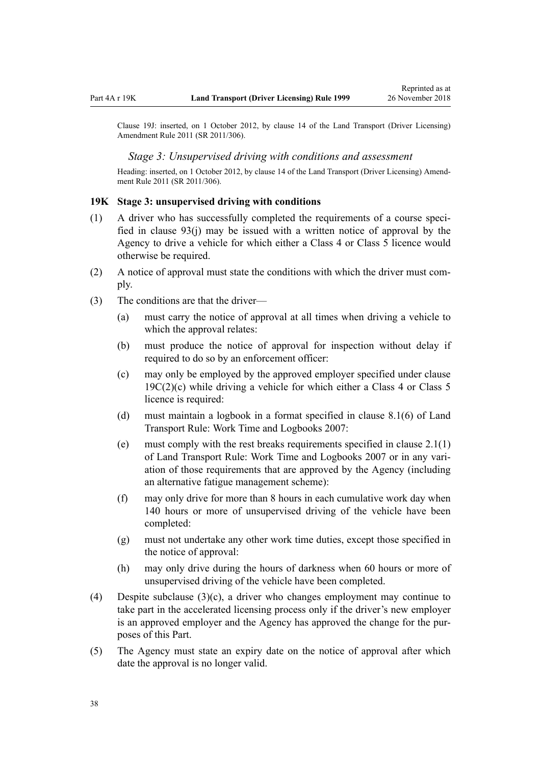Clause 19J: inserted, on 1 October 2012, by clause 14 of the Land Transport (Driver Licensing) Amendment Rule 2011 (SR 2011/306).

### *Stage 3: Unsupervised driving with conditions and assessment*

Heading: inserted, on 1 October 2012, by clause 14 of the Land Transport (Driver Licensing) Amendment Rule 2011 (SR 2011/306).

### 19K Stage 3: unsupervised driving with conditions

(1) A driver who has successfully completed the requirements of a course specified in clause 93(j) may be issued with a written notice of approval by the Agency to drive a vehicle for which either a Class 4 or Class 5 licence would otherwise be required.

(2) A notice of approval must state the conditions with which the driver must comply.

(3) The conditions are that the driver—

   (a) must carry the notice of approval at all times when driving a vehicle to which the approval relates:

   (b) must produce the notice of approval for inspection without delay if required to do so by an enforcement officer:

   (c) may only be employed by the approved employer specified under clause 19C(2)(c) while driving a vehicle for which either a Class 4 or Class 5 licence is required:

   (d) must maintain a logbook in a format specified in clause 8.1(6) of Land Transport Rule: Work Time and Logbooks 2007:

   (e) must comply with the rest breaks requirements specified in clause 2.1(1) of Land Transport Rule: Work Time and Logbooks 2007 or in any variation of those requirements that are approved by the Agency (including an alternative fatigue management scheme):

   (f) may only drive for more than 8 hours in each cumulative work day when 140 hours or more of unsupervised driving of the vehicle have been completed:

   (g) must not undertake any other work time duties, except those specified in the notice of approval:

   (h) may only drive during the hours of darkness when 60 hours or more of unsupervised driving of the vehicle have been completed.

(4) Despite subclause (3)(c), a driver who changes employment may continue to take part in the accelerated licensing process only if the driver's new employer is an approved employer and the Agency has approved the change for the purposes of this Part.

(5) The Agency must state an expiry date on the notice of approval after which date the approval is no longer valid.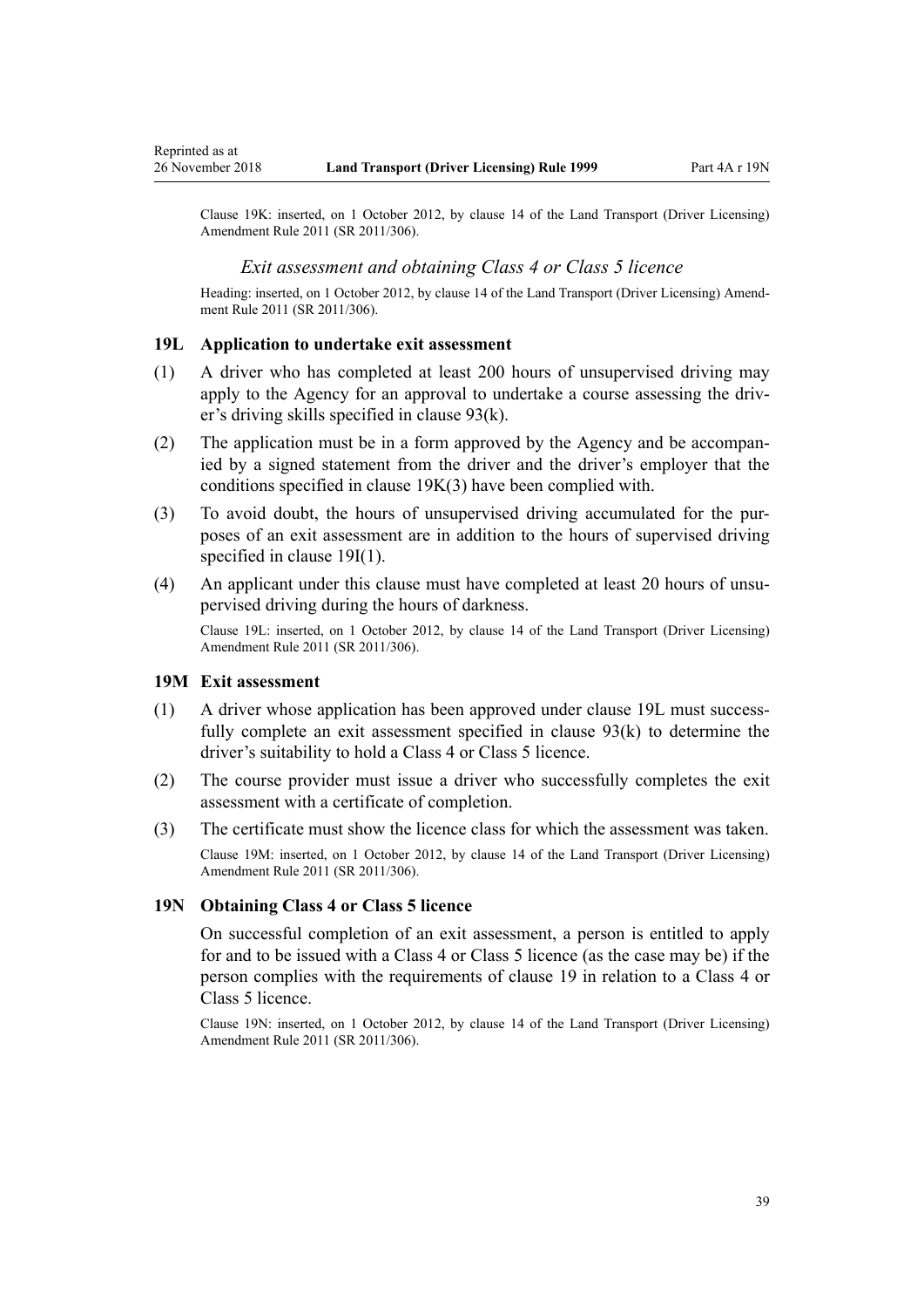Clause 19K: inserted, on 1 October 2012, by clause 14 of the Land Transport (Driver Licensing) Amendment Rule 2011 (SR 2011/306).

### *Exit assessment and obtaining Class 4 or Class 5 licence*

Heading: inserted, on 1 October 2012, by clause 14 of the Land Transport (Driver Licensing) Amendment Rule 2011 (SR 2011/306).

### 19L Application to undertake exit assessment

(1) A driver who has completed at least 200 hours of unsupervised driving may apply to the Agency for an approval to undertake a course assessing the driver's driving skills specified in clause 93(k).

(2) The application must be in a form approved by the Agency and be accompanied by a signed statement from the driver and the driver's employer that the conditions specified in clause 19K(3) have been complied with.

(3) To avoid doubt, the hours of unsupervised driving accumulated for the purposes of an exit assessment are in addition to the hours of supervised driving specified in clause 19I(1).

(4) An applicant under this clause must have completed at least 20 hours of unsupervised driving during the hours of darkness.

Clause 19L: inserted, on 1 October 2012, by clause 14 of the Land Transport (Driver Licensing) Amendment Rule 2011 (SR 2011/306).

### 19M Exit assessment

(1) A driver whose application has been approved under clause 19L must successfully complete an exit assessment specified in clause 93(k) to determine the driver's suitability to hold a Class 4 or Class 5 licence.

(2) The course provider must issue a driver who successfully completes the exit assessment with a certificate of completion.

(3) The certificate must show the licence class for which the assessment was taken.

Clause 19M: inserted, on 1 October 2012, by clause 14 of the Land Transport (Driver Licensing) Amendment Rule 2011 (SR 2011/306).

### 19N Obtaining Class 4 or Class 5 licence

On successful completion of an exit assessment, a person is entitled to apply for and to be issued with a Class 4 or Class 5 licence (as the case may be) if the person complies with the requirements of clause 19 in relation to a Class 4 or Class 5 licence.

Clause 19N: inserted, on 1 October 2012, by clause 14 of the Land Transport (Driver Licensing) Amendment Rule 2011 (SR 2011/306).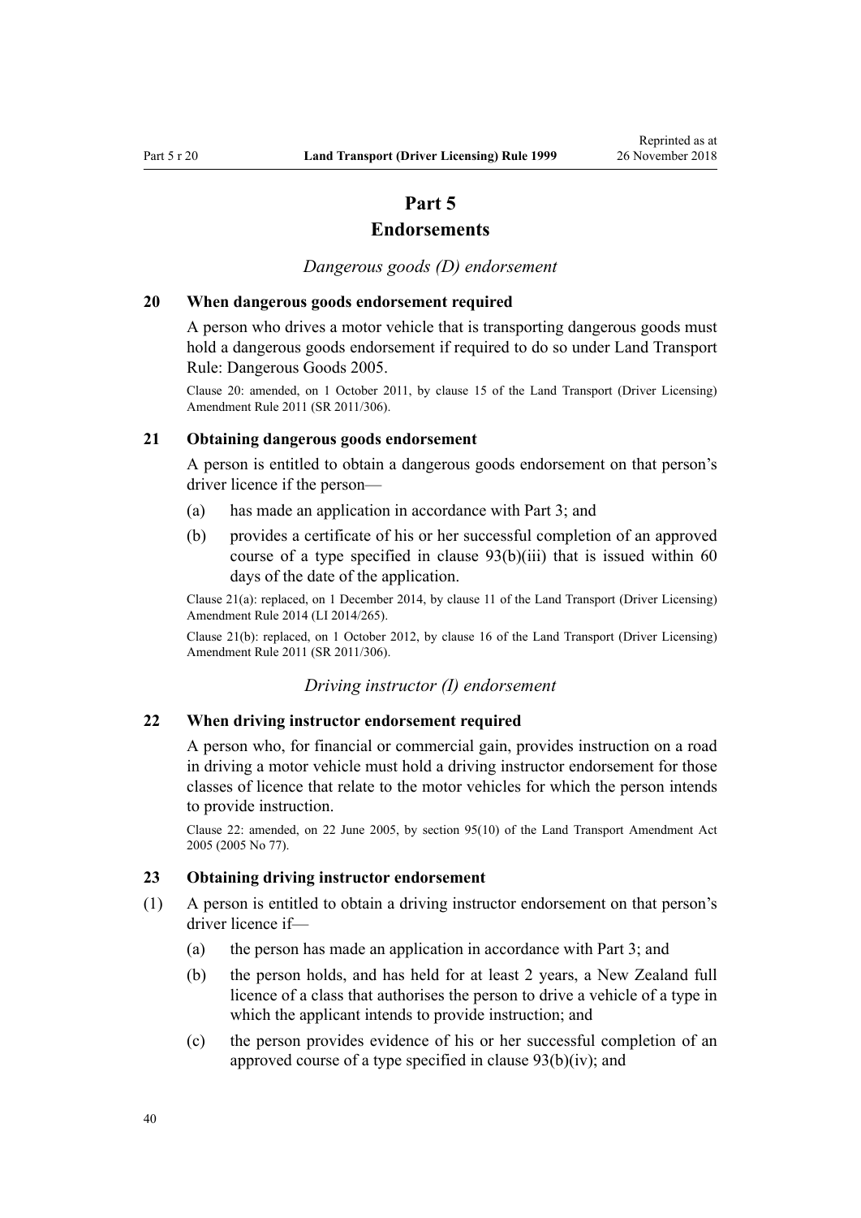# Part 5
# Endorsements

*Dangerous goods (D) endorsement*

### 20 When dangerous goods endorsement required

A person who drives a motor vehicle that is transporting dangerous goods must hold a dangerous goods endorsement if required to do so under Land Transport Rule: Dangerous Goods 2005.

Clause 20: amended, on 1 October 2011, by clause 15 of the Land Transport (Driver Licensing) Amendment Rule 2011 (SR 2011/306).

### 21 Obtaining dangerous goods endorsement

A person is entitled to obtain a dangerous goods endorsement on that person's driver licence if the person—

(a) has made an application in accordance with Part 3; and

(b) provides a certificate of his or her successful completion of an approved course of a type specified in clause 93(b)(iii) that is issued within 60 days of the date of the application.

Clause 21(a): replaced, on 1 December 2014, by clause 11 of the Land Transport (Driver Licensing) Amendment Rule 2014 (LI 2014/265).

Clause 21(b): replaced, on 1 October 2012, by clause 16 of the Land Transport (Driver Licensing) Amendment Rule 2011 (SR 2011/306).

*Driving instructor (I) endorsement*

### 22 When driving instructor endorsement required

A person who, for financial or commercial gain, provides instruction on a road in driving a motor vehicle must hold a driving instructor endorsement for those classes of licence that relate to the motor vehicles for which the person intends to provide instruction.

Clause 22: amended, on 22 June 2005, by section 95(10) of the Land Transport Amendment Act 2005 (2005 No 77).

### 23 Obtaining driving instructor endorsement

(1) A person is entitled to obtain a driving instructor endorsement on that person's driver licence if—

(a) the person has made an application in accordance with Part 3; and

(b) the person holds, and has held for at least 2 years, a New Zealand full licence of a class that authorises the person to drive a vehicle of a type in which the applicant intends to provide instruction; and

(c) the person provides evidence of his or her successful completion of an approved course of a type specified in clause 93(b)(iv); and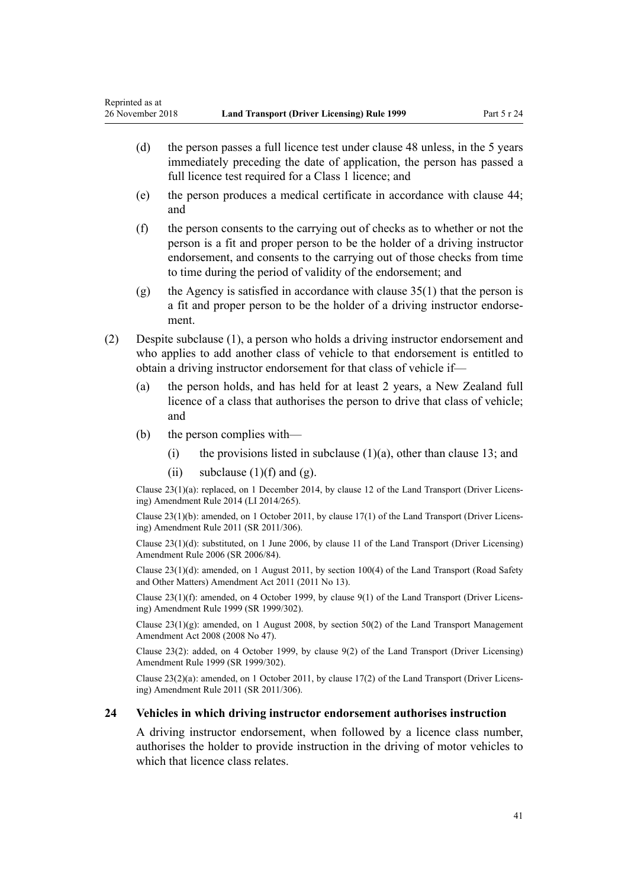(d) the person passes a full licence test under clause 48 unless, in the 5 years immediately preceding the date of application, the person has passed a full licence test required for a Class 1 licence; and

(e) the person produces a medical certificate in accordance with clause 44; and

(f) the person consents to the carrying out of checks as to whether or not the person is a fit and proper person to be the holder of a driving instructor endorsement, and consents to the carrying out of those checks from time to time during the period of validity of the endorsement; and

(g) the Agency is satisfied in accordance with clause 35(1) that the person is a fit and proper person to be the holder of a driving instructor endorsement.

(2) Despite subclause (1), a person who holds a driving instructor endorsement and who applies to add another class of vehicle to that endorsement is entitled to obtain a driving instructor endorsement for that class of vehicle if—

(a) the person holds, and has held for at least 2 years, a New Zealand full licence of a class that authorises the person to drive that class of vehicle; and

(b) the person complies with—

(i) the provisions listed in subclause (1)(a), other than clause 13; and

(ii) subclause (1)(f) and (g).

Clause 23(1)(a): replaced, on 1 December 2014, by clause 12 of the Land Transport (Driver Licensing) Amendment Rule 2014 (LI 2014/265).

Clause 23(1)(b): amended, on 1 October 2011, by clause 17(1) of the Land Transport (Driver Licensing) Amendment Rule 2011 (SR 2011/306).

Clause 23(1)(d): substituted, on 1 June 2006, by clause 11 of the Land Transport (Driver Licensing) Amendment Rule 2006 (SR 2006/84).

Clause 23(1)(d): amended, on 1 August 2011, by section 100(4) of the Land Transport (Road Safety and Other Matters) Amendment Act 2011 (2011 No 13).

Clause 23(1)(f): amended, on 4 October 1999, by clause 9(1) of the Land Transport (Driver Licensing) Amendment Rule 1999 (SR 1999/302).

Clause 23(1)(g): amended, on 1 August 2008, by section 50(2) of the Land Transport Management Amendment Act 2008 (2008 No 47).

Clause 23(2): added, on 4 October 1999, by clause 9(2) of the Land Transport (Driver Licensing) Amendment Rule 1999 (SR 1999/302).

Clause 23(2)(a): amended, on 1 October 2011, by clause 17(2) of the Land Transport (Driver Licensing) Amendment Rule 2011 (SR 2011/306).

### 24 Vehicles in which driving instructor endorsement authorises instruction

A driving instructor endorsement, when followed by a licence class number, authorises the holder to provide instruction in the driving of motor vehicles to which that licence class relates.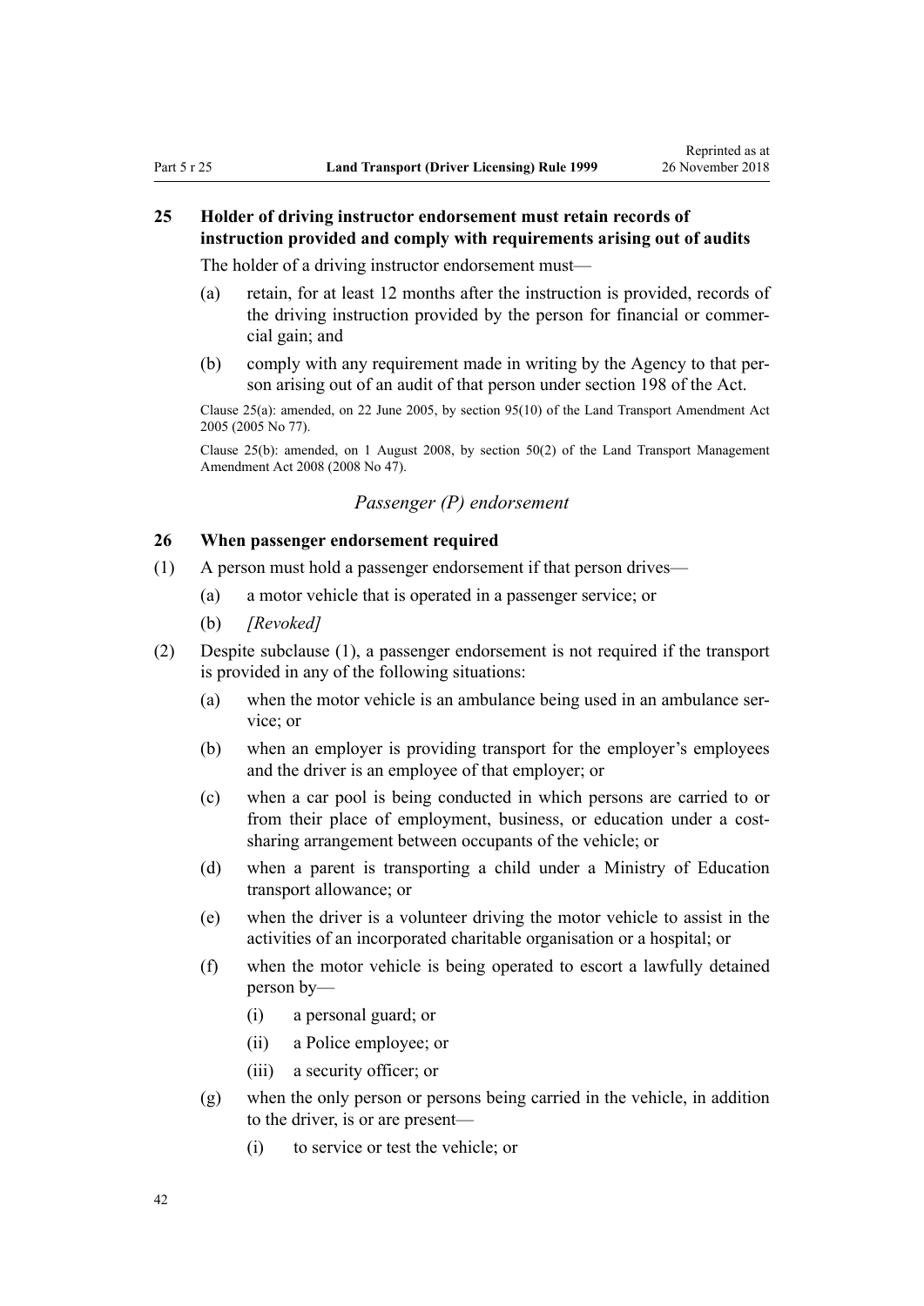### 25 Holder of driving instructor endorsement must retain records of instruction provided and comply with requirements arising out of audits

The holder of a driving instructor endorsement must—

(a) retain, for at least 12 months after the instruction is provided, records of the driving instruction provided by the person for financial or commercial gain; and

(b) comply with any requirement made in writing by the Agency to that person arising out of an audit of that person under section 198 of the Act.

Clause 25(a): amended, on 22 June 2005, by section 95(10) of the Land Transport Amendment Act 2005 (2005 No 77).

Clause 25(b): amended, on 1 August 2008, by section 50(2) of the Land Transport Management Amendment Act 2008 (2008 No 47).

*Passenger (P) endorsement*

### 26 When passenger endorsement required

(1) A person must hold a passenger endorsement if that person drives—

(a) a motor vehicle that is operated in a passenger service; or

(b) *[Revoked]*

(2) Despite subclause (1), a passenger endorsement is not required if the transport is provided in any of the following situations:

(a) when the motor vehicle is an ambulance being used in an ambulance service; or

(b) when an employer is providing transport for the employer's employees and the driver is an employee of that employer; or

(c) when a car pool is being conducted in which persons are carried to or from their place of employment, business, or education under a cost-sharing arrangement between occupants of the vehicle; or

(d) when a parent is transporting a child under a Ministry of Education transport allowance; or

(e) when the driver is a volunteer driving the motor vehicle to assist in the activities of an incorporated charitable organisation or a hospital; or

(f) when the motor vehicle is being operated to escort a lawfully detained person by—

(i) a personal guard; or

(ii) a Police employee; or

(iii) a security officer; or

(g) when the only person or persons being carried in the vehicle, in addition to the driver, is or are present—

(i) to service or test the vehicle; or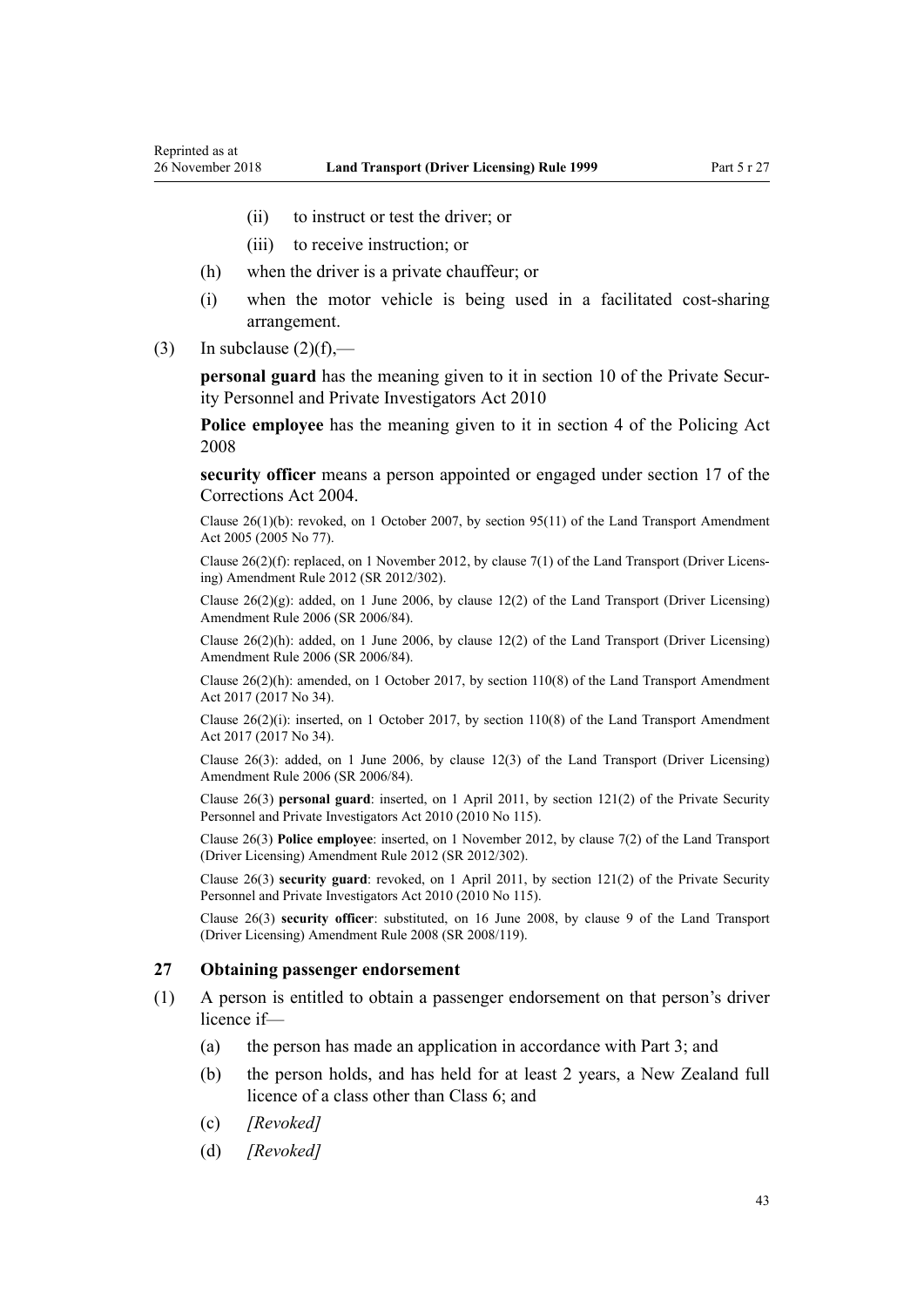(ii) to instruct or test the driver; or

(iii) to receive instruction; or

(h) when the driver is a private chauffeur; or

(i) when the motor vehicle is being used in a facilitated cost-sharing arrangement.

(3) In subclause (2)(f),—

**personal guard** has the meaning given to it in section 10 of the Private Security Personnel and Private Investigators Act 2010

**Police employee** has the meaning given to it in section 4 of the Policing Act 2008

**security officer** means a person appointed or engaged under section 17 of the Corrections Act 2004.

Clause 26(1)(b): revoked, on 1 October 2007, by section 95(11) of the Land Transport Amendment Act 2005 (2005 No 77).

Clause 26(2)(f): replaced, on 1 November 2012, by clause 7(1) of the Land Transport (Driver Licensing) Amendment Rule 2012 (SR 2012/302).

Clause 26(2)(g): added, on 1 June 2006, by clause 12(2) of the Land Transport (Driver Licensing) Amendment Rule 2006 (SR 2006/84).

Clause 26(2)(h): added, on 1 June 2006, by clause 12(2) of the Land Transport (Driver Licensing) Amendment Rule 2006 (SR 2006/84).

Clause 26(2)(h): amended, on 1 October 2017, by section 110(8) of the Land Transport Amendment Act 2017 (2017 No 34).

Clause 26(2)(i): inserted, on 1 October 2017, by section 110(8) of the Land Transport Amendment Act 2017 (2017 No 34).

Clause 26(3): added, on 1 June 2006, by clause 12(3) of the Land Transport (Driver Licensing) Amendment Rule 2006 (SR 2006/84).

Clause 26(3) **personal guard**: inserted, on 1 April 2011, by section 121(2) of the Private Security Personnel and Private Investigators Act 2010 (2010 No 115).

Clause 26(3) **Police employee**: inserted, on 1 November 2012, by clause 7(2) of the Land Transport (Driver Licensing) Amendment Rule 2012 (SR 2012/302).

Clause 26(3) **security guard**: revoked, on 1 April 2011, by section 121(2) of the Private Security Personnel and Private Investigators Act 2010 (2010 No 115).

Clause 26(3) **security officer**: substituted, on 16 June 2008, by clause 9 of the Land Transport (Driver Licensing) Amendment Rule 2008 (SR 2008/119).

### 27 Obtaining passenger endorsement

(1) A person is entitled to obtain a passenger endorsement on that person's driver licence if—

(a) the person has made an application in accordance with Part 3; and

(b) the person holds, and has held for at least 2 years, a New Zealand full licence of a class other than Class 6; and

(c) *[Revoked]*

(d) *[Revoked]*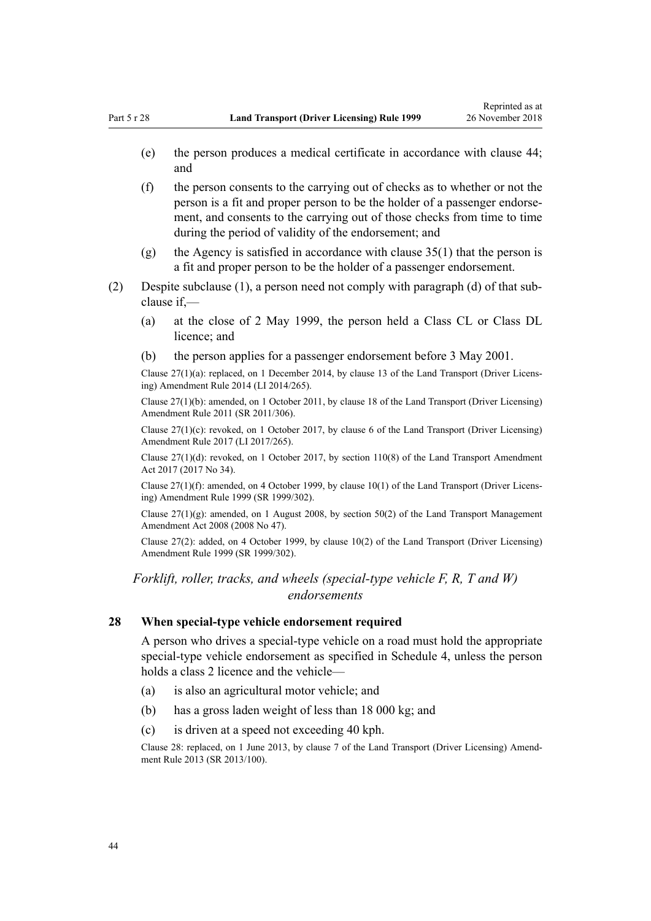(e) the person produces a medical certificate in accordance with clause 44; and

(f) the person consents to the carrying out of checks as to whether or not the person is a fit and proper person to be the holder of a passenger endorsement, and consents to the carrying out of those checks from time to time during the period of validity of the endorsement; and

(g) the Agency is satisfied in accordance with clause 35(1) that the person is a fit and proper person to be the holder of a passenger endorsement.

(2) Despite subclause (1), a person need not comply with paragraph (d) of that subclause if,—

(a) at the close of 2 May 1999, the person held a Class CL or Class DL licence; and

(b) the person applies for a passenger endorsement before 3 May 2001.

Clause 27(1)(a): replaced, on 1 December 2014, by clause 13 of the Land Transport (Driver Licensing) Amendment Rule 2014 (LI 2014/265).

Clause 27(1)(b): amended, on 1 October 2011, by clause 18 of the Land Transport (Driver Licensing) Amendment Rule 2011 (SR 2011/306).

Clause 27(1)(c): revoked, on 1 October 2017, by clause 6 of the Land Transport (Driver Licensing) Amendment Rule 2017 (LI 2017/265).

Clause 27(1)(d): revoked, on 1 October 2017, by section 110(8) of the Land Transport Amendment Act 2017 (2017 No 34).

Clause 27(1)(f): amended, on 4 October 1999, by clause 10(1) of the Land Transport (Driver Licensing) Amendment Rule 1999 (SR 1999/302).

Clause 27(1)(g): amended, on 1 August 2008, by section 50(2) of the Land Transport Management Amendment Act 2008 (2008 No 47).

Clause 27(2): added, on 4 October 1999, by clause 10(2) of the Land Transport (Driver Licensing) Amendment Rule 1999 (SR 1999/302).

*Forklift, roller, tracks, and wheels (special-type vehicle F, R, T and W) endorsements*

### 28 When special-type vehicle endorsement required

A person who drives a special-type vehicle on a road must hold the appropriate special-type vehicle endorsement as specified in Schedule 4, unless the person holds a class 2 licence and the vehicle—

(a) is also an agricultural motor vehicle; and

(b) has a gross laden weight of less than 18 000 kg; and

(c) is driven at a speed not exceeding 40 kph.

Clause 28: replaced, on 1 June 2013, by clause 7 of the Land Transport (Driver Licensing) Amendment Rule 2013 (SR 2013/100).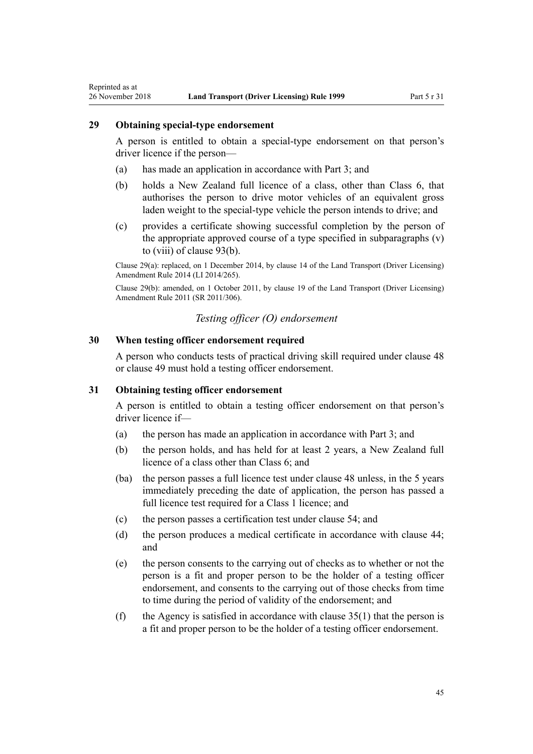### 29 Obtaining special-type endorsement

A person is entitled to obtain a special-type endorsement on that person's driver licence if the person—

(a) has made an application in accordance with Part 3; and

(b) holds a New Zealand full licence of a class, other than Class 6, that authorises the person to drive motor vehicles of an equivalent gross laden weight to the special-type vehicle the person intends to drive; and

(c) provides a certificate showing successful completion by the person of the appropriate approved course of a type specified in subparagraphs (v) to (viii) of clause 93(b).

Clause 29(a): replaced, on 1 December 2014, by clause 14 of the Land Transport (Driver Licensing) Amendment Rule 2014 (LI 2014/265).

Clause 29(b): amended, on 1 October 2011, by clause 19 of the Land Transport (Driver Licensing) Amendment Rule 2011 (SR 2011/306).

*Testing officer (O) endorsement*

### 30 When testing officer endorsement required

A person who conducts tests of practical driving skill required under clause 48 or clause 49 must hold a testing officer endorsement.

### 31 Obtaining testing officer endorsement

A person is entitled to obtain a testing officer endorsement on that person's driver licence if—

(a) the person has made an application in accordance with Part 3; and

(b) the person holds, and has held for at least 2 years, a New Zealand full licence of a class other than Class 6; and

(ba) the person passes a full licence test under clause 48 unless, in the 5 years immediately preceding the date of application, the person has passed a full licence test required for a Class 1 licence; and

(c) the person passes a certification test under clause 54; and

(d) the person produces a medical certificate in accordance with clause 44; and

(e) the person consents to the carrying out of checks as to whether or not the person is a fit and proper person to be the holder of a testing officer endorsement, and consents to the carrying out of those checks from time to time during the period of validity of the endorsement; and

(f) the Agency is satisfied in accordance with clause 35(1) that the person is a fit and proper person to be the holder of a testing officer endorsement.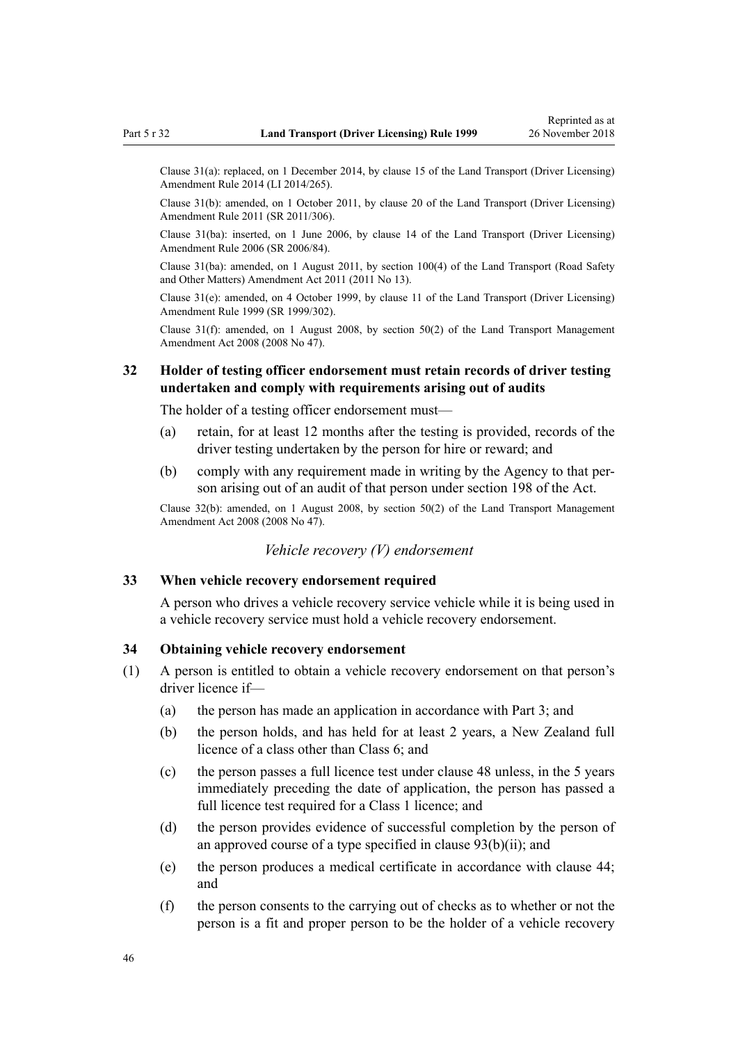Clause 31(a): replaced, on 1 December 2014, by clause 15 of the Land Transport (Driver Licensing) Amendment Rule 2014 (LI 2014/265).

Clause 31(b): amended, on 1 October 2011, by clause 20 of the Land Transport (Driver Licensing) Amendment Rule 2011 (SR 2011/306).

Clause 31(ba): inserted, on 1 June 2006, by clause 14 of the Land Transport (Driver Licensing) Amendment Rule 2006 (SR 2006/84).

Clause 31(ba): amended, on 1 August 2011, by section 100(4) of the Land Transport (Road Safety and Other Matters) Amendment Act 2011 (2011 No 13).

Clause 31(e): amended, on 4 October 1999, by clause 11 of the Land Transport (Driver Licensing) Amendment Rule 1999 (SR 1999/302).

Clause 31(f): amended, on 1 August 2008, by section 50(2) of the Land Transport Management Amendment Act 2008 (2008 No 47).

### 32 Holder of testing officer endorsement must retain records of driver testing undertaken and comply with requirements arising out of audits

The holder of a testing officer endorsement must—

(a) retain, for at least 12 months after the testing is provided, records of the driver testing undertaken by the person for hire or reward; and

(b) comply with any requirement made in writing by the Agency to that person arising out of an audit of that person under section 198 of the Act.

Clause 32(b): amended, on 1 August 2008, by section 50(2) of the Land Transport Management Amendment Act 2008 (2008 No 47).

*Vehicle recovery (V) endorsement*

### 33 When vehicle recovery endorsement required

A person who drives a vehicle recovery service vehicle while it is being used in a vehicle recovery service must hold a vehicle recovery endorsement.

### 34 Obtaining vehicle recovery endorsement

(1) A person is entitled to obtain a vehicle recovery endorsement on that person's driver licence if—

(a) the person has made an application in accordance with Part 3; and

(b) the person holds, and has held for at least 2 years, a New Zealand full licence of a class other than Class 6; and

(c) the person passes a full licence test under clause 48 unless, in the 5 years immediately preceding the date of application, the person has passed a full licence test required for a Class 1 licence; and

(d) the person provides evidence of successful completion by the person of an approved course of a type specified in clause 93(b)(ii); and

(e) the person produces a medical certificate in accordance with clause 44; and

(f) the person consents to the carrying out of checks as to whether or not the person is a fit and proper person to be the holder of a vehicle recovery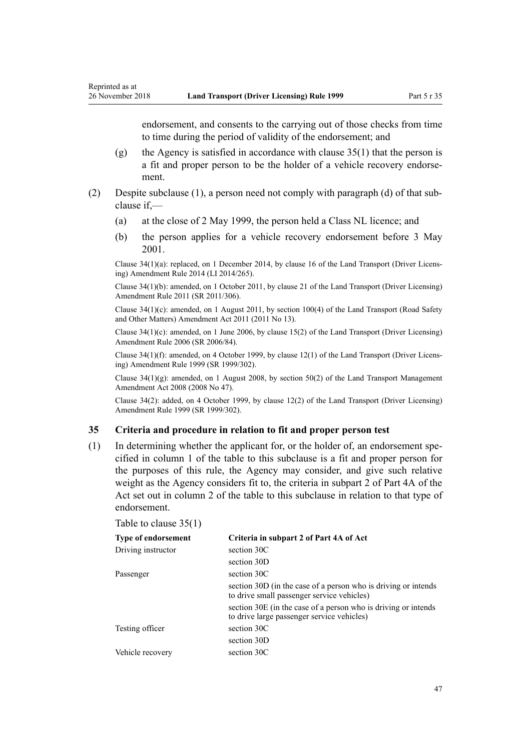endorsement, and consents to the carrying out of those checks from time to time during the period of validity of the endorsement; and

(g) the Agency is satisfied in accordance with clause 35(1) that the person is a fit and proper person to be the holder of a vehicle recovery endorsement.

(2) Despite subclause (1), a person need not comply with paragraph (d) of that subclause if,—

(a) at the close of 2 May 1999, the person held a Class NL licence; and

(b) the person applies for a vehicle recovery endorsement before 3 May 2001.

Clause 34(1)(a): replaced, on 1 December 2014, by clause 16 of the Land Transport (Driver Licensing) Amendment Rule 2014 (LI 2014/265).

Clause 34(1)(b): amended, on 1 October 2011, by clause 21 of the Land Transport (Driver Licensing) Amendment Rule 2011 (SR 2011/306).

Clause 34(1)(c): amended, on 1 August 2011, by section 100(4) of the Land Transport (Road Safety and Other Matters) Amendment Act 2011 (2011 No 13).

Clause 34(1)(c): amended, on 1 June 2006, by clause 15(2) of the Land Transport (Driver Licensing) Amendment Rule 2006 (SR 2006/84).

Clause 34(1)(f): amended, on 4 October 1999, by clause 12(1) of the Land Transport (Driver Licensing) Amendment Rule 1999 (SR 1999/302).

Clause 34(1)(g): amended, on 1 August 2008, by section 50(2) of the Land Transport Management Amendment Act 2008 (2008 No 47).

Clause 34(2): added, on 4 October 1999, by clause 12(2) of the Land Transport (Driver Licensing) Amendment Rule 1999 (SR 1999/302).

### 35 Criteria and procedure in relation to fit and proper person test

(1) In determining whether the applicant for, or the holder of, an endorsement specified in column 1 of the table to this subclause is a fit and proper person for the purposes of this rule, the Agency may consider, and give such relative weight as the Agency considers fit to, the criteria in subpart 2 of Part 4A of the Act set out in column 2 of the table to this subclause in relation to that type of endorsement.

Table to clause 35(1)

| Type of endorsement | Criteria in subpart 2 of Part 4A of Act |
|---|---|
| Driving instructor | section 30C |
| | section 30D |
| Passenger | section 30C |
| | section 30D (in the case of a person who is driving or intends to drive small passenger service vehicles) |
| | section 30E (in the case of a person who is driving or intends to drive large passenger service vehicles) |
| Testing officer | section 30C |
| | section 30D |
| Vehicle recovery | section 30C |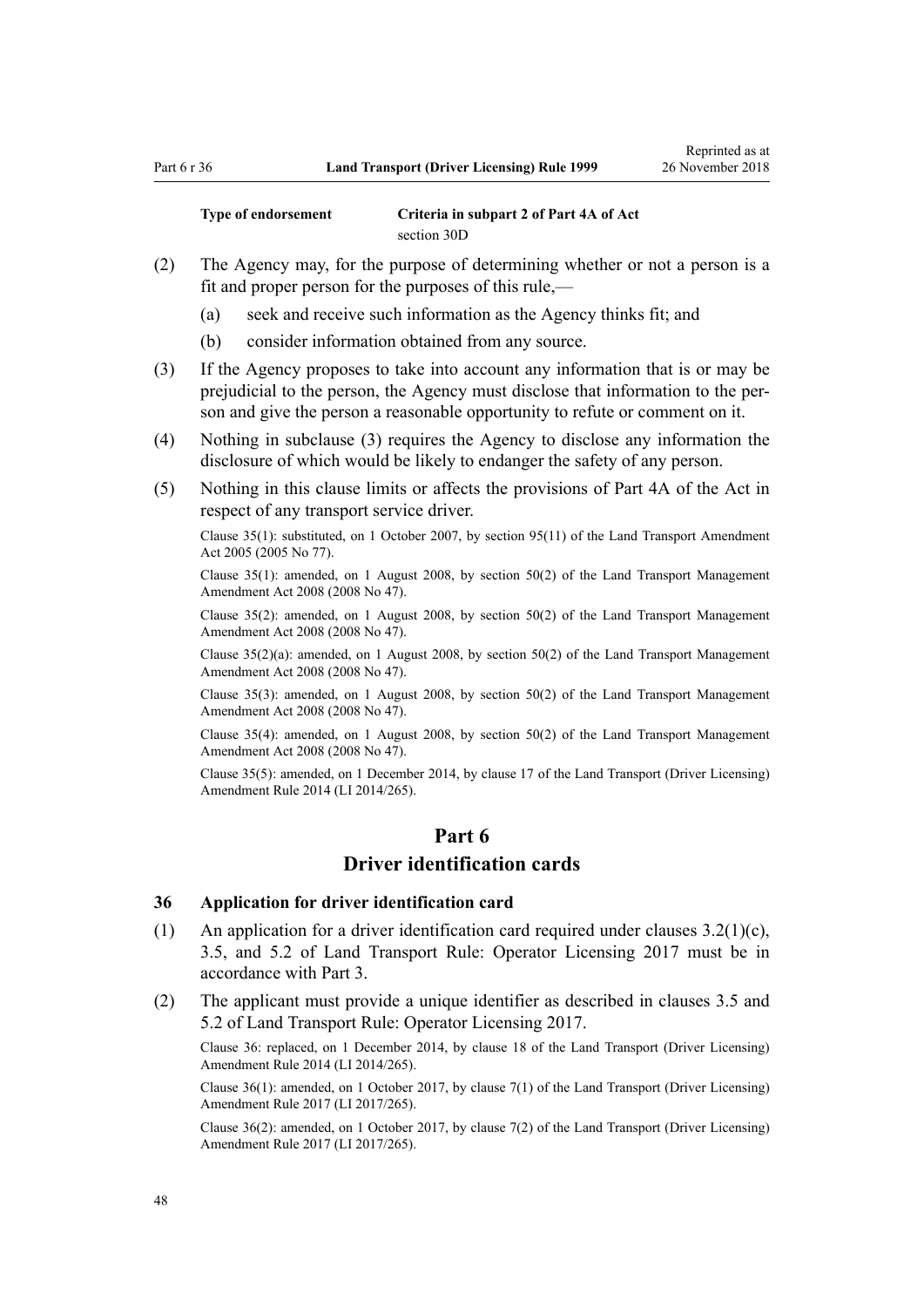| Type of endorsement | Criteria in subpart 2 of Part 4A of Act |
| --- | --- |
| | section 30D |

(2) The Agency may, for the purpose of determining whether or not a person is a fit and proper person for the purposes of this rule,—

(a) seek and receive such information as the Agency thinks fit; and

(b) consider information obtained from any source.

(3) If the Agency proposes to take into account any information that is or may be prejudicial to the person, the Agency must disclose that information to the person and give the person a reasonable opportunity to refute or comment on it.

(4) Nothing in subclause (3) requires the Agency to disclose any information the disclosure of which would be likely to endanger the safety of any person.

(5) Nothing in this clause limits or affects the provisions of Part 4A of the Act in respect of any transport service driver.

Clause 35(1): substituted, on 1 October 2007, by section 95(11) of the Land Transport Amendment Act 2005 (2005 No 77).

Clause 35(1): amended, on 1 August 2008, by section 50(2) of the Land Transport Management Amendment Act 2008 (2008 No 47).

Clause 35(2): amended, on 1 August 2008, by section 50(2) of the Land Transport Management Amendment Act 2008 (2008 No 47).

Clause 35(2)(a): amended, on 1 August 2008, by section 50(2) of the Land Transport Management Amendment Act 2008 (2008 No 47).

Clause 35(3): amended, on 1 August 2008, by section 50(2) of the Land Transport Management Amendment Act 2008 (2008 No 47).

Clause 35(4): amended, on 1 August 2008, by section 50(2) of the Land Transport Management Amendment Act 2008 (2008 No 47).

Clause 35(5): amended, on 1 December 2014, by clause 17 of the Land Transport (Driver Licensing) Amendment Rule 2014 (LI 2014/265).

# Part 6
# Driver identification cards

### 36 Application for driver identification card

(1) An application for a driver identification card required under clauses 3.2(1)(c), 3.5, and 5.2 of Land Transport Rule: Operator Licensing 2017 must be in accordance with Part 3.

(2) The applicant must provide a unique identifier as described in clauses 3.5 and 5.2 of Land Transport Rule: Operator Licensing 2017.

Clause 36: replaced, on 1 December 2014, by clause 18 of the Land Transport (Driver Licensing) Amendment Rule 2014 (LI 2014/265).

Clause 36(1): amended, on 1 October 2017, by clause 7(1) of the Land Transport (Driver Licensing) Amendment Rule 2017 (LI 2017/265).

Clause 36(2): amended, on 1 October 2017, by clause 7(2) of the Land Transport (Driver Licensing) Amendment Rule 2017 (LI 2017/265).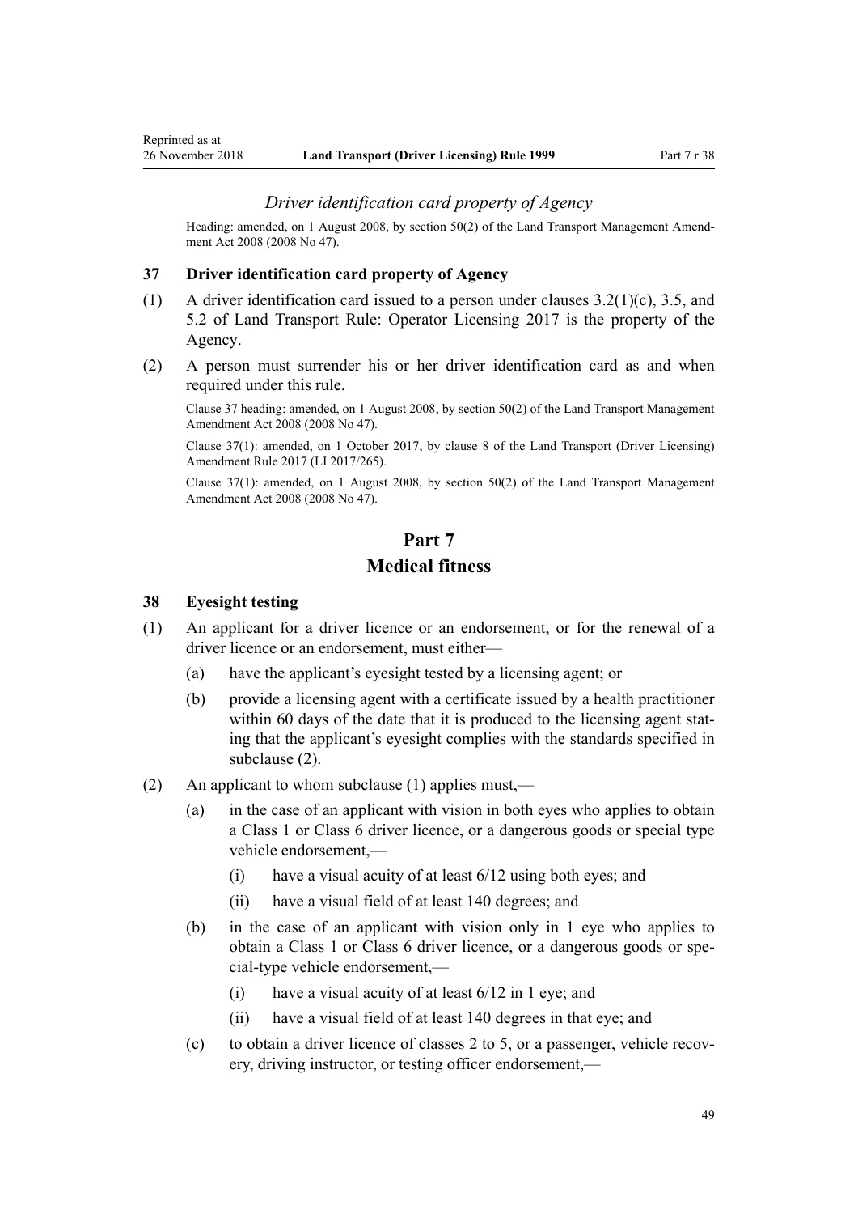*Driver identification card property of Agency*

Heading: amended, on 1 August 2008, by section 50(2) of the Land Transport Management Amendment Act 2008 (2008 No 47).

### 37 Driver identification card property of Agency

(1) A driver identification card issued to a person under clauses 3.2(1)(c), 3.5, and 5.2 of Land Transport Rule: Operator Licensing 2017 is the property of the Agency.

(2) A person must surrender his or her driver identification card as and when required under this rule.

Clause 37 heading: amended, on 1 August 2008, by section 50(2) of the Land Transport Management Amendment Act 2008 (2008 No 47).

Clause 37(1): amended, on 1 October 2017, by clause 8 of the Land Transport (Driver Licensing) Amendment Rule 2017 (LI 2017/265).

Clause 37(1): amended, on 1 August 2008, by section 50(2) of the Land Transport Management Amendment Act 2008 (2008 No 47).

## Part 7
## Medical fitness

### 38 Eyesight testing

(1) An applicant for a driver licence or an endorsement, or for the renewal of a driver licence or an endorsement, must either—

(a) have the applicant's eyesight tested by a licensing agent; or

(b) provide a licensing agent with a certificate issued by a health practitioner within 60 days of the date that it is produced to the licensing agent stating that the applicant's eyesight complies with the standards specified in subclause (2).

(2) An applicant to whom subclause (1) applies must,—

(a) in the case of an applicant with vision in both eyes who applies to obtain a Class 1 or Class 6 driver licence, or a dangerous goods or special type vehicle endorsement,—

(i) have a visual acuity of at least 6/12 using both eyes; and

(ii) have a visual field of at least 140 degrees; and

(b) in the case of an applicant with vision only in 1 eye who applies to obtain a Class 1 or Class 6 driver licence, or a dangerous goods or special-type vehicle endorsement,—

(i) have a visual acuity of at least 6/12 in 1 eye; and

(ii) have a visual field of at least 140 degrees in that eye; and

(c) to obtain a driver licence of classes 2 to 5, or a passenger, vehicle recovery, driving instructor, or testing officer endorsement,—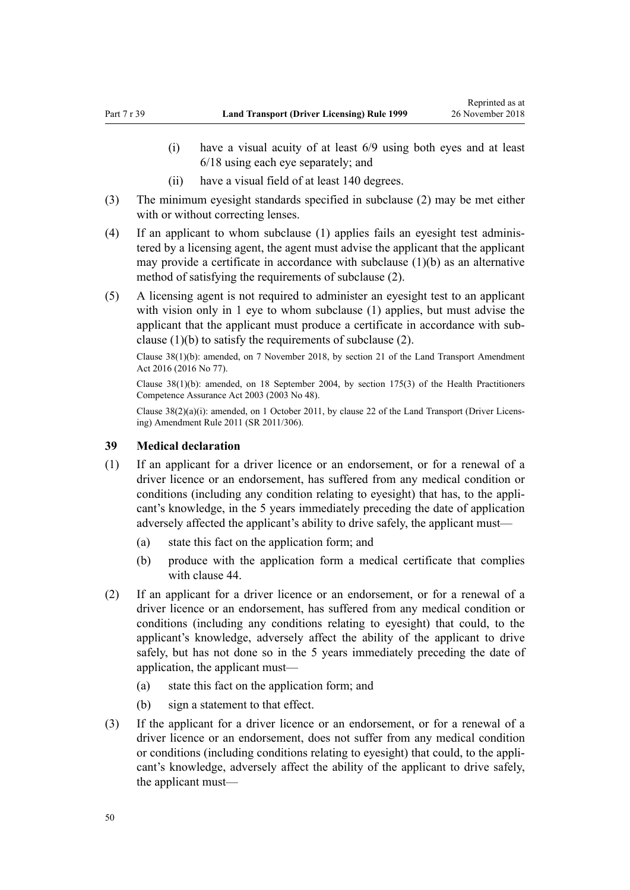- (i) have a visual acuity of at least 6/9 using both eyes and at least 6/18 using each eye separately; and
- (ii) have a visual field of at least 140 degrees.

(3) The minimum eyesight standards specified in subclause (2) may be met either with or without correcting lenses.

(4) If an applicant to whom subclause (1) applies fails an eyesight test administered by a licensing agent, the agent must advise the applicant that the applicant may provide a certificate in accordance with subclause (1)(b) as an alternative method of satisfying the requirements of subclause (2).

(5) A licensing agent is not required to administer an eyesight test to an applicant with vision only in 1 eye to whom subclause (1) applies, but must advise the applicant that the applicant must produce a certificate in accordance with subclause (1)(b) to satisfy the requirements of subclause (2).

Clause 38(1)(b): amended, on 7 November 2018, by section 21 of the Land Transport Amendment Act 2016 (2016 No 77).

Clause 38(1)(b): amended, on 18 September 2004, by section 175(3) of the Health Practitioners Competence Assurance Act 2003 (2003 No 48).

Clause 38(2)(a)(i): amended, on 1 October 2011, by clause 22 of the Land Transport (Driver Licensing) Amendment Rule 2011 (SR 2011/306).

### 39 Medical declaration

(1) If an applicant for a driver licence or an endorsement, or for a renewal of a driver licence or an endorsement, has suffered from any medical condition or conditions (including any condition relating to eyesight) that has, to the applicant's knowledge, in the 5 years immediately preceding the date of application adversely affected the applicant's ability to drive safely, the applicant must—

- (a) state this fact on the application form; and
- (b) produce with the application form a medical certificate that complies with clause 44.

(2) If an applicant for a driver licence or an endorsement, or for a renewal of a driver licence or an endorsement, has suffered from any medical condition or conditions (including any conditions relating to eyesight) that could, to the applicant's knowledge, adversely affect the ability of the applicant to drive safely, but has not done so in the 5 years immediately preceding the date of application, the applicant must—

- (a) state this fact on the application form; and
- (b) sign a statement to that effect.

(3) If the applicant for a driver licence or an endorsement, or for a renewal of a driver licence or an endorsement, does not suffer from any medical condition or conditions (including conditions relating to eyesight) that could, to the applicant's knowledge, adversely affect the ability of the applicant to drive safely, the applicant must—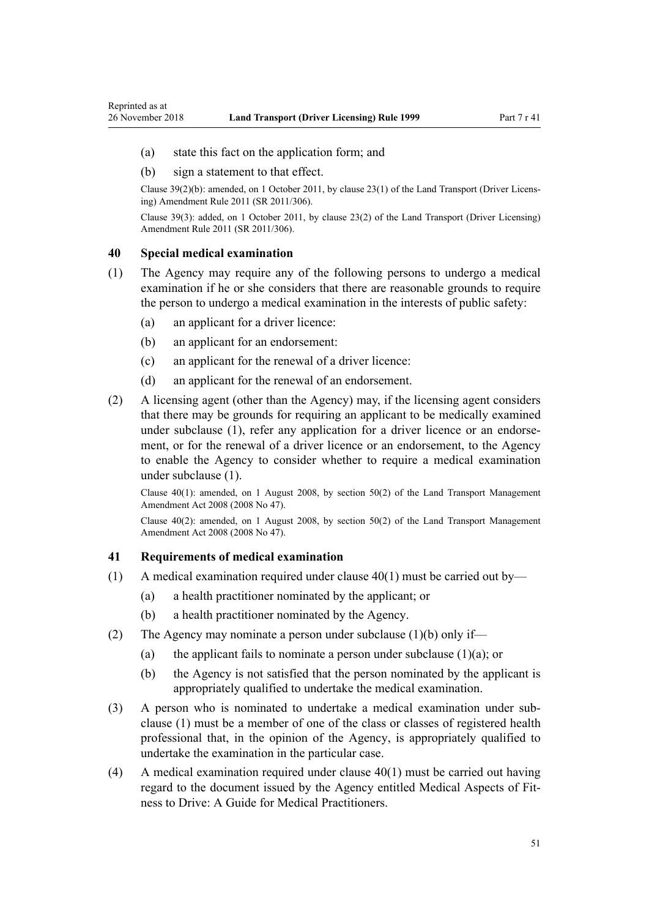(a) state this fact on the application form; and

(b) sign a statement to that effect.

Clause 39(2)(b): amended, on 1 October 2011, by clause 23(1) of the Land Transport (Driver Licensing) Amendment Rule 2011 (SR 2011/306).

Clause 39(3): added, on 1 October 2011, by clause 23(2) of the Land Transport (Driver Licensing) Amendment Rule 2011 (SR 2011/306).

### 40 Special medical examination

(1) The Agency may require any of the following persons to undergo a medical examination if he or she considers that there are reasonable grounds to require the person to undergo a medical examination in the interests of public safety:

(a) an applicant for a driver licence:

(b) an applicant for an endorsement:

(c) an applicant for the renewal of a driver licence:

(d) an applicant for the renewal of an endorsement.

(2) A licensing agent (other than the Agency) may, if the licensing agent considers that there may be grounds for requiring an applicant to be medically examined under subclause (1), refer any application for a driver licence or an endorsement, or for the renewal of a driver licence or an endorsement, to the Agency to enable the Agency to consider whether to require a medical examination under subclause (1).

Clause 40(1): amended, on 1 August 2008, by section 50(2) of the Land Transport Management Amendment Act 2008 (2008 No 47).

Clause 40(2): amended, on 1 August 2008, by section 50(2) of the Land Transport Management Amendment Act 2008 (2008 No 47).

### 41 Requirements of medical examination

(1) A medical examination required under clause 40(1) must be carried out by—

(a) a health practitioner nominated by the applicant; or

(b) a health practitioner nominated by the Agency.

(2) The Agency may nominate a person under subclause (1)(b) only if—

(a) the applicant fails to nominate a person under subclause (1)(a); or

(b) the Agency is not satisfied that the person nominated by the applicant is appropriately qualified to undertake the medical examination.

(3) A person who is nominated to undertake a medical examination under subclause (1) must be a member of one of the class or classes of registered health professional that, in the opinion of the Agency, is appropriately qualified to undertake the examination in the particular case.

(4) A medical examination required under clause 40(1) must be carried out having regard to the document issued by the Agency entitled Medical Aspects of Fitness to Drive: A Guide for Medical Practitioners.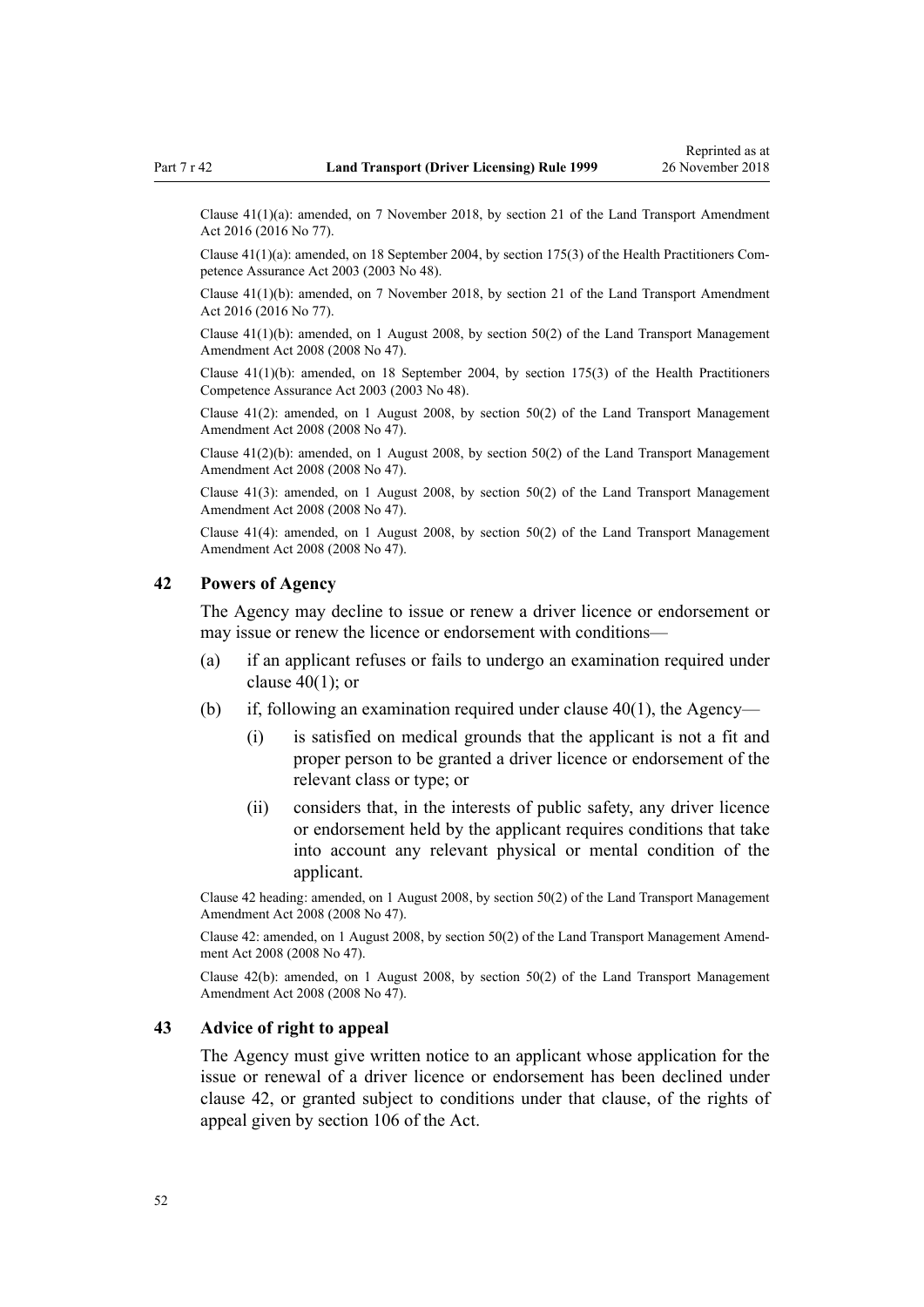Clause 41(1)(a): amended, on 7 November 2018, by section 21 of the Land Transport Amendment Act 2016 (2016 No 77).

Clause 41(1)(a): amended, on 18 September 2004, by section 175(3) of the Health Practitioners Competence Assurance Act 2003 (2003 No 48).

Clause 41(1)(b): amended, on 7 November 2018, by section 21 of the Land Transport Amendment Act 2016 (2016 No 77).

Clause 41(1)(b): amended, on 1 August 2008, by section 50(2) of the Land Transport Management Amendment Act 2008 (2008 No 47).

Clause 41(1)(b): amended, on 18 September 2004, by section 175(3) of the Health Practitioners Competence Assurance Act 2003 (2003 No 48).

Clause 41(2): amended, on 1 August 2008, by section 50(2) of the Land Transport Management Amendment Act 2008 (2008 No 47).

Clause 41(2)(b): amended, on 1 August 2008, by section 50(2) of the Land Transport Management Amendment Act 2008 (2008 No 47).

Clause 41(3): amended, on 1 August 2008, by section 50(2) of the Land Transport Management Amendment Act 2008 (2008 No 47).

Clause 41(4): amended, on 1 August 2008, by section 50(2) of the Land Transport Management Amendment Act 2008 (2008 No 47).

### 42 Powers of Agency

The Agency may decline to issue or renew a driver licence or endorsement or may issue or renew the licence or endorsement with conditions—

(a) if an applicant refuses or fails to undergo an examination required under clause 40(1); or

(b) if, following an examination required under clause 40(1), the Agency—

  (i) is satisfied on medical grounds that the applicant is not a fit and proper person to be granted a driver licence or endorsement of the relevant class or type; or

  (ii) considers that, in the interests of public safety, any driver licence or endorsement held by the applicant requires conditions that take into account any relevant physical or mental condition of the applicant.

Clause 42 heading: amended, on 1 August 2008, by section 50(2) of the Land Transport Management Amendment Act 2008 (2008 No 47).

Clause 42: amended, on 1 August 2008, by section 50(2) of the Land Transport Management Amendment Act 2008 (2008 No 47).

Clause 42(b): amended, on 1 August 2008, by section 50(2) of the Land Transport Management Amendment Act 2008 (2008 No 47).

### 43 Advice of right to appeal

The Agency must give written notice to an applicant whose application for the issue or renewal of a driver licence or endorsement has been declined under clause 42, or granted subject to conditions under that clause, of the rights of appeal given by section 106 of the Act.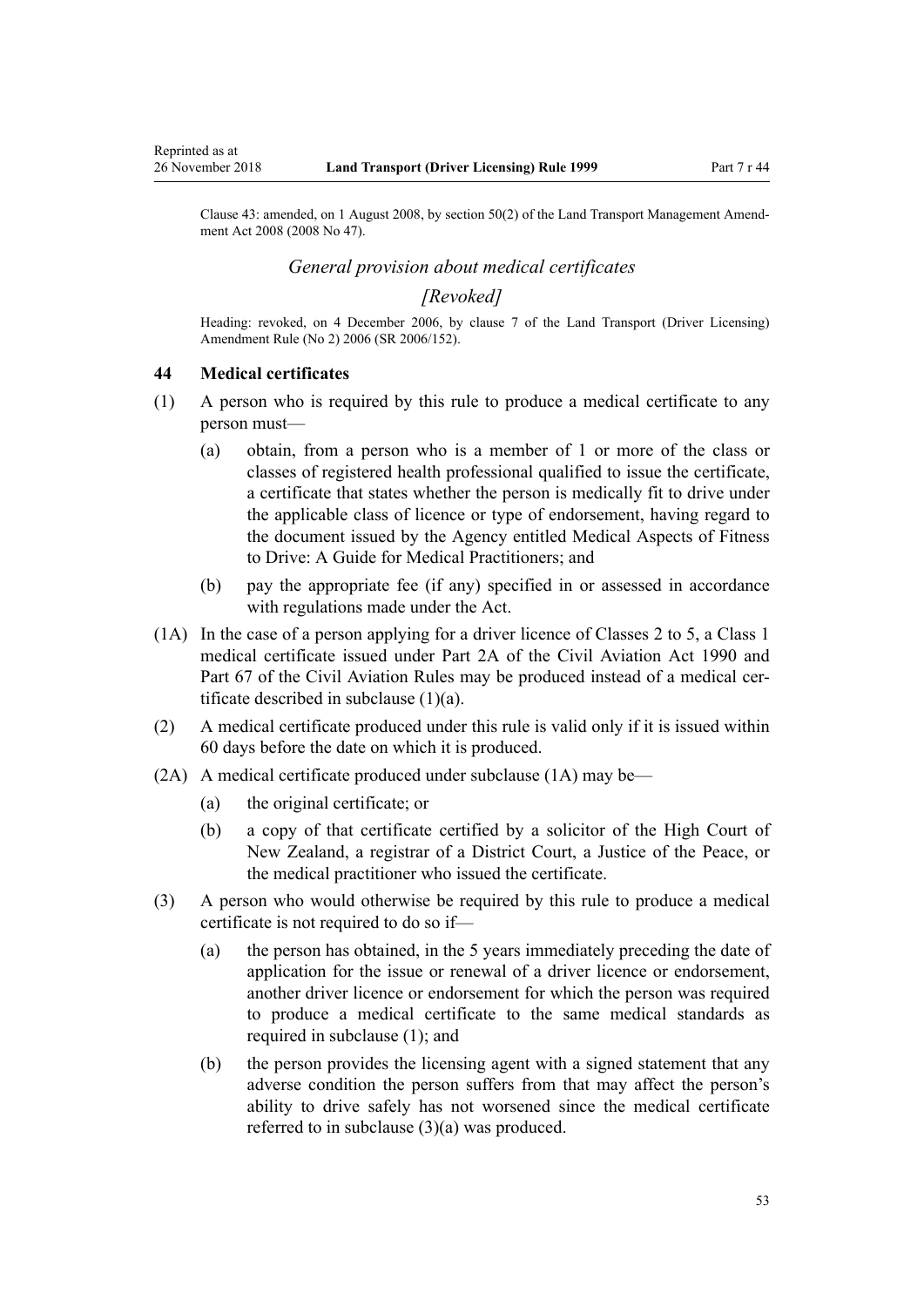Clause 43: amended, on 1 August 2008, by section 50(2) of the Land Transport Management Amendment Act 2008 (2008 No 47).

### *General provision about medical certificates*

### *[Revoked]*

Heading: revoked, on 4 December 2006, by clause 7 of the Land Transport (Driver Licensing) Amendment Rule (No 2) 2006 (SR 2006/152).

### 44 Medical certificates

(1) A person who is required by this rule to produce a medical certificate to any person must—

- (a) obtain, from a person who is a member of 1 or more of the class or classes of registered health professional qualified to issue the certificate, a certificate that states whether the person is medically fit to drive under the applicable class of licence or type of endorsement, having regard to the document issued by the Agency entitled Medical Aspects of Fitness to Drive: A Guide for Medical Practitioners; and
- (b) pay the appropriate fee (if any) specified in or assessed in accordance with regulations made under the Act.

(1A) In the case of a person applying for a driver licence of Classes 2 to 5, a Class 1 medical certificate issued under Part 2A of the Civil Aviation Act 1990 and Part 67 of the Civil Aviation Rules may be produced instead of a medical certificate described in subclause (1)(a).

(2) A medical certificate produced under this rule is valid only if it is issued within 60 days before the date on which it is produced.

(2A) A medical certificate produced under subclause (1A) may be—

- (a) the original certificate; or
- (b) a copy of that certificate certified by a solicitor of the High Court of New Zealand, a registrar of a District Court, a Justice of the Peace, or the medical practitioner who issued the certificate.

(3) A person who would otherwise be required by this rule to produce a medical certificate is not required to do so if—

- (a) the person has obtained, in the 5 years immediately preceding the date of application for the issue or renewal of a driver licence or endorsement, another driver licence or endorsement for which the person was required to produce a medical certificate to the same medical standards as required in subclause (1); and
- (b) the person provides the licensing agent with a signed statement that any adverse condition the person suffers from that may affect the person's ability to drive safely has not worsened since the medical certificate referred to in subclause (3)(a) was produced.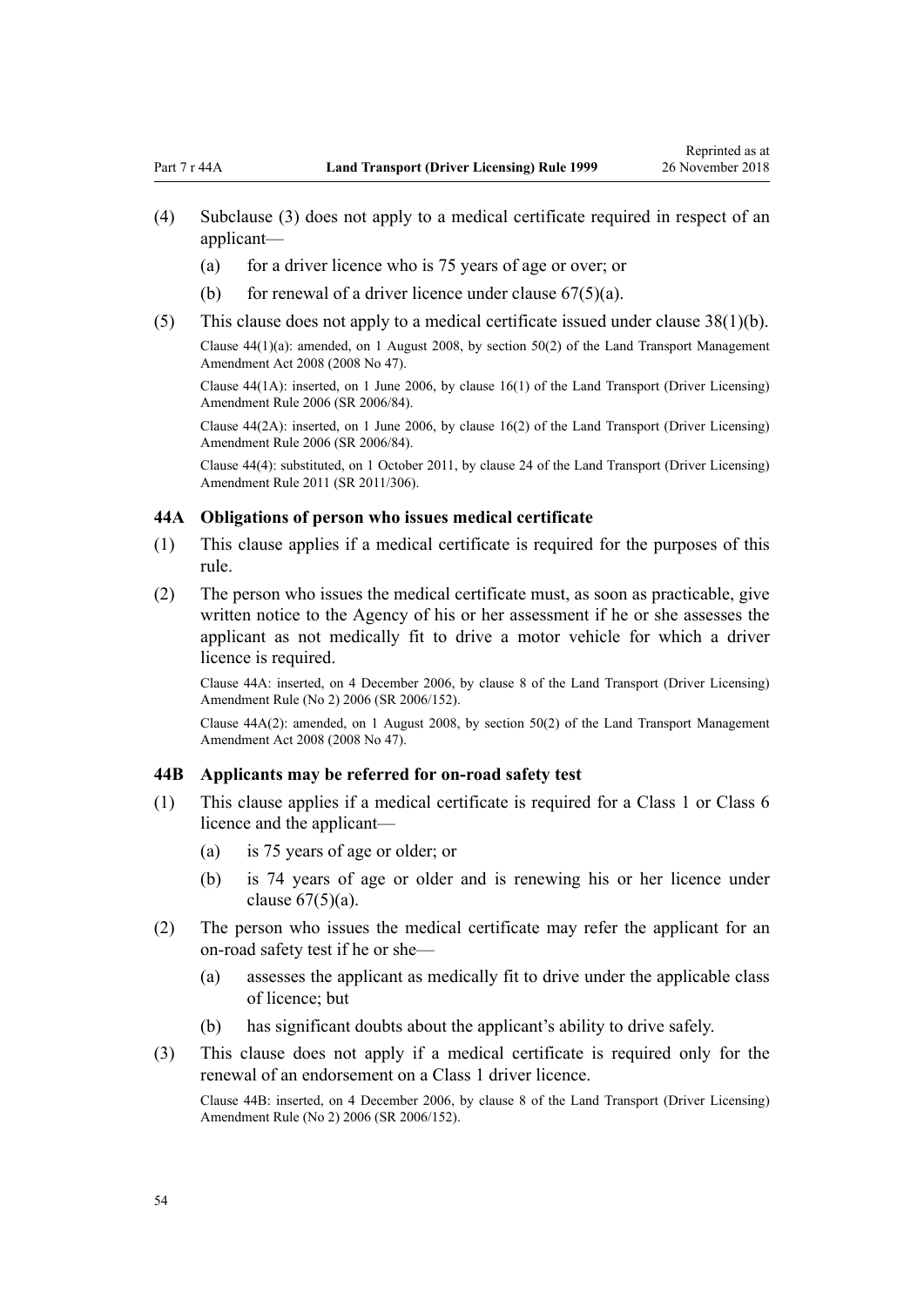(4) Subclause (3) does not apply to a medical certificate required in respect of an applicant—

 (a) for a driver licence who is 75 years of age or over; or

 (b) for renewal of a driver licence under clause 67(5)(a).

(5) This clause does not apply to a medical certificate issued under clause 38(1)(b).

Clause 44(1)(a): amended, on 1 August 2008, by section 50(2) of the Land Transport Management Amendment Act 2008 (2008 No 47).

Clause 44(1A): inserted, on 1 June 2006, by clause 16(1) of the Land Transport (Driver Licensing) Amendment Rule 2006 (SR 2006/84).

Clause 44(2A): inserted, on 1 June 2006, by clause 16(2) of the Land Transport (Driver Licensing) Amendment Rule 2006 (SR 2006/84).

Clause 44(4): substituted, on 1 October 2011, by clause 24 of the Land Transport (Driver Licensing) Amendment Rule 2011 (SR 2011/306).

### 44A Obligations of person who issues medical certificate

(1) This clause applies if a medical certificate is required for the purposes of this rule.

(2) The person who issues the medical certificate must, as soon as practicable, give written notice to the Agency of his or her assessment if he or she assesses the applicant as not medically fit to drive a motor vehicle for which a driver licence is required.

Clause 44A: inserted, on 4 December 2006, by clause 8 of the Land Transport (Driver Licensing) Amendment Rule (No 2) 2006 (SR 2006/152).

Clause 44A(2): amended, on 1 August 2008, by section 50(2) of the Land Transport Management Amendment Act 2008 (2008 No 47).

### 44B Applicants may be referred for on-road safety test

(1) This clause applies if a medical certificate is required for a Class 1 or Class 6 licence and the applicant—

 (a) is 75 years of age or older; or

 (b) is 74 years of age or older and is renewing his or her licence under clause 67(5)(a).

(2) The person who issues the medical certificate may refer the applicant for an on-road safety test if he or she—

 (a) assesses the applicant as medically fit to drive under the applicable class of licence; but

 (b) has significant doubts about the applicant's ability to drive safely.

(3) This clause does not apply if a medical certificate is required only for the renewal of an endorsement on a Class 1 driver licence.

Clause 44B: inserted, on 4 December 2006, by clause 8 of the Land Transport (Driver Licensing) Amendment Rule (No 2) 2006 (SR 2006/152).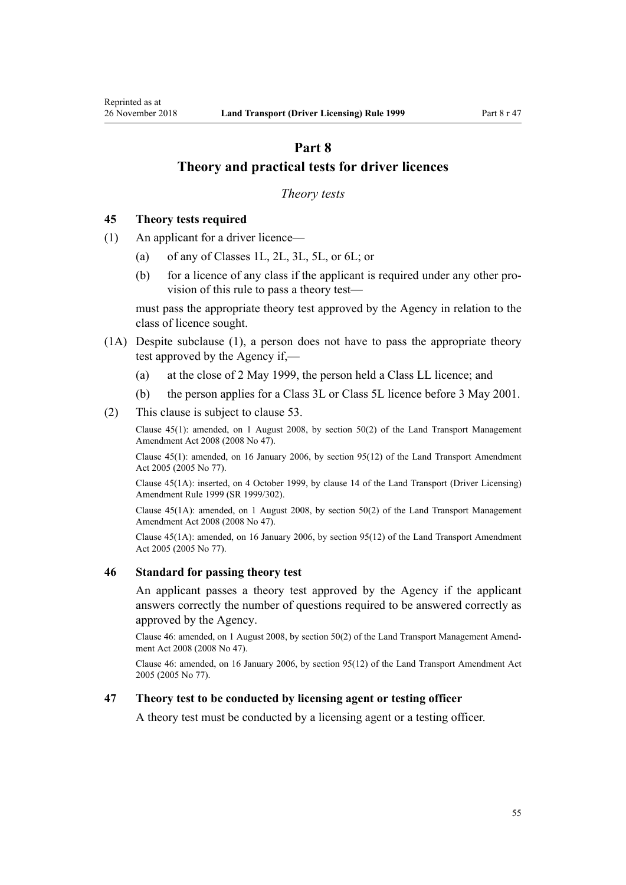# Part 8
## Theory and practical tests for driver licences

*Theory tests*

### 45 Theory tests required

(1) An applicant for a driver licence—

(a) of any of Classes 1L, 2L, 3L, 5L, or 6L; or

(b) for a licence of any class if the applicant is required under any other provision of this rule to pass a theory test—

must pass the appropriate theory test approved by the Agency in relation to the class of licence sought.

(1A) Despite subclause (1), a person does not have to pass the appropriate theory test approved by the Agency if,—

(a) at the close of 2 May 1999, the person held a Class LL licence; and

(b) the person applies for a Class 3L or Class 5L licence before 3 May 2001.

(2) This clause is subject to clause 53.

Clause 45(1): amended, on 1 August 2008, by section 50(2) of the Land Transport Management Amendment Act 2008 (2008 No 47).

Clause 45(1): amended, on 16 January 2006, by section 95(12) of the Land Transport Amendment Act 2005 (2005 No 77).

Clause 45(1A): inserted, on 4 October 1999, by clause 14 of the Land Transport (Driver Licensing) Amendment Rule 1999 (SR 1999/302).

Clause 45(1A): amended, on 1 August 2008, by section 50(2) of the Land Transport Management Amendment Act 2008 (2008 No 47).

Clause 45(1A): amended, on 16 January 2006, by section 95(12) of the Land Transport Amendment Act 2005 (2005 No 77).

### 46 Standard for passing theory test

An applicant passes a theory test approved by the Agency if the applicant answers correctly the number of questions required to be answered correctly as approved by the Agency.

Clause 46: amended, on 1 August 2008, by section 50(2) of the Land Transport Management Amendment Act 2008 (2008 No 47).

Clause 46: amended, on 16 January 2006, by section 95(12) of the Land Transport Amendment Act 2005 (2005 No 77).

### 47 Theory test to be conducted by licensing agent or testing officer

A theory test must be conducted by a licensing agent or a testing officer.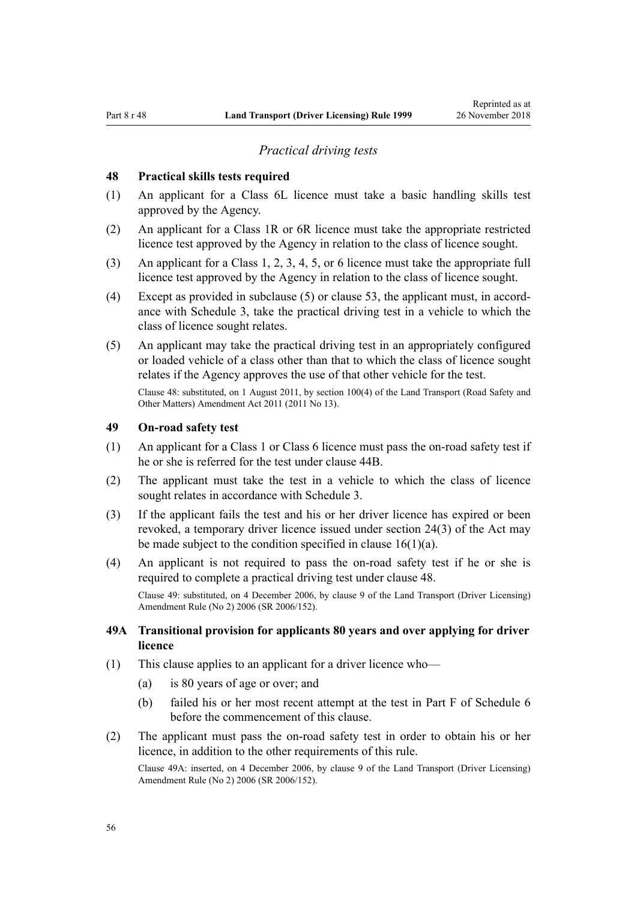*Practical driving tests*

## 48 Practical skills tests required

(1) An applicant for a Class 6L licence must take a basic handling skills test approved by the Agency.

(2) An applicant for a Class 1R or 6R licence must take the appropriate restricted licence test approved by the Agency in relation to the class of licence sought.

(3) An applicant for a Class 1, 2, 3, 4, 5, or 6 licence must take the appropriate full licence test approved by the Agency in relation to the class of licence sought.

(4) Except as provided in subclause (5) or clause 53, the applicant must, in accordance with Schedule 3, take the practical driving test in a vehicle to which the class of licence sought relates.

(5) An applicant may take the practical driving test in an appropriately configured or loaded vehicle of a class other than that to which the class of licence sought relates if the Agency approves the use of that other vehicle for the test.

Clause 48: substituted, on 1 August 2011, by section 100(4) of the Land Transport (Road Safety and Other Matters) Amendment Act 2011 (2011 No 13).

## 49 On-road safety test

(1) An applicant for a Class 1 or Class 6 licence must pass the on-road safety test if he or she is referred for the test under clause 44B.

(2) The applicant must take the test in a vehicle to which the class of licence sought relates in accordance with Schedule 3.

(3) If the applicant fails the test and his or her driver licence has expired or been revoked, a temporary driver licence issued under section 24(3) of the Act may be made subject to the condition specified in clause 16(1)(a).

(4) An applicant is not required to pass the on-road safety test if he or she is required to complete a practical driving test under clause 48.

Clause 49: substituted, on 4 December 2006, by clause 9 of the Land Transport (Driver Licensing) Amendment Rule (No 2) 2006 (SR 2006/152).

## 49A Transitional provision for applicants 80 years and over applying for driver licence

(1) This clause applies to an applicant for a driver licence who—

(a) is 80 years of age or over; and

(b) failed his or her most recent attempt at the test in Part F of Schedule 6 before the commencement of this clause.

(2) The applicant must pass the on-road safety test in order to obtain his or her licence, in addition to the other requirements of this rule.

Clause 49A: inserted, on 4 December 2006, by clause 9 of the Land Transport (Driver Licensing) Amendment Rule (No 2) 2006 (SR 2006/152).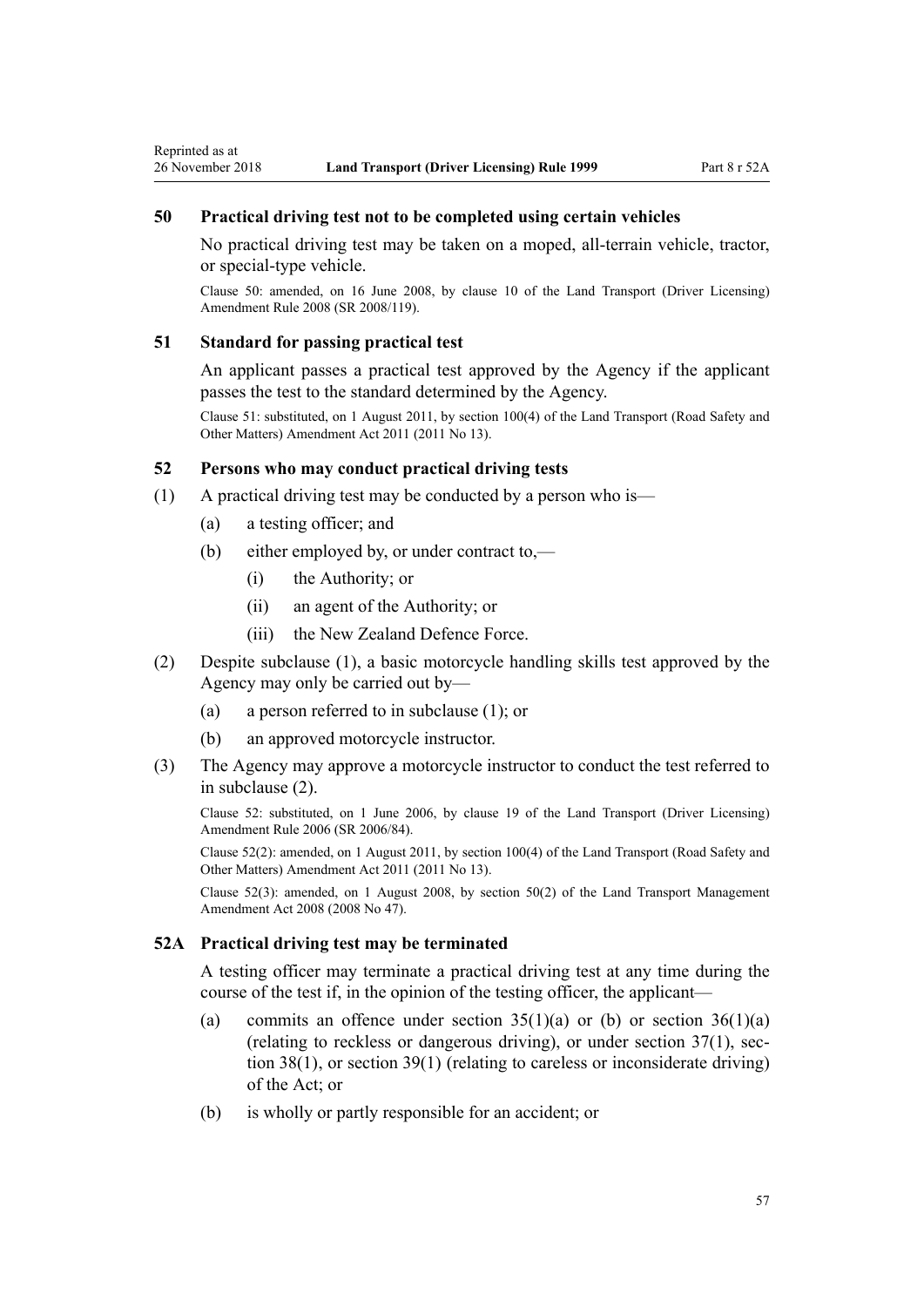### 50 Practical driving test not to be completed using certain vehicles

No practical driving test may be taken on a moped, all-terrain vehicle, tractor, or special-type vehicle.

Clause 50: amended, on 16 June 2008, by clause 10 of the Land Transport (Driver Licensing) Amendment Rule 2008 (SR 2008/119).

### 51 Standard for passing practical test

An applicant passes a practical test approved by the Agency if the applicant passes the test to the standard determined by the Agency.

Clause 51: substituted, on 1 August 2011, by section 100(4) of the Land Transport (Road Safety and Other Matters) Amendment Act 2011 (2011 No 13).

### 52 Persons who may conduct practical driving tests

(1) A practical driving test may be conducted by a person who is—

- (a) a testing officer; and
- (b) either employed by, or under contract to,—
  - (i) the Authority; or
  - (ii) an agent of the Authority; or
  - (iii) the New Zealand Defence Force.

(2) Despite subclause (1), a basic motorcycle handling skills test approved by the Agency may only be carried out by—

- (a) a person referred to in subclause (1); or
- (b) an approved motorcycle instructor.

(3) The Agency may approve a motorcycle instructor to conduct the test referred to in subclause (2).

Clause 52: substituted, on 1 June 2006, by clause 19 of the Land Transport (Driver Licensing) Amendment Rule 2006 (SR 2006/84).

Clause 52(2): amended, on 1 August 2011, by section 100(4) of the Land Transport (Road Safety and Other Matters) Amendment Act 2011 (2011 No 13).

Clause 52(3): amended, on 1 August 2008, by section 50(2) of the Land Transport Management Amendment Act 2008 (2008 No 47).

### 52A Practical driving test may be terminated

A testing officer may terminate a practical driving test at any time during the course of the test if, in the opinion of the testing officer, the applicant—

- (a) commits an offence under section 35(1)(a) or (b) or section 36(1)(a) (relating to reckless or dangerous driving), or under section 37(1), section 38(1), or section 39(1) (relating to careless or inconsiderate driving) of the Act; or
- (b) is wholly or partly responsible for an accident; or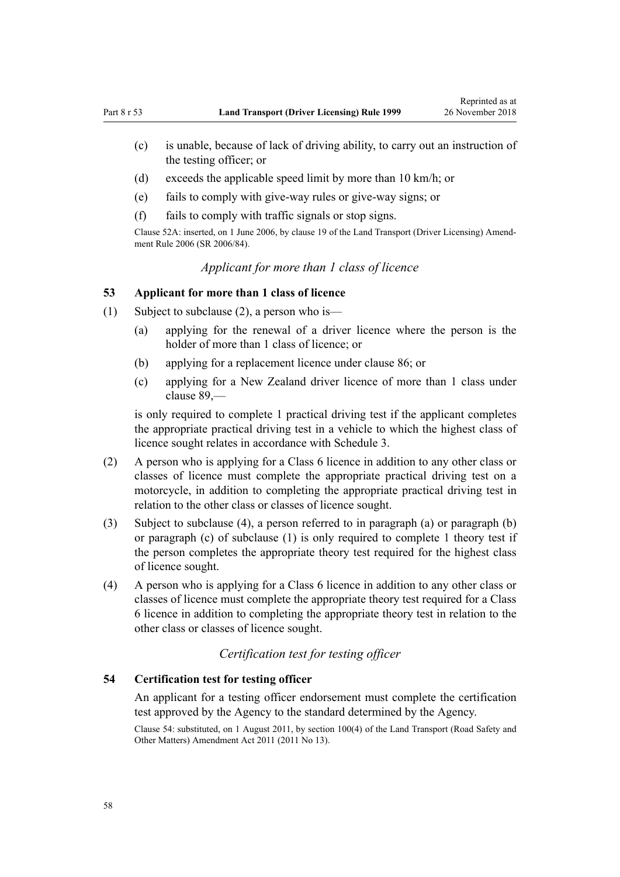(c) is unable, because of lack of driving ability, to carry out an instruction of the testing officer; or

(d) exceeds the applicable speed limit by more than 10 km/h; or

(e) fails to comply with give-way rules or give-way signs; or

(f) fails to comply with traffic signals or stop signs.

Clause 52A: inserted, on 1 June 2006, by clause 19 of the Land Transport (Driver Licensing) Amendment Rule 2006 (SR 2006/84).

*Applicant for more than 1 class of licence*

### 53 Applicant for more than 1 class of licence

(1) Subject to subclause (2), a person who is—

(a) applying for the renewal of a driver licence where the person is the holder of more than 1 class of licence; or

(b) applying for a replacement licence under clause 86; or

(c) applying for a New Zealand driver licence of more than 1 class under clause 89,—

is only required to complete 1 practical driving test if the applicant completes the appropriate practical driving test in a vehicle to which the highest class of licence sought relates in accordance with Schedule 3.

(2) A person who is applying for a Class 6 licence in addition to any other class or classes of licence must complete the appropriate practical driving test on a motorcycle, in addition to completing the appropriate practical driving test in relation to the other class or classes of licence sought.

(3) Subject to subclause (4), a person referred to in paragraph (a) or paragraph (b) or paragraph (c) of subclause (1) is only required to complete 1 theory test if the person completes the appropriate theory test required for the highest class of licence sought.

(4) A person who is applying for a Class 6 licence in addition to any other class or classes of licence must complete the appropriate theory test required for a Class 6 licence in addition to completing the appropriate theory test in relation to the other class or classes of licence sought.

*Certification test for testing officer*

### 54 Certification test for testing officer

An applicant for a testing officer endorsement must complete the certification test approved by the Agency to the standard determined by the Agency.

Clause 54: substituted, on 1 August 2011, by section 100(4) of the Land Transport (Road Safety and Other Matters) Amendment Act 2011 (2011 No 13).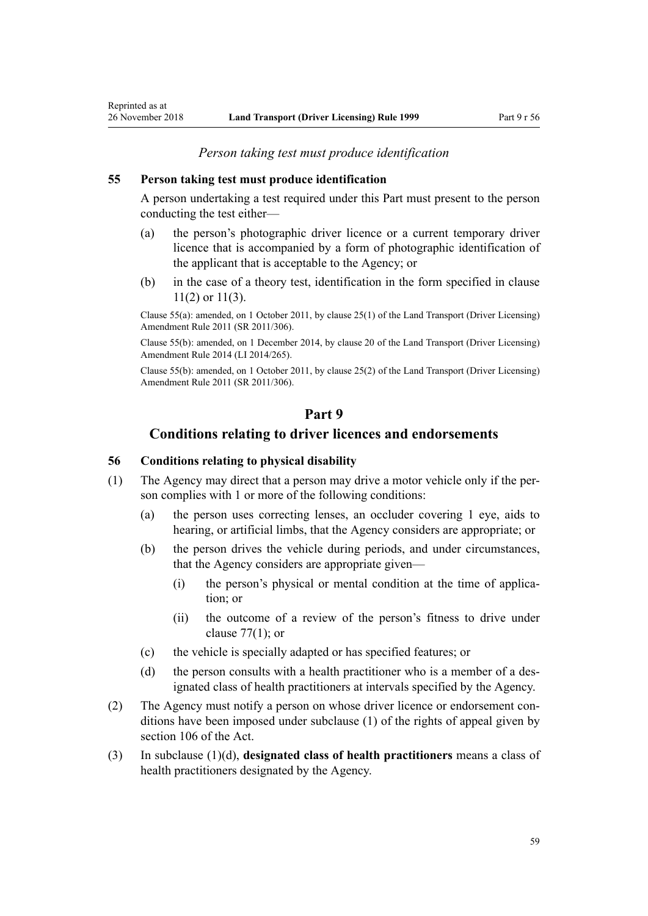*Person taking test must produce identification*

### 55 Person taking test must produce identification

A person undertaking a test required under this Part must present to the person conducting the test either—

(a) the person's photographic driver licence or a current temporary driver licence that is accompanied by a form of photographic identification of the applicant that is acceptable to the Agency; or

(b) in the case of a theory test, identification in the form specified in clause 11(2) or 11(3).

Clause 55(a): amended, on 1 October 2011, by clause 25(1) of the Land Transport (Driver Licensing) Amendment Rule 2011 (SR 2011/306).

Clause 55(b): amended, on 1 December 2014, by clause 20 of the Land Transport (Driver Licensing) Amendment Rule 2014 (LI 2014/265).

Clause 55(b): amended, on 1 October 2011, by clause 25(2) of the Land Transport (Driver Licensing) Amendment Rule 2011 (SR 2011/306).

## Part 9
## Conditions relating to driver licences and endorsements

### 56 Conditions relating to physical disability

(1) The Agency may direct that a person may drive a motor vehicle only if the person complies with 1 or more of the following conditions:

(a) the person uses correcting lenses, an occluder covering 1 eye, aids to hearing, or artificial limbs, that the Agency considers are appropriate; or

(b) the person drives the vehicle during periods, and under circumstances, that the Agency considers are appropriate given—

(i) the person's physical or mental condition at the time of application; or

(ii) the outcome of a review of the person's fitness to drive under clause 77(1); or

(c) the vehicle is specially adapted or has specified features; or

(d) the person consults with a health practitioner who is a member of a designated class of health practitioners at intervals specified by the Agency.

(2) The Agency must notify a person on whose driver licence or endorsement conditions have been imposed under subclause (1) of the rights of appeal given by section 106 of the Act.

(3) In subclause (1)(d), **designated class of health practitioners** means a class of health practitioners designated by the Agency.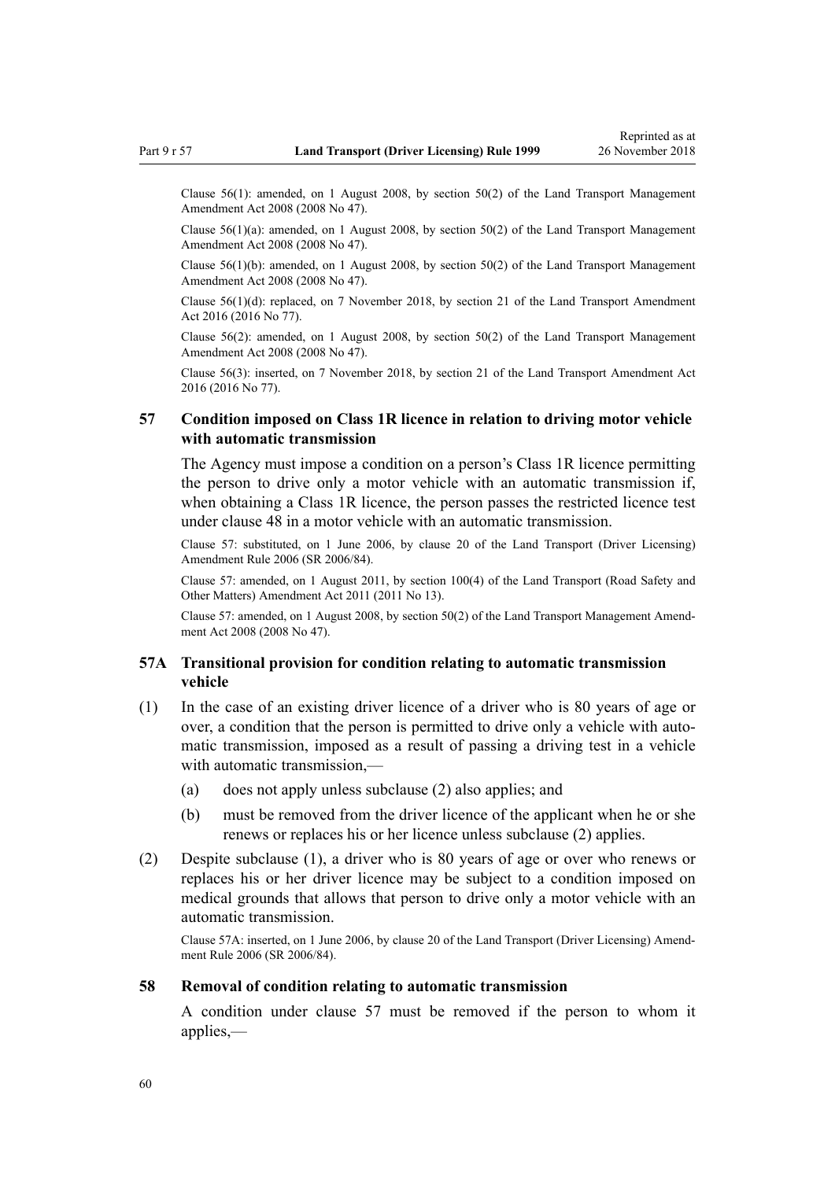Clause 56(1): amended, on 1 August 2008, by section 50(2) of the Land Transport Management Amendment Act 2008 (2008 No 47).

Clause 56(1)(a): amended, on 1 August 2008, by section 50(2) of the Land Transport Management Amendment Act 2008 (2008 No 47).

Clause 56(1)(b): amended, on 1 August 2008, by section 50(2) of the Land Transport Management Amendment Act 2008 (2008 No 47).

Clause 56(1)(d): replaced, on 7 November 2018, by section 21 of the Land Transport Amendment Act 2016 (2016 No 77).

Clause 56(2): amended, on 1 August 2008, by section 50(2) of the Land Transport Management Amendment Act 2008 (2008 No 47).

Clause 56(3): inserted, on 7 November 2018, by section 21 of the Land Transport Amendment Act 2016 (2016 No 77).

### 57 Condition imposed on Class 1R licence in relation to driving motor vehicle with automatic transmission

The Agency must impose a condition on a person's Class 1R licence permitting the person to drive only a motor vehicle with an automatic transmission if, when obtaining a Class 1R licence, the person passes the restricted licence test under clause 48 in a motor vehicle with an automatic transmission.

Clause 57: substituted, on 1 June 2006, by clause 20 of the Land Transport (Driver Licensing) Amendment Rule 2006 (SR 2006/84).

Clause 57: amended, on 1 August 2011, by section 100(4) of the Land Transport (Road Safety and Other Matters) Amendment Act 2011 (2011 No 13).

Clause 57: amended, on 1 August 2008, by section 50(2) of the Land Transport Management Amendment Act 2008 (2008 No 47).

### 57A Transitional provision for condition relating to automatic transmission vehicle

(1) In the case of an existing driver licence of a driver who is 80 years of age or over, a condition that the person is permitted to drive only a vehicle with automatic transmission, imposed as a result of passing a driving test in a vehicle with automatic transmission,—

   (a) does not apply unless subclause (2) also applies; and

   (b) must be removed from the driver licence of the applicant when he or she renews or replaces his or her licence unless subclause (2) applies.

(2) Despite subclause (1), a driver who is 80 years of age or over who renews or replaces his or her driver licence may be subject to a condition imposed on medical grounds that allows that person to drive only a motor vehicle with an automatic transmission.

Clause 57A: inserted, on 1 June 2006, by clause 20 of the Land Transport (Driver Licensing) Amendment Rule 2006 (SR 2006/84).

### 58 Removal of condition relating to automatic transmission

A condition under clause 57 must be removed if the person to whom it applies,—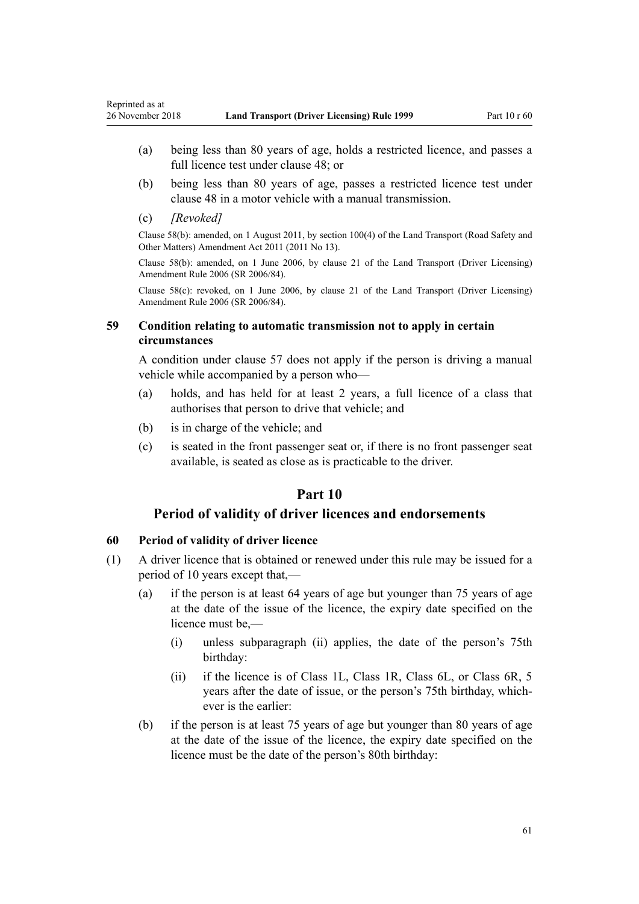(a) being less than 80 years of age, holds a restricted licence, and passes a full licence test under clause 48; or

(b) being less than 80 years of age, passes a restricted licence test under clause 48 in a motor vehicle with a manual transmission.

(c) *[Revoked]*

Clause 58(b): amended, on 1 August 2011, by section 100(4) of the Land Transport (Road Safety and Other Matters) Amendment Act 2011 (2011 No 13).

Clause 58(b): amended, on 1 June 2006, by clause 21 of the Land Transport (Driver Licensing) Amendment Rule 2006 (SR 2006/84).

Clause 58(c): revoked, on 1 June 2006, by clause 21 of the Land Transport (Driver Licensing) Amendment Rule 2006 (SR 2006/84).

### 59 Condition relating to automatic transmission not to apply in certain circumstances

A condition under clause 57 does not apply if the person is driving a manual vehicle while accompanied by a person who—

(a) holds, and has held for at least 2 years, a full licence of a class that authorises that person to drive that vehicle; and

(b) is in charge of the vehicle; and

(c) is seated in the front passenger seat or, if there is no front passenger seat available, is seated as close as is practicable to the driver.

## Part 10
## Period of validity of driver licences and endorsements

### 60 Period of validity of driver licence

(1) A driver licence that is obtained or renewed under this rule may be issued for a period of 10 years except that,—

(a) if the person is at least 64 years of age but younger than 75 years of age at the date of the issue of the licence, the expiry date specified on the licence must be,—

(i) unless subparagraph (ii) applies, the date of the person's 75th birthday:

(ii) if the licence is of Class 1L, Class 1R, Class 6L, or Class 6R, 5 years after the date of issue, or the person's 75th birthday, whichever is the earlier:

(b) if the person is at least 75 years of age but younger than 80 years of age at the date of the issue of the licence, the expiry date specified on the licence must be the date of the person's 80th birthday: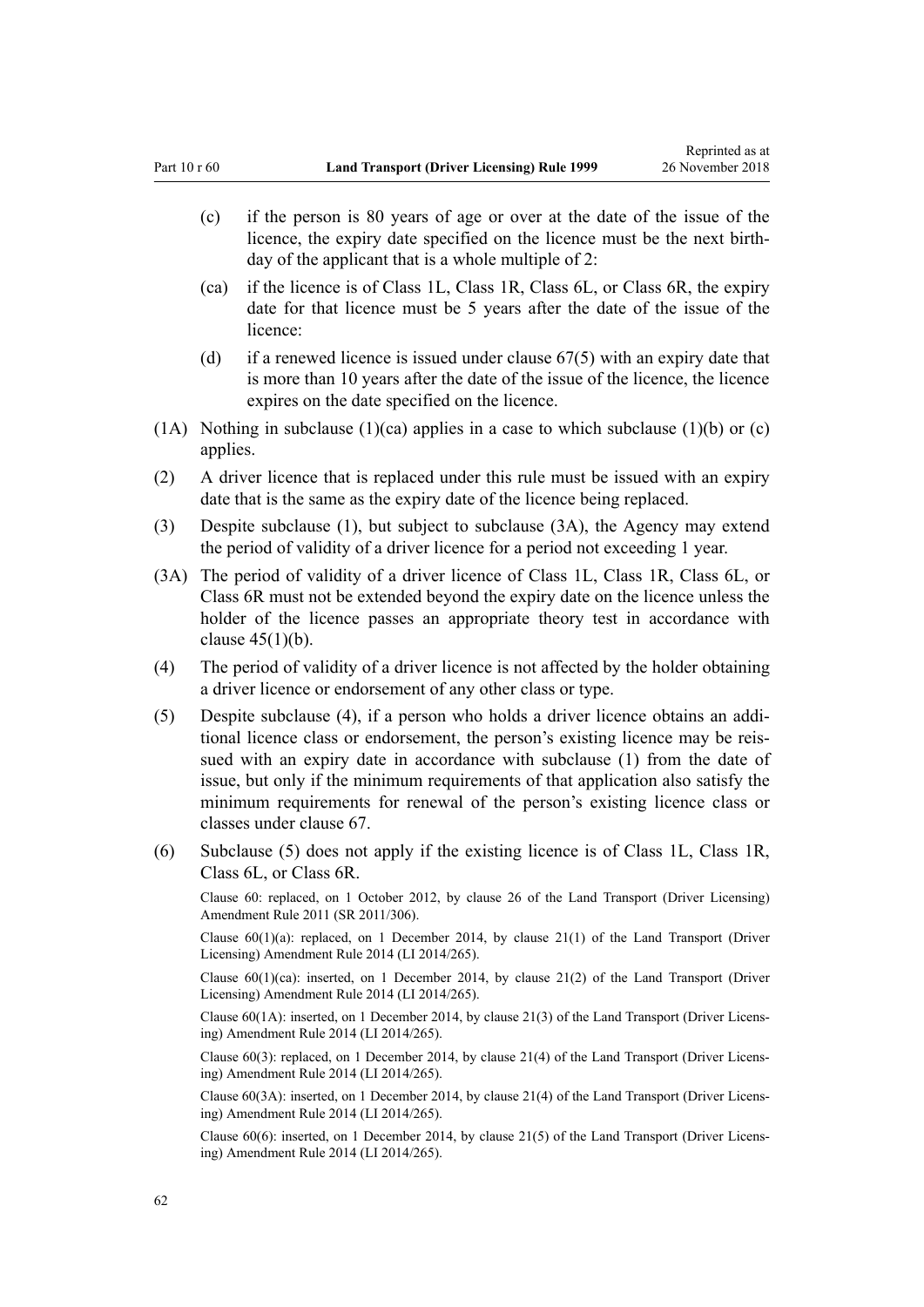(c) if the person is 80 years of age or over at the date of the issue of the licence, the expiry date specified on the licence must be the next birthday of the applicant that is a whole multiple of 2:

(ca) if the licence is of Class 1L, Class 1R, Class 6L, or Class 6R, the expiry date for that licence must be 5 years after the date of the issue of the licence:

(d) if a renewed licence is issued under clause 67(5) with an expiry date that is more than 10 years after the date of the issue of the licence, the licence expires on the date specified on the licence.

(1A) Nothing in subclause (1)(ca) applies in a case to which subclause (1)(b) or (c) applies.

(2) A driver licence that is replaced under this rule must be issued with an expiry date that is the same as the expiry date of the licence being replaced.

(3) Despite subclause (1), but subject to subclause (3A), the Agency may extend the period of validity of a driver licence for a period not exceeding 1 year.

(3A) The period of validity of a driver licence of Class 1L, Class 1R, Class 6L, or Class 6R must not be extended beyond the expiry date on the licence unless the holder of the licence passes an appropriate theory test in accordance with clause 45(1)(b).

(4) The period of validity of a driver licence is not affected by the holder obtaining a driver licence or endorsement of any other class or type.

(5) Despite subclause (4), if a person who holds a driver licence obtains an additional licence class or endorsement, the person's existing licence may be reissued with an expiry date in accordance with subclause (1) from the date of issue, but only if the minimum requirements of that application also satisfy the minimum requirements for renewal of the person's existing licence class or classes under clause 67.

(6) Subclause (5) does not apply if the existing licence is of Class 1L, Class 1R, Class 6L, or Class 6R.

Clause 60: replaced, on 1 October 2012, by clause 26 of the Land Transport (Driver Licensing) Amendment Rule 2011 (SR 2011/306).

Clause 60(1)(a): replaced, on 1 December 2014, by clause 21(1) of the Land Transport (Driver Licensing) Amendment Rule 2014 (LI 2014/265).

Clause 60(1)(ca): inserted, on 1 December 2014, by clause 21(2) of the Land Transport (Driver Licensing) Amendment Rule 2014 (LI 2014/265).

Clause 60(1A): inserted, on 1 December 2014, by clause 21(3) of the Land Transport (Driver Licensing) Amendment Rule 2014 (LI 2014/265).

Clause 60(3): replaced, on 1 December 2014, by clause 21(4) of the Land Transport (Driver Licensing) Amendment Rule 2014 (LI 2014/265).

Clause 60(3A): inserted, on 1 December 2014, by clause 21(4) of the Land Transport (Driver Licensing) Amendment Rule 2014 (LI 2014/265).

Clause 60(6): inserted, on 1 December 2014, by clause 21(5) of the Land Transport (Driver Licensing) Amendment Rule 2014 (LI 2014/265).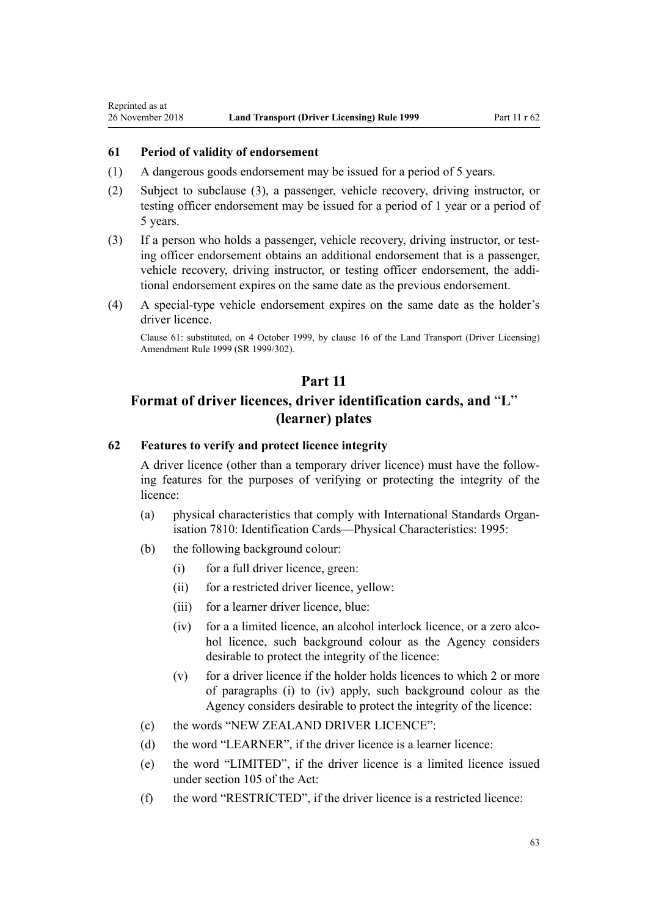### 61 Period of validity of endorsement

(1) A dangerous goods endorsement may be issued for a period of 5 years.

(2) Subject to subclause (3), a passenger, vehicle recovery, driving instructor, or testing officer endorsement may be issued for a period of 1 year or a period of 5 years.

(3) If a person who holds a passenger, vehicle recovery, driving instructor, or testing officer endorsement obtains an additional endorsement that is a passenger, vehicle recovery, driving instructor, or testing officer endorsement, the additional endorsement expires on the same date as the previous endorsement.

(4) A special-type vehicle endorsement expires on the same date as the holder's driver licence.

Clause 61: substituted, on 4 October 1999, by clause 16 of the Land Transport (Driver Licensing) Amendment Rule 1999 (SR 1999/302).

## Part 11

## Format of driver licences, driver identification cards, and "L" (learner) plates

### 62 Features to verify and protect licence integrity

A driver licence (other than a temporary driver licence) must have the following features for the purposes of verifying or protecting the integrity of the licence:

(a) physical characteristics that comply with International Standards Organisation 7810: Identification Cards—Physical Characteristics: 1995:

(b) the following background colour:

(i) for a full driver licence, green:

(ii) for a restricted driver licence, yellow:

(iii) for a learner driver licence, blue:

(iv) for a a limited licence, an alcohol interlock licence, or a zero alcohol licence, such background colour as the Agency considers desirable to protect the integrity of the licence:

(v) for a driver licence if the holder holds licences to which 2 or more of paragraphs (i) to (iv) apply, such background colour as the Agency considers desirable to protect the integrity of the licence:

(c) the words "NEW ZEALAND DRIVER LICENCE":

(d) the word "LEARNER", if the driver licence is a learner licence:

(e) the word "LIMITED", if the driver licence is a limited licence issued under section 105 of the Act:

(f) the word "RESTRICTED", if the driver licence is a restricted licence: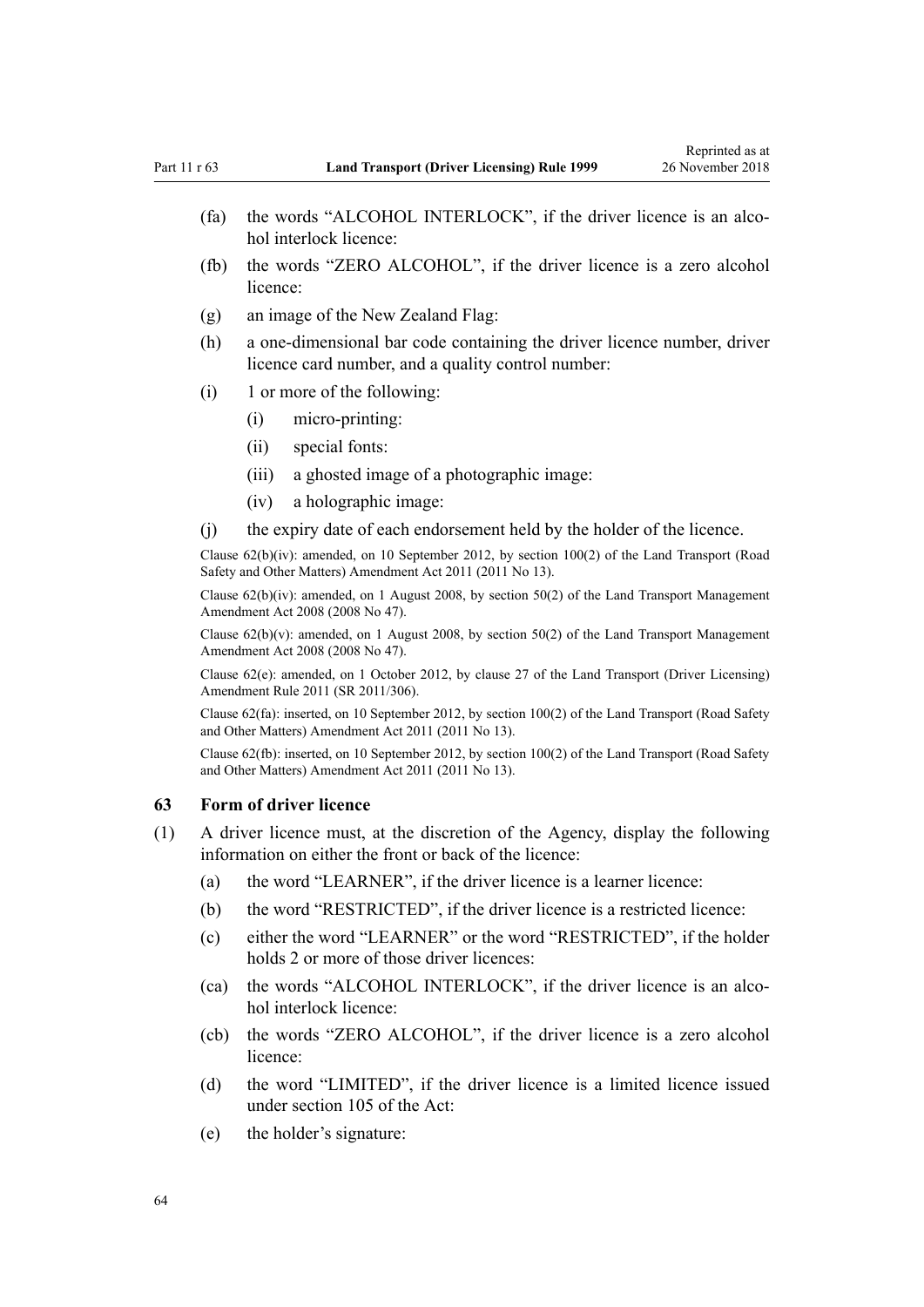(fa) the words "ALCOHOL INTERLOCK", if the driver licence is an alcohol interlock licence:

(fb) the words "ZERO ALCOHOL", if the driver licence is a zero alcohol licence:

(g) an image of the New Zealand Flag:

(h) a one-dimensional bar code containing the driver licence number, driver licence card number, and a quality control number:

(i) 1 or more of the following:

  (i) micro-printing:

  (ii) special fonts:

  (iii) a ghosted image of a photographic image:

  (iv) a holographic image:

(j) the expiry date of each endorsement held by the holder of the licence.

Clause 62(b)(iv): amended, on 10 September 2012, by section 100(2) of the Land Transport (Road Safety and Other Matters) Amendment Act 2011 (2011 No 13).

Clause 62(b)(iv): amended, on 1 August 2008, by section 50(2) of the Land Transport Management Amendment Act 2008 (2008 No 47).

Clause 62(b)(v): amended, on 1 August 2008, by section 50(2) of the Land Transport Management Amendment Act 2008 (2008 No 47).

Clause 62(e): amended, on 1 October 2012, by clause 27 of the Land Transport (Driver Licensing) Amendment Rule 2011 (SR 2011/306).

Clause 62(fa): inserted, on 10 September 2012, by section 100(2) of the Land Transport (Road Safety and Other Matters) Amendment Act 2011 (2011 No 13).

Clause 62(fb): inserted, on 10 September 2012, by section 100(2) of the Land Transport (Road Safety and Other Matters) Amendment Act 2011 (2011 No 13).

### 63 Form of driver licence

(1) A driver licence must, at the discretion of the Agency, display the following information on either the front or back of the licence:

(a) the word "LEARNER", if the driver licence is a learner licence:

(b) the word "RESTRICTED", if the driver licence is a restricted licence:

(c) either the word "LEARNER" or the word "RESTRICTED", if the holder holds 2 or more of those driver licences:

(ca) the words "ALCOHOL INTERLOCK", if the driver licence is an alcohol interlock licence:

(cb) the words "ZERO ALCOHOL", if the driver licence is a zero alcohol licence:

(d) the word "LIMITED", if the driver licence is a limited licence issued under section 105 of the Act:

(e) the holder's signature: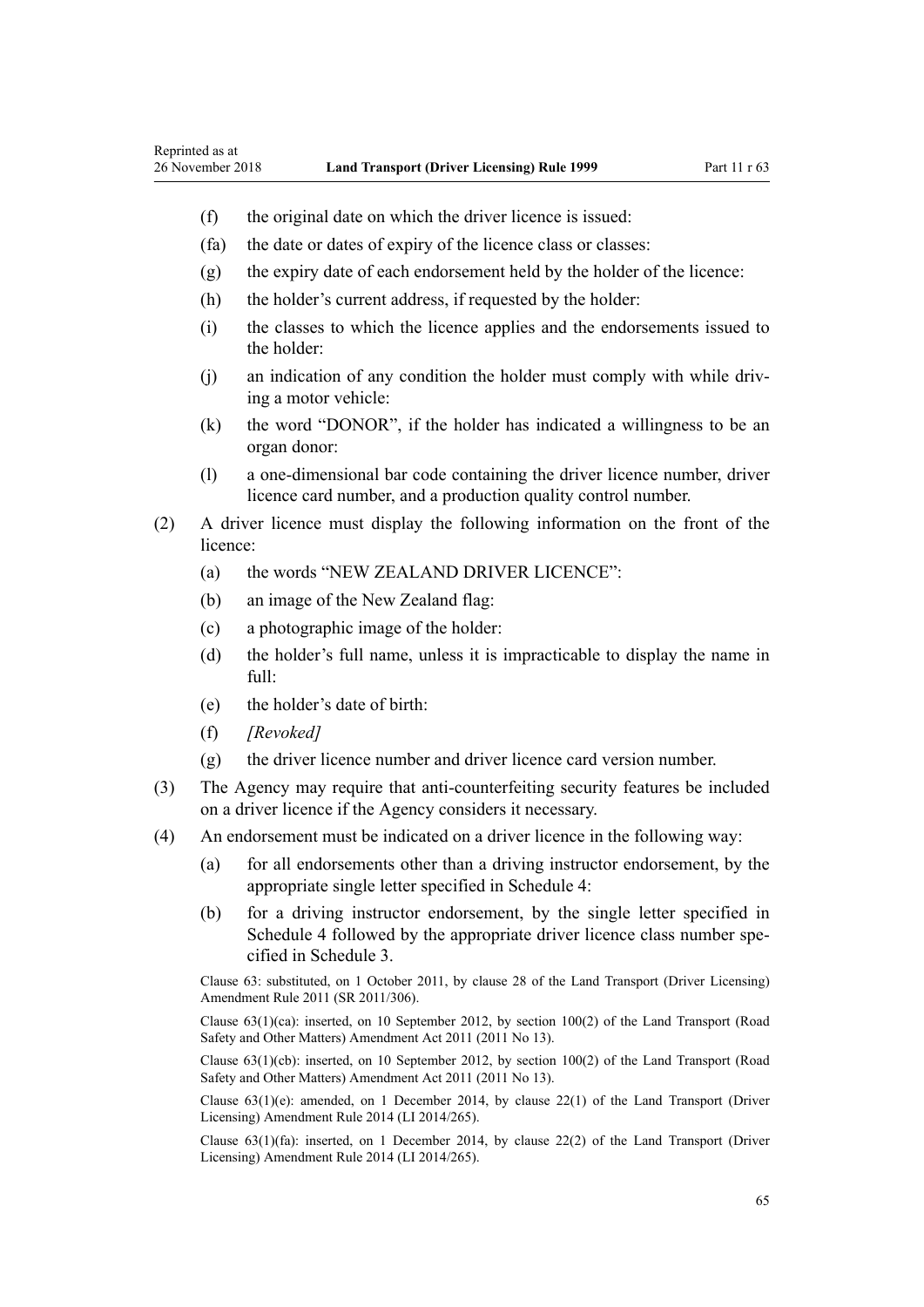(f) the original date on which the driver licence is issued:

(fa) the date or dates of expiry of the licence class or classes:

(g) the expiry date of each endorsement held by the holder of the licence:

(h) the holder's current address, if requested by the holder:

(i) the classes to which the licence applies and the endorsements issued to the holder:

(j) an indication of any condition the holder must comply with while driving a motor vehicle:

(k) the word "DONOR", if the holder has indicated a willingness to be an organ donor:

(l) a one-dimensional bar code containing the driver licence number, driver licence card number, and a production quality control number.

(2) A driver licence must display the following information on the front of the licence:

(a) the words "NEW ZEALAND DRIVER LICENCE":

(b) an image of the New Zealand flag:

(c) a photographic image of the holder:

(d) the holder's full name, unless it is impracticable to display the name in full:

(e) the holder's date of birth:

(f) *[Revoked]*

(g) the driver licence number and driver licence card version number.

(3) The Agency may require that anti-counterfeiting security features be included on a driver licence if the Agency considers it necessary.

(4) An endorsement must be indicated on a driver licence in the following way:

(a) for all endorsements other than a driving instructor endorsement, by the appropriate single letter specified in Schedule 4:

(b) for a driving instructor endorsement, by the single letter specified in Schedule 4 followed by the appropriate driver licence class number specified in Schedule 3.

Clause 63: substituted, on 1 October 2011, by clause 28 of the Land Transport (Driver Licensing) Amendment Rule 2011 (SR 2011/306).

Clause 63(1)(ca): inserted, on 10 September 2012, by section 100(2) of the Land Transport (Road Safety and Other Matters) Amendment Act 2011 (2011 No 13).

Clause 63(1)(cb): inserted, on 10 September 2012, by section 100(2) of the Land Transport (Road Safety and Other Matters) Amendment Act 2011 (2011 No 13).

Clause 63(1)(e): amended, on 1 December 2014, by clause 22(1) of the Land Transport (Driver Licensing) Amendment Rule 2014 (LI 2014/265).

Clause 63(1)(fa): inserted, on 1 December 2014, by clause 22(2) of the Land Transport (Driver Licensing) Amendment Rule 2014 (LI 2014/265).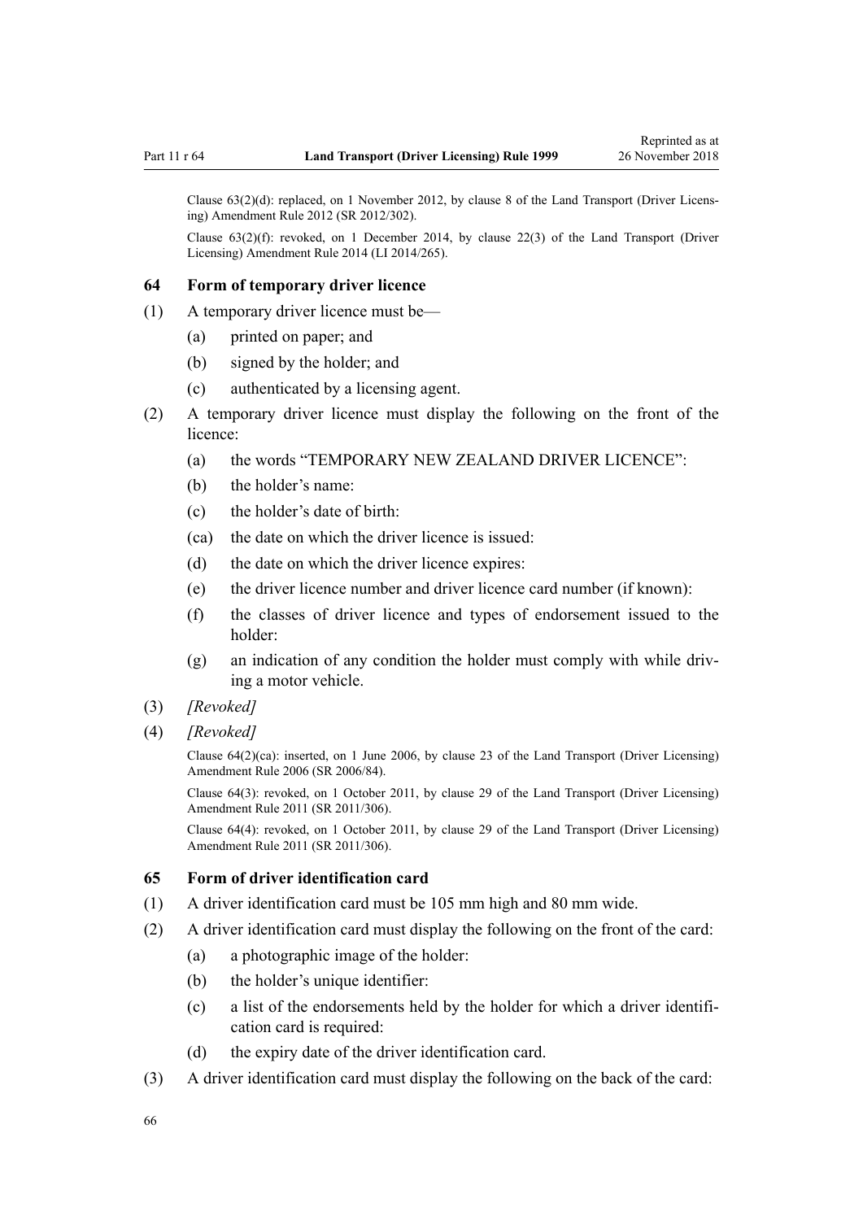Clause 63(2)(d): replaced, on 1 November 2012, by clause 8 of the Land Transport (Driver Licensing) Amendment Rule 2012 (SR 2012/302).

Clause 63(2)(f): revoked, on 1 December 2014, by clause 22(3) of the Land Transport (Driver Licensing) Amendment Rule 2014 (LI 2014/265).

### 64 Form of temporary driver licence

(1) A temporary driver licence must be—

  (a) printed on paper; and

  (b) signed by the holder; and

  (c) authenticated by a licensing agent.

(2) A temporary driver licence must display the following on the front of the licence:

  (a) the words "TEMPORARY NEW ZEALAND DRIVER LICENCE":

  (b) the holder's name:

  (c) the holder's date of birth:

  (ca) the date on which the driver licence is issued:

  (d) the date on which the driver licence expires:

  (e) the driver licence number and driver licence card number (if known):

  (f) the classes of driver licence and types of endorsement issued to the holder:

  (g) an indication of any condition the holder must comply with while driving a motor vehicle.

(3) *[Revoked]*

(4) *[Revoked]*

Clause 64(2)(ca): inserted, on 1 June 2006, by clause 23 of the Land Transport (Driver Licensing) Amendment Rule 2006 (SR 2006/84).

Clause 64(3): revoked, on 1 October 2011, by clause 29 of the Land Transport (Driver Licensing) Amendment Rule 2011 (SR 2011/306).

Clause 64(4): revoked, on 1 October 2011, by clause 29 of the Land Transport (Driver Licensing) Amendment Rule 2011 (SR 2011/306).

### 65 Form of driver identification card

(1) A driver identification card must be 105 mm high and 80 mm wide.

(2) A driver identification card must display the following on the front of the card:

  (a) a photographic image of the holder:

  (b) the holder's unique identifier:

  (c) a list of the endorsements held by the holder for which a driver identification card is required:

  (d) the expiry date of the driver identification card.

(3) A driver identification card must display the following on the back of the card: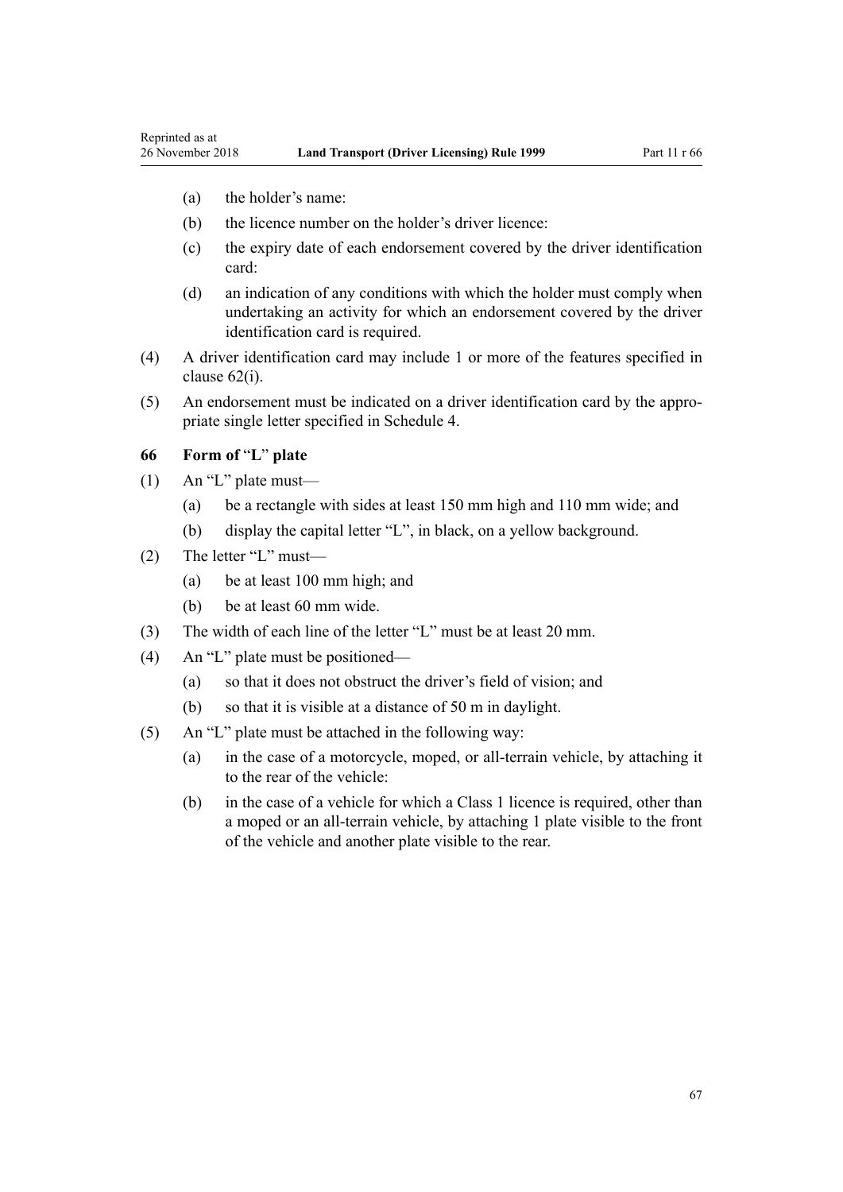(a) the holder's name:

(b) the licence number on the holder's driver licence:

(c) the expiry date of each endorsement covered by the driver identification card:

(d) an indication of any conditions with which the holder must comply when undertaking an activity for which an endorsement covered by the driver identification card is required.

(4) A driver identification card may include 1 or more of the features specified in clause 62(i).

(5) An endorsement must be indicated on a driver identification card by the appropriate single letter specified in Schedule 4.

### 66 Form of "L" plate

(1) An "L" plate must—

(a) be a rectangle with sides at least 150 mm high and 110 mm wide; and

(b) display the capital letter "L", in black, on a yellow background.

(2) The letter "L" must—

(a) be at least 100 mm high; and

(b) be at least 60 mm wide.

(3) The width of each line of the letter "L" must be at least 20 mm.

(4) An "L" plate must be positioned—

(a) so that it does not obstruct the driver's field of vision; and

(b) so that it is visible at a distance of 50 m in daylight.

(5) An "L" plate must be attached in the following way:

(a) in the case of a motorcycle, moped, or all-terrain vehicle, by attaching it to the rear of the vehicle:

(b) in the case of a vehicle for which a Class 1 licence is required, other than a moped or an all-terrain vehicle, by attaching 1 plate visible to the front of the vehicle and another plate visible to the rear.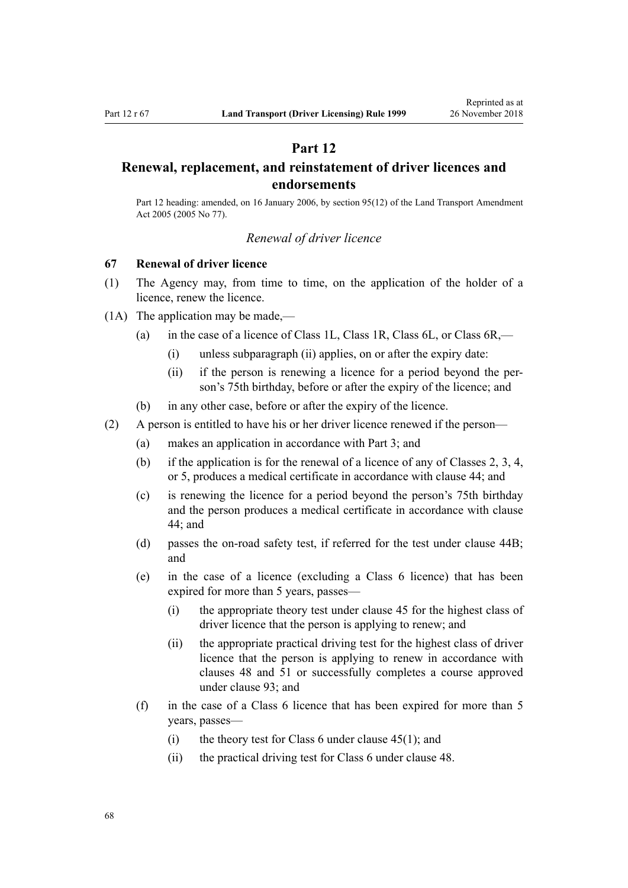# Part 12

## Renewal, replacement, and reinstatement of driver licences and endorsements

Part 12 heading: amended, on 16 January 2006, by section 95(12) of the Land Transport Amendment Act 2005 (2005 No 77).

*Renewal of driver licence*

### 67 Renewal of driver licence

(1) The Agency may, from time to time, on the application of the holder of a licence, renew the licence.

(1A) The application may be made,—

- (a) in the case of a licence of Class 1L, Class 1R, Class 6L, or Class 6R,—
  - (i) unless subparagraph (ii) applies, on or after the expiry date:
  - (ii) if the person is renewing a licence for a period beyond the person's 75th birthday, before or after the expiry of the licence; and
- (b) in any other case, before or after the expiry of the licence.

(2) A person is entitled to have his or her driver licence renewed if the person—

- (a) makes an application in accordance with Part 3; and
- (b) if the application is for the renewal of a licence of any of Classes 2, 3, 4, or 5, produces a medical certificate in accordance with clause 44; and
- (c) is renewing the licence for a period beyond the person's 75th birthday and the person produces a medical certificate in accordance with clause 44; and
- (d) passes the on-road safety test, if referred for the test under clause 44B; and
- (e) in the case of a licence (excluding a Class 6 licence) that has been expired for more than 5 years, passes—
  - (i) the appropriate theory test under clause 45 for the highest class of driver licence that the person is applying to renew; and
  - (ii) the appropriate practical driving test for the highest class of driver licence that the person is applying to renew in accordance with clauses 48 and 51 or successfully completes a course approved under clause 93; and
- (f) in the case of a Class 6 licence that has been expired for more than 5 years, passes—
  - (i) the theory test for Class 6 under clause 45(1); and
  - (ii) the practical driving test for Class 6 under clause 48.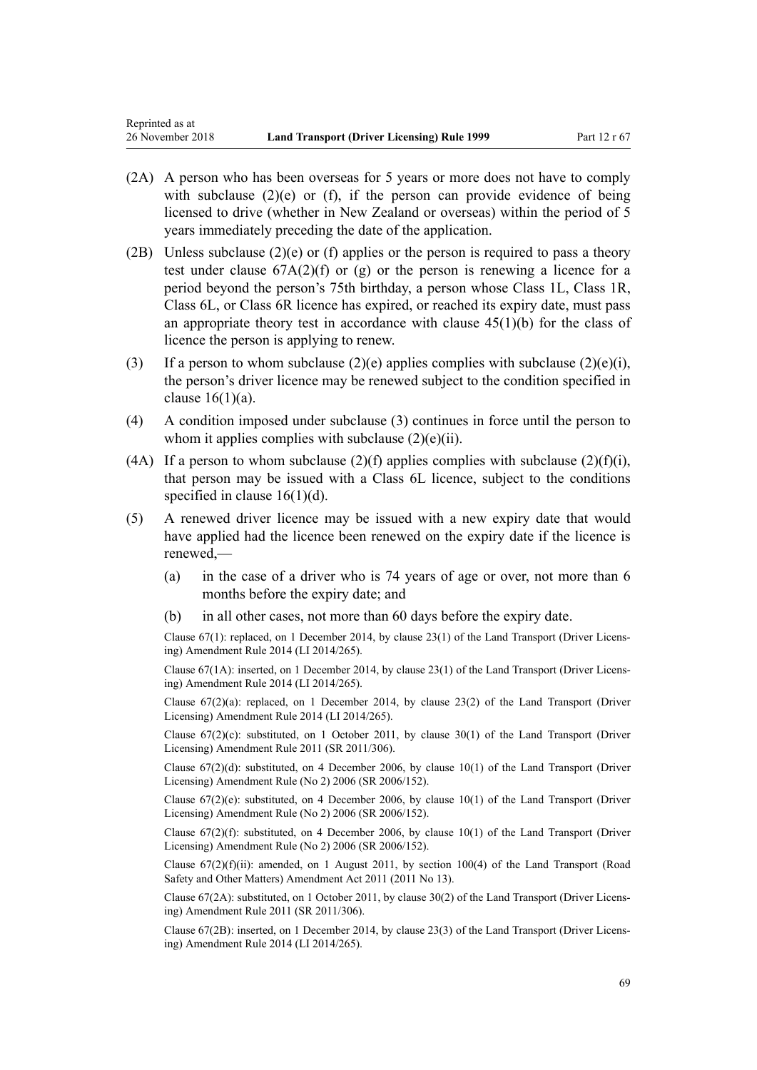(2A) A person who has been overseas for 5 years or more does not have to comply with subclause (2)(e) or (f), if the person can provide evidence of being licensed to drive (whether in New Zealand or overseas) within the period of 5 years immediately preceding the date of the application.

(2B) Unless subclause (2)(e) or (f) applies or the person is required to pass a theory test under clause 67A(2)(f) or (g) or the person is renewing a licence for a period beyond the person's 75th birthday, a person whose Class 1L, Class 1R, Class 6L, or Class 6R licence has expired, or reached its expiry date, must pass an appropriate theory test in accordance with clause 45(1)(b) for the class of licence the person is applying to renew.

(3) If a person to whom subclause (2)(e) applies complies with subclause (2)(e)(i), the person's driver licence may be renewed subject to the condition specified in clause 16(1)(a).

(4) A condition imposed under subclause (3) continues in force until the person to whom it applies complies with subclause (2)(e)(ii).

(4A) If a person to whom subclause (2)(f) applies complies with subclause (2)(f)(i), that person may be issued with a Class 6L licence, subject to the conditions specified in clause 16(1)(d).

(5) A renewed driver licence may be issued with a new expiry date that would have applied had the licence been renewed on the expiry date if the licence is renewed,—

(a) in the case of a driver who is 74 years of age or over, not more than 6 months before the expiry date; and

(b) in all other cases, not more than 60 days before the expiry date.

Clause 67(1): replaced, on 1 December 2014, by clause 23(1) of the Land Transport (Driver Licensing) Amendment Rule 2014 (LI 2014/265).

Clause 67(1A): inserted, on 1 December 2014, by clause 23(1) of the Land Transport (Driver Licensing) Amendment Rule 2014 (LI 2014/265).

Clause 67(2)(a): replaced, on 1 December 2014, by clause 23(2) of the Land Transport (Driver Licensing) Amendment Rule 2014 (LI 2014/265).

Clause 67(2)(c): substituted, on 1 October 2011, by clause 30(1) of the Land Transport (Driver Licensing) Amendment Rule 2011 (SR 2011/306).

Clause 67(2)(d): substituted, on 4 December 2006, by clause 10(1) of the Land Transport (Driver Licensing) Amendment Rule (No 2) 2006 (SR 2006/152).

Clause 67(2)(e): substituted, on 4 December 2006, by clause 10(1) of the Land Transport (Driver Licensing) Amendment Rule (No 2) 2006 (SR 2006/152).

Clause 67(2)(f): substituted, on 4 December 2006, by clause 10(1) of the Land Transport (Driver Licensing) Amendment Rule (No 2) 2006 (SR 2006/152).

Clause 67(2)(f)(ii): amended, on 1 August 2011, by section 100(4) of the Land Transport (Road Safety and Other Matters) Amendment Act 2011 (2011 No 13).

Clause 67(2A): substituted, on 1 October 2011, by clause 30(2) of the Land Transport (Driver Licensing) Amendment Rule 2011 (SR 2011/306).

Clause 67(2B): inserted, on 1 December 2014, by clause 23(3) of the Land Transport (Driver Licensing) Amendment Rule 2014 (LI 2014/265).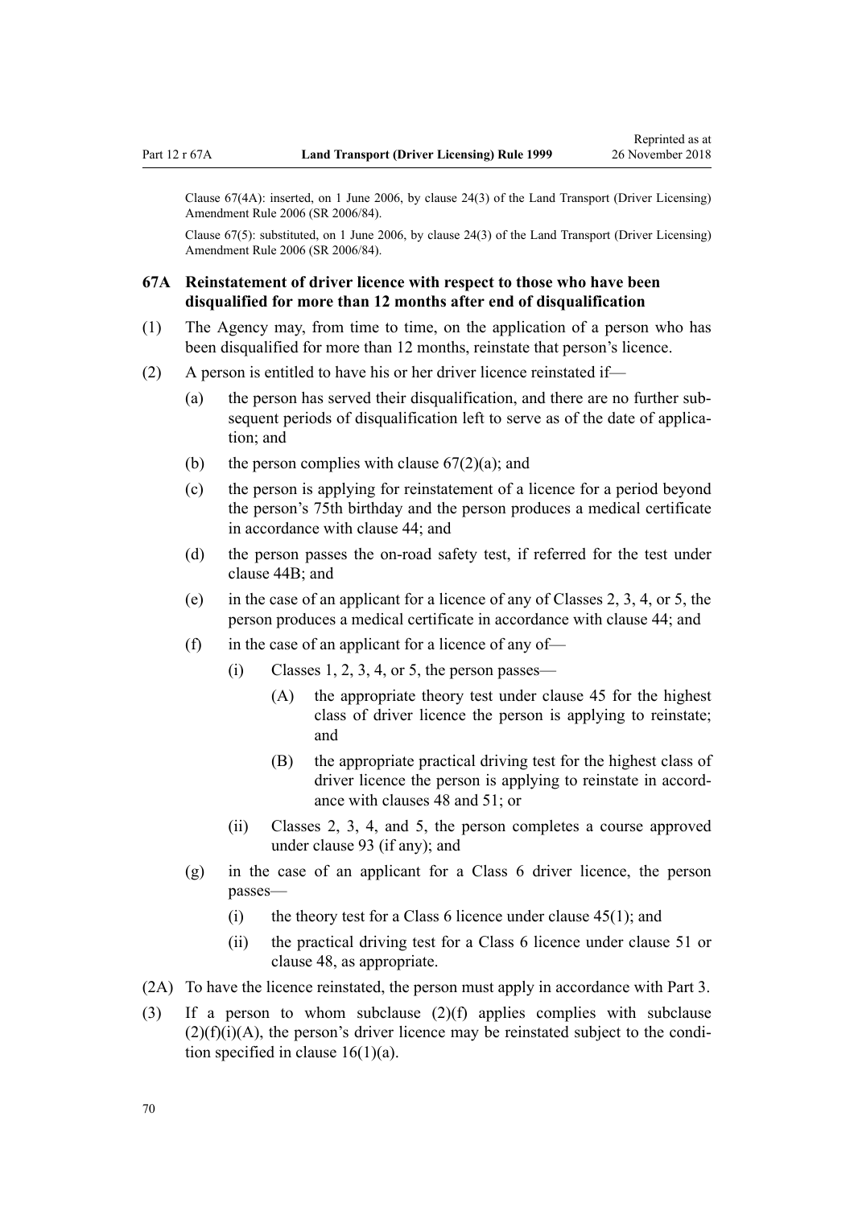Clause 67(4A): inserted, on 1 June 2006, by clause 24(3) of the Land Transport (Driver Licensing) Amendment Rule 2006 (SR 2006/84).

Clause 67(5): substituted, on 1 June 2006, by clause 24(3) of the Land Transport (Driver Licensing) Amendment Rule 2006 (SR 2006/84).

### 67A Reinstatement of driver licence with respect to those who have been disqualified for more than 12 months after end of disqualification

(1) The Agency may, from time to time, on the application of a person who has been disqualified for more than 12 months, reinstate that person's licence.

(2) A person is entitled to have his or her driver licence reinstated if—

- (a) the person has served their disqualification, and there are no further subsequent periods of disqualification left to serve as of the date of application; and
- (b) the person complies with clause 67(2)(a); and
- (c) the person is applying for reinstatement of a licence for a period beyond the person's 75th birthday and the person produces a medical certificate in accordance with clause 44; and
- (d) the person passes the on-road safety test, if referred for the test under clause 44B; and
- (e) in the case of an applicant for a licence of any of Classes 2, 3, 4, or 5, the person produces a medical certificate in accordance with clause 44; and
- (f) in the case of an applicant for a licence of any of—
  - (i) Classes 1, 2, 3, 4, or 5, the person passes—
    - (A) the appropriate theory test under clause 45 for the highest class of driver licence the person is applying to reinstate; and
    - (B) the appropriate practical driving test for the highest class of driver licence the person is applying to reinstate in accordance with clauses 48 and 51; or
  - (ii) Classes 2, 3, 4, and 5, the person completes a course approved under clause 93 (if any); and
- (g) in the case of an applicant for a Class 6 driver licence, the person passes—
  - (i) the theory test for a Class 6 licence under clause 45(1); and
  - (ii) the practical driving test for a Class 6 licence under clause 51 or clause 48, as appropriate.

(2A) To have the licence reinstated, the person must apply in accordance with Part 3.

(3) If a person to whom subclause (2)(f) applies complies with subclause (2)(f)(i)(A), the person's driver licence may be reinstated subject to the condition specified in clause 16(1)(a).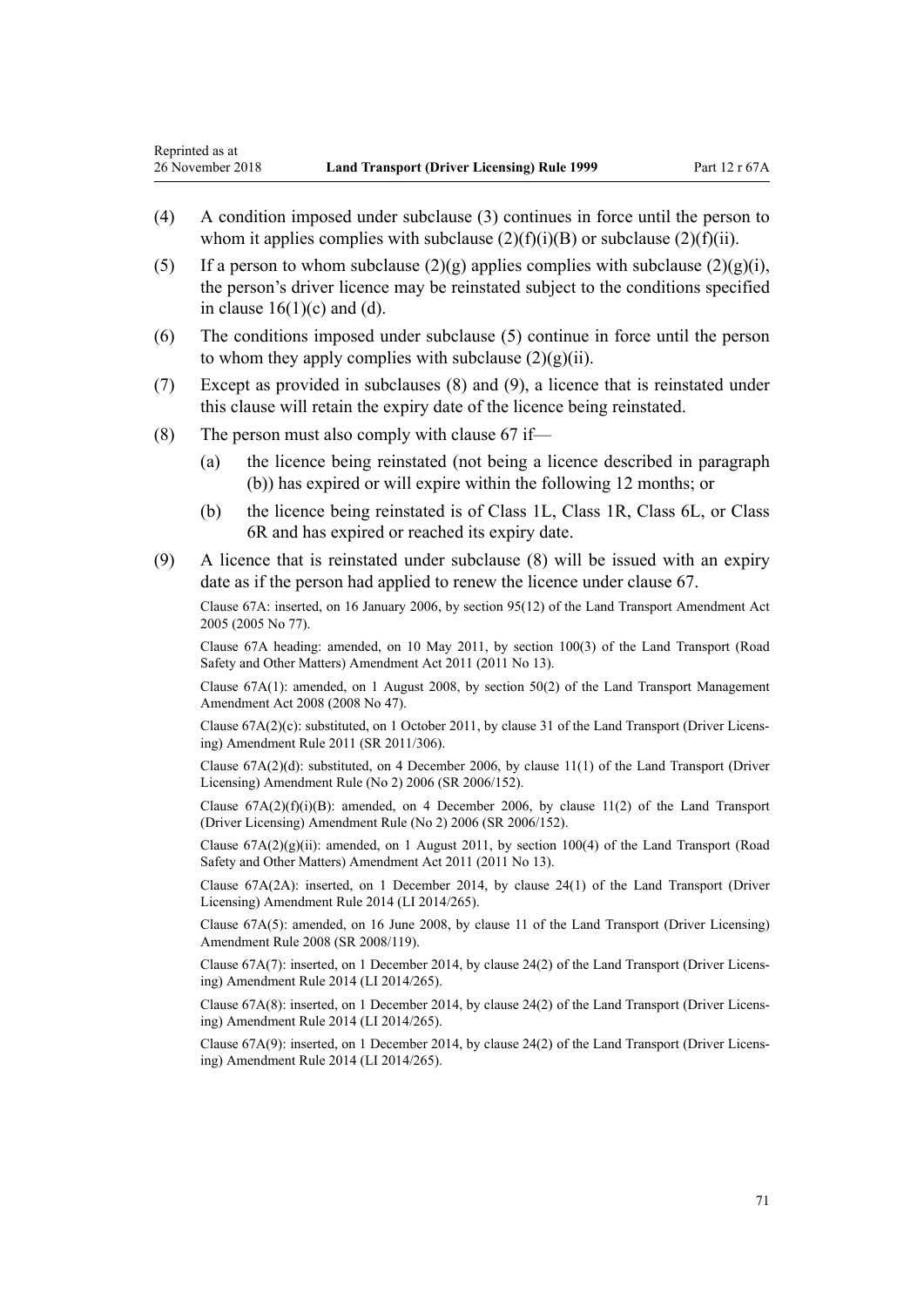(4) A condition imposed under subclause (3) continues in force until the person to whom it applies complies with subclause (2)(f)(i)(B) or subclause (2)(f)(ii).

(5) If a person to whom subclause (2)(g) applies complies with subclause (2)(g)(i), the person's driver licence may be reinstated subject to the conditions specified in clause 16(1)(c) and (d).

(6) The conditions imposed under subclause (5) continue in force until the person to whom they apply complies with subclause (2)(g)(ii).

(7) Except as provided in subclauses (8) and (9), a licence that is reinstated under this clause will retain the expiry date of the licence being reinstated.

(8) The person must also comply with clause 67 if—

(a) the licence being reinstated (not being a licence described in paragraph (b)) has expired or will expire within the following 12 months; or

(b) the licence being reinstated is of Class 1L, Class 1R, Class 6L, or Class 6R and has expired or reached its expiry date.

(9) A licence that is reinstated under subclause (8) will be issued with an expiry date as if the person had applied to renew the licence under clause 67.

Clause 67A: inserted, on 16 January 2006, by section 95(12) of the Land Transport Amendment Act 2005 (2005 No 77).

Clause 67A heading: amended, on 10 May 2011, by section 100(3) of the Land Transport (Road Safety and Other Matters) Amendment Act 2011 (2011 No 13).

Clause 67A(1): amended, on 1 August 2008, by section 50(2) of the Land Transport Management Amendment Act 2008 (2008 No 47).

Clause 67A(2)(c): substituted, on 1 October 2011, by clause 31 of the Land Transport (Driver Licensing) Amendment Rule 2011 (SR 2011/306).

Clause 67A(2)(d): substituted, on 4 December 2006, by clause 11(1) of the Land Transport (Driver Licensing) Amendment Rule (No 2) 2006 (SR 2006/152).

Clause 67A(2)(f)(i)(B): amended, on 4 December 2006, by clause 11(2) of the Land Transport (Driver Licensing) Amendment Rule (No 2) 2006 (SR 2006/152).

Clause 67A(2)(g)(ii): amended, on 1 August 2011, by section 100(4) of the Land Transport (Road Safety and Other Matters) Amendment Act 2011 (2011 No 13).

Clause 67A(2A): inserted, on 1 December 2014, by clause 24(1) of the Land Transport (Driver Licensing) Amendment Rule 2014 (LI 2014/265).

Clause 67A(5): amended, on 16 June 2008, by clause 11 of the Land Transport (Driver Licensing) Amendment Rule 2008 (SR 2008/119).

Clause 67A(7): inserted, on 1 December 2014, by clause 24(2) of the Land Transport (Driver Licensing) Amendment Rule 2014 (LI 2014/265).

Clause 67A(8): inserted, on 1 December 2014, by clause 24(2) of the Land Transport (Driver Licensing) Amendment Rule 2014 (LI 2014/265).

Clause 67A(9): inserted, on 1 December 2014, by clause 24(2) of the Land Transport (Driver Licensing) Amendment Rule 2014 (LI 2014/265).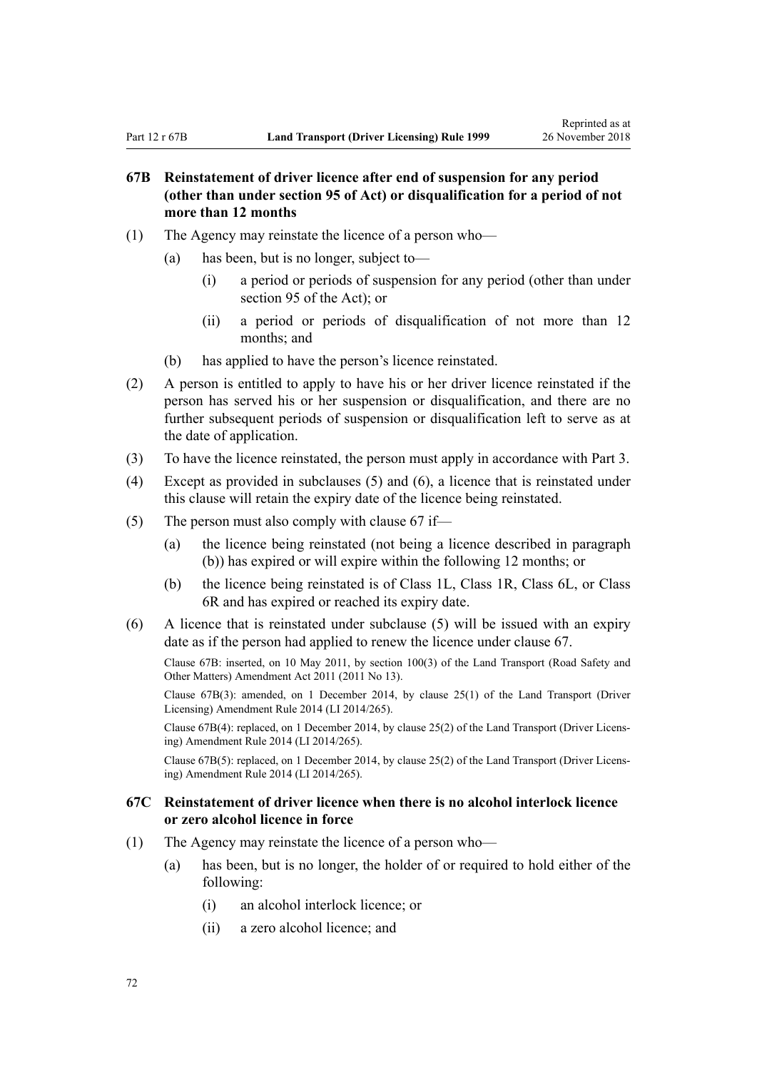### 67B Reinstatement of driver licence after end of suspension for any period (other than under section 95 of Act) or disqualification for a period of not more than 12 months

(1) The Agency may reinstate the licence of a person who—

 (a) has been, but is no longer, subject to—

  (i) a period or periods of suspension for any period (other than under section 95 of the Act); or

  (ii) a period or periods of disqualification of not more than 12 months; and

 (b) has applied to have the person's licence reinstated.

(2) A person is entitled to apply to have his or her driver licence reinstated if the person has served his or her suspension or disqualification, and there are no further subsequent periods of suspension or disqualification left to serve as at the date of application.

(3) To have the licence reinstated, the person must apply in accordance with Part 3.

(4) Except as provided in subclauses (5) and (6), a licence that is reinstated under this clause will retain the expiry date of the licence being reinstated.

(5) The person must also comply with clause 67 if—

 (a) the licence being reinstated (not being a licence described in paragraph (b)) has expired or will expire within the following 12 months; or

 (b) the licence being reinstated is of Class 1L, Class 1R, Class 6L, or Class 6R and has expired or reached its expiry date.

(6) A licence that is reinstated under subclause (5) will be issued with an expiry date as if the person had applied to renew the licence under clause 67.

Clause 67B: inserted, on 10 May 2011, by section 100(3) of the Land Transport (Road Safety and Other Matters) Amendment Act 2011 (2011 No 13).

Clause 67B(3): amended, on 1 December 2014, by clause 25(1) of the Land Transport (Driver Licensing) Amendment Rule 2014 (LI 2014/265).

Clause 67B(4): replaced, on 1 December 2014, by clause 25(2) of the Land Transport (Driver Licensing) Amendment Rule 2014 (LI 2014/265).

Clause 67B(5): replaced, on 1 December 2014, by clause 25(2) of the Land Transport (Driver Licensing) Amendment Rule 2014 (LI 2014/265).

### 67C Reinstatement of driver licence when there is no alcohol interlock licence or zero alcohol licence in force

(1) The Agency may reinstate the licence of a person who—

 (a) has been, but is no longer, the holder of or required to hold either of the following:

  (i) an alcohol interlock licence; or

  (ii) a zero alcohol licence; and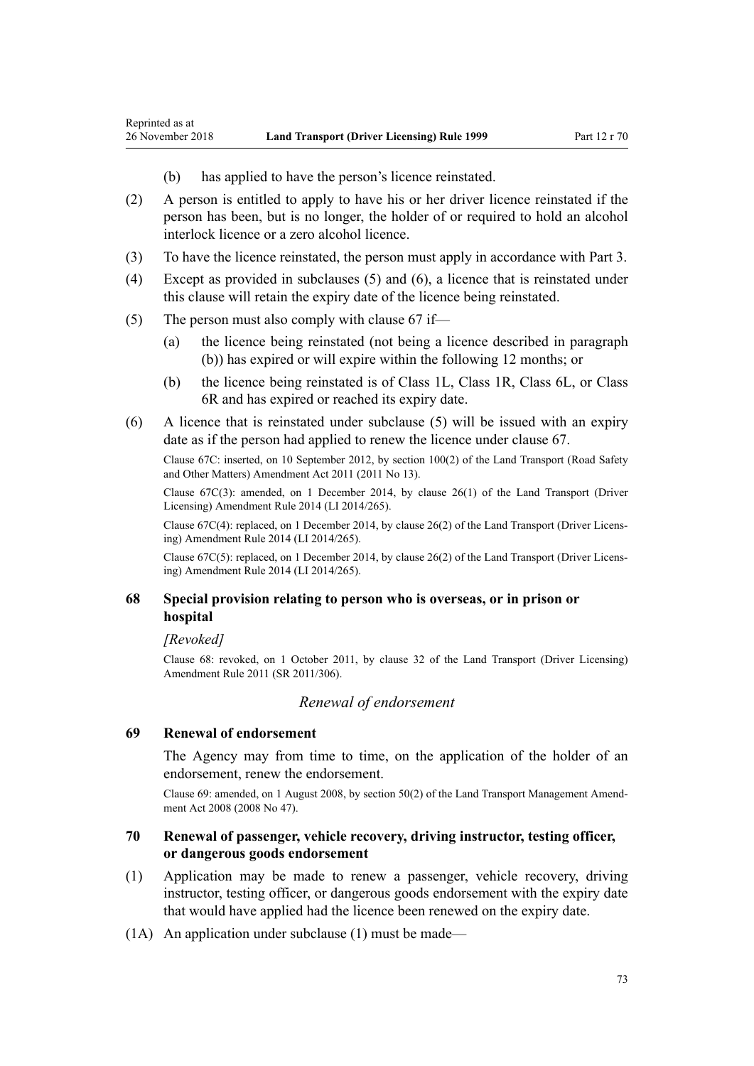(b) has applied to have the person's licence reinstated.

(2) A person is entitled to apply to have his or her driver licence reinstated if the person has been, but is no longer, the holder of or required to hold an alcohol interlock licence or a zero alcohol licence.

(3) To have the licence reinstated, the person must apply in accordance with Part 3.

(4) Except as provided in subclauses (5) and (6), a licence that is reinstated under this clause will retain the expiry date of the licence being reinstated.

(5) The person must also comply with clause 67 if—

(a) the licence being reinstated (not being a licence described in paragraph (b)) has expired or will expire within the following 12 months; or

(b) the licence being reinstated is of Class 1L, Class 1R, Class 6L, or Class 6R and has expired or reached its expiry date.

(6) A licence that is reinstated under subclause (5) will be issued with an expiry date as if the person had applied to renew the licence under clause 67.

Clause 67C: inserted, on 10 September 2012, by section 100(2) of the Land Transport (Road Safety and Other Matters) Amendment Act 2011 (2011 No 13).

Clause 67C(3): amended, on 1 December 2014, by clause 26(1) of the Land Transport (Driver Licensing) Amendment Rule 2014 (LI 2014/265).

Clause 67C(4): replaced, on 1 December 2014, by clause 26(2) of the Land Transport (Driver Licensing) Amendment Rule 2014 (LI 2014/265).

Clause 67C(5): replaced, on 1 December 2014, by clause 26(2) of the Land Transport (Driver Licensing) Amendment Rule 2014 (LI 2014/265).

### 68 Special provision relating to person who is overseas, or in prison or hospital

*[Revoked]*

Clause 68: revoked, on 1 October 2011, by clause 32 of the Land Transport (Driver Licensing) Amendment Rule 2011 (SR 2011/306).

## *Renewal of endorsement*

### 69 Renewal of endorsement

The Agency may from time to time, on the application of the holder of an endorsement, renew the endorsement.

Clause 69: amended, on 1 August 2008, by section 50(2) of the Land Transport Management Amendment Act 2008 (2008 No 47).

### 70 Renewal of passenger, vehicle recovery, driving instructor, testing officer, or dangerous goods endorsement

(1) Application may be made to renew a passenger, vehicle recovery, driving instructor, testing officer, or dangerous goods endorsement with the expiry date that would have applied had the licence been renewed on the expiry date.

(1A) An application under subclause (1) must be made—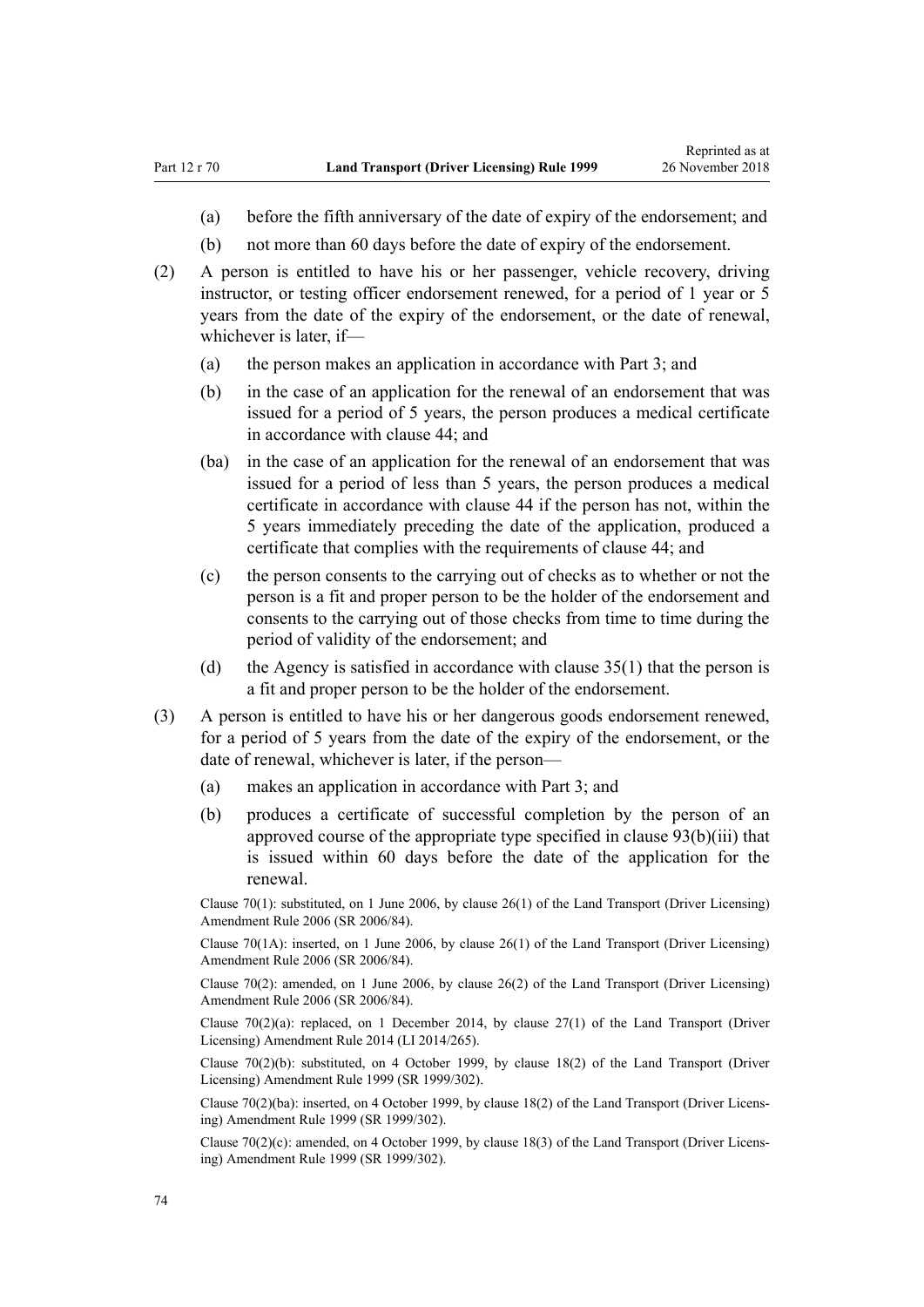(a) before the fifth anniversary of the date of expiry of the endorsement; and

(b) not more than 60 days before the date of expiry of the endorsement.

(2) A person is entitled to have his or her passenger, vehicle recovery, driving instructor, or testing officer endorsement renewed, for a period of 1 year or 5 years from the date of the expiry of the endorsement, or the date of renewal, whichever is later, if—

(a) the person makes an application in accordance with Part 3; and

(b) in the case of an application for the renewal of an endorsement that was issued for a period of 5 years, the person produces a medical certificate in accordance with clause 44; and

(ba) in the case of an application for the renewal of an endorsement that was issued for a period of less than 5 years, the person produces a medical certificate in accordance with clause 44 if the person has not, within the 5 years immediately preceding the date of the application, produced a certificate that complies with the requirements of clause 44; and

(c) the person consents to the carrying out of checks as to whether or not the person is a fit and proper person to be the holder of the endorsement and consents to the carrying out of those checks from time to time during the period of validity of the endorsement; and

(d) the Agency is satisfied in accordance with clause 35(1) that the person is a fit and proper person to be the holder of the endorsement.

(3) A person is entitled to have his or her dangerous goods endorsement renewed, for a period of 5 years from the date of the expiry of the endorsement, or the date of renewal, whichever is later, if the person—

(a) makes an application in accordance with Part 3; and

(b) produces a certificate of successful completion by the person of an approved course of the appropriate type specified in clause 93(b)(iii) that is issued within 60 days before the date of the application for the renewal.

Clause 70(1): substituted, on 1 June 2006, by clause 26(1) of the Land Transport (Driver Licensing) Amendment Rule 2006 (SR 2006/84).

Clause 70(1A): inserted, on 1 June 2006, by clause 26(1) of the Land Transport (Driver Licensing) Amendment Rule 2006 (SR 2006/84).

Clause 70(2): amended, on 1 June 2006, by clause 26(2) of the Land Transport (Driver Licensing) Amendment Rule 2006 (SR 2006/84).

Clause 70(2)(a): replaced, on 1 December 2014, by clause 27(1) of the Land Transport (Driver Licensing) Amendment Rule 2014 (LI 2014/265).

Clause 70(2)(b): substituted, on 4 October 1999, by clause 18(2) of the Land Transport (Driver Licensing) Amendment Rule 1999 (SR 1999/302).

Clause 70(2)(ba): inserted, on 4 October 1999, by clause 18(2) of the Land Transport (Driver Licensing) Amendment Rule 1999 (SR 1999/302).

Clause 70(2)(c): amended, on 4 October 1999, by clause 18(3) of the Land Transport (Driver Licensing) Amendment Rule 1999 (SR 1999/302).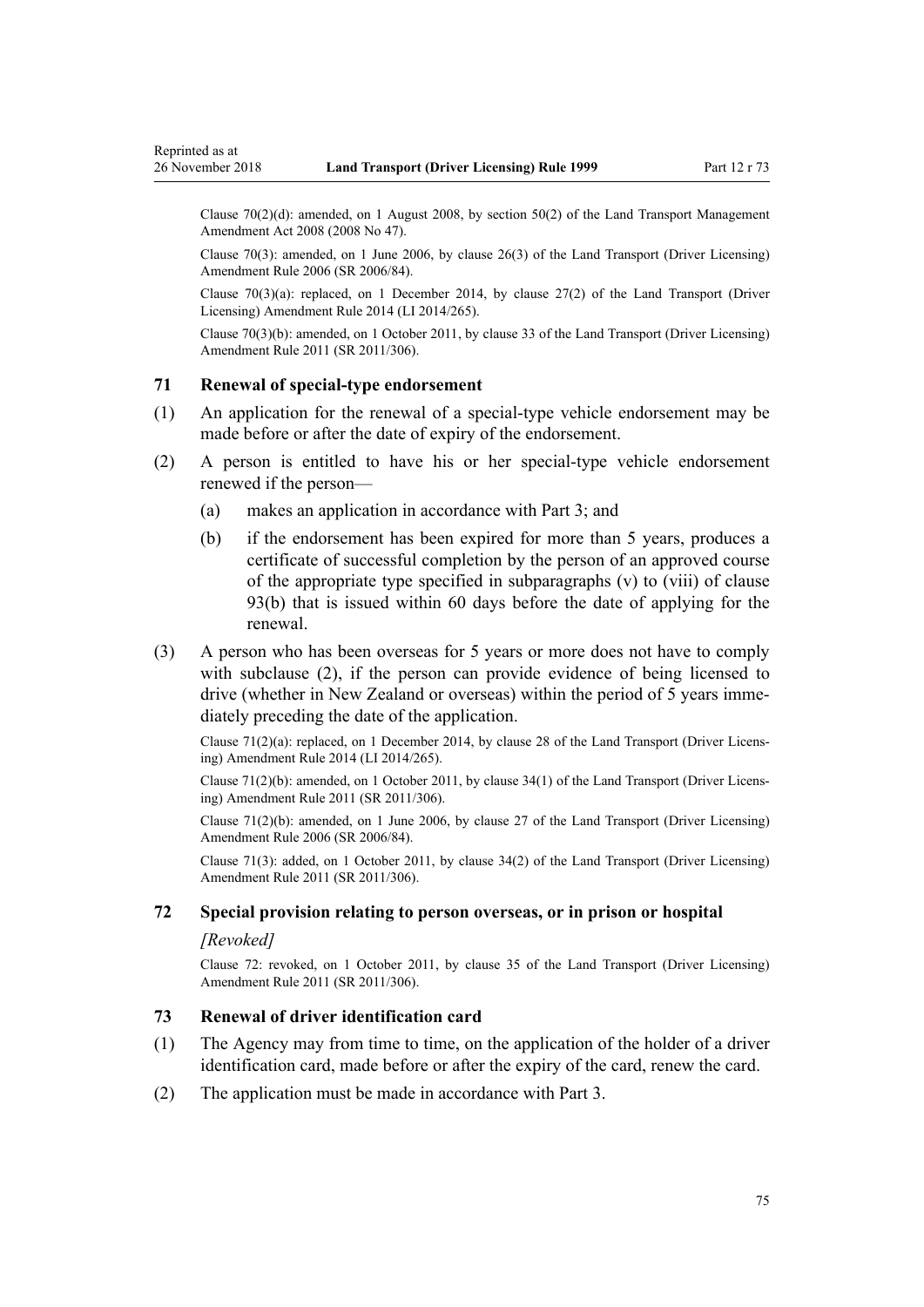Clause 70(2)(d): amended, on 1 August 2008, by section 50(2) of the Land Transport Management Amendment Act 2008 (2008 No 47).

Clause 70(3): amended, on 1 June 2006, by clause 26(3) of the Land Transport (Driver Licensing) Amendment Rule 2006 (SR 2006/84).

Clause 70(3)(a): replaced, on 1 December 2014, by clause 27(2) of the Land Transport (Driver Licensing) Amendment Rule 2014 (LI 2014/265).

Clause 70(3)(b): amended, on 1 October 2011, by clause 33 of the Land Transport (Driver Licensing) Amendment Rule 2011 (SR 2011/306).

### 71 Renewal of special-type endorsement

(1) An application for the renewal of a special-type vehicle endorsement may be made before or after the date of expiry of the endorsement.

(2) A person is entitled to have his or her special-type vehicle endorsement renewed if the person—

  (a) makes an application in accordance with Part 3; and

  (b) if the endorsement has been expired for more than 5 years, produces a certificate of successful completion by the person of an approved course of the appropriate type specified in subparagraphs (v) to (viii) of clause 93(b) that is issued within 60 days before the date of applying for the renewal.

(3) A person who has been overseas for 5 years or more does not have to comply with subclause (2), if the person can provide evidence of being licensed to drive (whether in New Zealand or overseas) within the period of 5 years immediately preceding the date of the application.

Clause 71(2)(a): replaced, on 1 December 2014, by clause 28 of the Land Transport (Driver Licensing) Amendment Rule 2014 (LI 2014/265).

Clause 71(2)(b): amended, on 1 October 2011, by clause 34(1) of the Land Transport (Driver Licensing) Amendment Rule 2011 (SR 2011/306).

Clause 71(2)(b): amended, on 1 June 2006, by clause 27 of the Land Transport (Driver Licensing) Amendment Rule 2006 (SR 2006/84).

Clause 71(3): added, on 1 October 2011, by clause 34(2) of the Land Transport (Driver Licensing) Amendment Rule 2011 (SR 2011/306).

### 72 Special provision relating to person overseas, or in prison or hospital

*[Revoked]*

Clause 72: revoked, on 1 October 2011, by clause 35 of the Land Transport (Driver Licensing) Amendment Rule 2011 (SR 2011/306).

### 73 Renewal of driver identification card

(1) The Agency may from time to time, on the application of the holder of a driver identification card, made before or after the expiry of the card, renew the card.

(2) The application must be made in accordance with Part 3.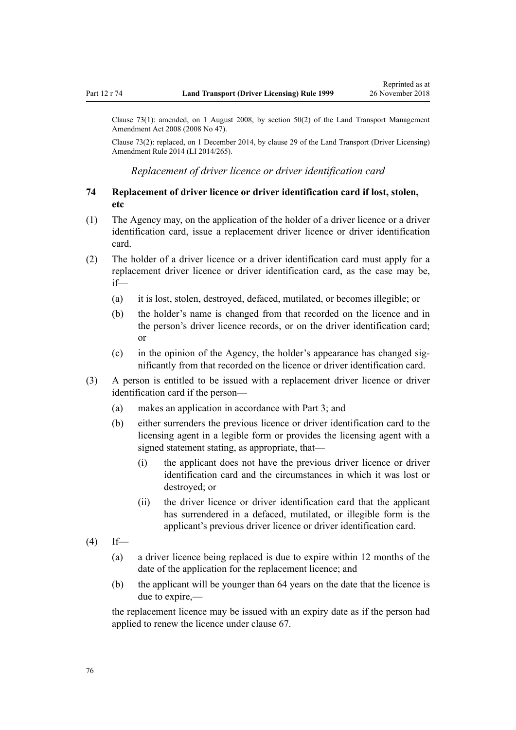Clause 73(1): amended, on 1 August 2008, by section 50(2) of the Land Transport Management Amendment Act 2008 (2008 No 47).

Clause 73(2): replaced, on 1 December 2014, by clause 29 of the Land Transport (Driver Licensing) Amendment Rule 2014 (LI 2014/265).

*Replacement of driver licence or driver identification card*

### 74 Replacement of driver licence or driver identification card if lost, stolen, etc

(1) The Agency may, on the application of the holder of a driver licence or a driver identification card, issue a replacement driver licence or driver identification card.

(2) The holder of a driver licence or a driver identification card must apply for a replacement driver licence or driver identification card, as the case may be, if—

- (a) it is lost, stolen, destroyed, defaced, mutilated, or becomes illegible; or
- (b) the holder's name is changed from that recorded on the licence and in the person's driver licence records, or on the driver identification card; or
- (c) in the opinion of the Agency, the holder's appearance has changed significantly from that recorded on the licence or driver identification card.

(3) A person is entitled to be issued with a replacement driver licence or driver identification card if the person—

- (a) makes an application in accordance with Part 3; and
- (b) either surrenders the previous licence or driver identification card to the licensing agent in a legible form or provides the licensing agent with a signed statement stating, as appropriate, that—
  - (i) the applicant does not have the previous driver licence or driver identification card and the circumstances in which it was lost or destroyed; or
  - (ii) the driver licence or driver identification card that the applicant has surrendered in a defaced, mutilated, or illegible form is the applicant's previous driver licence or driver identification card.

(4) If—

- (a) a driver licence being replaced is due to expire within 12 months of the date of the application for the replacement licence; and
- (b) the applicant will be younger than 64 years on the date that the licence is due to expire,—

the replacement licence may be issued with an expiry date as if the person had applied to renew the licence under clause 67.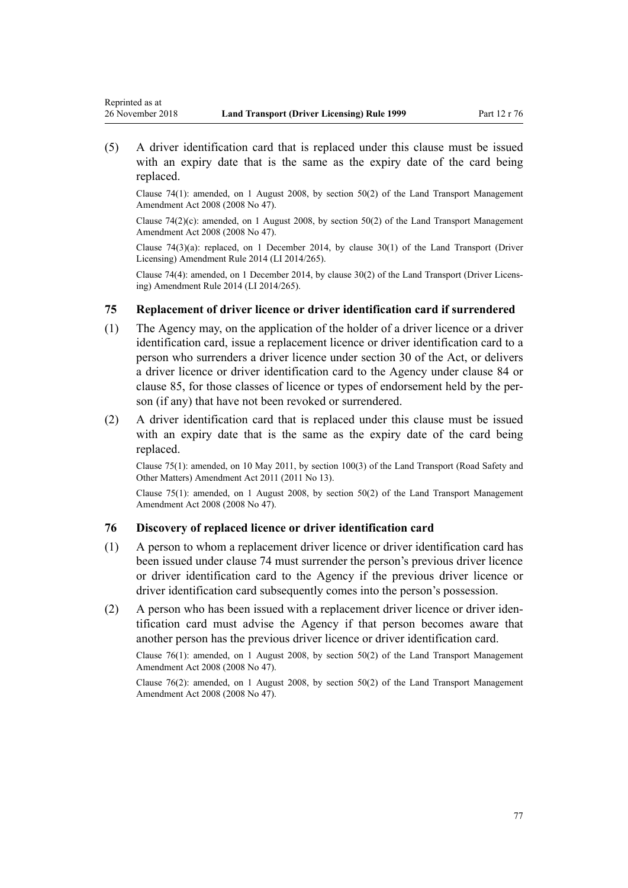(5) A driver identification card that is replaced under this clause must be issued with an expiry date that is the same as the expiry date of the card being replaced.

Clause 74(1): amended, on 1 August 2008, by section 50(2) of the Land Transport Management Amendment Act 2008 (2008 No 47).

Clause 74(2)(c): amended, on 1 August 2008, by section 50(2) of the Land Transport Management Amendment Act 2008 (2008 No 47).

Clause 74(3)(a): replaced, on 1 December 2014, by clause 30(1) of the Land Transport (Driver Licensing) Amendment Rule 2014 (LI 2014/265).

Clause 74(4): amended, on 1 December 2014, by clause 30(2) of the Land Transport (Driver Licensing) Amendment Rule 2014 (LI 2014/265).

### 75 Replacement of driver licence or driver identification card if surrendered

(1) The Agency may, on the application of the holder of a driver licence or a driver identification card, issue a replacement licence or driver identification card to a person who surrenders a driver licence under section 30 of the Act, or delivers a driver licence or driver identification card to the Agency under clause 84 or clause 85, for those classes of licence or types of endorsement held by the person (if any) that have not been revoked or surrendered.

(2) A driver identification card that is replaced under this clause must be issued with an expiry date that is the same as the expiry date of the card being replaced.

Clause 75(1): amended, on 10 May 2011, by section 100(3) of the Land Transport (Road Safety and Other Matters) Amendment Act 2011 (2011 No 13).

Clause 75(1): amended, on 1 August 2008, by section 50(2) of the Land Transport Management Amendment Act 2008 (2008 No 47).

### 76 Discovery of replaced licence or driver identification card

(1) A person to whom a replacement driver licence or driver identification card has been issued under clause 74 must surrender the person's previous driver licence or driver identification card to the Agency if the previous driver licence or driver identification card subsequently comes into the person's possession.

(2) A person who has been issued with a replacement driver licence or driver identification card must advise the Agency if that person becomes aware that another person has the previous driver licence or driver identification card.

Clause 76(1): amended, on 1 August 2008, by section 50(2) of the Land Transport Management Amendment Act 2008 (2008 No 47).

Clause 76(2): amended, on 1 August 2008, by section 50(2) of the Land Transport Management Amendment Act 2008 (2008 No 47).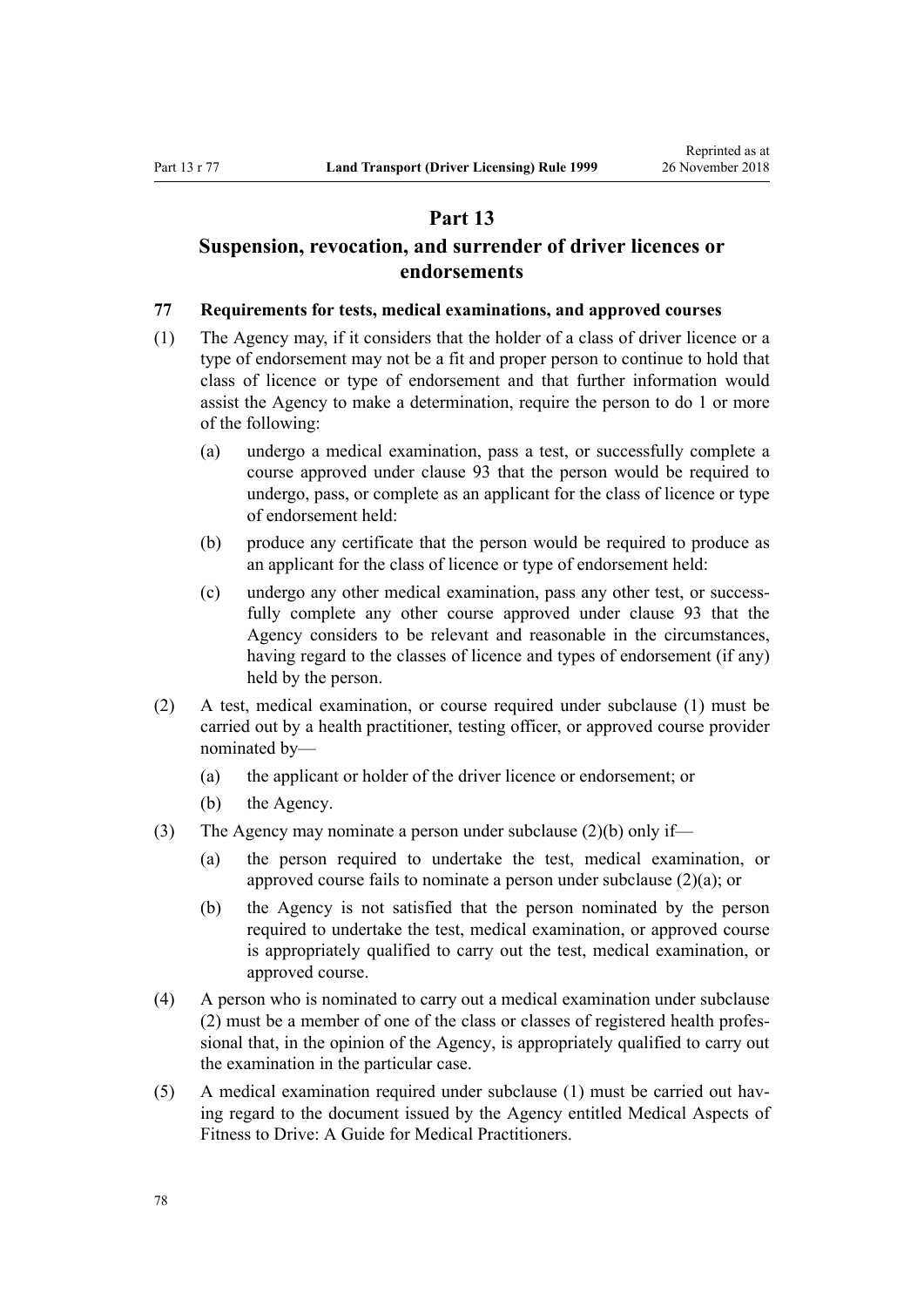# Part 13

## Suspension, revocation, and surrender of driver licences or endorsements

### 77 Requirements for tests, medical examinations, and approved courses

(1) The Agency may, if it considers that the holder of a class of driver licence or a type of endorsement may not be a fit and proper person to continue to hold that class of licence or type of endorsement and that further information would assist the Agency to make a determination, require the person to do 1 or more of the following:

(a) undergo a medical examination, pass a test, or successfully complete a course approved under clause 93 that the person would be required to undergo, pass, or complete as an applicant for the class of licence or type of endorsement held:

(b) produce any certificate that the person would be required to produce as an applicant for the class of licence or type of endorsement held:

(c) undergo any other medical examination, pass any other test, or successfully complete any other course approved under clause 93 that the Agency considers to be relevant and reasonable in the circumstances, having regard to the classes of licence and types of endorsement (if any) held by the person.

(2) A test, medical examination, or course required under subclause (1) must be carried out by a health practitioner, testing officer, or approved course provider nominated by—

(a) the applicant or holder of the driver licence or endorsement; or

(b) the Agency.

(3) The Agency may nominate a person under subclause (2)(b) only if—

(a) the person required to undertake the test, medical examination, or approved course fails to nominate a person under subclause (2)(a); or

(b) the Agency is not satisfied that the person nominated by the person required to undertake the test, medical examination, or approved course is appropriately qualified to carry out the test, medical examination, or approved course.

(4) A person who is nominated to carry out a medical examination under subclause (2) must be a member of one of the class or classes of registered health professional that, in the opinion of the Agency, is appropriately qualified to carry out the examination in the particular case.

(5) A medical examination required under subclause (1) must be carried out having regard to the document issued by the Agency entitled Medical Aspects of Fitness to Drive: A Guide for Medical Practitioners.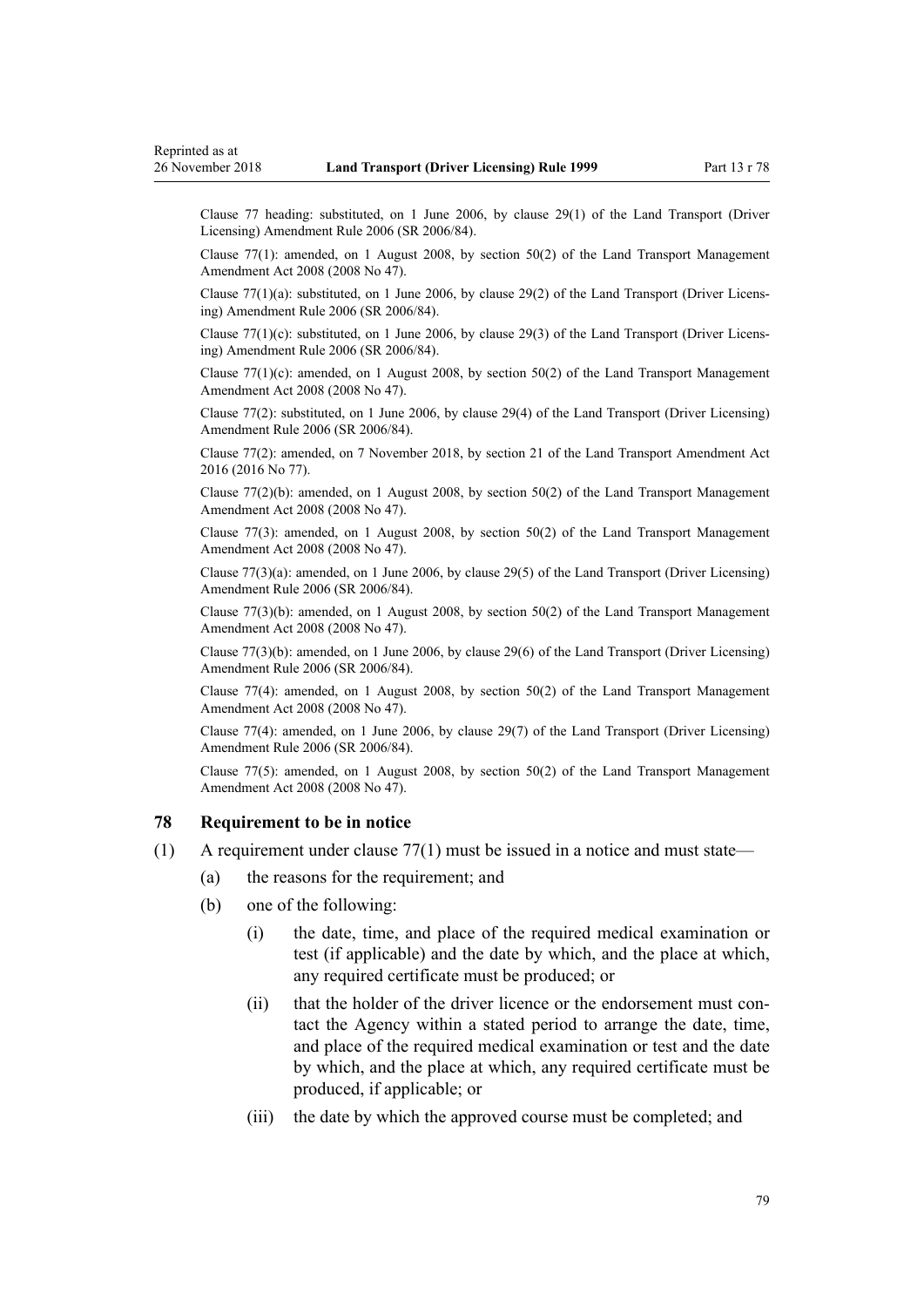Clause 77 heading: substituted, on 1 June 2006, by clause 29(1) of the Land Transport (Driver Licensing) Amendment Rule 2006 (SR 2006/84).

Clause 77(1): amended, on 1 August 2008, by section 50(2) of the Land Transport Management Amendment Act 2008 (2008 No 47).

Clause 77(1)(a): substituted, on 1 June 2006, by clause 29(2) of the Land Transport (Driver Licensing) Amendment Rule 2006 (SR 2006/84).

Clause 77(1)(c): substituted, on 1 June 2006, by clause 29(3) of the Land Transport (Driver Licensing) Amendment Rule 2006 (SR 2006/84).

Clause 77(1)(c): amended, on 1 August 2008, by section 50(2) of the Land Transport Management Amendment Act 2008 (2008 No 47).

Clause 77(2): substituted, on 1 June 2006, by clause 29(4) of the Land Transport (Driver Licensing) Amendment Rule 2006 (SR 2006/84).

Clause 77(2): amended, on 7 November 2018, by section 21 of the Land Transport Amendment Act 2016 (2016 No 77).

Clause 77(2)(b): amended, on 1 August 2008, by section 50(2) of the Land Transport Management Amendment Act 2008 (2008 No 47).

Clause 77(3): amended, on 1 August 2008, by section 50(2) of the Land Transport Management Amendment Act 2008 (2008 No 47).

Clause 77(3)(a): amended, on 1 June 2006, by clause 29(5) of the Land Transport (Driver Licensing) Amendment Rule 2006 (SR 2006/84).

Clause 77(3)(b): amended, on 1 August 2008, by section 50(2) of the Land Transport Management Amendment Act 2008 (2008 No 47).

Clause 77(3)(b): amended, on 1 June 2006, by clause 29(6) of the Land Transport (Driver Licensing) Amendment Rule 2006 (SR 2006/84).

Clause 77(4): amended, on 1 August 2008, by section 50(2) of the Land Transport Management Amendment Act 2008 (2008 No 47).

Clause 77(4): amended, on 1 June 2006, by clause 29(7) of the Land Transport (Driver Licensing) Amendment Rule 2006 (SR 2006/84).

Clause 77(5): amended, on 1 August 2008, by section 50(2) of the Land Transport Management Amendment Act 2008 (2008 No 47).

### 78 Requirement to be in notice

(1) A requirement under clause 77(1) must be issued in a notice and must state—

  (a) the reasons for the requirement; and

  (b) one of the following:

    (i) the date, time, and place of the required medical examination or test (if applicable) and the date by which, and the place at which, any required certificate must be produced; or

    (ii) that the holder of the driver licence or the endorsement must contact the Agency within a stated period to arrange the date, time, and place of the required medical examination or test and the date by which, and the place at which, any required certificate must be produced, if applicable; or

    (iii) the date by which the approved course must be completed; and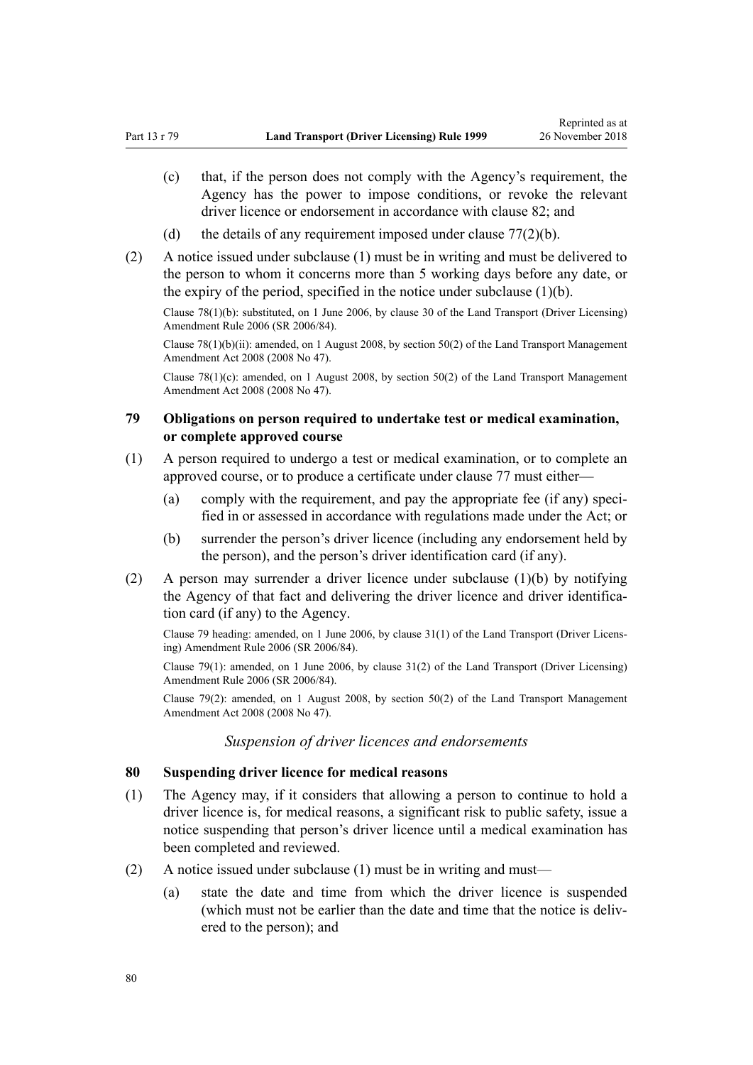(c) that, if the person does not comply with the Agency's requirement, the Agency has the power to impose conditions, or revoke the relevant driver licence or endorsement in accordance with clause 82; and

(d) the details of any requirement imposed under clause 77(2)(b).

(2) A notice issued under subclause (1) must be in writing and must be delivered to the person to whom it concerns more than 5 working days before any date, or the expiry of the period, specified in the notice under subclause (1)(b).

Clause 78(1)(b): substituted, on 1 June 2006, by clause 30 of the Land Transport (Driver Licensing) Amendment Rule 2006 (SR 2006/84).

Clause 78(1)(b)(ii): amended, on 1 August 2008, by section 50(2) of the Land Transport Management Amendment Act 2008 (2008 No 47).

Clause 78(1)(c): amended, on 1 August 2008, by section 50(2) of the Land Transport Management Amendment Act 2008 (2008 No 47).

### 79 Obligations on person required to undertake test or medical examination, or complete approved course

(1) A person required to undergo a test or medical examination, or to complete an approved course, or to produce a certificate under clause 77 must either—

(a) comply with the requirement, and pay the appropriate fee (if any) specified in or assessed in accordance with regulations made under the Act; or

(b) surrender the person's driver licence (including any endorsement held by the person), and the person's driver identification card (if any).

(2) A person may surrender a driver licence under subclause (1)(b) by notifying the Agency of that fact and delivering the driver licence and driver identification card (if any) to the Agency.

Clause 79 heading: amended, on 1 June 2006, by clause 31(1) of the Land Transport (Driver Licensing) Amendment Rule 2006 (SR 2006/84).

Clause 79(1): amended, on 1 June 2006, by clause 31(2) of the Land Transport (Driver Licensing) Amendment Rule 2006 (SR 2006/84).

Clause 79(2): amended, on 1 August 2008, by section 50(2) of the Land Transport Management Amendment Act 2008 (2008 No 47).

*Suspension of driver licences and endorsements*

### 80 Suspending driver licence for medical reasons

(1) The Agency may, if it considers that allowing a person to continue to hold a driver licence is, for medical reasons, a significant risk to public safety, issue a notice suspending that person's driver licence until a medical examination has been completed and reviewed.

(2) A notice issued under subclause (1) must be in writing and must—

(a) state the date and time from which the driver licence is suspended (which must not be earlier than the date and time that the notice is delivered to the person); and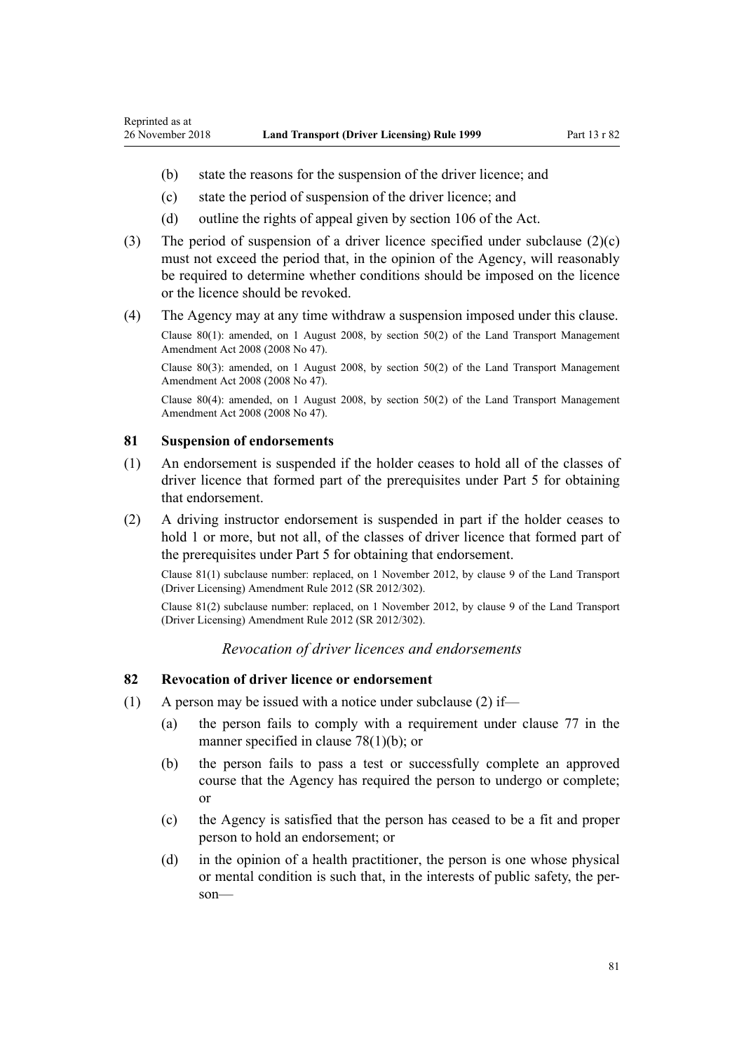(b) state the reasons for the suspension of the driver licence; and

(c) state the period of suspension of the driver licence; and

(d) outline the rights of appeal given by section 106 of the Act.

(3) The period of suspension of a driver licence specified under subclause (2)(c) must not exceed the period that, in the opinion of the Agency, will reasonably be required to determine whether conditions should be imposed on the licence or the licence should be revoked.

(4) The Agency may at any time withdraw a suspension imposed under this clause.

Clause 80(1): amended, on 1 August 2008, by section 50(2) of the Land Transport Management Amendment Act 2008 (2008 No 47).

Clause 80(3): amended, on 1 August 2008, by section 50(2) of the Land Transport Management Amendment Act 2008 (2008 No 47).

Clause 80(4): amended, on 1 August 2008, by section 50(2) of the Land Transport Management Amendment Act 2008 (2008 No 47).

### 81 Suspension of endorsements

(1) An endorsement is suspended if the holder ceases to hold all of the classes of driver licence that formed part of the prerequisites under Part 5 for obtaining that endorsement.

(2) A driving instructor endorsement is suspended in part if the holder ceases to hold 1 or more, but not all, of the classes of driver licence that formed part of the prerequisites under Part 5 for obtaining that endorsement.

Clause 81(1) subclause number: replaced, on 1 November 2012, by clause 9 of the Land Transport (Driver Licensing) Amendment Rule 2012 (SR 2012/302).

Clause 81(2) subclause number: replaced, on 1 November 2012, by clause 9 of the Land Transport (Driver Licensing) Amendment Rule 2012 (SR 2012/302).

*Revocation of driver licences and endorsements*

### 82 Revocation of driver licence or endorsement

(1) A person may be issued with a notice under subclause (2) if—

(a) the person fails to comply with a requirement under clause 77 in the manner specified in clause 78(1)(b); or

(b) the person fails to pass a test or successfully complete an approved course that the Agency has required the person to undergo or complete; or

(c) the Agency is satisfied that the person has ceased to be a fit and proper person to hold an endorsement; or

(d) in the opinion of a health practitioner, the person is one whose physical or mental condition is such that, in the interests of public safety, the person—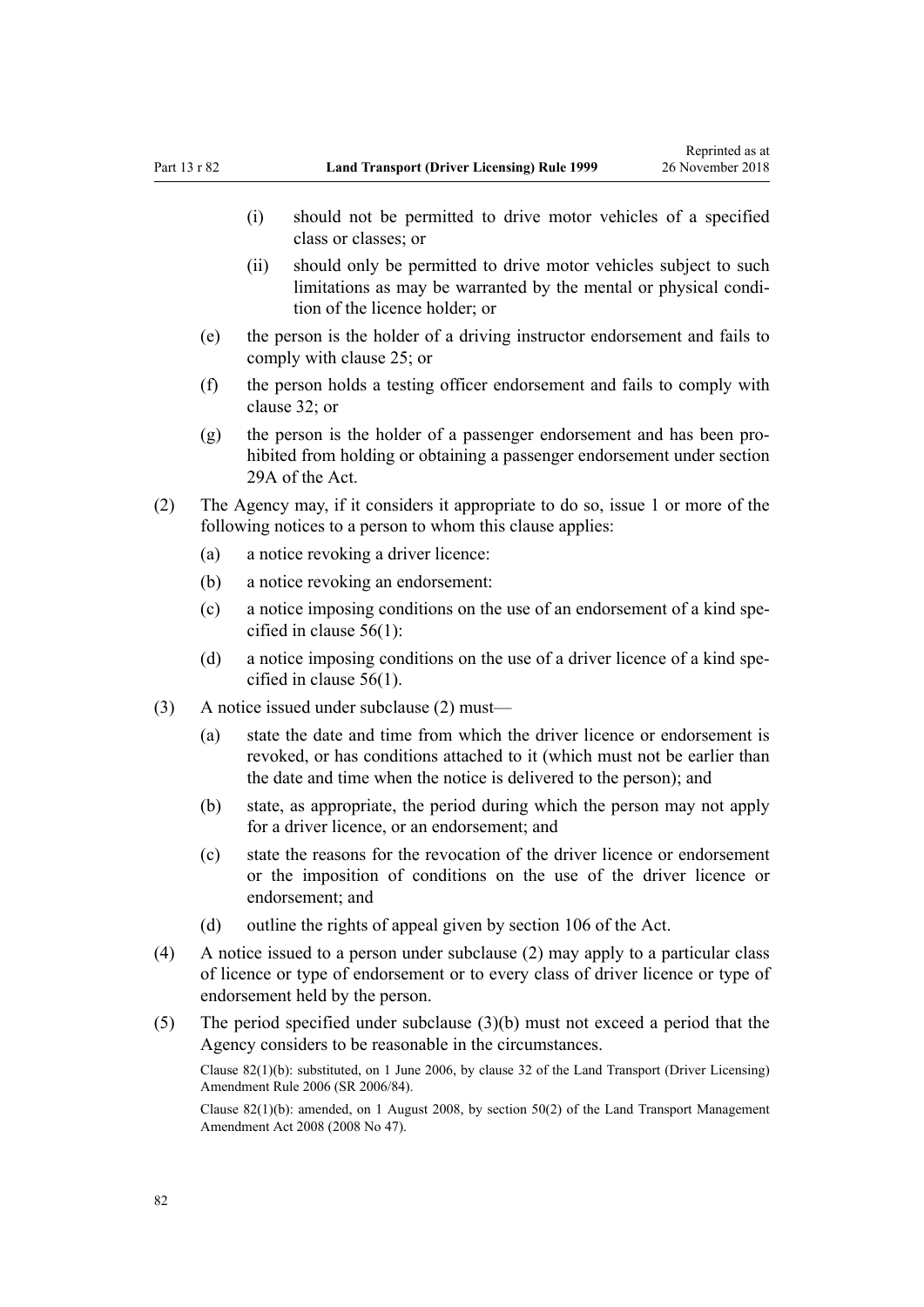(i) should not be permitted to drive motor vehicles of a specified class or classes; or

(ii) should only be permitted to drive motor vehicles subject to such limitations as may be warranted by the mental or physical condition of the licence holder; or

(e) the person is the holder of a driving instructor endorsement and fails to comply with clause 25; or

(f) the person holds a testing officer endorsement and fails to comply with clause 32; or

(g) the person is the holder of a passenger endorsement and has been prohibited from holding or obtaining a passenger endorsement under section 29A of the Act.

(2) The Agency may, if it considers it appropriate to do so, issue 1 or more of the following notices to a person to whom this clause applies:

(a) a notice revoking a driver licence:

(b) a notice revoking an endorsement:

(c) a notice imposing conditions on the use of an endorsement of a kind specified in clause 56(1):

(d) a notice imposing conditions on the use of a driver licence of a kind specified in clause 56(1).

(3) A notice issued under subclause (2) must—

(a) state the date and time from which the driver licence or endorsement is revoked, or has conditions attached to it (which must not be earlier than the date and time when the notice is delivered to the person); and

(b) state, as appropriate, the period during which the person may not apply for a driver licence, or an endorsement; and

(c) state the reasons for the revocation of the driver licence or endorsement or the imposition of conditions on the use of the driver licence or endorsement; and

(d) outline the rights of appeal given by section 106 of the Act.

(4) A notice issued to a person under subclause (2) may apply to a particular class of licence or type of endorsement or to every class of driver licence or type of endorsement held by the person.

(5) The period specified under subclause (3)(b) must not exceed a period that the Agency considers to be reasonable in the circumstances.

Clause 82(1)(b): substituted, on 1 June 2006, by clause 32 of the Land Transport (Driver Licensing) Amendment Rule 2006 (SR 2006/84).

Clause 82(1)(b): amended, on 1 August 2008, by section 50(2) of the Land Transport Management Amendment Act 2008 (2008 No 47).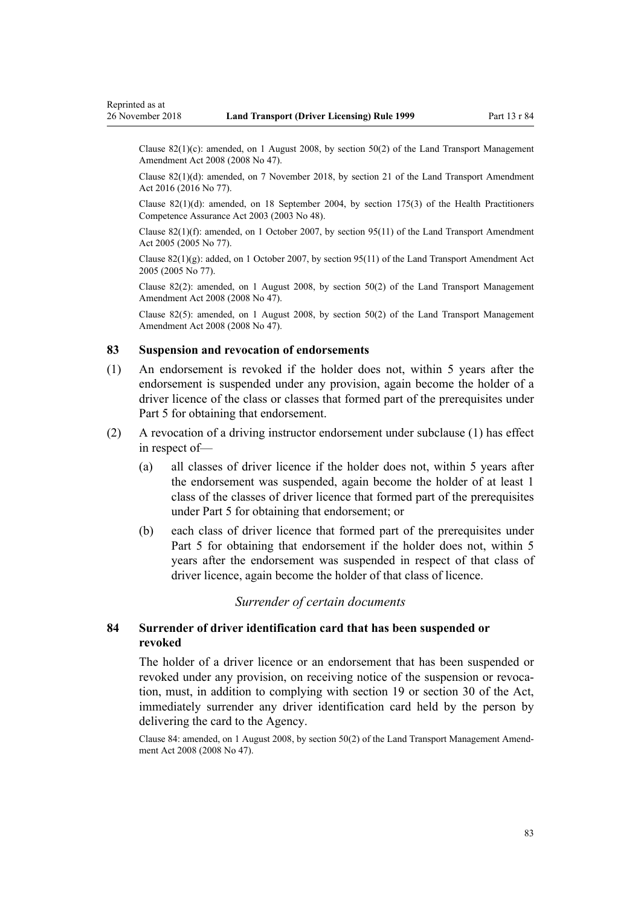Clause 82(1)(c): amended, on 1 August 2008, by section 50(2) of the Land Transport Management Amendment Act 2008 (2008 No 47).

Clause 82(1)(d): amended, on 7 November 2018, by section 21 of the Land Transport Amendment Act 2016 (2016 No 77).

Clause 82(1)(d): amended, on 18 September 2004, by section 175(3) of the Health Practitioners Competence Assurance Act 2003 (2003 No 48).

Clause 82(1)(f): amended, on 1 October 2007, by section 95(11) of the Land Transport Amendment Act 2005 (2005 No 77).

Clause 82(1)(g): added, on 1 October 2007, by section 95(11) of the Land Transport Amendment Act 2005 (2005 No 77).

Clause 82(2): amended, on 1 August 2008, by section 50(2) of the Land Transport Management Amendment Act 2008 (2008 No 47).

Clause 82(5): amended, on 1 August 2008, by section 50(2) of the Land Transport Management Amendment Act 2008 (2008 No 47).

### 83 Suspension and revocation of endorsements

(1) An endorsement is revoked if the holder does not, within 5 years after the endorsement is suspended under any provision, again become the holder of a driver licence of the class or classes that formed part of the prerequisites under Part 5 for obtaining that endorsement.

(2) A revocation of a driving instructor endorsement under subclause (1) has effect in respect of—

- (a) all classes of driver licence if the holder does not, within 5 years after the endorsement was suspended, again become the holder of at least 1 class of the classes of driver licence that formed part of the prerequisites under Part 5 for obtaining that endorsement; or
- (b) each class of driver licence that formed part of the prerequisites under Part 5 for obtaining that endorsement if the holder does not, within 5 years after the endorsement was suspended in respect of that class of driver licence, again become the holder of that class of licence.

*Surrender of certain documents*

### 84 Surrender of driver identification card that has been suspended or revoked

The holder of a driver licence or an endorsement that has been suspended or revoked under any provision, on receiving notice of the suspension or revocation, must, in addition to complying with section 19 or section 30 of the Act, immediately surrender any driver identification card held by the person by delivering the card to the Agency.

Clause 84: amended, on 1 August 2008, by section 50(2) of the Land Transport Management Amendment Act 2008 (2008 No 47).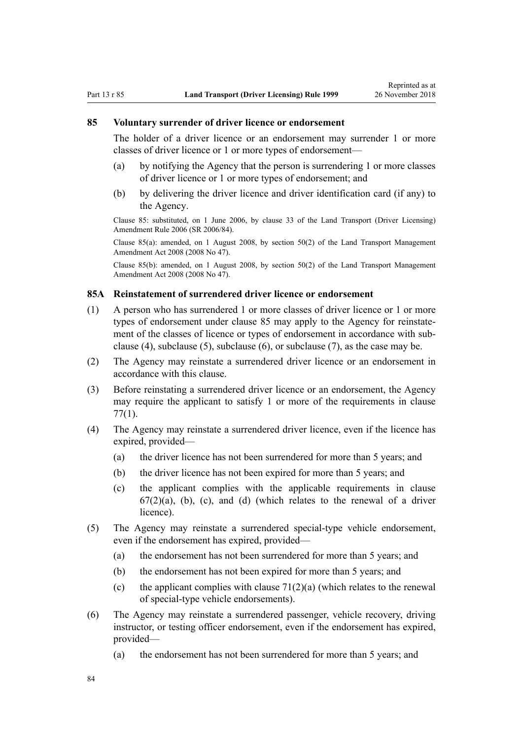## 85 Voluntary surrender of driver licence or endorsement

The holder of a driver licence or an endorsement may surrender 1 or more classes of driver licence or 1 or more types of endorsement—

(a) by notifying the Agency that the person is surrendering 1 or more classes of driver licence or 1 or more types of endorsement; and

(b) by delivering the driver licence and driver identification card (if any) to the Agency.

Clause 85: substituted, on 1 June 2006, by clause 33 of the Land Transport (Driver Licensing) Amendment Rule 2006 (SR 2006/84).

Clause 85(a): amended, on 1 August 2008, by section 50(2) of the Land Transport Management Amendment Act 2008 (2008 No 47).

Clause 85(b): amended, on 1 August 2008, by section 50(2) of the Land Transport Management Amendment Act 2008 (2008 No 47).

## 85A Reinstatement of surrendered driver licence or endorsement

(1) A person who has surrendered 1 or more classes of driver licence or 1 or more types of endorsement under clause 85 may apply to the Agency for reinstatement of the classes of licence or types of endorsement in accordance with subclause (4), subclause (5), subclause (6), or subclause (7), as the case may be.

(2) The Agency may reinstate a surrendered driver licence or an endorsement in accordance with this clause.

(3) Before reinstating a surrendered driver licence or an endorsement, the Agency may require the applicant to satisfy 1 or more of the requirements in clause 77(1).

(4) The Agency may reinstate a surrendered driver licence, even if the licence has expired, provided—

(a) the driver licence has not been surrendered for more than 5 years; and

(b) the driver licence has not been expired for more than 5 years; and

(c) the applicant complies with the applicable requirements in clause 67(2)(a), (b), (c), and (d) (which relates to the renewal of a driver licence).

(5) The Agency may reinstate a surrendered special-type vehicle endorsement, even if the endorsement has expired, provided—

(a) the endorsement has not been surrendered for more than 5 years; and

(b) the endorsement has not been expired for more than 5 years; and

(c) the applicant complies with clause 71(2)(a) (which relates to the renewal of special-type vehicle endorsements).

(6) The Agency may reinstate a surrendered passenger, vehicle recovery, driving instructor, or testing officer endorsement, even if the endorsement has expired, provided—

(a) the endorsement has not been surrendered for more than 5 years; and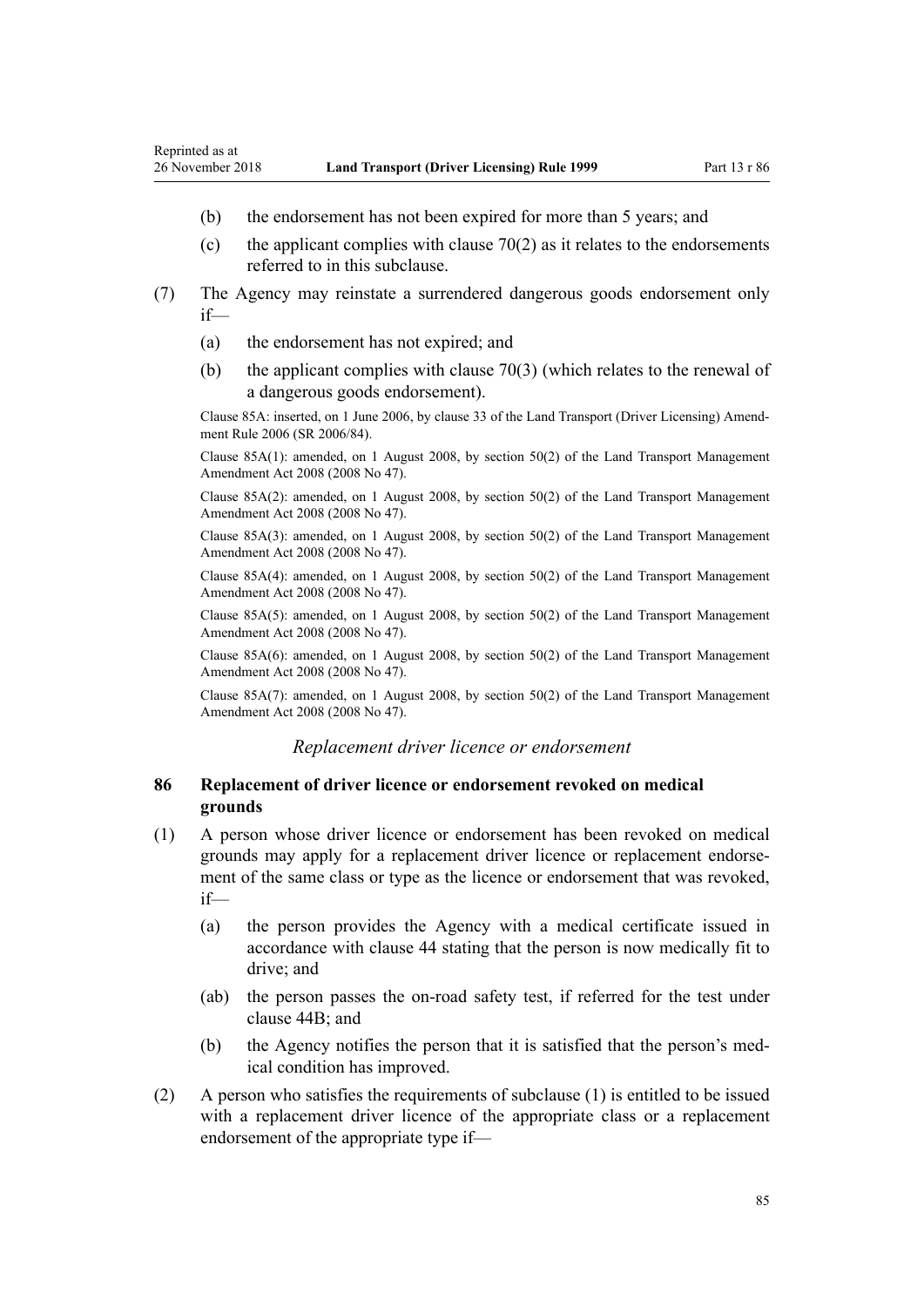(b) the endorsement has not been expired for more than 5 years; and

(c) the applicant complies with clause 70(2) as it relates to the endorsements referred to in this subclause.

(7) The Agency may reinstate a surrendered dangerous goods endorsement only if—

(a) the endorsement has not expired; and

(b) the applicant complies with clause 70(3) (which relates to the renewal of a dangerous goods endorsement).

Clause 85A: inserted, on 1 June 2006, by clause 33 of the Land Transport (Driver Licensing) Amendment Rule 2006 (SR 2006/84).

Clause 85A(1): amended, on 1 August 2008, by section 50(2) of the Land Transport Management Amendment Act 2008 (2008 No 47).

Clause 85A(2): amended, on 1 August 2008, by section 50(2) of the Land Transport Management Amendment Act 2008 (2008 No 47).

Clause 85A(3): amended, on 1 August 2008, by section 50(2) of the Land Transport Management Amendment Act 2008 (2008 No 47).

Clause 85A(4): amended, on 1 August 2008, by section 50(2) of the Land Transport Management Amendment Act 2008 (2008 No 47).

Clause 85A(5): amended, on 1 August 2008, by section 50(2) of the Land Transport Management Amendment Act 2008 (2008 No 47).

Clause 85A(6): amended, on 1 August 2008, by section 50(2) of the Land Transport Management Amendment Act 2008 (2008 No 47).

Clause 85A(7): amended, on 1 August 2008, by section 50(2) of the Land Transport Management Amendment Act 2008 (2008 No 47).

*Replacement driver licence or endorsement*

### 86 Replacement of driver licence or endorsement revoked on medical grounds

(1) A person whose driver licence or endorsement has been revoked on medical grounds may apply for a replacement driver licence or replacement endorsement of the same class or type as the licence or endorsement that was revoked, if—

(a) the person provides the Agency with a medical certificate issued in accordance with clause 44 stating that the person is now medically fit to drive; and

(ab) the person passes the on-road safety test, if referred for the test under clause 44B; and

(b) the Agency notifies the person that it is satisfied that the person's medical condition has improved.

(2) A person who satisfies the requirements of subclause (1) is entitled to be issued with a replacement driver licence of the appropriate class or a replacement endorsement of the appropriate type if—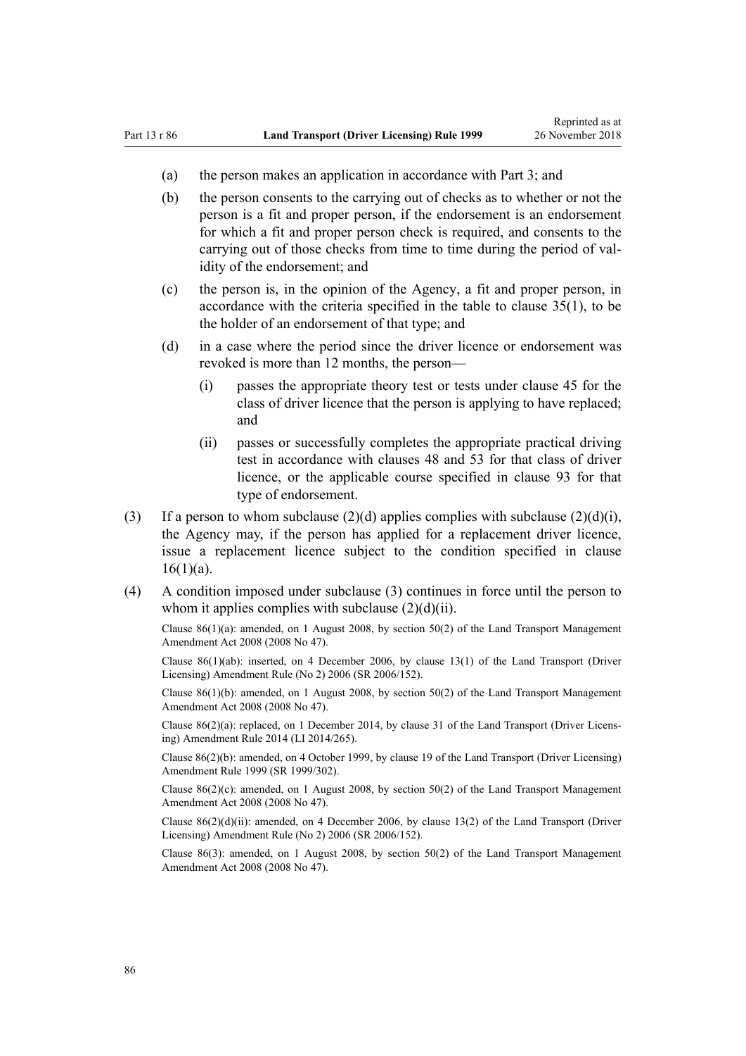(a) the person makes an application in accordance with Part 3; and

(b) the person consents to the carrying out of checks as to whether or not the person is a fit and proper person, if the endorsement is an endorsement for which a fit and proper person check is required, and consents to the carrying out of those checks from time to time during the period of validity of the endorsement; and

(c) the person is, in the opinion of the Agency, a fit and proper person, in accordance with the criteria specified in the table to clause 35(1), to be the holder of an endorsement of that type; and

(d) in a case where the period since the driver licence or endorsement was revoked is more than 12 months, the person—

   (i) passes the appropriate theory test or tests under clause 45 for the class of driver licence that the person is applying to have replaced; and

   (ii) passes or successfully completes the appropriate practical driving test in accordance with clauses 48 and 53 for that class of driver licence, or the applicable course specified in clause 93 for that type of endorsement.

(3) If a person to whom subclause (2)(d) applies complies with subclause (2)(d)(i), the Agency may, if the person has applied for a replacement driver licence, issue a replacement licence subject to the condition specified in clause 16(1)(a).

(4) A condition imposed under subclause (3) continues in force until the person to whom it applies complies with subclause (2)(d)(ii).

Clause 86(1)(a): amended, on 1 August 2008, by section 50(2) of the Land Transport Management Amendment Act 2008 (2008 No 47).

Clause 86(1)(ab): inserted, on 4 December 2006, by clause 13(1) of the Land Transport (Driver Licensing) Amendment Rule (No 2) 2006 (SR 2006/152).

Clause 86(1)(b): amended, on 1 August 2008, by section 50(2) of the Land Transport Management Amendment Act 2008 (2008 No 47).

Clause 86(2)(a): replaced, on 1 December 2014, by clause 31 of the Land Transport (Driver Licensing) Amendment Rule 2014 (LI 2014/265).

Clause 86(2)(b): amended, on 4 October 1999, by clause 19 of the Land Transport (Driver Licensing) Amendment Rule 1999 (SR 1999/302).

Clause 86(2)(c): amended, on 1 August 2008, by section 50(2) of the Land Transport Management Amendment Act 2008 (2008 No 47).

Clause 86(2)(d)(ii): amended, on 4 December 2006, by clause 13(2) of the Land Transport (Driver Licensing) Amendment Rule (No 2) 2006 (SR 2006/152).

Clause 86(3): amended, on 1 August 2008, by section 50(2) of the Land Transport Management Amendment Act 2008 (2008 No 47).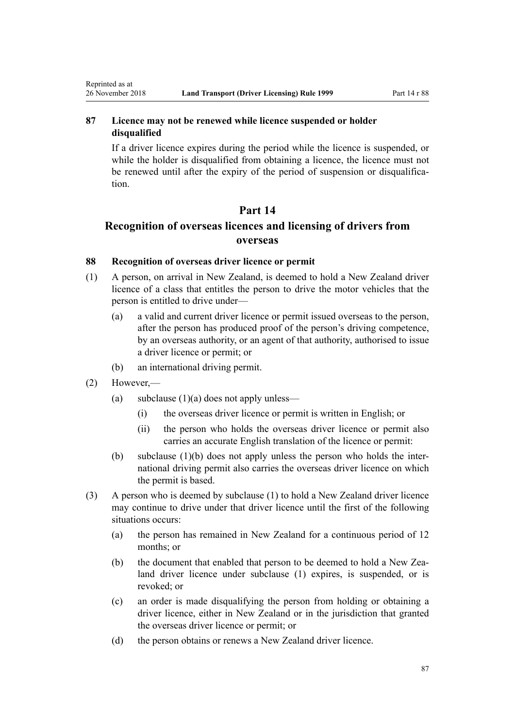### 87 Licence may not be renewed while licence suspended or holder disqualified

If a driver licence expires during the period while the licence is suspended, or while the holder is disqualified from obtaining a licence, the licence must not be renewed until after the expiry of the period of suspension or disqualification.

## Part 14
## Recognition of overseas licences and licensing of drivers from overseas

### 88 Recognition of overseas driver licence or permit

(1) A person, on arrival in New Zealand, is deemed to hold a New Zealand driver licence of a class that entitles the person to drive the motor vehicles that the person is entitled to drive under—

 (a) a valid and current driver licence or permit issued overseas to the person, after the person has produced proof of the person's driving competence, by an overseas authority, or an agent of that authority, authorised to issue a driver licence or permit; or

 (b) an international driving permit.

(2) However,—

 (a) subclause (1)(a) does not apply unless—

  (i) the overseas driver licence or permit is written in English; or

  (ii) the person who holds the overseas driver licence or permit also carries an accurate English translation of the licence or permit:

 (b) subclause (1)(b) does not apply unless the person who holds the international driving permit also carries the overseas driver licence on which the permit is based.

(3) A person who is deemed by subclause (1) to hold a New Zealand driver licence may continue to drive under that driver licence until the first of the following situations occurs:

 (a) the person has remained in New Zealand for a continuous period of 12 months; or

 (b) the document that enabled that person to be deemed to hold a New Zealand driver licence under subclause (1) expires, is suspended, or is revoked; or

 (c) an order is made disqualifying the person from holding or obtaining a driver licence, either in New Zealand or in the jurisdiction that granted the overseas driver licence or permit; or

 (d) the person obtains or renews a New Zealand driver licence.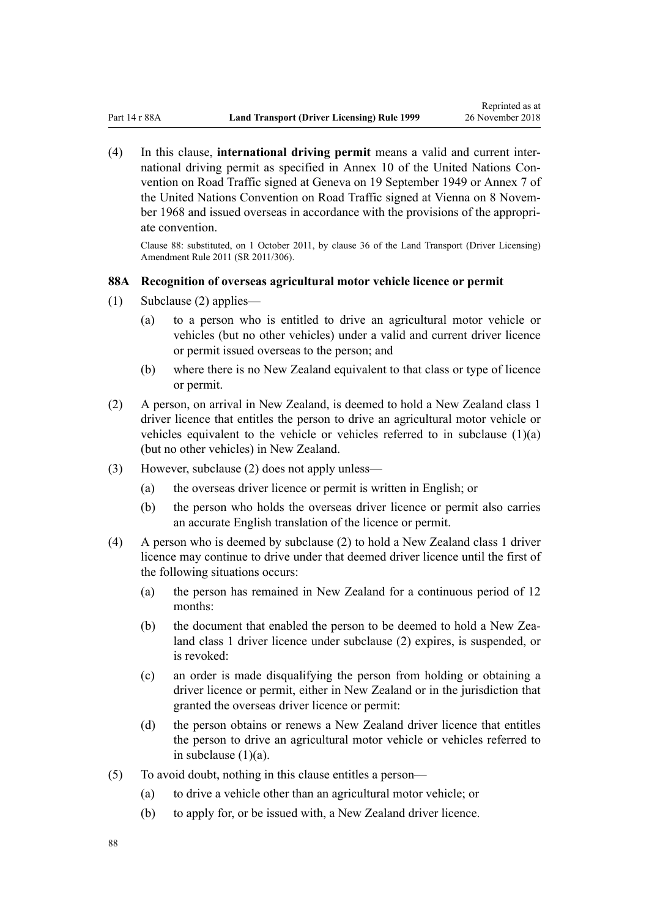(4) In this clause, **international driving permit** means a valid and current international driving permit as specified in Annex 10 of the United Nations Convention on Road Traffic signed at Geneva on 19 September 1949 or Annex 7 of the United Nations Convention on Road Traffic signed at Vienna on 8 November 1968 and issued overseas in accordance with the provisions of the appropriate convention.

Clause 88: substituted, on 1 October 2011, by clause 36 of the Land Transport (Driver Licensing) Amendment Rule 2011 (SR 2011/306).

### 88A Recognition of overseas agricultural motor vehicle licence or permit

(1) Subclause (2) applies—

(a) to a person who is entitled to drive an agricultural motor vehicle or vehicles (but no other vehicles) under a valid and current driver licence or permit issued overseas to the person; and

(b) where there is no New Zealand equivalent to that class or type of licence or permit.

(2) A person, on arrival in New Zealand, is deemed to hold a New Zealand class 1 driver licence that entitles the person to drive an agricultural motor vehicle or vehicles equivalent to the vehicle or vehicles referred to in subclause (1)(a) (but no other vehicles) in New Zealand.

(3) However, subclause (2) does not apply unless—

(a) the overseas driver licence or permit is written in English; or

(b) the person who holds the overseas driver licence or permit also carries an accurate English translation of the licence or permit.

(4) A person who is deemed by subclause (2) to hold a New Zealand class 1 driver licence may continue to drive under that deemed driver licence until the first of the following situations occurs:

(a) the person has remained in New Zealand for a continuous period of 12 months:

(b) the document that enabled the person to be deemed to hold a New Zealand class 1 driver licence under subclause (2) expires, is suspended, or is revoked:

(c) an order is made disqualifying the person from holding or obtaining a driver licence or permit, either in New Zealand or in the jurisdiction that granted the overseas driver licence or permit:

(d) the person obtains or renews a New Zealand driver licence that entitles the person to drive an agricultural motor vehicle or vehicles referred to in subclause (1)(a).

(5) To avoid doubt, nothing in this clause entitles a person—

(a) to drive a vehicle other than an agricultural motor vehicle; or

(b) to apply for, or be issued with, a New Zealand driver licence.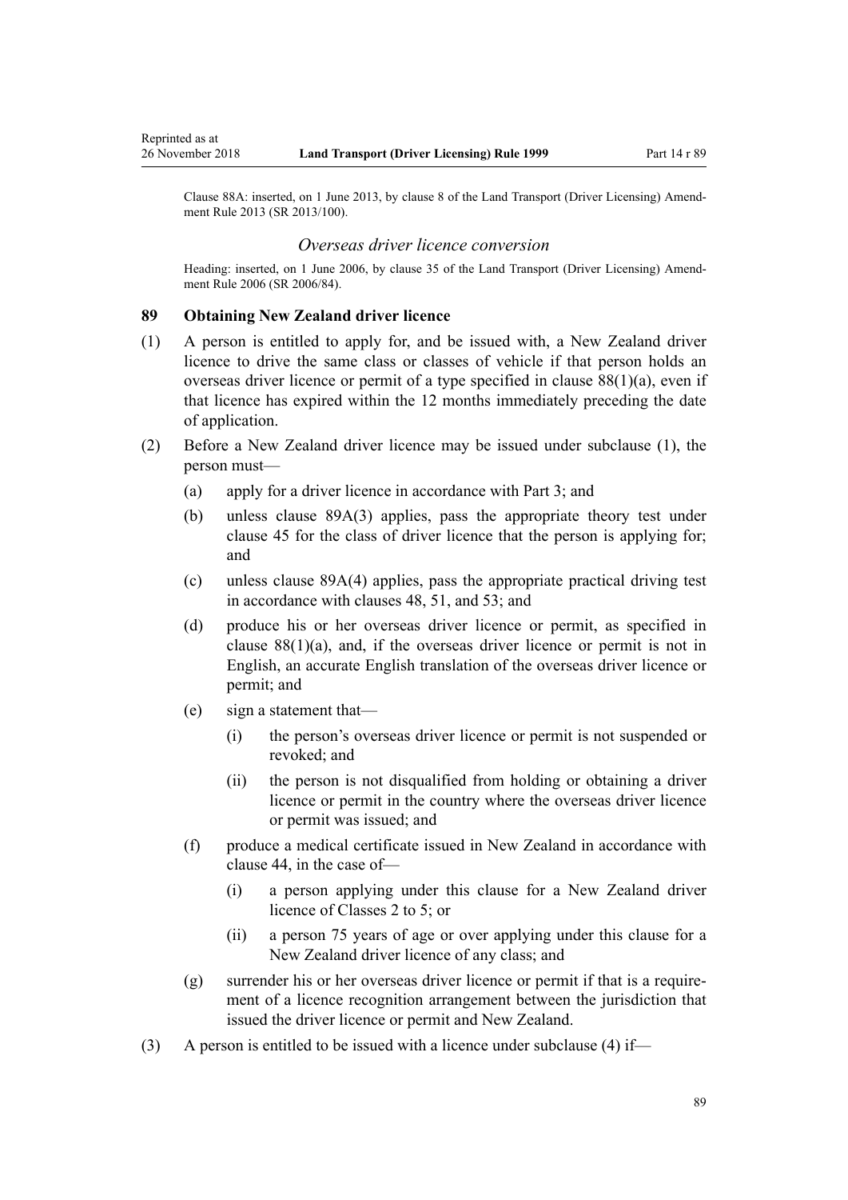Clause 88A: inserted, on 1 June 2013, by clause 8 of the Land Transport (Driver Licensing) Amendment Rule 2013 (SR 2013/100).

### *Overseas driver licence conversion*

Heading: inserted, on 1 June 2006, by clause 35 of the Land Transport (Driver Licensing) Amendment Rule 2006 (SR 2006/84).

### 89 Obtaining New Zealand driver licence

(1) A person is entitled to apply for, and be issued with, a New Zealand driver licence to drive the same class or classes of vehicle if that person holds an overseas driver licence or permit of a type specified in clause 88(1)(a), even if that licence has expired within the 12 months immediately preceding the date of application.

(2) Before a New Zealand driver licence may be issued under subclause (1), the person must—

- (a) apply for a driver licence in accordance with Part 3; and
- (b) unless clause 89A(3) applies, pass the appropriate theory test under clause 45 for the class of driver licence that the person is applying for; and
- (c) unless clause 89A(4) applies, pass the appropriate practical driving test in accordance with clauses 48, 51, and 53; and
- (d) produce his or her overseas driver licence or permit, as specified in clause 88(1)(a), and, if the overseas driver licence or permit is not in English, an accurate English translation of the overseas driver licence or permit; and
- (e) sign a statement that—
  - (i) the person's overseas driver licence or permit is not suspended or revoked; and
  - (ii) the person is not disqualified from holding or obtaining a driver licence or permit in the country where the overseas driver licence or permit was issued; and
- (f) produce a medical certificate issued in New Zealand in accordance with clause 44, in the case of—
  - (i) a person applying under this clause for a New Zealand driver licence of Classes 2 to 5; or
  - (ii) a person 75 years of age or over applying under this clause for a New Zealand driver licence of any class; and
- (g) surrender his or her overseas driver licence or permit if that is a requirement of a licence recognition arrangement between the jurisdiction that issued the driver licence or permit and New Zealand.

(3) A person is entitled to be issued with a licence under subclause (4) if—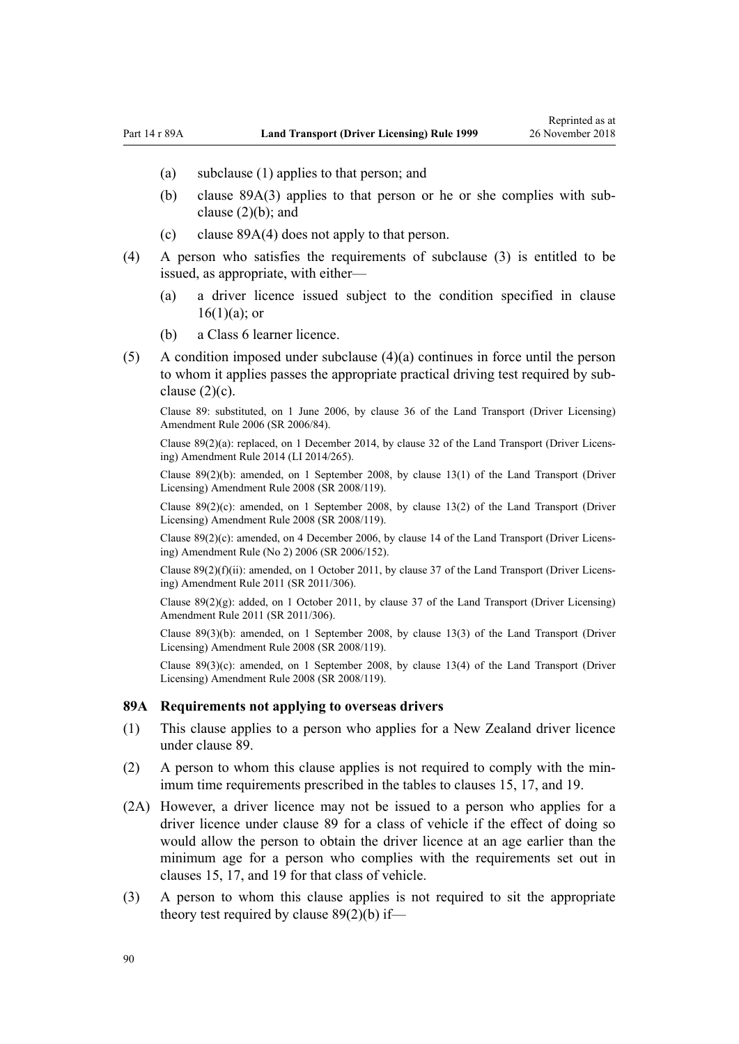(a) subclause (1) applies to that person; and

(b) clause 89A(3) applies to that person or he or she complies with subclause (2)(b); and

(c) clause 89A(4) does not apply to that person.

(4) A person who satisfies the requirements of subclause (3) is entitled to be issued, as appropriate, with either—

(a) a driver licence issued subject to the condition specified in clause 16(1)(a); or

(b) a Class 6 learner licence.

(5) A condition imposed under subclause (4)(a) continues in force until the person to whom it applies passes the appropriate practical driving test required by subclause (2)(c).

Clause 89: substituted, on 1 June 2006, by clause 36 of the Land Transport (Driver Licensing) Amendment Rule 2006 (SR 2006/84).

Clause 89(2)(a): replaced, on 1 December 2014, by clause 32 of the Land Transport (Driver Licensing) Amendment Rule 2014 (LI 2014/265).

Clause 89(2)(b): amended, on 1 September 2008, by clause 13(1) of the Land Transport (Driver Licensing) Amendment Rule 2008 (SR 2008/119).

Clause 89(2)(c): amended, on 1 September 2008, by clause 13(2) of the Land Transport (Driver Licensing) Amendment Rule 2008 (SR 2008/119).

Clause 89(2)(c): amended, on 4 December 2006, by clause 14 of the Land Transport (Driver Licensing) Amendment Rule (No 2) 2006 (SR 2006/152).

Clause 89(2)(f)(ii): amended, on 1 October 2011, by clause 37 of the Land Transport (Driver Licensing) Amendment Rule 2011 (SR 2011/306).

Clause 89(2)(g): added, on 1 October 2011, by clause 37 of the Land Transport (Driver Licensing) Amendment Rule 2011 (SR 2011/306).

Clause 89(3)(b): amended, on 1 September 2008, by clause 13(3) of the Land Transport (Driver Licensing) Amendment Rule 2008 (SR 2008/119).

Clause 89(3)(c): amended, on 1 September 2008, by clause 13(4) of the Land Transport (Driver Licensing) Amendment Rule 2008 (SR 2008/119).

### 89A Requirements not applying to overseas drivers

(1) This clause applies to a person who applies for a New Zealand driver licence under clause 89.

(2) A person to whom this clause applies is not required to comply with the minimum time requirements prescribed in the tables to clauses 15, 17, and 19.

(2A) However, a driver licence may not be issued to a person who applies for a driver licence under clause 89 for a class of vehicle if the effect of doing so would allow the person to obtain the driver licence at an age earlier than the minimum age for a person who complies with the requirements set out in clauses 15, 17, and 19 for that class of vehicle.

(3) A person to whom this clause applies is not required to sit the appropriate theory test required by clause 89(2)(b) if—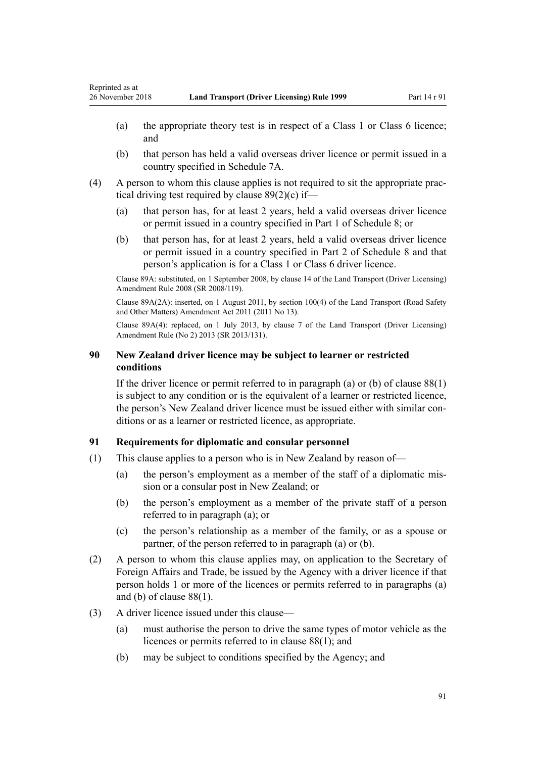(a) the appropriate theory test is in respect of a Class 1 or Class 6 licence; and

(b) that person has held a valid overseas driver licence or permit issued in a country specified in Schedule 7A.

(4) A person to whom this clause applies is not required to sit the appropriate practical driving test required by clause 89(2)(c) if—

(a) that person has, for at least 2 years, held a valid overseas driver licence or permit issued in a country specified in Part 1 of Schedule 8; or

(b) that person has, for at least 2 years, held a valid overseas driver licence or permit issued in a country specified in Part 2 of Schedule 8 and that person's application is for a Class 1 or Class 6 driver licence.

Clause 89A: substituted, on 1 September 2008, by clause 14 of the Land Transport (Driver Licensing) Amendment Rule 2008 (SR 2008/119).

Clause 89A(2A): inserted, on 1 August 2011, by section 100(4) of the Land Transport (Road Safety and Other Matters) Amendment Act 2011 (2011 No 13).

Clause 89A(4): replaced, on 1 July 2013, by clause 7 of the Land Transport (Driver Licensing) Amendment Rule (No 2) 2013 (SR 2013/131).

### 90 New Zealand driver licence may be subject to learner or restricted conditions

If the driver licence or permit referred to in paragraph (a) or (b) of clause 88(1) is subject to any condition or is the equivalent of a learner or restricted licence, the person's New Zealand driver licence must be issued either with similar conditions or as a learner or restricted licence, as appropriate.

### 91 Requirements for diplomatic and consular personnel

(1) This clause applies to a person who is in New Zealand by reason of—

(a) the person's employment as a member of the staff of a diplomatic mission or a consular post in New Zealand; or

(b) the person's employment as a member of the private staff of a person referred to in paragraph (a); or

(c) the person's relationship as a member of the family, or as a spouse or partner, of the person referred to in paragraph (a) or (b).

(2) A person to whom this clause applies may, on application to the Secretary of Foreign Affairs and Trade, be issued by the Agency with a driver licence if that person holds 1 or more of the licences or permits referred to in paragraphs (a) and (b) of clause 88(1).

(3) A driver licence issued under this clause—

(a) must authorise the person to drive the same types of motor vehicle as the licences or permits referred to in clause 88(1); and

(b) may be subject to conditions specified by the Agency; and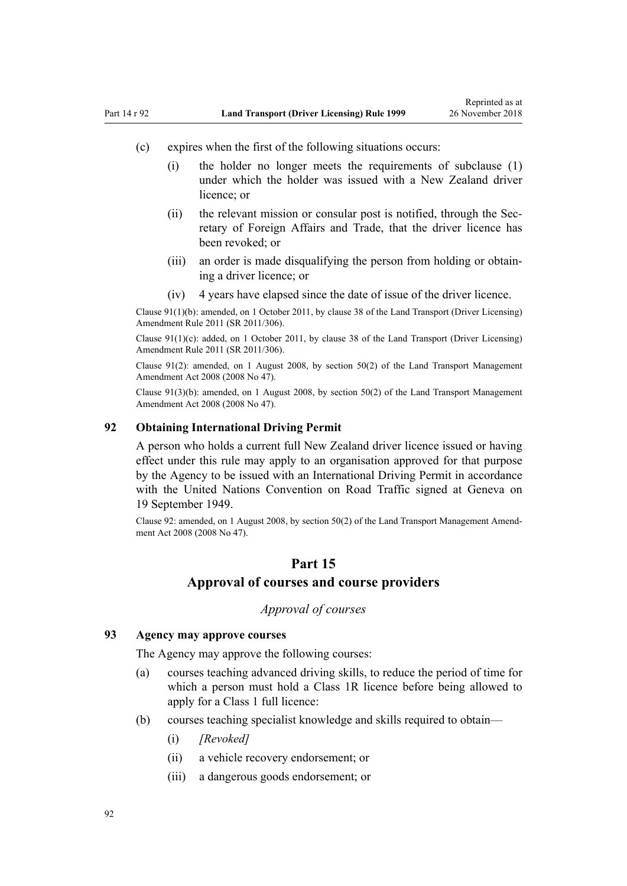(c) expires when the first of the following situations occurs:

  (i) the holder no longer meets the requirements of subclause (1) under which the holder was issued with a New Zealand driver licence; or

  (ii) the relevant mission or consular post is notified, through the Secretary of Foreign Affairs and Trade, that the driver licence has been revoked; or

  (iii) an order is made disqualifying the person from holding or obtaining a driver licence; or

  (iv) 4 years have elapsed since the date of issue of the driver licence.

Clause 91(1)(b): amended, on 1 October 2011, by clause 38 of the Land Transport (Driver Licensing) Amendment Rule 2011 (SR 2011/306).

Clause 91(1)(c): added, on 1 October 2011, by clause 38 of the Land Transport (Driver Licensing) Amendment Rule 2011 (SR 2011/306).

Clause 91(2): amended, on 1 August 2008, by section 50(2) of the Land Transport Management Amendment Act 2008 (2008 No 47).

Clause 91(3)(b): amended, on 1 August 2008, by section 50(2) of the Land Transport Management Amendment Act 2008 (2008 No 47).

### 92 Obtaining International Driving Permit

A person who holds a current full New Zealand driver licence issued or having effect under this rule may apply to an organisation approved for that purpose by the Agency to be issued with an International Driving Permit in accordance with the United Nations Convention on Road Traffic signed at Geneva on 19 September 1949.

Clause 92: amended, on 1 August 2008, by section 50(2) of the Land Transport Management Amendment Act 2008 (2008 No 47).

## Part 15
## Approval of courses and course providers

*Approval of courses*

### 93 Agency may approve courses

The Agency may approve the following courses:

(a) courses teaching advanced driving skills, to reduce the period of time for which a person must hold a Class 1R licence before being allowed to apply for a Class 1 full licence:

(b) courses teaching specialist knowledge and skills required to obtain—

  (i) *[Revoked]*

  (ii) a vehicle recovery endorsement; or

  (iii) a dangerous goods endorsement; or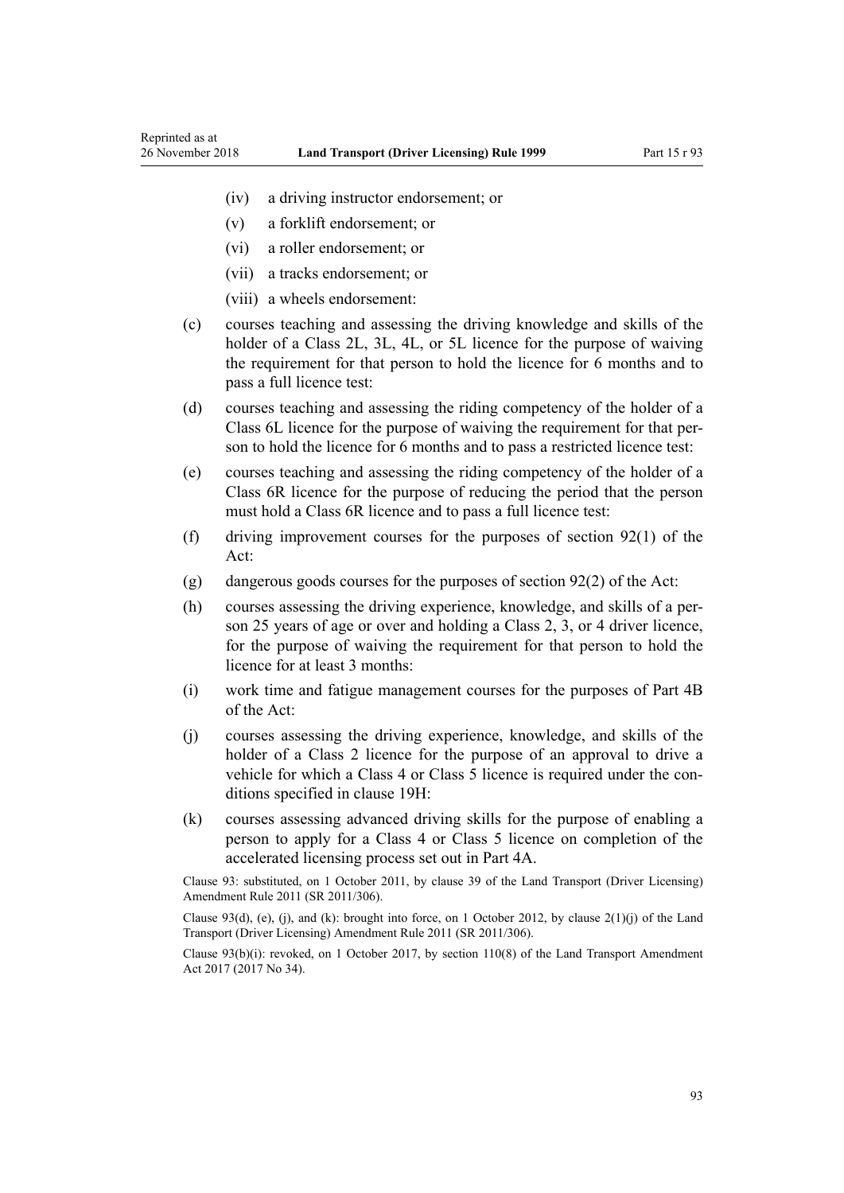(iv) a driving instructor endorsement; or

(v) a forklift endorsement; or

(vi) a roller endorsement; or

(vii) a tracks endorsement; or

(viii) a wheels endorsement:

(c) courses teaching and assessing the driving knowledge and skills of the holder of a Class 2L, 3L, 4L, or 5L licence for the purpose of waiving the requirement for that person to hold the licence for 6 months and to pass a full licence test:

(d) courses teaching and assessing the riding competency of the holder of a Class 6L licence for the purpose of waiving the requirement for that person to hold the licence for 6 months and to pass a restricted licence test:

(e) courses teaching and assessing the riding competency of the holder of a Class 6R licence for the purpose of reducing the period that the person must hold a Class 6R licence and to pass a full licence test:

(f) driving improvement courses for the purposes of section 92(1) of the Act:

(g) dangerous goods courses for the purposes of section 92(2) of the Act:

(h) courses assessing the driving experience, knowledge, and skills of a person 25 years of age or over and holding a Class 2, 3, or 4 driver licence, for the purpose of waiving the requirement for that person to hold the licence for at least 3 months:

(i) work time and fatigue management courses for the purposes of Part 4B of the Act:

(j) courses assessing the driving experience, knowledge, and skills of the holder of a Class 2 licence for the purpose of an approval to drive a vehicle for which a Class 4 or Class 5 licence is required under the conditions specified in clause 19H:

(k) courses assessing advanced driving skills for the purpose of enabling a person to apply for a Class 4 or Class 5 licence on completion of the accelerated licensing process set out in Part 4A.

Clause 93: substituted, on 1 October 2011, by clause 39 of the Land Transport (Driver Licensing) Amendment Rule 2011 (SR 2011/306).

Clause 93(d), (e), (j), and (k): brought into force, on 1 October 2012, by clause 2(1)(j) of the Land Transport (Driver Licensing) Amendment Rule 2011 (SR 2011/306).

Clause 93(b)(i): revoked, on 1 October 2017, by section 110(8) of the Land Transport Amendment Act 2017 (2017 No 34).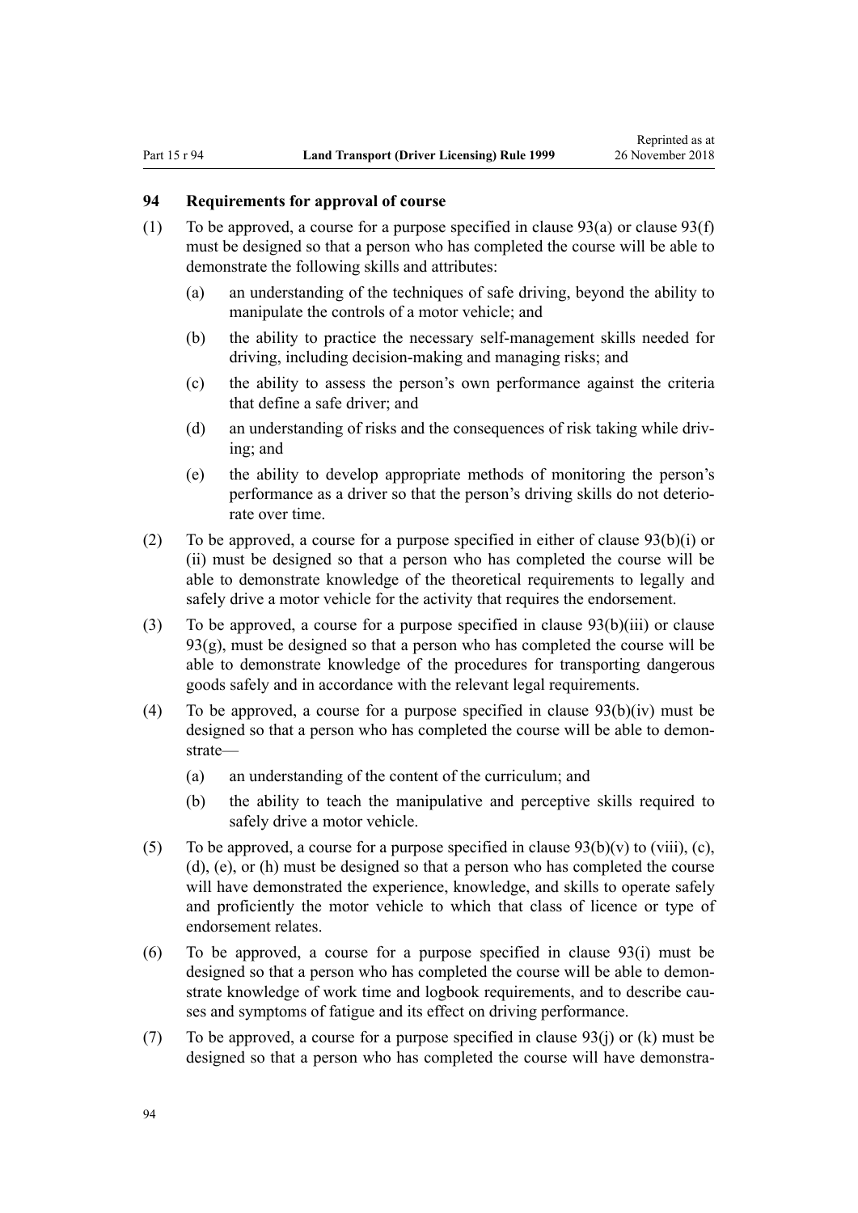### 94 Requirements for approval of course

(1) To be approved, a course for a purpose specified in clause 93(a) or clause 93(f) must be designed so that a person who has completed the course will be able to demonstrate the following skills and attributes:

  (a) an understanding of the techniques of safe driving, beyond the ability to manipulate the controls of a motor vehicle; and

  (b) the ability to practice the necessary self-management skills needed for driving, including decision-making and managing risks; and

  (c) the ability to assess the person's own performance against the criteria that define a safe driver; and

  (d) an understanding of risks and the consequences of risk taking while driving; and

  (e) the ability to develop appropriate methods of monitoring the person's performance as a driver so that the person's driving skills do not deteriorate over time.

(2) To be approved, a course for a purpose specified in either of clause 93(b)(i) or (ii) must be designed so that a person who has completed the course will be able to demonstrate knowledge of the theoretical requirements to legally and safely drive a motor vehicle for the activity that requires the endorsement.

(3) To be approved, a course for a purpose specified in clause 93(b)(iii) or clause 93(g), must be designed so that a person who has completed the course will be able to demonstrate knowledge of the procedures for transporting dangerous goods safely and in accordance with the relevant legal requirements.

(4) To be approved, a course for a purpose specified in clause 93(b)(iv) must be designed so that a person who has completed the course will be able to demonstrate—

  (a) an understanding of the content of the curriculum; and

  (b) the ability to teach the manipulative and perceptive skills required to safely drive a motor vehicle.

(5) To be approved, a course for a purpose specified in clause 93(b)(v) to (viii), (c), (d), (e), or (h) must be designed so that a person who has completed the course will have demonstrated the experience, knowledge, and skills to operate safely and proficiently the motor vehicle to which that class of licence or type of endorsement relates.

(6) To be approved, a course for a purpose specified in clause 93(i) must be designed so that a person who has completed the course will be able to demonstrate knowledge of work time and logbook requirements, and to describe causes and symptoms of fatigue and its effect on driving performance.

(7) To be approved, a course for a purpose specified in clause 93(j) or (k) must be designed so that a person who has completed the course will have demonstra-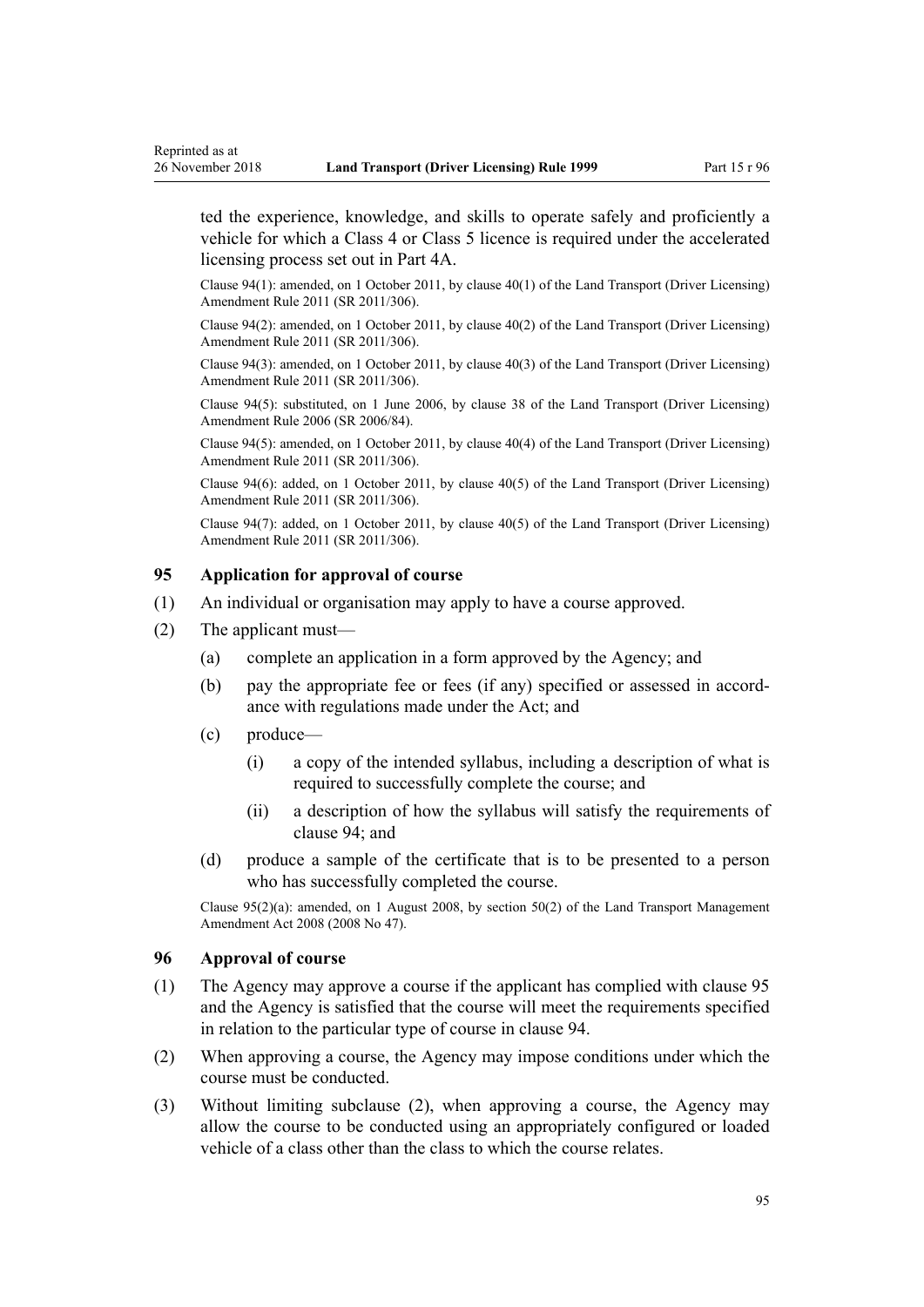ted the experience, knowledge, and skills to operate safely and proficiently a vehicle for which a Class 4 or Class 5 licence is required under the accelerated licensing process set out in Part 4A.

Clause 94(1): amended, on 1 October 2011, by clause 40(1) of the Land Transport (Driver Licensing) Amendment Rule 2011 (SR 2011/306).

Clause 94(2): amended, on 1 October 2011, by clause 40(2) of the Land Transport (Driver Licensing) Amendment Rule 2011 (SR 2011/306).

Clause 94(3): amended, on 1 October 2011, by clause 40(3) of the Land Transport (Driver Licensing) Amendment Rule 2011 (SR 2011/306).

Clause 94(5): substituted, on 1 June 2006, by clause 38 of the Land Transport (Driver Licensing) Amendment Rule 2006 (SR 2006/84).

Clause 94(5): amended, on 1 October 2011, by clause 40(4) of the Land Transport (Driver Licensing) Amendment Rule 2011 (SR 2011/306).

Clause 94(6): added, on 1 October 2011, by clause 40(5) of the Land Transport (Driver Licensing) Amendment Rule 2011 (SR 2011/306).

Clause 94(7): added, on 1 October 2011, by clause 40(5) of the Land Transport (Driver Licensing) Amendment Rule 2011 (SR 2011/306).

### 95 Application for approval of course

(1) An individual or organisation may apply to have a course approved.

(2) The applicant must—

  (a) complete an application in a form approved by the Agency; and

  (b) pay the appropriate fee or fees (if any) specified or assessed in accordance with regulations made under the Act; and

  (c) produce—

    (i) a copy of the intended syllabus, including a description of what is required to successfully complete the course; and

    (ii) a description of how the syllabus will satisfy the requirements of clause 94; and

  (d) produce a sample of the certificate that is to be presented to a person who has successfully completed the course.

Clause 95(2)(a): amended, on 1 August 2008, by section 50(2) of the Land Transport Management Amendment Act 2008 (2008 No 47).

### 96 Approval of course

(1) The Agency may approve a course if the applicant has complied with clause 95 and the Agency is satisfied that the course will meet the requirements specified in relation to the particular type of course in clause 94.

(2) When approving a course, the Agency may impose conditions under which the course must be conducted.

(3) Without limiting subclause (2), when approving a course, the Agency may allow the course to be conducted using an appropriately configured or loaded vehicle of a class other than the class to which the course relates.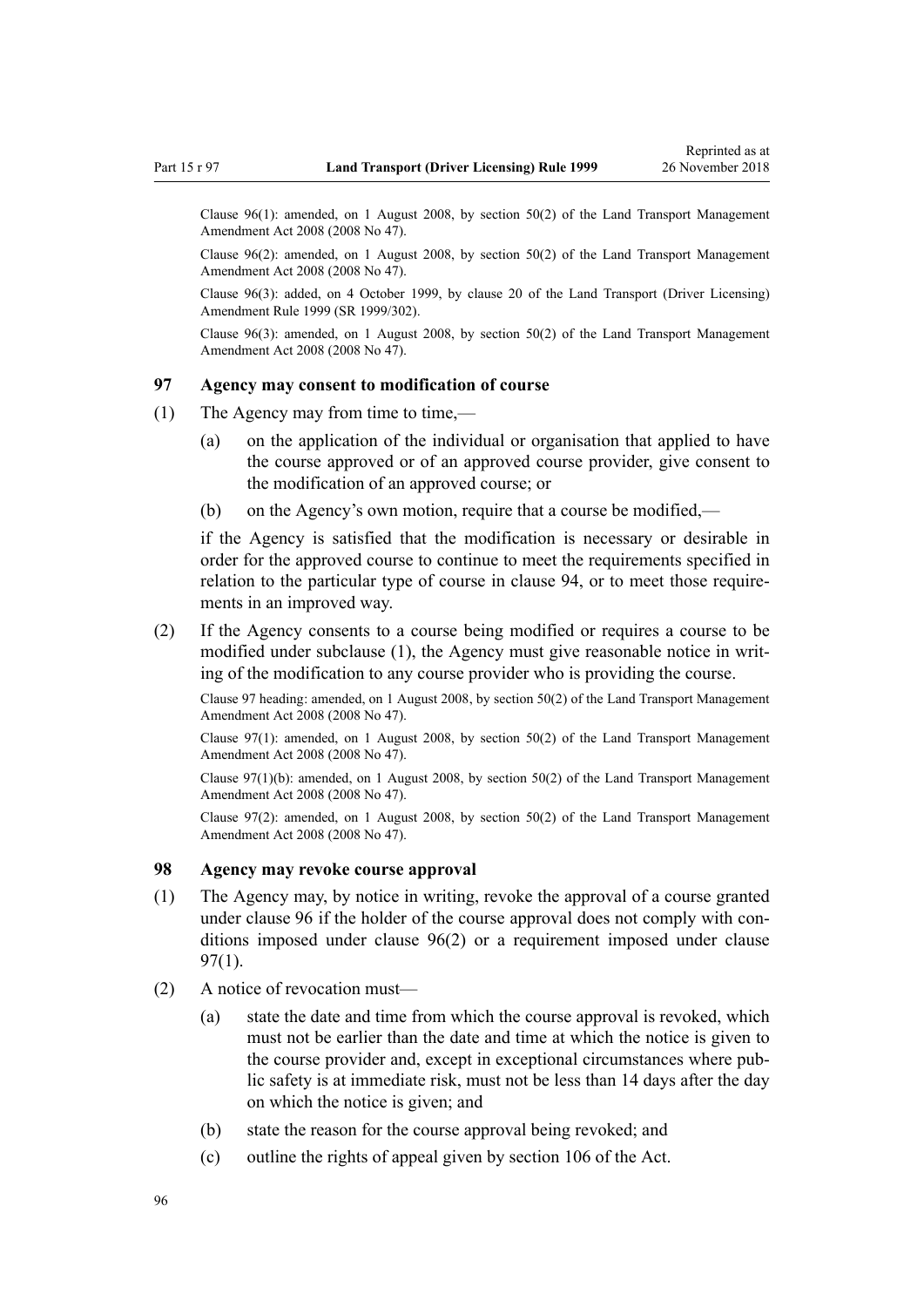Clause 96(1): amended, on 1 August 2008, by section 50(2) of the Land Transport Management Amendment Act 2008 (2008 No 47).

Clause 96(2): amended, on 1 August 2008, by section 50(2) of the Land Transport Management Amendment Act 2008 (2008 No 47).

Clause 96(3): added, on 4 October 1999, by clause 20 of the Land Transport (Driver Licensing) Amendment Rule 1999 (SR 1999/302).

Clause 96(3): amended, on 1 August 2008, by section 50(2) of the Land Transport Management Amendment Act 2008 (2008 No 47).

### 97 Agency may consent to modification of course

(1) The Agency may from time to time,—

(a) on the application of the individual or organisation that applied to have the course approved or of an approved course provider, give consent to the modification of an approved course; or

(b) on the Agency's own motion, require that a course be modified,—

if the Agency is satisfied that the modification is necessary or desirable in order for the approved course to continue to meet the requirements specified in relation to the particular type of course in clause 94, or to meet those requirements in an improved way.

(2) If the Agency consents to a course being modified or requires a course to be modified under subclause (1), the Agency must give reasonable notice in writing of the modification to any course provider who is providing the course.

Clause 97 heading: amended, on 1 August 2008, by section 50(2) of the Land Transport Management Amendment Act 2008 (2008 No 47).

Clause 97(1): amended, on 1 August 2008, by section 50(2) of the Land Transport Management Amendment Act 2008 (2008 No 47).

Clause 97(1)(b): amended, on 1 August 2008, by section 50(2) of the Land Transport Management Amendment Act 2008 (2008 No 47).

Clause 97(2): amended, on 1 August 2008, by section 50(2) of the Land Transport Management Amendment Act 2008 (2008 No 47).

### 98 Agency may revoke course approval

(1) The Agency may, by notice in writing, revoke the approval of a course granted under clause 96 if the holder of the course approval does not comply with conditions imposed under clause 96(2) or a requirement imposed under clause 97(1).

(2) A notice of revocation must—

(a) state the date and time from which the course approval is revoked, which must not be earlier than the date and time at which the notice is given to the course provider and, except in exceptional circumstances where public safety is at immediate risk, must not be less than 14 days after the day on which the notice is given; and

(b) state the reason for the course approval being revoked; and

(c) outline the rights of appeal given by section 106 of the Act.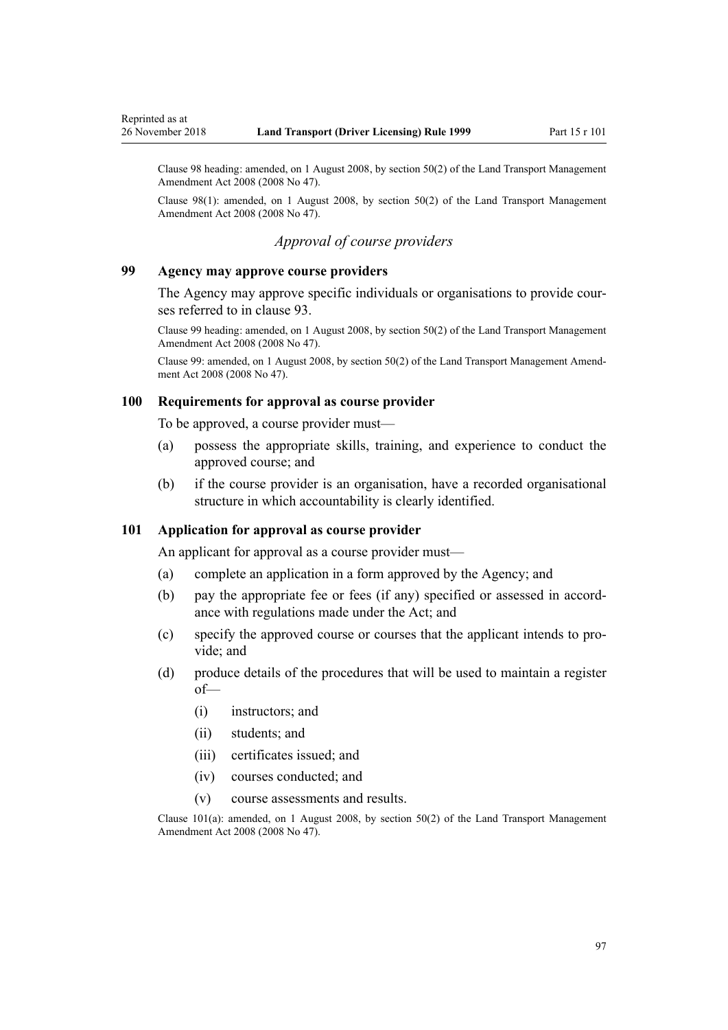Clause 98 heading: amended, on 1 August 2008, by section 50(2) of the Land Transport Management Amendment Act 2008 (2008 No 47).

Clause 98(1): amended, on 1 August 2008, by section 50(2) of the Land Transport Management Amendment Act 2008 (2008 No 47).

*Approval of course providers*

### 99 Agency may approve course providers

The Agency may approve specific individuals or organisations to provide courses referred to in clause 93.

Clause 99 heading: amended, on 1 August 2008, by section 50(2) of the Land Transport Management Amendment Act 2008 (2008 No 47).

Clause 99: amended, on 1 August 2008, by section 50(2) of the Land Transport Management Amendment Act 2008 (2008 No 47).

### 100 Requirements for approval as course provider

To be approved, a course provider must—

(a) possess the appropriate skills, training, and experience to conduct the approved course; and

(b) if the course provider is an organisation, have a recorded organisational structure in which accountability is clearly identified.

### 101 Application for approval as course provider

An applicant for approval as a course provider must—

(a) complete an application in a form approved by the Agency; and

(b) pay the appropriate fee or fees (if any) specified or assessed in accordance with regulations made under the Act; and

(c) specify the approved course or courses that the applicant intends to provide; and

(d) produce details of the procedures that will be used to maintain a register of—

  (i) instructors; and

  (ii) students; and

  (iii) certificates issued; and

  (iv) courses conducted; and

  (v) course assessments and results.

Clause 101(a): amended, on 1 August 2008, by section 50(2) of the Land Transport Management Amendment Act 2008 (2008 No 47).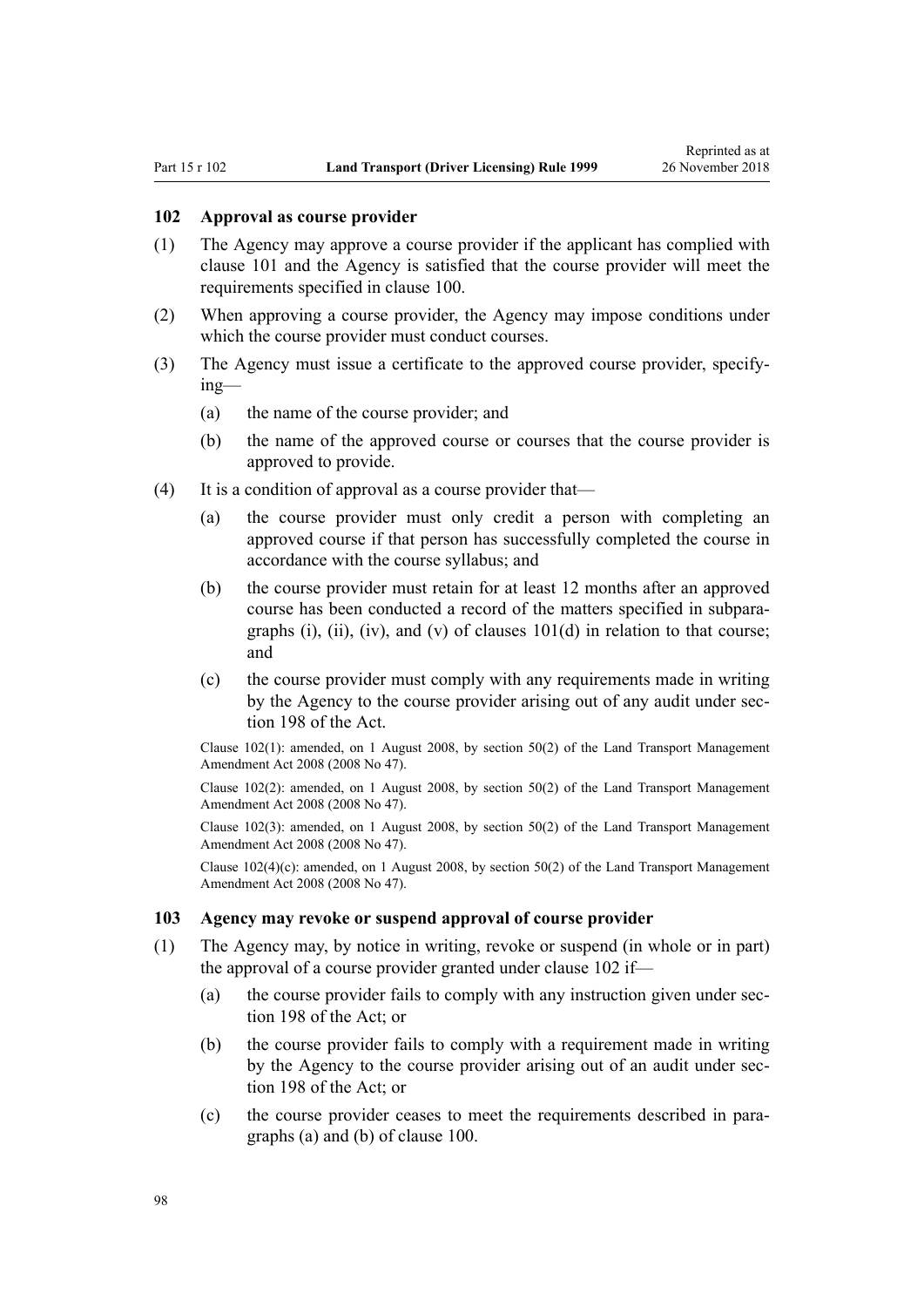### 102 Approval as course provider

(1) The Agency may approve a course provider if the applicant has complied with clause 101 and the Agency is satisfied that the course provider will meet the requirements specified in clause 100.

(2) When approving a course provider, the Agency may impose conditions under which the course provider must conduct courses.

(3) The Agency must issue a certificate to the approved course provider, specifying—

(a) the name of the course provider; and

(b) the name of the approved course or courses that the course provider is approved to provide.

(4) It is a condition of approval as a course provider that—

(a) the course provider must only credit a person with completing an approved course if that person has successfully completed the course in accordance with the course syllabus; and

(b) the course provider must retain for at least 12 months after an approved course has been conducted a record of the matters specified in subparagraphs (i), (ii), (iv), and (v) of clauses 101(d) in relation to that course; and

(c) the course provider must comply with any requirements made in writing by the Agency to the course provider arising out of any audit under section 198 of the Act.

Clause 102(1): amended, on 1 August 2008, by section 50(2) of the Land Transport Management Amendment Act 2008 (2008 No 47).

Clause 102(2): amended, on 1 August 2008, by section 50(2) of the Land Transport Management Amendment Act 2008 (2008 No 47).

Clause 102(3): amended, on 1 August 2008, by section 50(2) of the Land Transport Management Amendment Act 2008 (2008 No 47).

Clause 102(4)(c): amended, on 1 August 2008, by section 50(2) of the Land Transport Management Amendment Act 2008 (2008 No 47).

### 103 Agency may revoke or suspend approval of course provider

(1) The Agency may, by notice in writing, revoke or suspend (in whole or in part) the approval of a course provider granted under clause 102 if—

(a) the course provider fails to comply with any instruction given under section 198 of the Act; or

(b) the course provider fails to comply with a requirement made in writing by the Agency to the course provider arising out of an audit under section 198 of the Act; or

(c) the course provider ceases to meet the requirements described in paragraphs (a) and (b) of clause 100.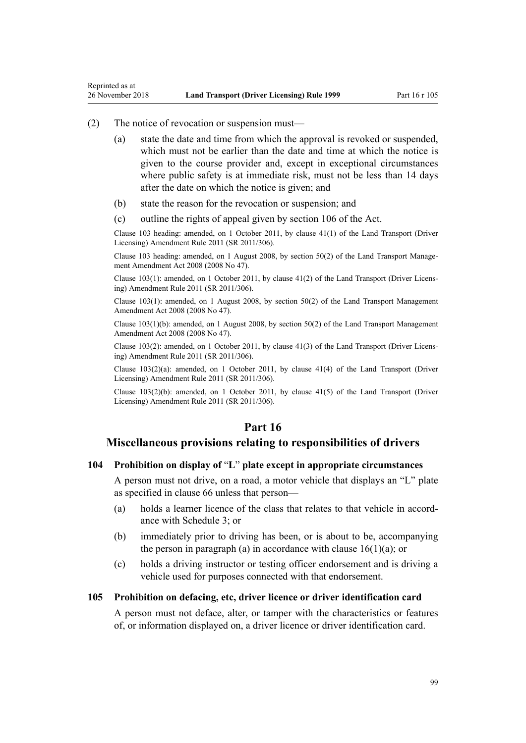(2) The notice of revocation or suspension must—

(a) state the date and time from which the approval is revoked or suspended, which must not be earlier than the date and time at which the notice is given to the course provider and, except in exceptional circumstances where public safety is at immediate risk, must not be less than 14 days after the date on which the notice is given; and

(b) state the reason for the revocation or suspension; and

(c) outline the rights of appeal given by section 106 of the Act.

Clause 103 heading: amended, on 1 October 2011, by clause 41(1) of the Land Transport (Driver Licensing) Amendment Rule 2011 (SR 2011/306).

Clause 103 heading: amended, on 1 August 2008, by section 50(2) of the Land Transport Management Amendment Act 2008 (2008 No 47).

Clause 103(1): amended, on 1 October 2011, by clause 41(2) of the Land Transport (Driver Licensing) Amendment Rule 2011 (SR 2011/306).

Clause 103(1): amended, on 1 August 2008, by section 50(2) of the Land Transport Management Amendment Act 2008 (2008 No 47).

Clause 103(1)(b): amended, on 1 August 2008, by section 50(2) of the Land Transport Management Amendment Act 2008 (2008 No 47).

Clause 103(2): amended, on 1 October 2011, by clause 41(3) of the Land Transport (Driver Licensing) Amendment Rule 2011 (SR 2011/306).

Clause 103(2)(a): amended, on 1 October 2011, by clause 41(4) of the Land Transport (Driver Licensing) Amendment Rule 2011 (SR 2011/306).

Clause 103(2)(b): amended, on 1 October 2011, by clause 41(5) of the Land Transport (Driver Licensing) Amendment Rule 2011 (SR 2011/306).

# Part 16
## Miscellaneous provisions relating to responsibilities of drivers

### 104 Prohibition on display of "L" plate except in appropriate circumstances

A person must not drive, on a road, a motor vehicle that displays an "L" plate as specified in clause 66 unless that person—

(a) holds a learner licence of the class that relates to that vehicle in accordance with Schedule 3; or

(b) immediately prior to driving has been, or is about to be, accompanying the person in paragraph (a) in accordance with clause 16(1)(a); or

(c) holds a driving instructor or testing officer endorsement and is driving a vehicle used for purposes connected with that endorsement.

### 105 Prohibition on defacing, etc, driver licence or driver identification card

A person must not deface, alter, or tamper with the characteristics or features of, or information displayed on, a driver licence or driver identification card.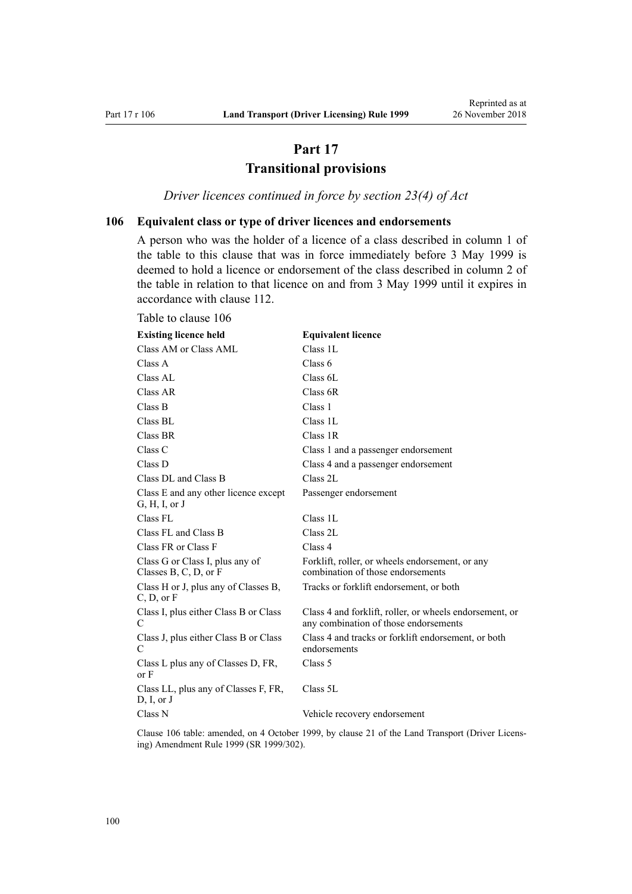# Part 17
# Transitional provisions

*Driver licences continued in force by section 23(4) of Act*

### 106 Equivalent class or type of driver licences and endorsements

A person who was the holder of a licence of a class described in column 1 of the table to this clause that was in force immediately before 3 May 1999 is deemed to hold a licence or endorsement of the class described in column 2 of the table in relation to that licence on and from 3 May 1999 until it expires in accordance with clause 112.

Table to clause 106

| Existing licence held | Equivalent licence |
|---|---|
| Class AM or Class AML | Class 1L |
| Class A | Class 6 |
| Class AL | Class 6L |
| Class AR | Class 6R |
| Class B | Class 1 |
| Class BL | Class 1L |
| Class BR | Class 1R |
| Class C | Class 1 and a passenger endorsement |
| Class D | Class 4 and a passenger endorsement |
| Class DL and Class B | Class 2L |
| Class E and any other licence except G, H, I, or J | Passenger endorsement |
| Class FL | Class 1L |
| Class FL and Class B | Class 2L |
| Class FR or Class F | Class 4 |
| Class G or Class I, plus any of Classes B, C, D, or F | Forklift, roller, or wheels endorsement, or any combination of those endorsements |
| Class H or J, plus any of Classes B, C, D, or F | Tracks or forklift endorsement, or both |
| Class I, plus either Class B or Class C | Class 4 and forklift, roller, or wheels endorsement, or any combination of those endorsements |
| Class J, plus either Class B or Class C | Class 4 and tracks or forklift endorsement, or both endorsements |
| Class L plus any of Classes D, FR, or F | Class 5 |
| Class LL, plus any of Classes F, FR, D, I, or J | Class 5L |
| Class N | Vehicle recovery endorsement |

Clause 106 table: amended, on 4 October 1999, by clause 21 of the Land Transport (Driver Licensing) Amendment Rule 1999 (SR 1999/302).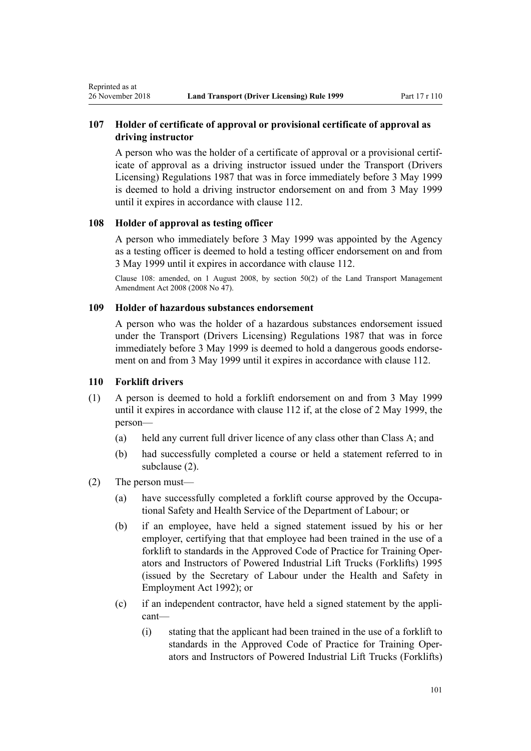### 107 Holder of certificate of approval or provisional certificate of approval as driving instructor

A person who was the holder of a certificate of approval or a provisional certificate of approval as a driving instructor issued under the Transport (Drivers Licensing) Regulations 1987 that was in force immediately before 3 May 1999 is deemed to hold a driving instructor endorsement on and from 3 May 1999 until it expires in accordance with clause 112.

### 108 Holder of approval as testing officer

A person who immediately before 3 May 1999 was appointed by the Agency as a testing officer is deemed to hold a testing officer endorsement on and from 3 May 1999 until it expires in accordance with clause 112.

Clause 108: amended, on 1 August 2008, by section 50(2) of the Land Transport Management Amendment Act 2008 (2008 No 47).

### 109 Holder of hazardous substances endorsement

A person who was the holder of a hazardous substances endorsement issued under the Transport (Drivers Licensing) Regulations 1987 that was in force immediately before 3 May 1999 is deemed to hold a dangerous goods endorsement on and from 3 May 1999 until it expires in accordance with clause 112.

### 110 Forklift drivers

(1) A person is deemed to hold a forklift endorsement on and from 3 May 1999 until it expires in accordance with clause 112 if, at the close of 2 May 1999, the person—

- (a) held any current full driver licence of any class other than Class A; and
- (b) had successfully completed a course or held a statement referred to in subclause (2).

(2) The person must—

- (a) have successfully completed a forklift course approved by the Occupational Safety and Health Service of the Department of Labour; or
- (b) if an employee, have held a signed statement issued by his or her employer, certifying that that employee had been trained in the use of a forklift to standards in the Approved Code of Practice for Training Operators and Instructors of Powered Industrial Lift Trucks (Forklifts) 1995 (issued by the Secretary of Labour under the Health and Safety in Employment Act 1992); or
- (c) if an independent contractor, have held a signed statement by the applicant—
  - (i) stating that the applicant had been trained in the use of a forklift to standards in the Approved Code of Practice for Training Operators and Instructors of Powered Industrial Lift Trucks (Forklifts)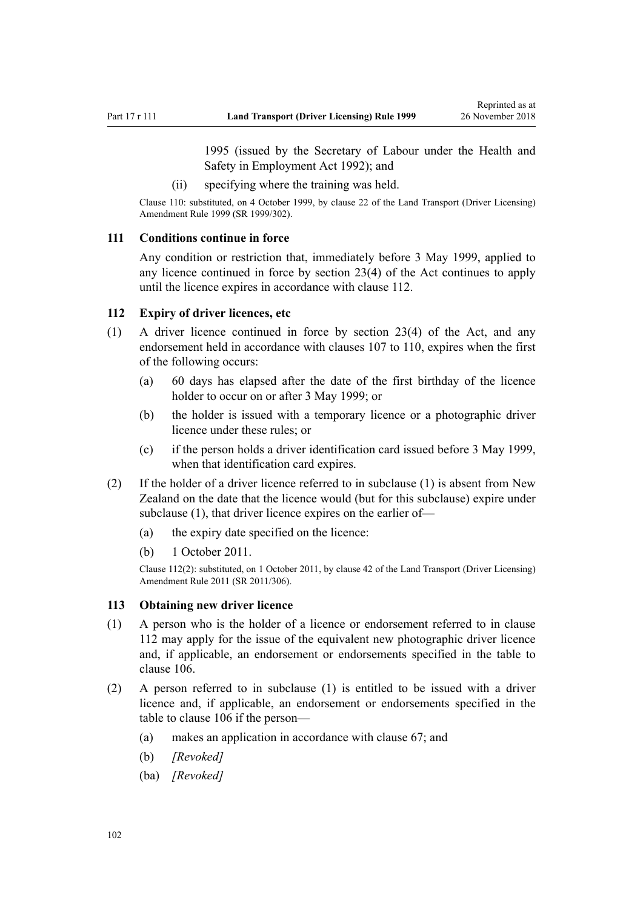1995 (issued by the Secretary of Labour under the Health and Safety in Employment Act 1992); and

(ii) specifying where the training was held.

Clause 110: substituted, on 4 October 1999, by clause 22 of the Land Transport (Driver Licensing) Amendment Rule 1999 (SR 1999/302).

### 111 Conditions continue in force

Any condition or restriction that, immediately before 3 May 1999, applied to any licence continued in force by section 23(4) of the Act continues to apply until the licence expires in accordance with clause 112.

### 112 Expiry of driver licences, etc

(1) A driver licence continued in force by section 23(4) of the Act, and any endorsement held in accordance with clauses 107 to 110, expires when the first of the following occurs:

(a) 60 days has elapsed after the date of the first birthday of the licence holder to occur on or after 3 May 1999; or

(b) the holder is issued with a temporary licence or a photographic driver licence under these rules; or

(c) if the person holds a driver identification card issued before 3 May 1999, when that identification card expires.

(2) If the holder of a driver licence referred to in subclause (1) is absent from New Zealand on the date that the licence would (but for this subclause) expire under subclause (1), that driver licence expires on the earlier of—

(a) the expiry date specified on the licence:

(b) 1 October 2011.

Clause 112(2): substituted, on 1 October 2011, by clause 42 of the Land Transport (Driver Licensing) Amendment Rule 2011 (SR 2011/306).

### 113 Obtaining new driver licence

(1) A person who is the holder of a licence or endorsement referred to in clause 112 may apply for the issue of the equivalent new photographic driver licence and, if applicable, an endorsement or endorsements specified in the table to clause 106.

(2) A person referred to in subclause (1) is entitled to be issued with a driver licence and, if applicable, an endorsement or endorsements specified in the table to clause 106 if the person—

(a) makes an application in accordance with clause 67; and

(b) *[Revoked]*

(ba) *[Revoked]*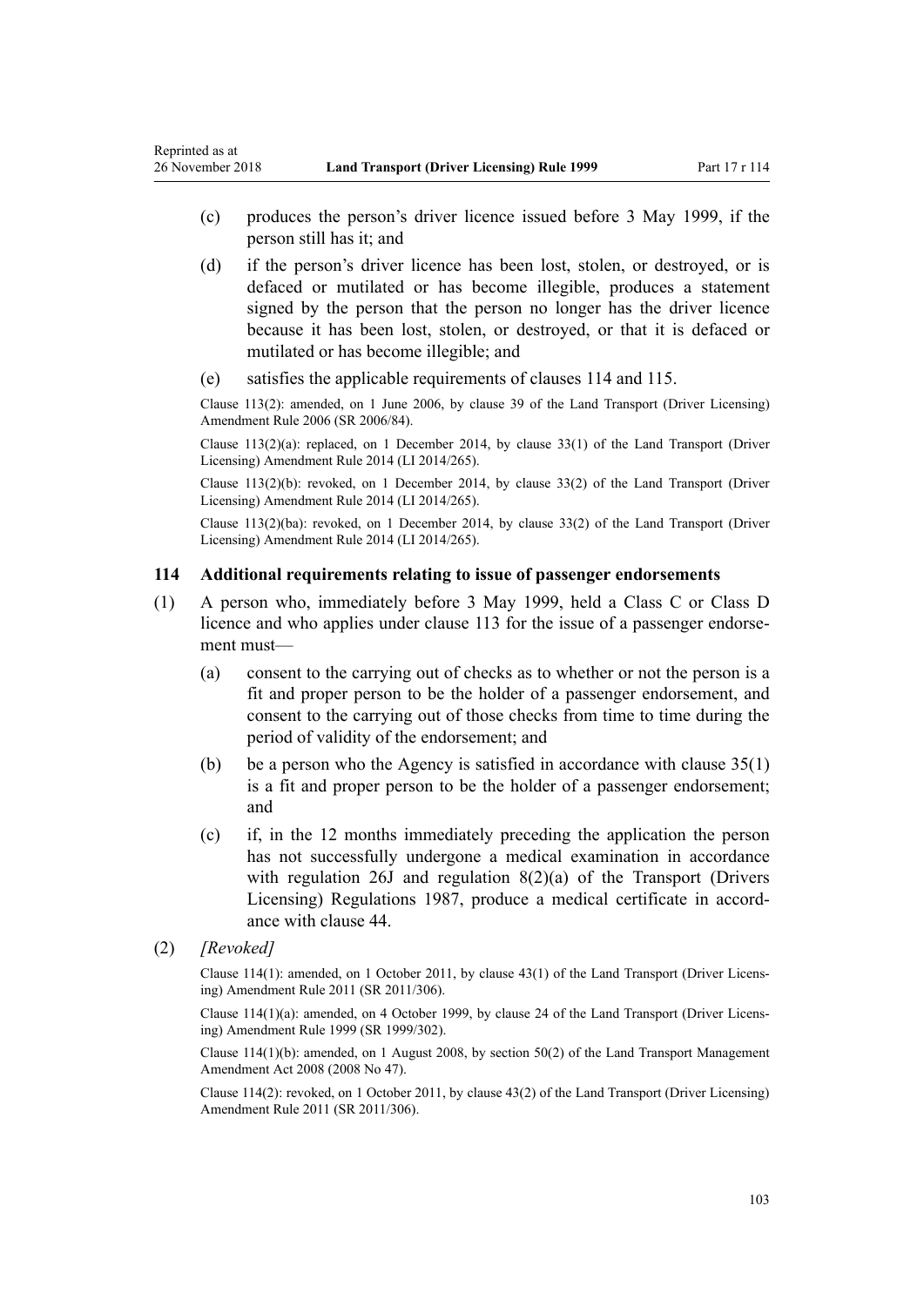(c) produces the person's driver licence issued before 3 May 1999, if the person still has it; and

(d) if the person's driver licence has been lost, stolen, or destroyed, or is defaced or mutilated or has become illegible, produces a statement signed by the person that the person no longer has the driver licence because it has been lost, stolen, or destroyed, or that it is defaced or mutilated or has become illegible; and

(e) satisfies the applicable requirements of clauses 114 and 115.

Clause 113(2): amended, on 1 June 2006, by clause 39 of the Land Transport (Driver Licensing) Amendment Rule 2006 (SR 2006/84).

Clause 113(2)(a): replaced, on 1 December 2014, by clause 33(1) of the Land Transport (Driver Licensing) Amendment Rule 2014 (LI 2014/265).

Clause 113(2)(b): revoked, on 1 December 2014, by clause 33(2) of the Land Transport (Driver Licensing) Amendment Rule 2014 (LI 2014/265).

Clause 113(2)(ba): revoked, on 1 December 2014, by clause 33(2) of the Land Transport (Driver Licensing) Amendment Rule 2014 (LI 2014/265).

### 114 Additional requirements relating to issue of passenger endorsements

(1) A person who, immediately before 3 May 1999, held a Class C or Class D licence and who applies under clause 113 for the issue of a passenger endorsement must—

(a) consent to the carrying out of checks as to whether or not the person is a fit and proper person to be the holder of a passenger endorsement, and consent to the carrying out of those checks from time to time during the period of validity of the endorsement; and

(b) be a person who the Agency is satisfied in accordance with clause 35(1) is a fit and proper person to be the holder of a passenger endorsement; and

(c) if, in the 12 months immediately preceding the application the person has not successfully undergone a medical examination in accordance with regulation 26J and regulation 8(2)(a) of the Transport (Drivers Licensing) Regulations 1987, produce a medical certificate in accordance with clause 44.

(2) *[Revoked]*

Clause 114(1): amended, on 1 October 2011, by clause 43(1) of the Land Transport (Driver Licensing) Amendment Rule 2011 (SR 2011/306).

Clause 114(1)(a): amended, on 4 October 1999, by clause 24 of the Land Transport (Driver Licensing) Amendment Rule 1999 (SR 1999/302).

Clause 114(1)(b): amended, on 1 August 2008, by section 50(2) of the Land Transport Management Amendment Act 2008 (2008 No 47).

Clause 114(2): revoked, on 1 October 2011, by clause 43(2) of the Land Transport (Driver Licensing) Amendment Rule 2011 (SR 2011/306).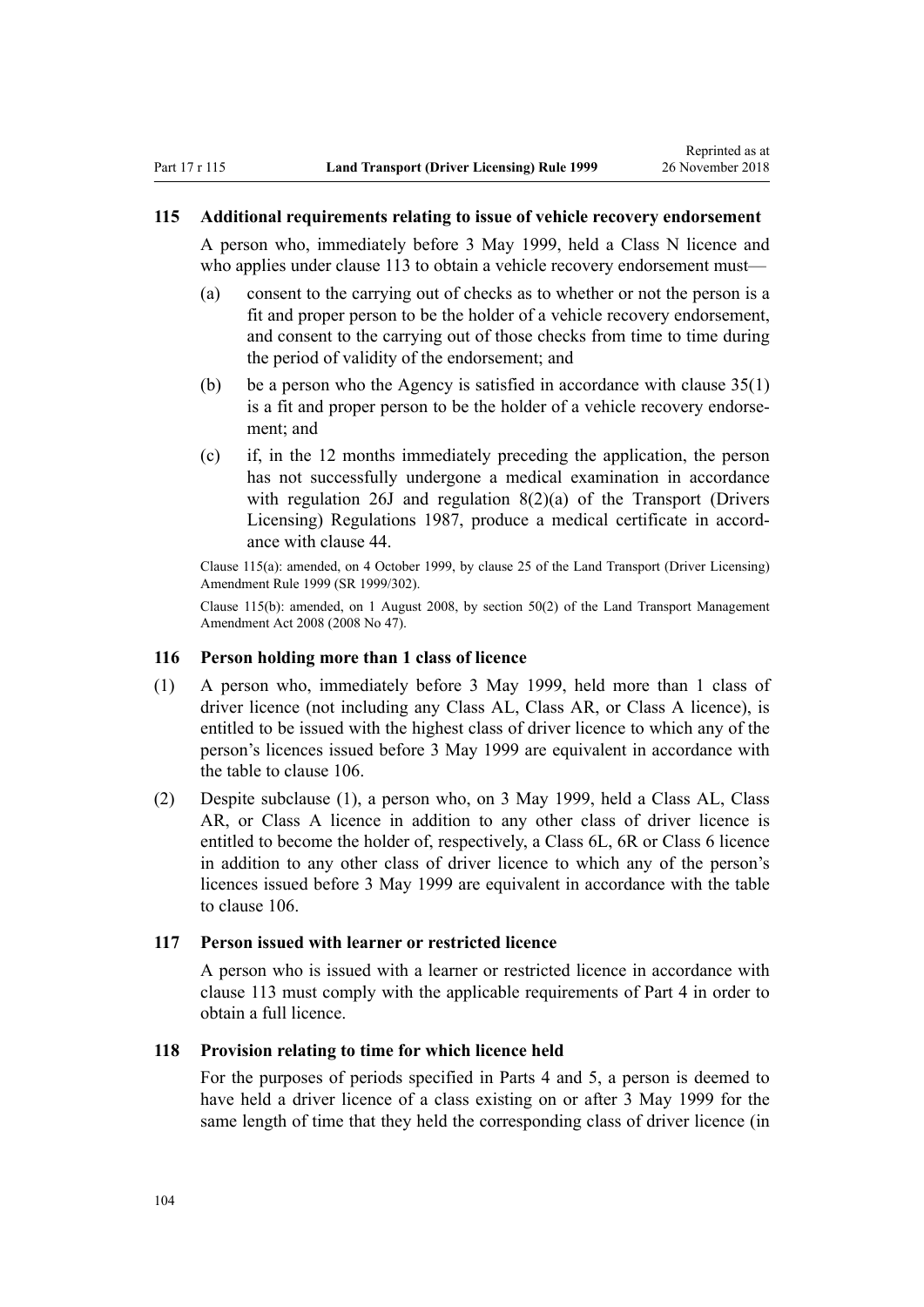### 115 Additional requirements relating to issue of vehicle recovery endorsement

A person who, immediately before 3 May 1999, held a Class N licence and who applies under clause 113 to obtain a vehicle recovery endorsement must—

(a) consent to the carrying out of checks as to whether or not the person is a fit and proper person to be the holder of a vehicle recovery endorsement, and consent to the carrying out of those checks from time to time during the period of validity of the endorsement; and

(b) be a person who the Agency is satisfied in accordance with clause 35(1) is a fit and proper person to be the holder of a vehicle recovery endorsement; and

(c) if, in the 12 months immediately preceding the application, the person has not successfully undergone a medical examination in accordance with regulation 26J and regulation 8(2)(a) of the Transport (Drivers Licensing) Regulations 1987, produce a medical certificate in accordance with clause 44.

Clause 115(a): amended, on 4 October 1999, by clause 25 of the Land Transport (Driver Licensing) Amendment Rule 1999 (SR 1999/302).

Clause 115(b): amended, on 1 August 2008, by section 50(2) of the Land Transport Management Amendment Act 2008 (2008 No 47).

### 116 Person holding more than 1 class of licence

(1) A person who, immediately before 3 May 1999, held more than 1 class of driver licence (not including any Class AL, Class AR, or Class A licence), is entitled to be issued with the highest class of driver licence to which any of the person's licences issued before 3 May 1999 are equivalent in accordance with the table to clause 106.

(2) Despite subclause (1), a person who, on 3 May 1999, held a Class AL, Class AR, or Class A licence in addition to any other class of driver licence is entitled to become the holder of, respectively, a Class 6L, 6R or Class 6 licence in addition to any other class of driver licence to which any of the person's licences issued before 3 May 1999 are equivalent in accordance with the table to clause 106.

### 117 Person issued with learner or restricted licence

A person who is issued with a learner or restricted licence in accordance with clause 113 must comply with the applicable requirements of Part 4 in order to obtain a full licence.

### 118 Provision relating to time for which licence held

For the purposes of periods specified in Parts 4 and 5, a person is deemed to have held a driver licence of a class existing on or after 3 May 1999 for the same length of time that they held the corresponding class of driver licence (in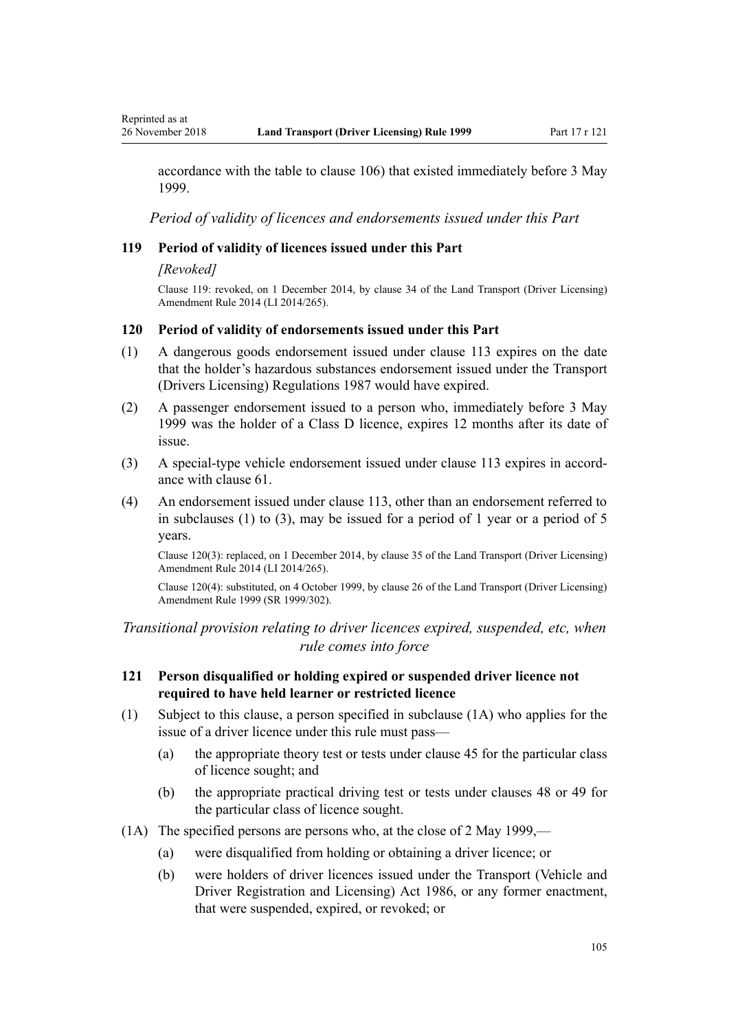accordance with the table to clause 106) that existed immediately before 3 May 1999.

*Period of validity of licences and endorsements issued under this Part*

### 119 Period of validity of licences issued under this Part

*[Revoked]*

Clause 119: revoked, on 1 December 2014, by clause 34 of the Land Transport (Driver Licensing) Amendment Rule 2014 (LI 2014/265).

### 120 Period of validity of endorsements issued under this Part

(1) A dangerous goods endorsement issued under clause 113 expires on the date that the holder's hazardous substances endorsement issued under the Transport (Drivers Licensing) Regulations 1987 would have expired.

(2) A passenger endorsement issued to a person who, immediately before 3 May 1999 was the holder of a Class D licence, expires 12 months after its date of issue.

(3) A special-type vehicle endorsement issued under clause 113 expires in accordance with clause 61.

(4) An endorsement issued under clause 113, other than an endorsement referred to in subclauses (1) to (3), may be issued for a period of 1 year or a period of 5 years.

Clause 120(3): replaced, on 1 December 2014, by clause 35 of the Land Transport (Driver Licensing) Amendment Rule 2014 (LI 2014/265).

Clause 120(4): substituted, on 4 October 1999, by clause 26 of the Land Transport (Driver Licensing) Amendment Rule 1999 (SR 1999/302).

*Transitional provision relating to driver licences expired, suspended, etc, when rule comes into force*

### 121 Person disqualified or holding expired or suspended driver licence not required to have held learner or restricted licence

(1) Subject to this clause, a person specified in subclause (1A) who applies for the issue of a driver licence under this rule must pass—

   (a) the appropriate theory test or tests under clause 45 for the particular class of licence sought; and

   (b) the appropriate practical driving test or tests under clauses 48 or 49 for the particular class of licence sought.

(1A) The specified persons are persons who, at the close of 2 May 1999,—

   (a) were disqualified from holding or obtaining a driver licence; or

   (b) were holders of driver licences issued under the Transport (Vehicle and Driver Registration and Licensing) Act 1986, or any former enactment, that were suspended, expired, or revoked; or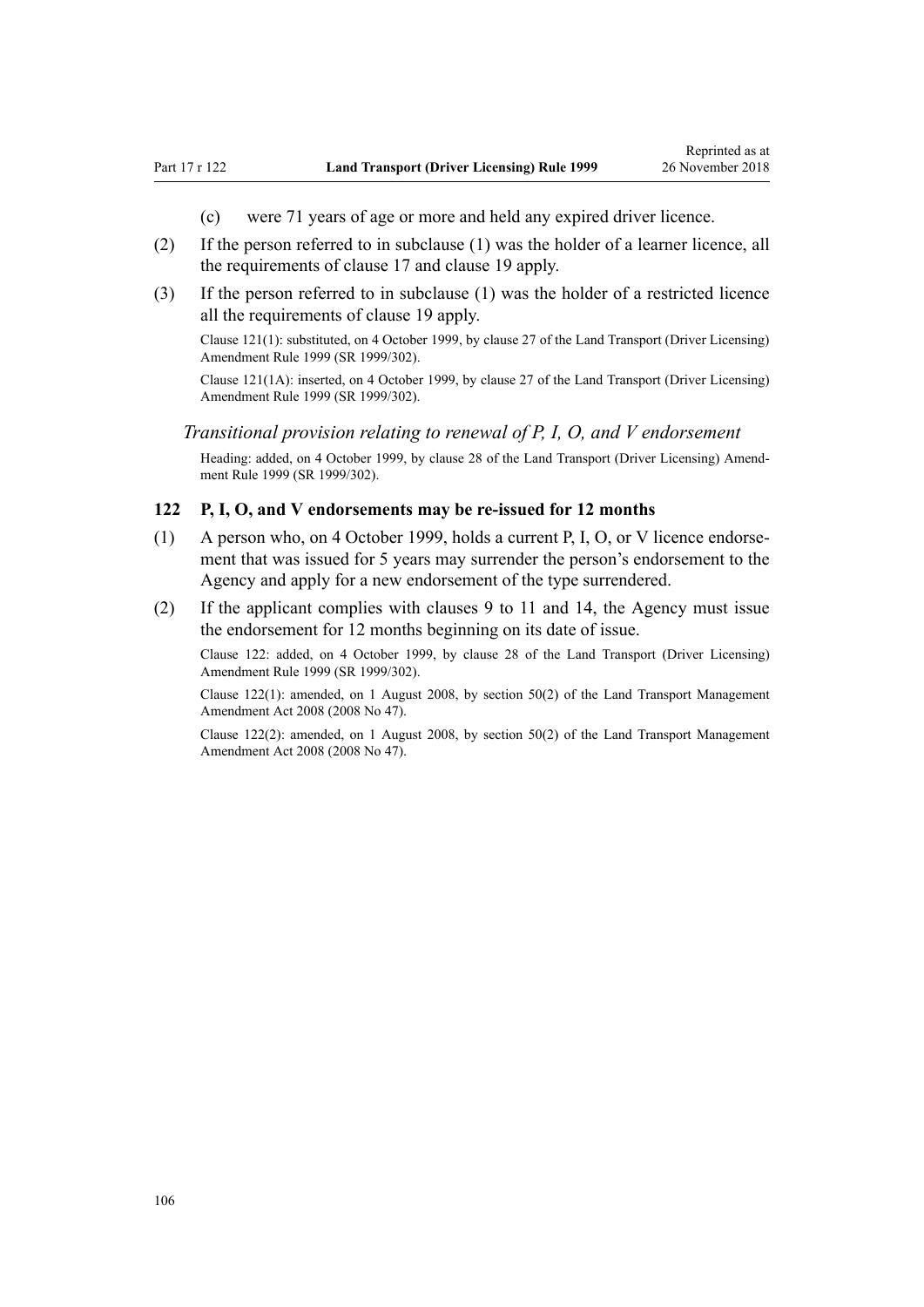(c) were 71 years of age or more and held any expired driver licence.

(2) If the person referred to in subclause (1) was the holder of a learner licence, all the requirements of clause 17 and clause 19 apply.

(3) If the person referred to in subclause (1) was the holder of a restricted licence all the requirements of clause 19 apply.

Clause 121(1): substituted, on 4 October 1999, by clause 27 of the Land Transport (Driver Licensing) Amendment Rule 1999 (SR 1999/302).

Clause 121(1A): inserted, on 4 October 1999, by clause 27 of the Land Transport (Driver Licensing) Amendment Rule 1999 (SR 1999/302).

*Transitional provision relating to renewal of P, I, O, and V endorsement*

Heading: added, on 4 October 1999, by clause 28 of the Land Transport (Driver Licensing) Amendment Rule 1999 (SR 1999/302).

### 122 P, I, O, and V endorsements may be re-issued for 12 months

(1) A person who, on 4 October 1999, holds a current P, I, O, or V licence endorsement that was issued for 5 years may surrender the person's endorsement to the Agency and apply for a new endorsement of the type surrendered.

(2) If the applicant complies with clauses 9 to 11 and 14, the Agency must issue the endorsement for 12 months beginning on its date of issue.

Clause 122: added, on 4 October 1999, by clause 28 of the Land Transport (Driver Licensing) Amendment Rule 1999 (SR 1999/302).

Clause 122(1): amended, on 1 August 2008, by section 50(2) of the Land Transport Management Amendment Act 2008 (2008 No 47).

Clause 122(2): amended, on 1 August 2008, by section 50(2) of the Land Transport Management Amendment Act 2008 (2008 No 47).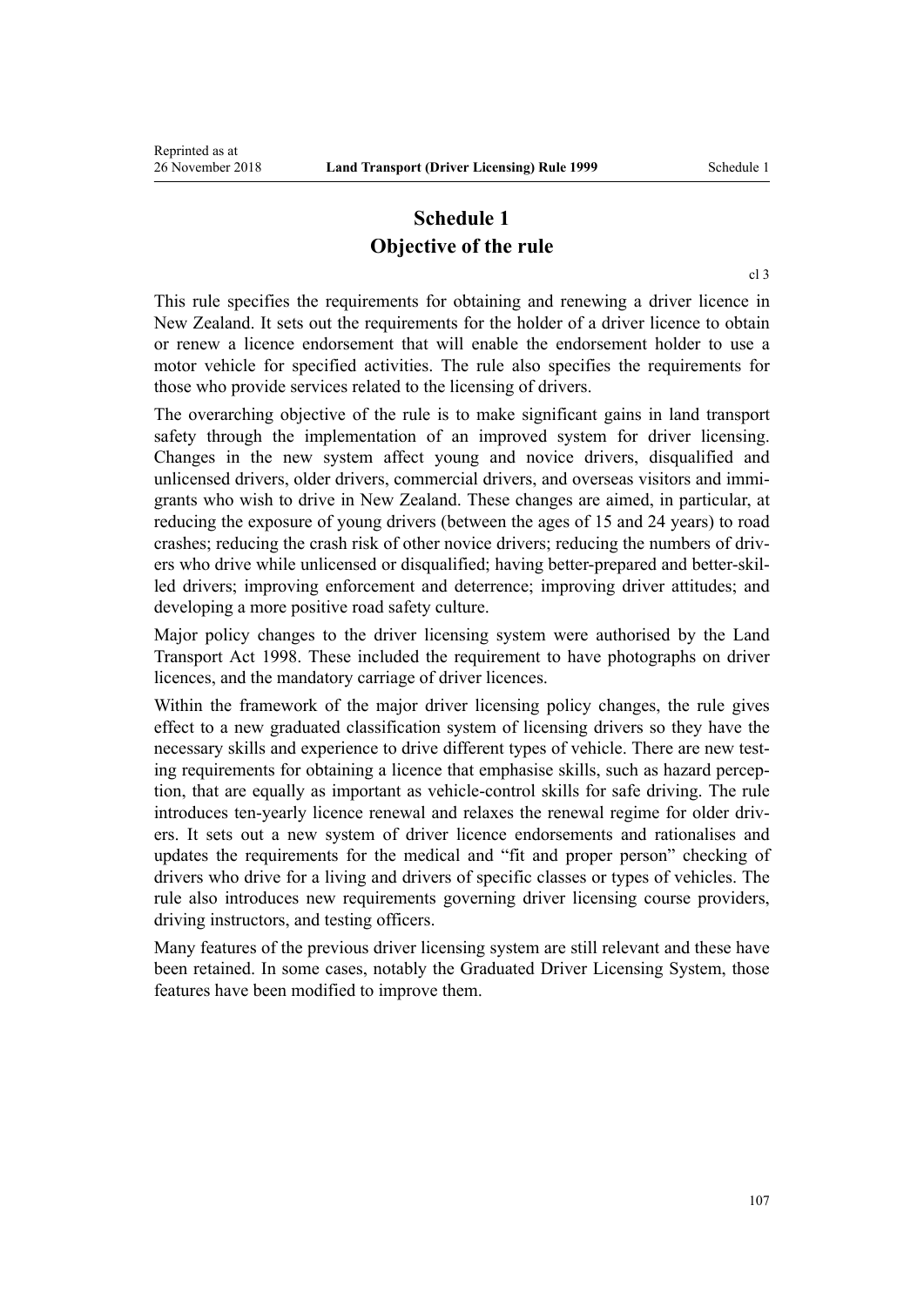# Schedule 1
## Objective of the rule

cl 3

This rule specifies the requirements for obtaining and renewing a driver licence in New Zealand. It sets out the requirements for the holder of a driver licence to obtain or renew a licence endorsement that will enable the endorsement holder to use a motor vehicle for specified activities. The rule also specifies the requirements for those who provide services related to the licensing of drivers.

The overarching objective of the rule is to make significant gains in land transport safety through the implementation of an improved system for driver licensing. Changes in the new system affect young and novice drivers, disqualified and unlicensed drivers, older drivers, commercial drivers, and overseas visitors and immigrants who wish to drive in New Zealand. These changes are aimed, in particular, at reducing the exposure of young drivers (between the ages of 15 and 24 years) to road crashes; reducing the crash risk of other novice drivers; reducing the numbers of drivers who drive while unlicensed or disqualified; having better-prepared and better-skilled drivers; improving enforcement and deterrence; improving driver attitudes; and developing a more positive road safety culture.

Major policy changes to the driver licensing system were authorised by the Land Transport Act 1998. These included the requirement to have photographs on driver licences, and the mandatory carriage of driver licences.

Within the framework of the major driver licensing policy changes, the rule gives effect to a new graduated classification system of licensing drivers so they have the necessary skills and experience to drive different types of vehicle. There are new testing requirements for obtaining a licence that emphasise skills, such as hazard perception, that are equally as important as vehicle-control skills for safe driving. The rule introduces ten-yearly licence renewal and relaxes the renewal regime for older drivers. It sets out a new system of driver licence endorsements and rationalises and updates the requirements for the medical and "fit and proper person" checking of drivers who drive for a living and drivers of specific classes or types of vehicles. The rule also introduces new requirements governing driver licensing course providers, driving instructors, and testing officers.

Many features of the previous driver licensing system are still relevant and these have been retained. In some cases, notably the Graduated Driver Licensing System, those features have been modified to improve them.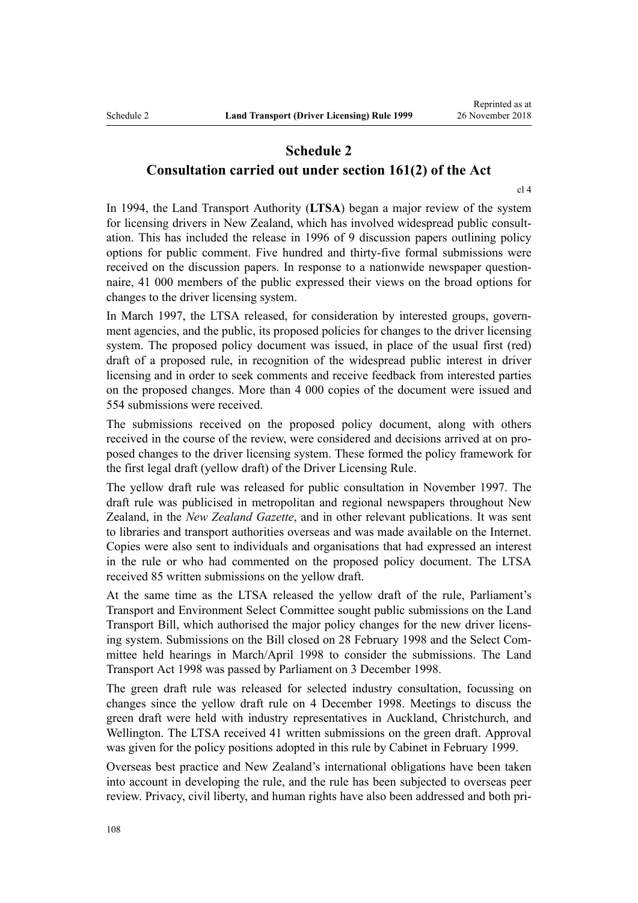# Schedule 2

## Consultation carried out under section 161(2) of the Act

cl 4

In 1994, the Land Transport Authority (**LTSA**) began a major review of the system for licensing drivers in New Zealand, which has involved widespread public consultation. This has included the release in 1996 of 9 discussion papers outlining policy options for public comment. Five hundred and thirty-five formal submissions were received on the discussion papers. In response to a nationwide newspaper questionnaire, 41 000 members of the public expressed their views on the broad options for changes to the driver licensing system.

In March 1997, the LTSA released, for consideration by interested groups, government agencies, and the public, its proposed policies for changes to the driver licensing system. The proposed policy document was issued, in place of the usual first (red) draft of a proposed rule, in recognition of the widespread public interest in driver licensing and in order to seek comments and receive feedback from interested parties on the proposed changes. More than 4 000 copies of the document were issued and 554 submissions were received.

The submissions received on the proposed policy document, along with others received in the course of the review, were considered and decisions arrived at on proposed changes to the driver licensing system. These formed the policy framework for the first legal draft (yellow draft) of the Driver Licensing Rule.

The yellow draft rule was released for public consultation in November 1997. The draft rule was publicised in metropolitan and regional newspapers throughout New Zealand, in the *New Zealand Gazette*, and in other relevant publications. It was sent to libraries and transport authorities overseas and was made available on the Internet. Copies were also sent to individuals and organisations that had expressed an interest in the rule or who had commented on the proposed policy document. The LTSA received 85 written submissions on the yellow draft.

At the same time as the LTSA released the yellow draft of the rule, Parliament's Transport and Environment Select Committee sought public submissions on the Land Transport Bill, which authorised the major policy changes for the new driver licensing system. Submissions on the Bill closed on 28 February 1998 and the Select Committee held hearings in March/April 1998 to consider the submissions. The Land Transport Act 1998 was passed by Parliament on 3 December 1998.

The green draft rule was released for selected industry consultation, focussing on changes since the yellow draft rule on 4 December 1998. Meetings to discuss the green draft were held with industry representatives in Auckland, Christchurch, and Wellington. The LTSA received 41 written submissions on the green draft. Approval was given for the policy positions adopted in this rule by Cabinet in February 1999.

Overseas best practice and New Zealand's international obligations have been taken into account in developing the rule, and the rule has been subjected to overseas peer review. Privacy, civil liberty, and human rights have also been addressed and both pri-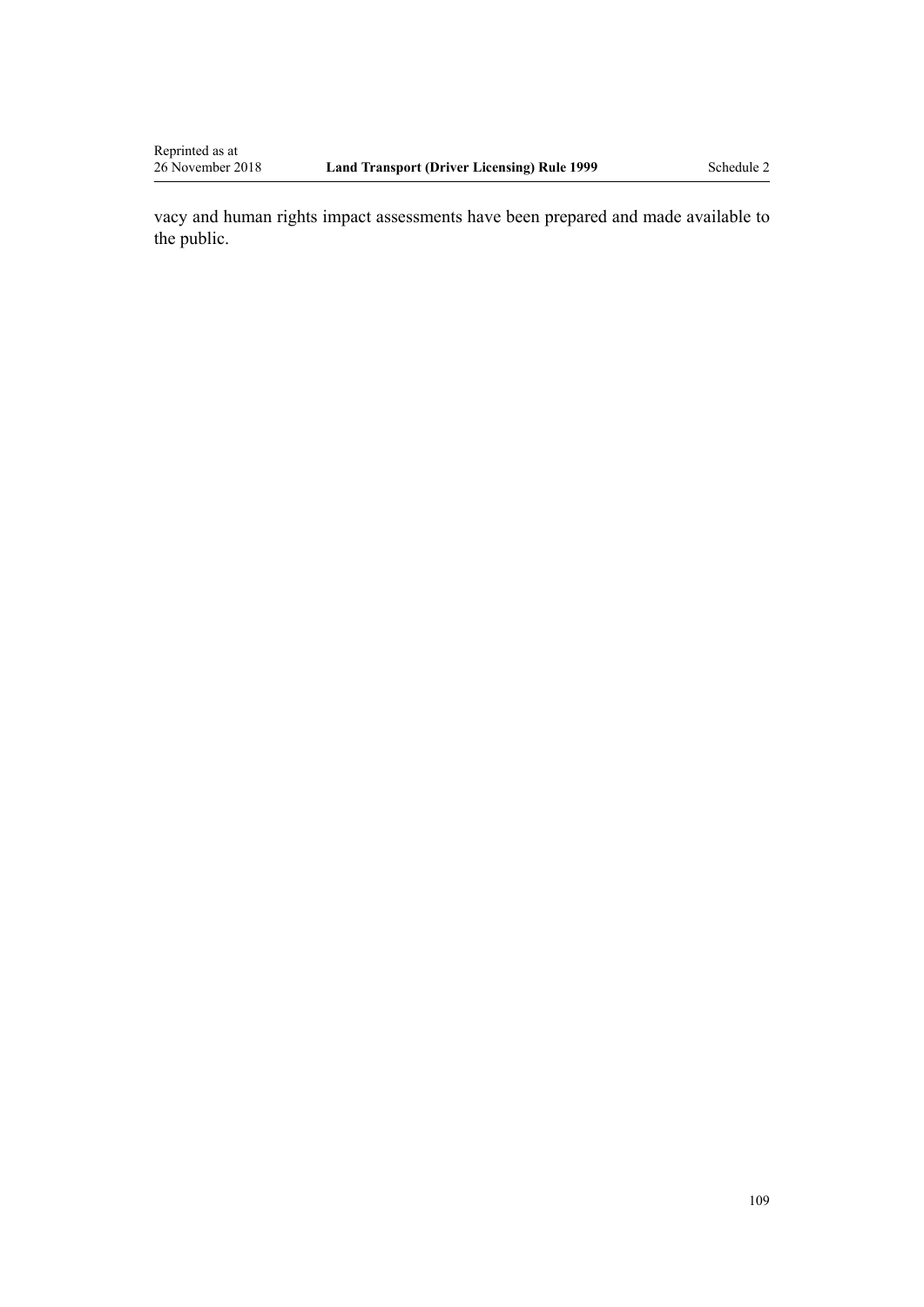vacy and human rights impact assessments have been prepared and made available to the public.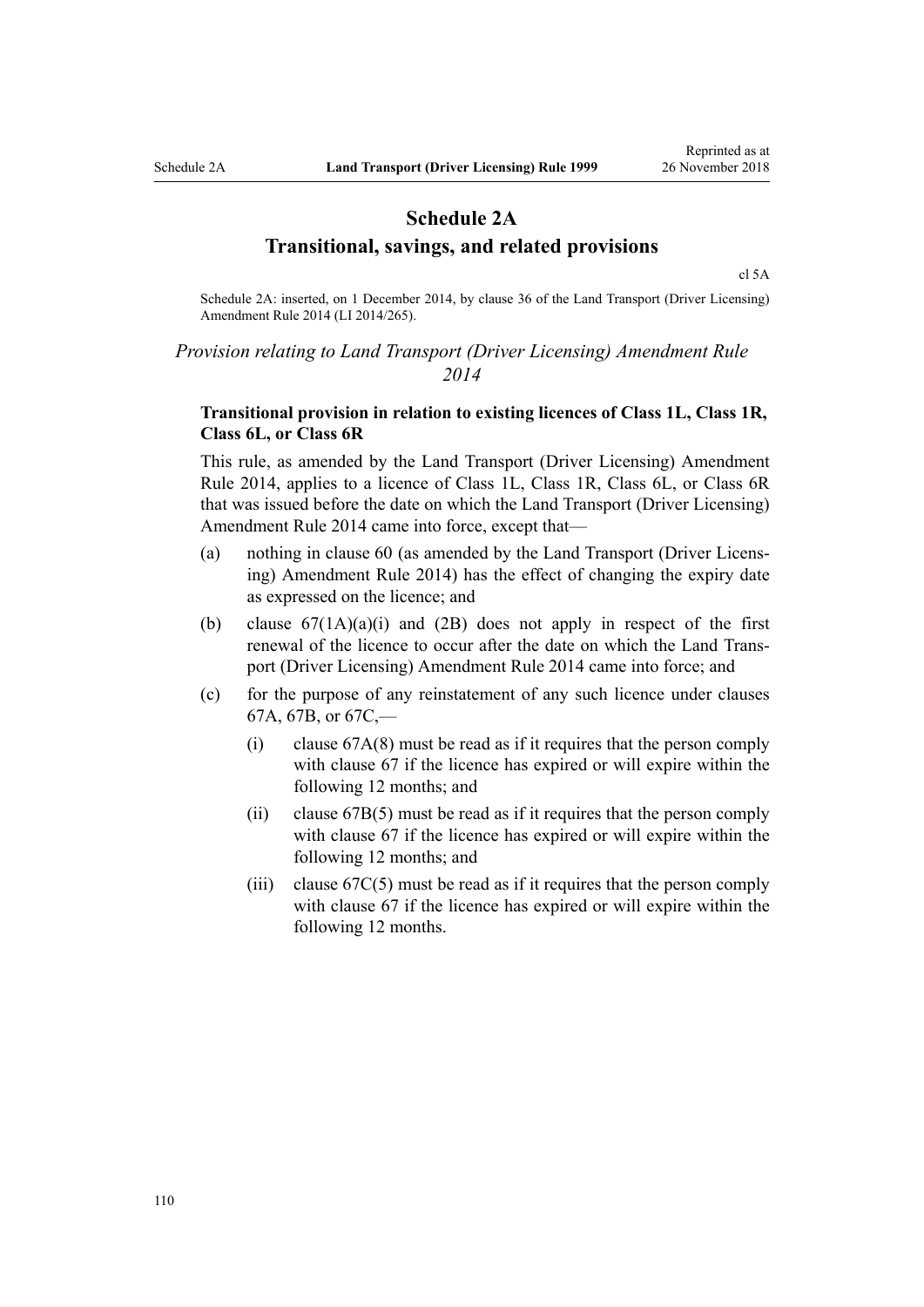# Schedule 2A
# Transitional, savings, and related provisions

cl 5A

Schedule 2A: inserted, on 1 December 2014, by clause 36 of the Land Transport (Driver Licensing) Amendment Rule 2014 (LI 2014/265).

*Provision relating to Land Transport (Driver Licensing) Amendment Rule 2014*

**Transitional provision in relation to existing licences of Class 1L, Class 1R, Class 6L, or Class 6R**

This rule, as amended by the Land Transport (Driver Licensing) Amendment Rule 2014, applies to a licence of Class 1L, Class 1R, Class 6L, or Class 6R that was issued before the date on which the Land Transport (Driver Licensing) Amendment Rule 2014 came into force, except that—

(a) nothing in clause 60 (as amended by the Land Transport (Driver Licensing) Amendment Rule 2014) has the effect of changing the expiry date as expressed on the licence; and

(b) clause 67(1A)(a)(i) and (2B) does not apply in respect of the first renewal of the licence to occur after the date on which the Land Transport (Driver Licensing) Amendment Rule 2014 came into force; and

(c) for the purpose of any reinstatement of any such licence under clauses 67A, 67B, or 67C,—

  (i) clause 67A(8) must be read as if it requires that the person comply with clause 67 if the licence has expired or will expire within the following 12 months; and

  (ii) clause 67B(5) must be read as if it requires that the person comply with clause 67 if the licence has expired or will expire within the following 12 months; and

  (iii) clause 67C(5) must be read as if it requires that the person comply with clause 67 if the licence has expired or will expire within the following 12 months.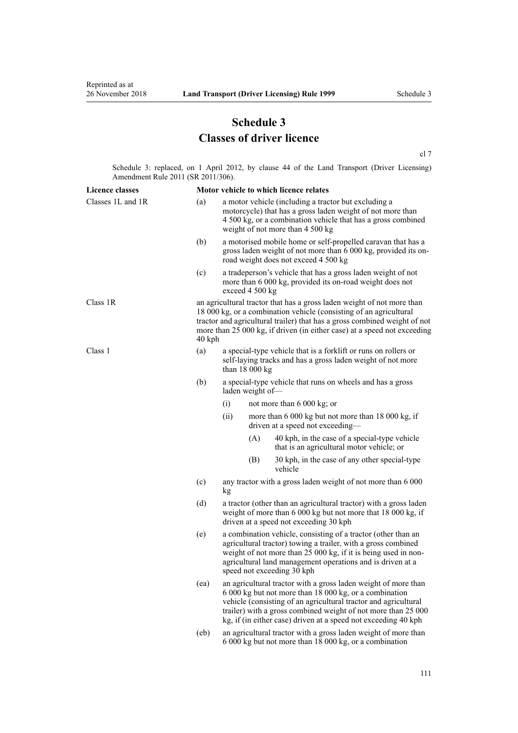# Schedule 3
## Classes of driver licence

cl 7

Schedule 3: replaced, on 1 April 2012, by clause 44 of the Land Transport (Driver Licensing) Amendment Rule 2011 (SR 2011/306).

| Licence classes | Motor vehicle to which licence relates |
|---|---|
| Classes 1L and 1R | (a) a motor vehicle (including a tractor but excluding a motorcycle) that has a gross laden weight of not more than 4 500 kg, or a combination vehicle that has a gross combined weight of not more than 4 500 kg |
| | (b) a motorised mobile home or self-propelled caravan that has a gross laden weight of not more than 6 000 kg, provided its on-road weight does not exceed 4 500 kg |
| | (c) a tradeperson's vehicle that has a gross laden weight of not more than 6 000 kg, provided its on-road weight does not exceed 4 500 kg |
| Class 1R | an agricultural tractor that has a gross laden weight of not more than 18 000 kg, or a combination vehicle (consisting of an agricultural tractor and agricultural trailer) that has a gross combined weight of not more than 25 000 kg, if driven (in either case) at a speed not exceeding 40 kph |
| Class 1 | (a) a special-type vehicle that is a forklift or runs on rollers or self-laying tracks and has a gross laden weight of not more than 18 000 kg |
| | (b) a special-type vehicle that runs on wheels and has a gross laden weight of—<br>(i) not more than 6 000 kg; or<br>(ii) more than 6 000 kg but not more than 18 000 kg, if driven at a speed not exceeding—<br>(A) 40 kph, in the case of a special-type vehicle that is an agricultural motor vehicle; or<br>(B) 30 kph, in the case of any other special-type vehicle |
| | (c) any tractor with a gross laden weight of not more than 6 000 kg |
| | (d) a tractor (other than an agricultural tractor) with a gross laden weight of more than 6 000 kg but not more that 18 000 kg, if driven at a speed not exceeding 30 kph |
| | (e) a combination vehicle, consisting of a tractor (other than an agricultural tractor) towing a trailer, with a gross combined weight of not more than 25 000 kg, if it is being used in non-agricultural land management operations and is driven at a speed not exceeding 30 kph |
| | (ea) an agricultural tractor with a gross laden weight of more than 6 000 kg but not more than 18 000 kg, or a combination vehicle (consisting of an agricultural tractor and agricultural trailer) with a gross combined weight of not more than 25 000 kg, if (in either case) driven at a speed not exceeding 40 kph |
| | (eb) an agricultural tractor with a gross laden weight of more than 6 000 kg but not more than 18 000 kg, or a combination |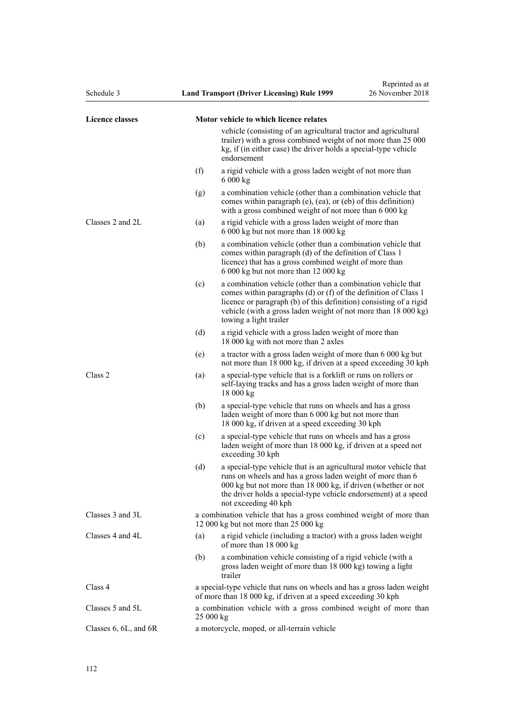| Licence classes | Motor vehicle to which licence relates |
|---|---|
| | vehicle (consisting of an agricultural tractor and agricultural trailer) with a gross combined weight of not more than 25 000 kg, if (in either case) the driver holds a special-type vehicle endorsement |
| | (f) a rigid vehicle with a gross laden weight of not more than 6 000 kg |
| | (g) a combination vehicle (other than a combination vehicle that comes within paragraph (e), (ea), or (eb) of this definition) with a gross combined weight of not more than 6 000 kg |
| Classes 2 and 2L | (a) a rigid vehicle with a gross laden weight of more than 6 000 kg but not more than 18 000 kg |
| | (b) a combination vehicle (other than a combination vehicle that comes within paragraph (d) of the definition of Class 1 licence) that has a gross combined weight of more than 6 000 kg but not more than 12 000 kg |
| | (c) a combination vehicle (other than a combination vehicle that comes within paragraphs (d) or (f) of the definition of Class 1 licence or paragraph (b) of this definition) consisting of a rigid vehicle (with a gross laden weight of not more than 18 000 kg) towing a light trailer |
| | (d) a rigid vehicle with a gross laden weight of more than 18 000 kg with not more than 2 axles |
| | (e) a tractor with a gross laden weight of more than 6 000 kg but not more than 18 000 kg, if driven at a speed exceeding 30 kph |
| Class 2 | (a) a special-type vehicle that is a forklift or runs on rollers or self-laying tracks and has a gross laden weight of more than 18 000 kg |
| | (b) a special-type vehicle that runs on wheels and has a gross laden weight of more than 6 000 kg but not more than 18 000 kg, if driven at a speed exceeding 30 kph |
| | (c) a special-type vehicle that runs on wheels and has a gross laden weight of more than 18 000 kg, if driven at a speed not exceeding 30 kph |
| | (d) a special-type vehicle that is an agricultural motor vehicle that runs on wheels and has a gross laden weight of more than 6 000 kg but not more than 18 000 kg, if driven (whether or not the driver holds a special-type vehicle endorsement) at a speed not exceeding 40 kph |
| Classes 3 and 3L | a combination vehicle that has a gross combined weight of more than 12 000 kg but not more than 25 000 kg |
| Classes 4 and 4L | (a) a rigid vehicle (including a tractor) with a gross laden weight of more than 18 000 kg |
| | (b) a combination vehicle consisting of a rigid vehicle (with a gross laden weight of more than 18 000 kg) towing a light trailer |
| Class 4 | a special-type vehicle that runs on wheels and has a gross laden weight of more than 18 000 kg, if driven at a speed exceeding 30 kph |
| Classes 5 and 5L | a combination vehicle with a gross combined weight of more than 25 000 kg |
| Classes 6, 6L, and 6R | a motorcycle, moped, or all-terrain vehicle |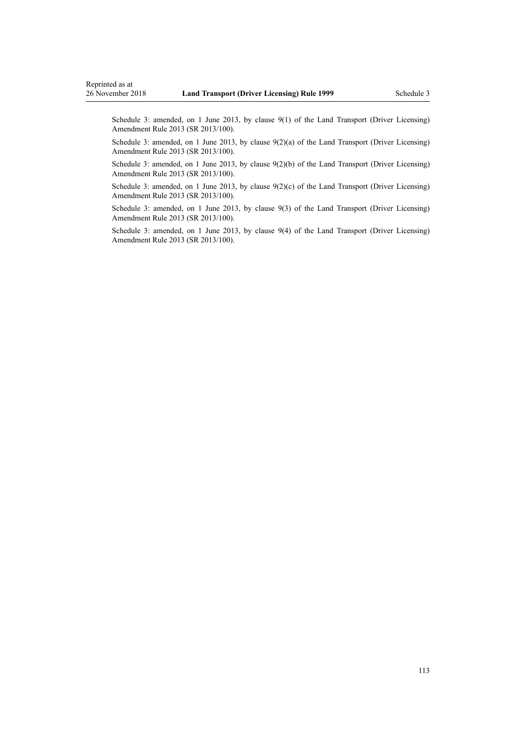Schedule 3: amended, on 1 June 2013, by clause 9(1) of the Land Transport (Driver Licensing) Amendment Rule 2013 (SR 2013/100).

Schedule 3: amended, on 1 June 2013, by clause 9(2)(a) of the Land Transport (Driver Licensing) Amendment Rule 2013 (SR 2013/100).

Schedule 3: amended, on 1 June 2013, by clause 9(2)(b) of the Land Transport (Driver Licensing) Amendment Rule 2013 (SR 2013/100).

Schedule 3: amended, on 1 June 2013, by clause 9(2)(c) of the Land Transport (Driver Licensing) Amendment Rule 2013 (SR 2013/100).

Schedule 3: amended, on 1 June 2013, by clause 9(3) of the Land Transport (Driver Licensing) Amendment Rule 2013 (SR 2013/100).

Schedule 3: amended, on 1 June 2013, by clause 9(4) of the Land Transport (Driver Licensing) Amendment Rule 2013 (SR 2013/100).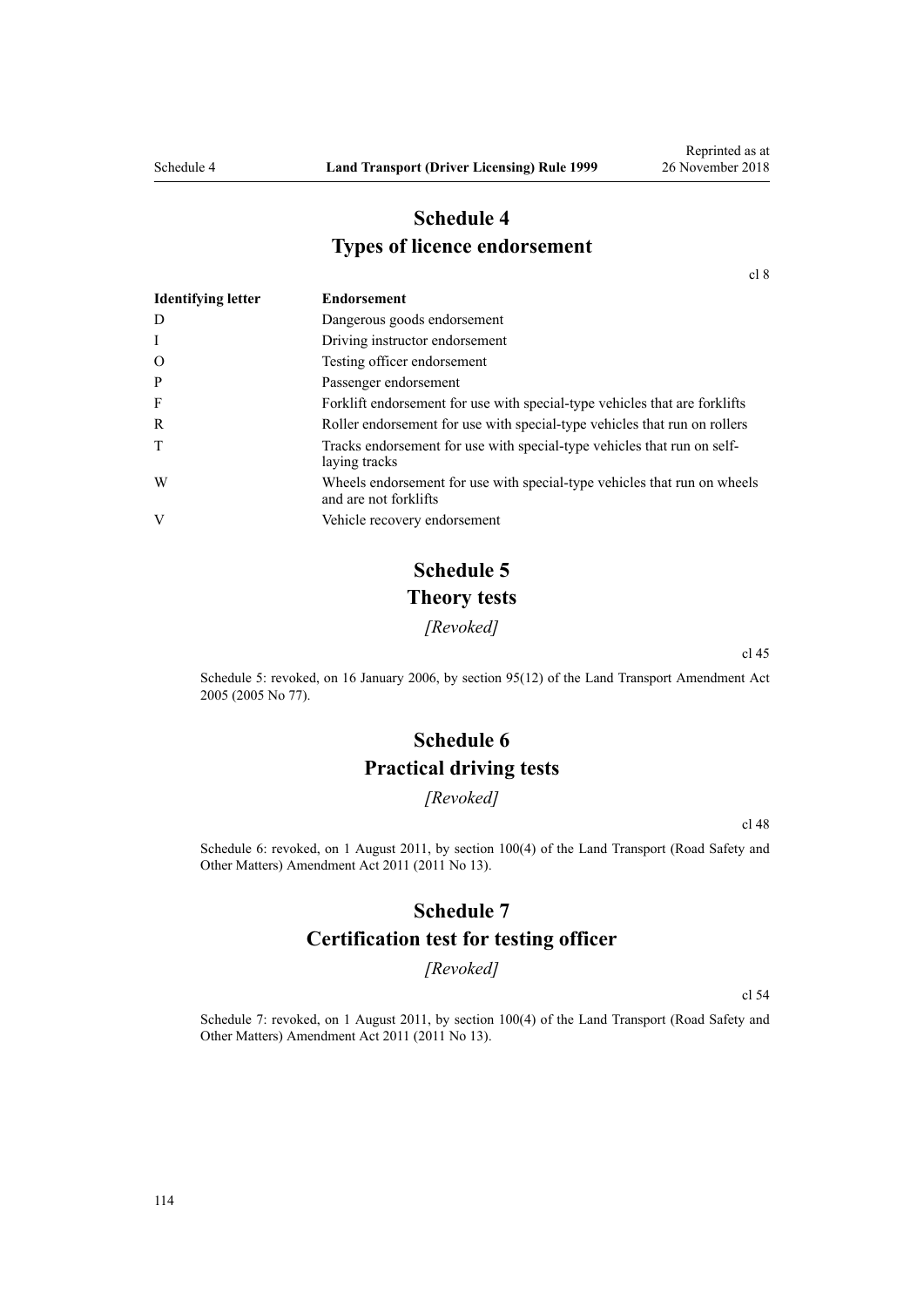# Schedule 4
# Types of licence endorsement

cl 8

| Identifying letter | Endorsement |
|---|---|
| D | Dangerous goods endorsement |
| I | Driving instructor endorsement |
| O | Testing officer endorsement |
| P | Passenger endorsement |
| F | Forklift endorsement for use with special-type vehicles that are forklifts |
| R | Roller endorsement for use with special-type vehicles that run on rollers |
| T | Tracks endorsement for use with special-type vehicles that run on self-laying tracks |
| W | Wheels endorsement for use with special-type vehicles that run on wheels and are not forklifts |
| V | Vehicle recovery endorsement |

# Schedule 5
# Theory tests

*[Revoked]*

cl 45

Schedule 5: revoked, on 16 January 2006, by section 95(12) of the Land Transport Amendment Act 2005 (2005 No 77).

# Schedule 6
# Practical driving tests

*[Revoked]*

cl 48

Schedule 6: revoked, on 1 August 2011, by section 100(4) of the Land Transport (Road Safety and Other Matters) Amendment Act 2011 (2011 No 13).

# Schedule 7
# Certification test for testing officer

*[Revoked]*

cl 54

Schedule 7: revoked, on 1 August 2011, by section 100(4) of the Land Transport (Road Safety and Other Matters) Amendment Act 2011 (2011 No 13).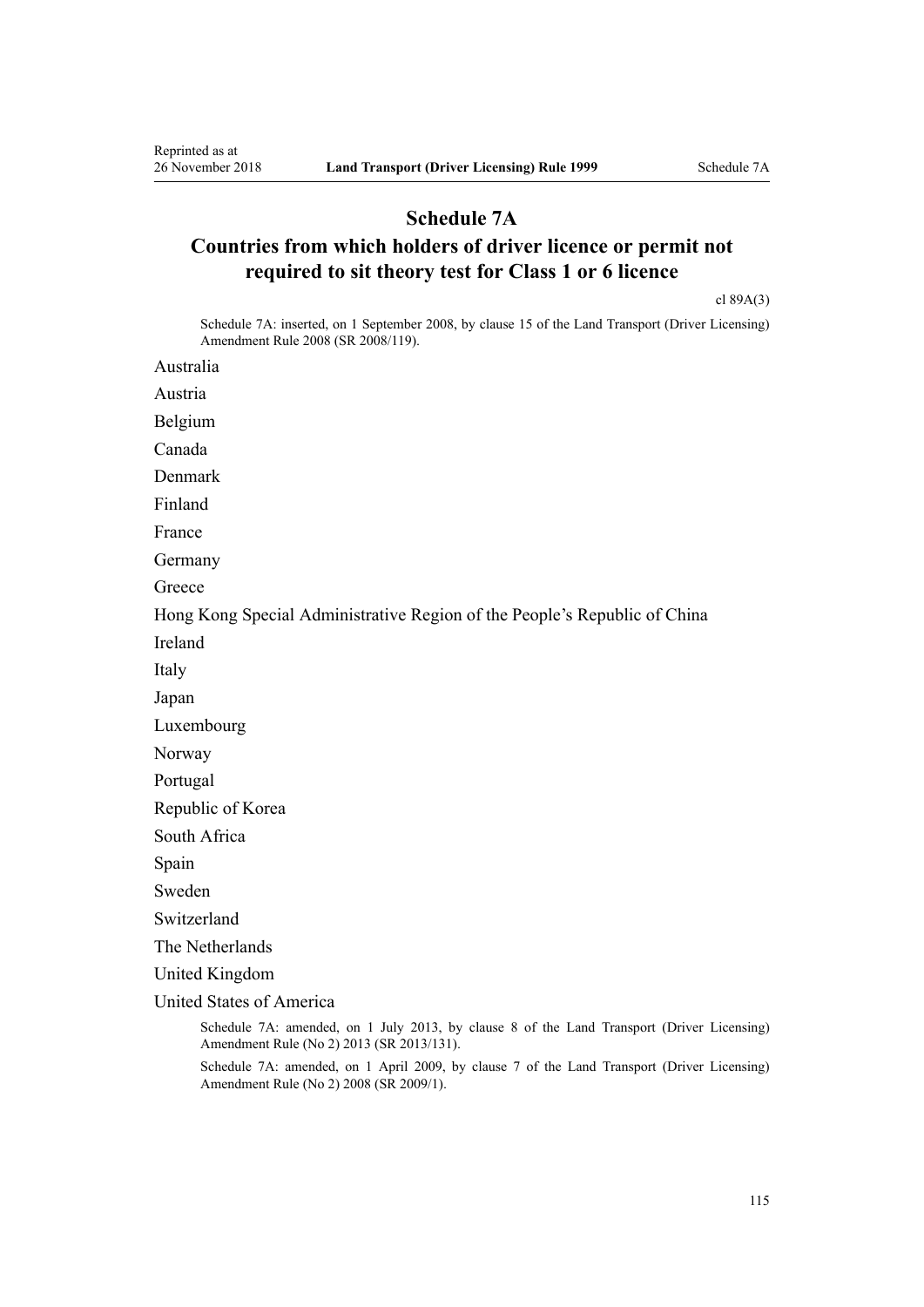# Schedule 7A
## Countries from which holders of driver licence or permit not required to sit theory test for Class 1 or 6 licence

cl 89A(3)

Schedule 7A: inserted, on 1 September 2008, by clause 15 of the Land Transport (Driver Licensing) Amendment Rule 2008 (SR 2008/119).

Australia

Austria

Belgium

Canada

Denmark

Finland

France

Germany

Greece

Hong Kong Special Administrative Region of the People's Republic of China

Ireland

Italy

Japan

Luxembourg

Norway

Portugal

Republic of Korea

South Africa

Spain

Sweden

Switzerland

The Netherlands

United Kingdom

United States of America

Schedule 7A: amended, on 1 July 2013, by clause 8 of the Land Transport (Driver Licensing) Amendment Rule (No 2) 2013 (SR 2013/131).

Schedule 7A: amended, on 1 April 2009, by clause 7 of the Land Transport (Driver Licensing) Amendment Rule (No 2) 2008 (SR 2009/1).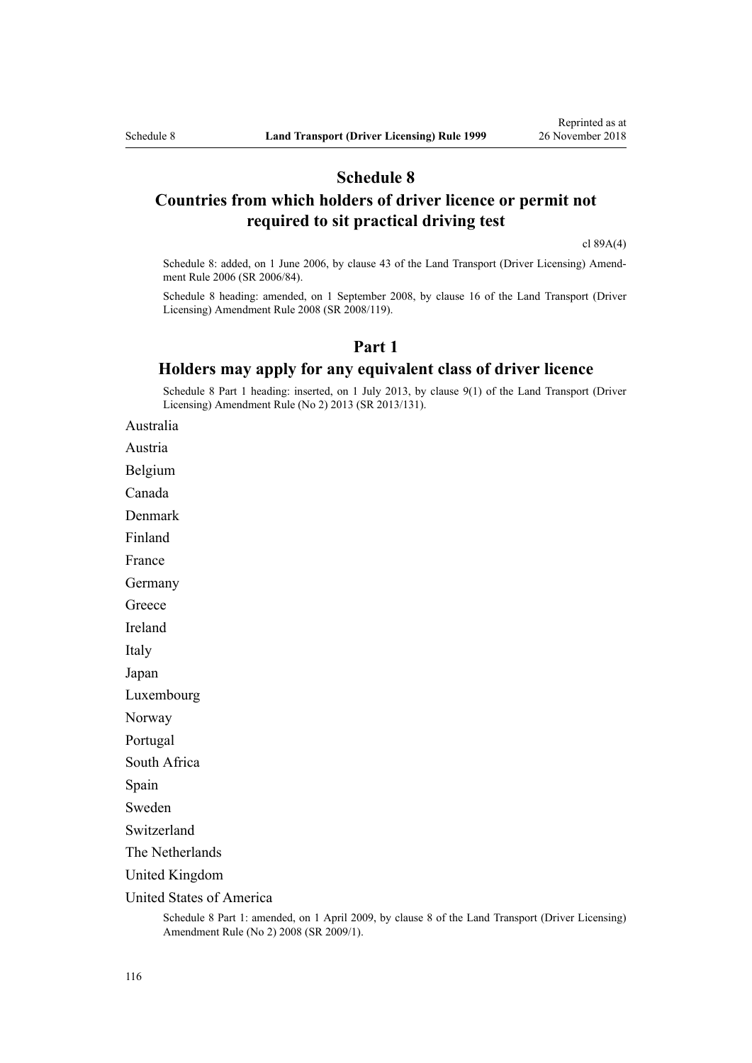# Schedule 8
## Countries from which holders of driver licence or permit not required to sit practical driving test

cl 89A(4)

Schedule 8: added, on 1 June 2006, by clause 43 of the Land Transport (Driver Licensing) Amendment Rule 2006 (SR 2006/84).

Schedule 8 heading: amended, on 1 September 2008, by clause 16 of the Land Transport (Driver Licensing) Amendment Rule 2008 (SR 2008/119).

## Part 1
### Holders may apply for any equivalent class of driver licence

Schedule 8 Part 1 heading: inserted, on 1 July 2013, by clause 9(1) of the Land Transport (Driver Licensing) Amendment Rule (No 2) 2013 (SR 2013/131).

Australia

Austria

Belgium

Canada

Denmark

Finland

France

Germany

Greece

Ireland

Italy

Japan

Luxembourg

Norway

Portugal

South Africa

Spain

Sweden

Switzerland

The Netherlands

United Kingdom

United States of America

Schedule 8 Part 1: amended, on 1 April 2009, by clause 8 of the Land Transport (Driver Licensing) Amendment Rule (No 2) 2008 (SR 2009/1).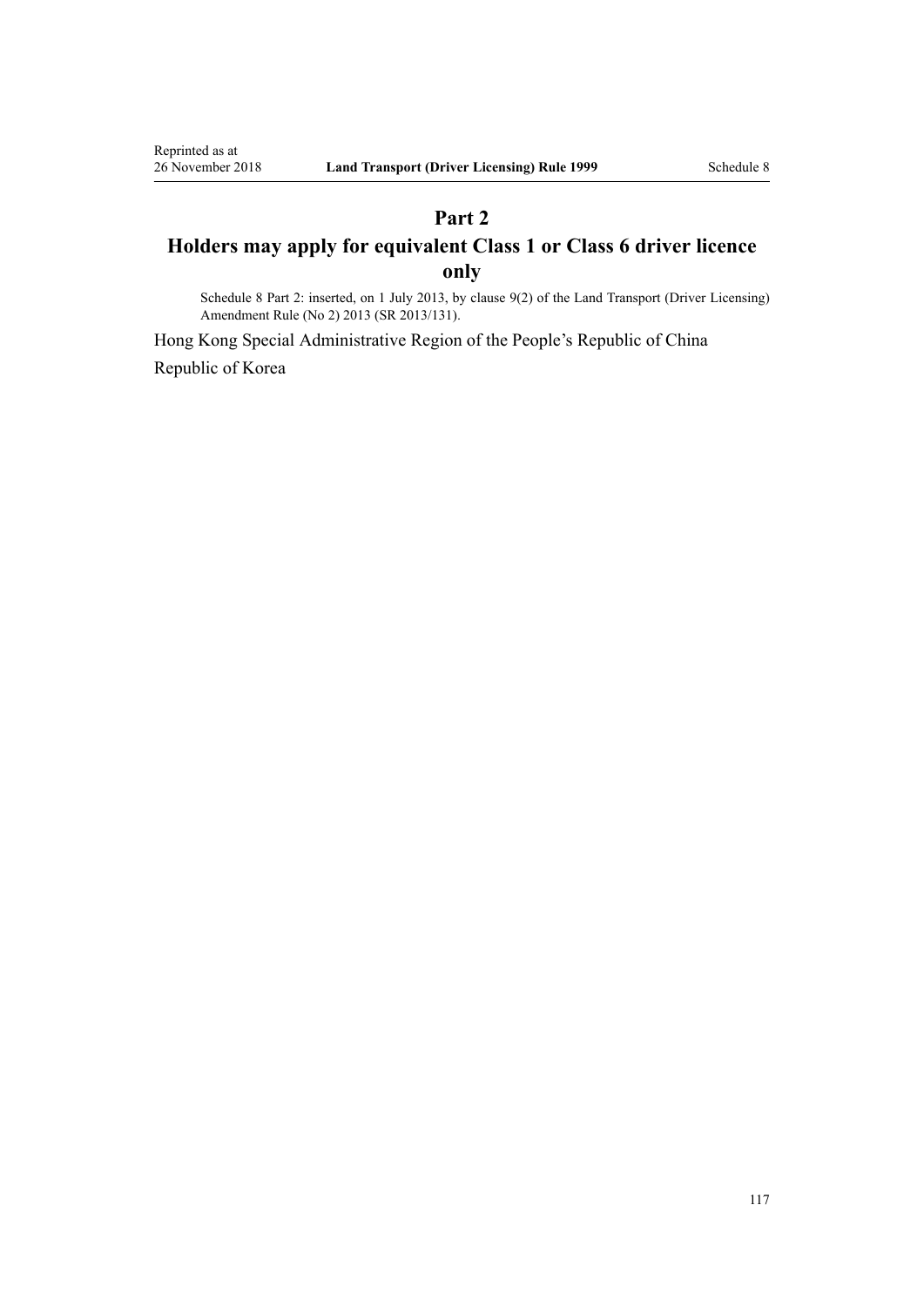## Part 2

## Holders may apply for equivalent Class 1 or Class 6 driver licence only

Schedule 8 Part 2: inserted, on 1 July 2013, by clause 9(2) of the Land Transport (Driver Licensing) Amendment Rule (No 2) 2013 (SR 2013/131).

Hong Kong Special Administrative Region of the People's Republic of China

Republic of Korea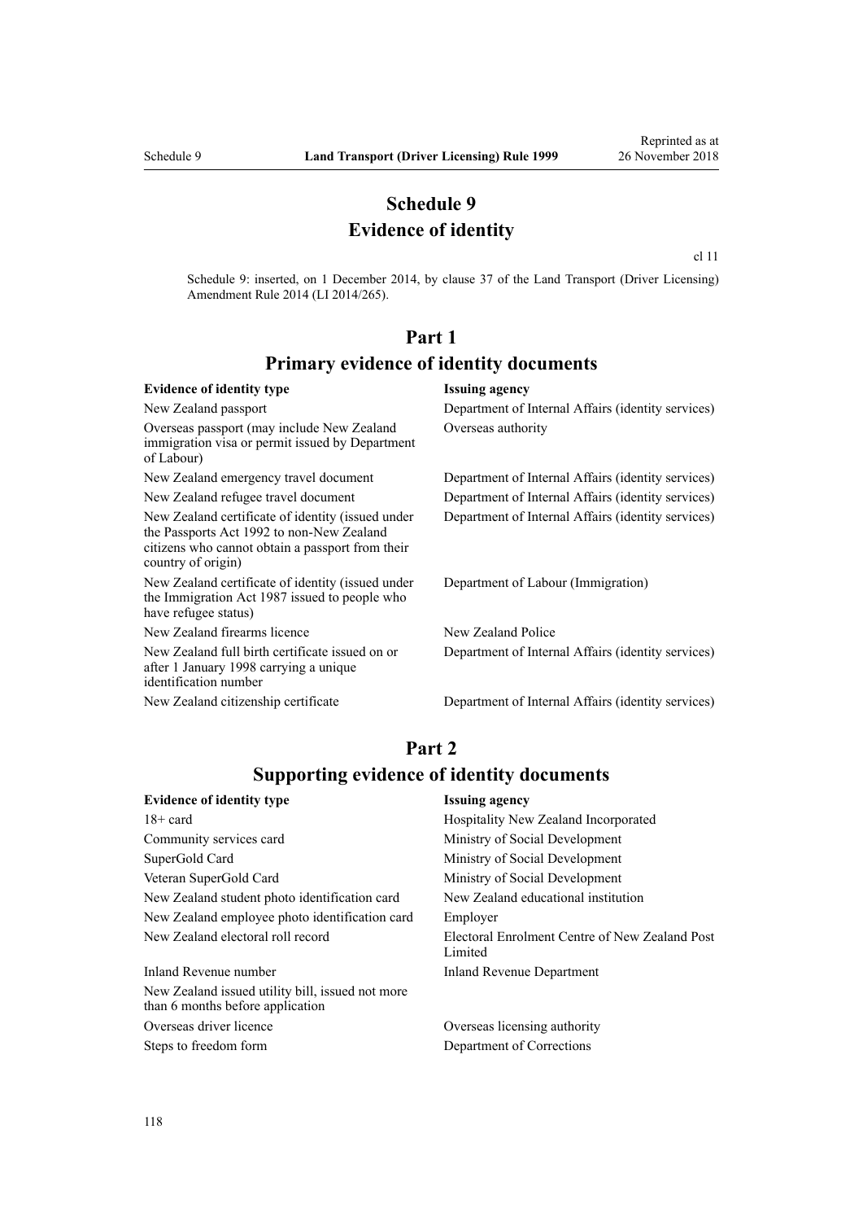# Schedule 9
# Evidence of identity

cl 11

Schedule 9: inserted, on 1 December 2014, by clause 37 of the Land Transport (Driver Licensing) Amendment Rule 2014 (LI 2014/265).

## Part 1
## Primary evidence of identity documents

| Evidence of identity type | Issuing agency |
|---|---|
| New Zealand passport | Department of Internal Affairs (identity services) |
| Overseas passport (may include New Zealand immigration visa or permit issued by Department of Labour) | Overseas authority |
| New Zealand emergency travel document | Department of Internal Affairs (identity services) |
| New Zealand refugee travel document | Department of Internal Affairs (identity services) |
| New Zealand certificate of identity (issued under the Passports Act 1992 to non-New Zealand citizens who cannot obtain a passport from their country of origin) | Department of Internal Affairs (identity services) |
| New Zealand certificate of identity (issued under the Immigration Act 1987 issued to people who have refugee status) | Department of Labour (Immigration) |
| New Zealand firearms licence | New Zealand Police |
| New Zealand full birth certificate issued on or after 1 January 1998 carrying a unique identification number | Department of Internal Affairs (identity services) |
| New Zealand citizenship certificate | Department of Internal Affairs (identity services) |

## Part 2
## Supporting evidence of identity documents

| Evidence of identity type | Issuing agency |
|---|---|
| 18+ card | Hospitality New Zealand Incorporated |
| Community services card | Ministry of Social Development |
| SuperGold Card | Ministry of Social Development |
| Veteran SuperGold Card | Ministry of Social Development |
| New Zealand student photo identification card | New Zealand educational institution |
| New Zealand employee photo identification card | Employer |
| New Zealand electoral roll record | Electoral Enrolment Centre of New Zealand Post Limited |
| Inland Revenue number | Inland Revenue Department |
| New Zealand issued utility bill, issued not more than 6 months before application | |
| Overseas driver licence | Overseas licensing authority |
| Steps to freedom form | Department of Corrections |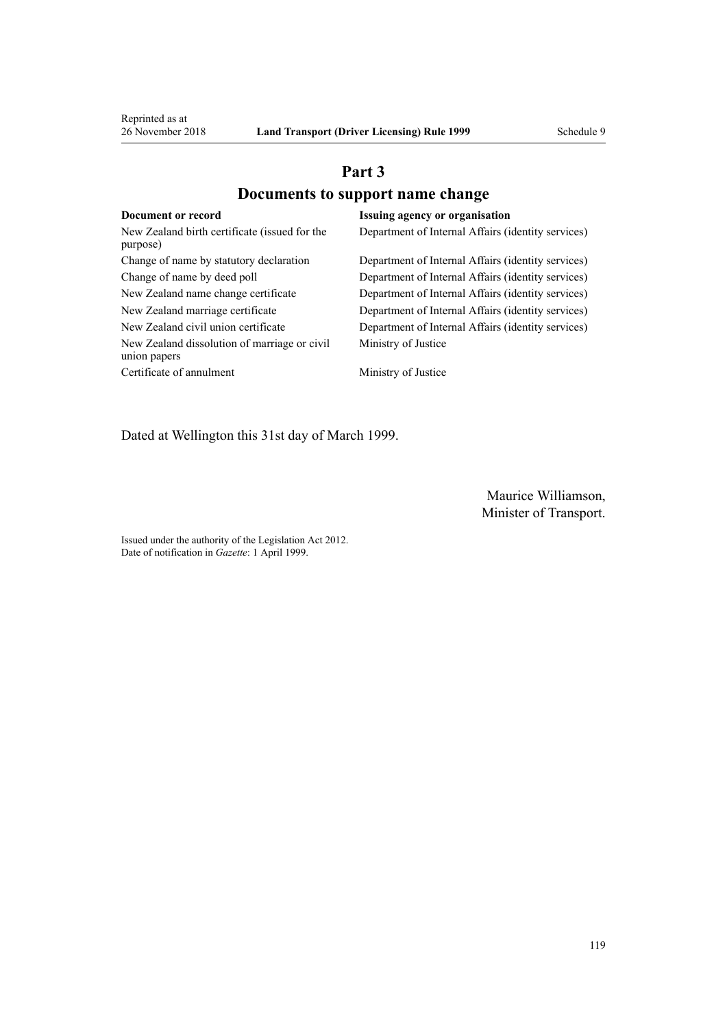## Part 3

## Documents to support name change

| Document or record | Issuing agency or organisation |
| --- | --- |
| New Zealand birth certificate (issued for the purpose) | Department of Internal Affairs (identity services) |
| Change of name by statutory declaration | Department of Internal Affairs (identity services) |
| Change of name by deed poll | Department of Internal Affairs (identity services) |
| New Zealand name change certificate | Department of Internal Affairs (identity services) |
| New Zealand marriage certificate | Department of Internal Affairs (identity services) |
| New Zealand civil union certificate | Department of Internal Affairs (identity services) |
| New Zealand dissolution of marriage or civil union papers | Ministry of Justice |
| Certificate of annulment | Ministry of Justice |

Dated at Wellington this 31st day of March 1999.

Maurice Williamson,
Minister of Transport.

Issued under the authority of the Legislation Act 2012.
Date of notification in *Gazette*: 1 April 1999.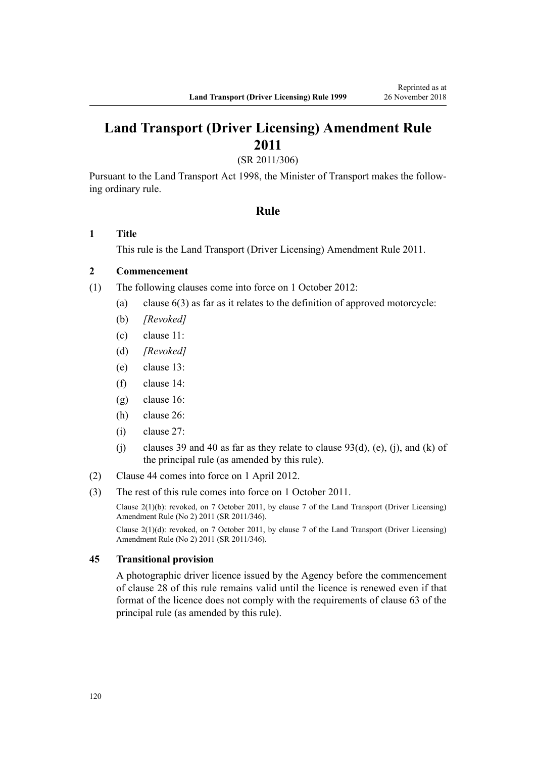# Land Transport (Driver Licensing) Amendment Rule 2011

(SR 2011/306)

Pursuant to the Land Transport Act 1998, the Minister of Transport makes the following ordinary rule.

## Rule

### 1 Title

This rule is the Land Transport (Driver Licensing) Amendment Rule 2011.

### 2 Commencement

(1) The following clauses come into force on 1 October 2012:

- (a) clause 6(3) as far as it relates to the definition of approved motorcycle:
- (b) *[Revoked]*
- (c) clause 11:
- (d) *[Revoked]*
- (e) clause 13:
- (f) clause 14:
- (g) clause 16:
- (h) clause 26:
- (i) clause 27:
- (j) clauses 39 and 40 as far as they relate to clause 93(d), (e), (j), and (k) of the principal rule (as amended by this rule).

(2) Clause 44 comes into force on 1 April 2012.

(3) The rest of this rule comes into force on 1 October 2011.

Clause 2(1)(b): revoked, on 7 October 2011, by clause 7 of the Land Transport (Driver Licensing) Amendment Rule (No 2) 2011 (SR 2011/346).

Clause 2(1)(d): revoked, on 7 October 2011, by clause 7 of the Land Transport (Driver Licensing) Amendment Rule (No 2) 2011 (SR 2011/346).

### 45 Transitional provision

A photographic driver licence issued by the Agency before the commencement of clause 28 of this rule remains valid until the licence is renewed even if that format of the licence does not comply with the requirements of clause 63 of the principal rule (as amended by this rule).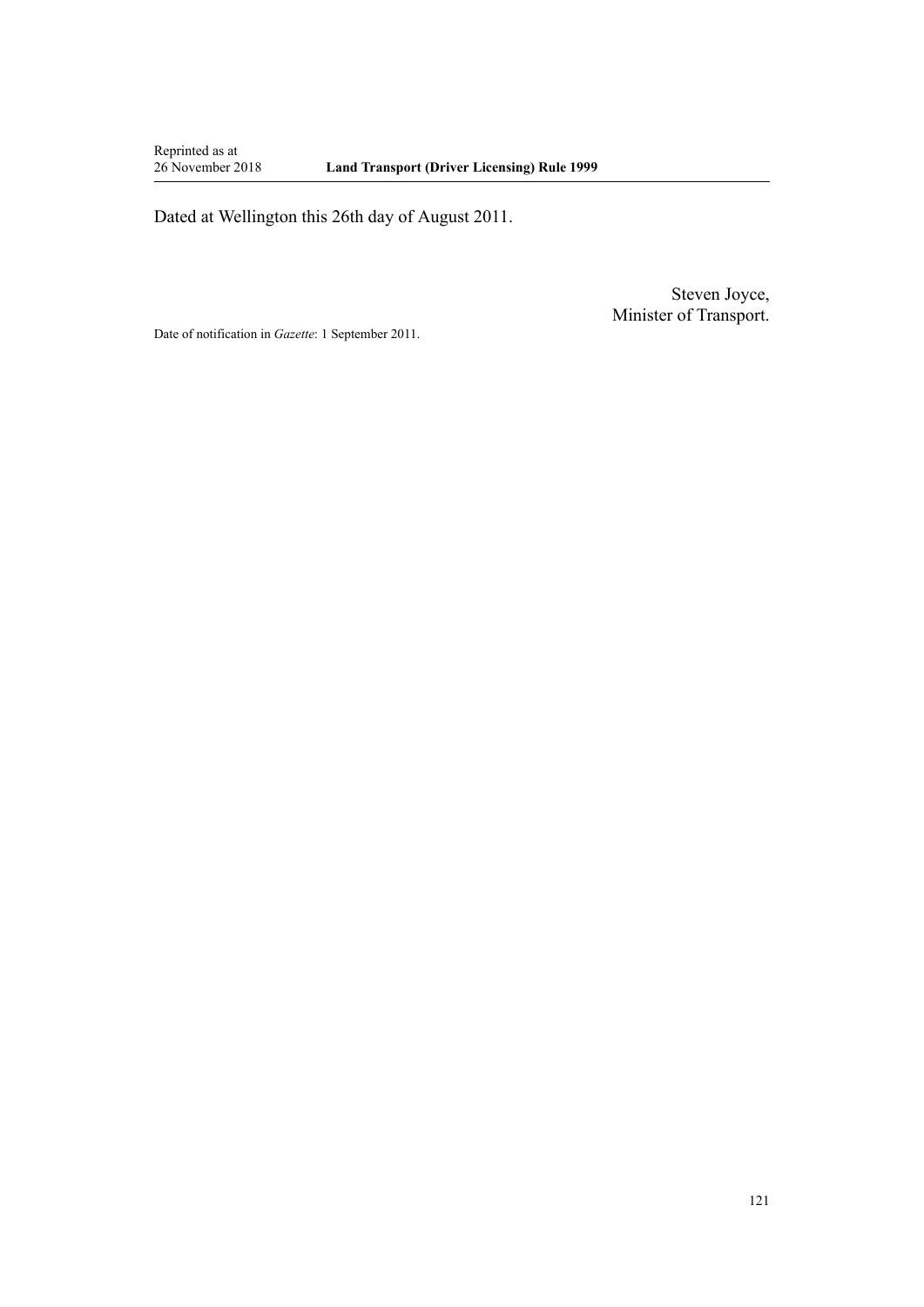Dated at Wellington this 26th day of August 2011.

Steven Joyce,
Minister of Transport.

Date of notification in *Gazette*: 1 September 2011.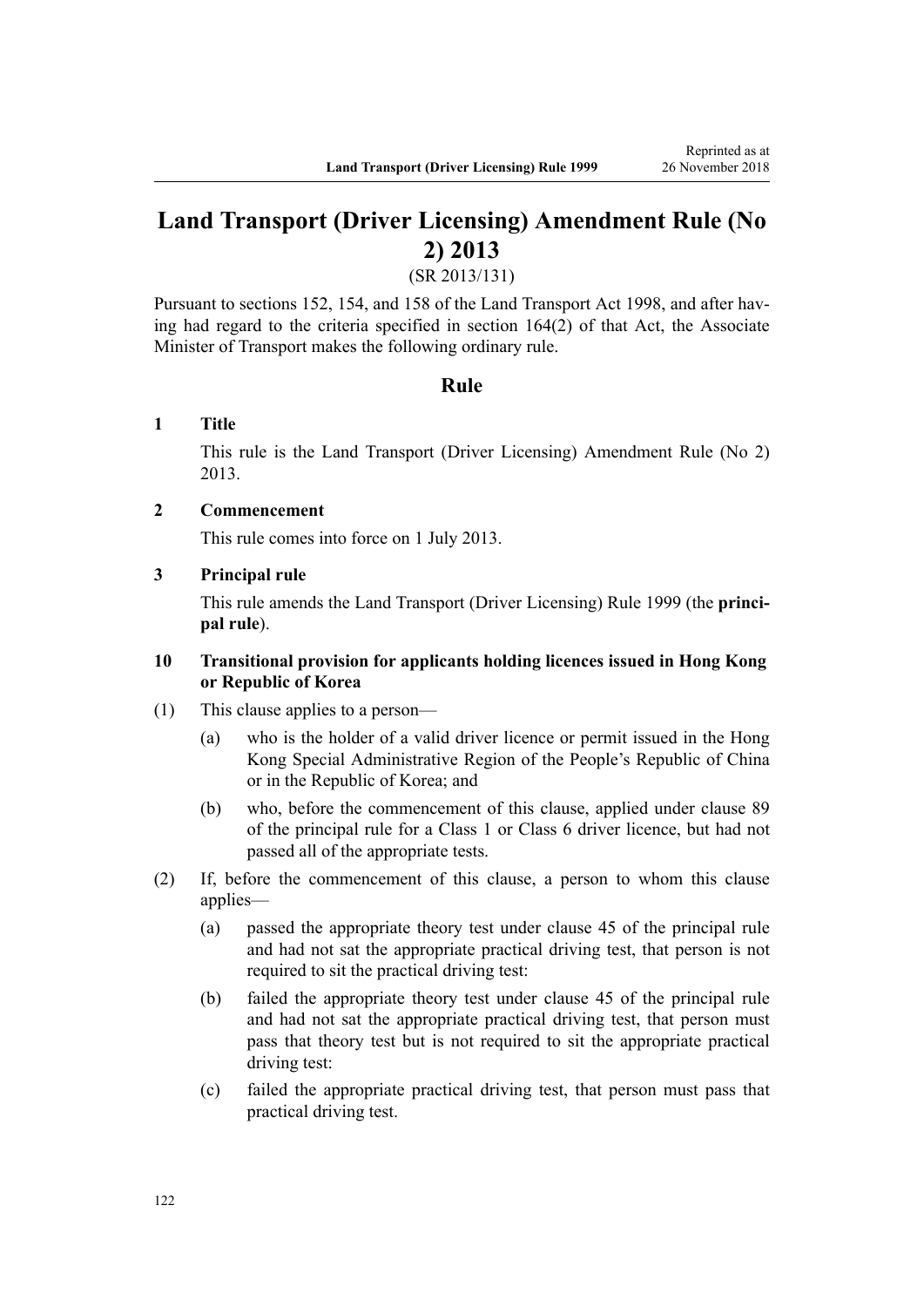# Land Transport (Driver Licensing) Amendment Rule (No 2) 2013

(SR 2013/131)

Pursuant to sections 152, 154, and 158 of the Land Transport Act 1998, and after having had regard to the criteria specified in section 164(2) of that Act, the Associate Minister of Transport makes the following ordinary rule.

## Rule

### 1 Title

This rule is the Land Transport (Driver Licensing) Amendment Rule (No 2) 2013.

### 2 Commencement

This rule comes into force on 1 July 2013.

### 3 Principal rule

This rule amends the Land Transport (Driver Licensing) Rule 1999 (the **principal rule**).

### 10 Transitional provision for applicants holding licences issued in Hong Kong or Republic of Korea

(1) This clause applies to a person—

(a) who is the holder of a valid driver licence or permit issued in the Hong Kong Special Administrative Region of the People's Republic of China or in the Republic of Korea; and

(b) who, before the commencement of this clause, applied under clause 89 of the principal rule for a Class 1 or Class 6 driver licence, but had not passed all of the appropriate tests.

(2) If, before the commencement of this clause, a person to whom this clause applies—

(a) passed the appropriate theory test under clause 45 of the principal rule and had not sat the appropriate practical driving test, that person is not required to sit the practical driving test:

(b) failed the appropriate theory test under clause 45 of the principal rule and had not sat the appropriate practical driving test, that person must pass that theory test but is not required to sit the appropriate practical driving test:

(c) failed the appropriate practical driving test, that person must pass that practical driving test.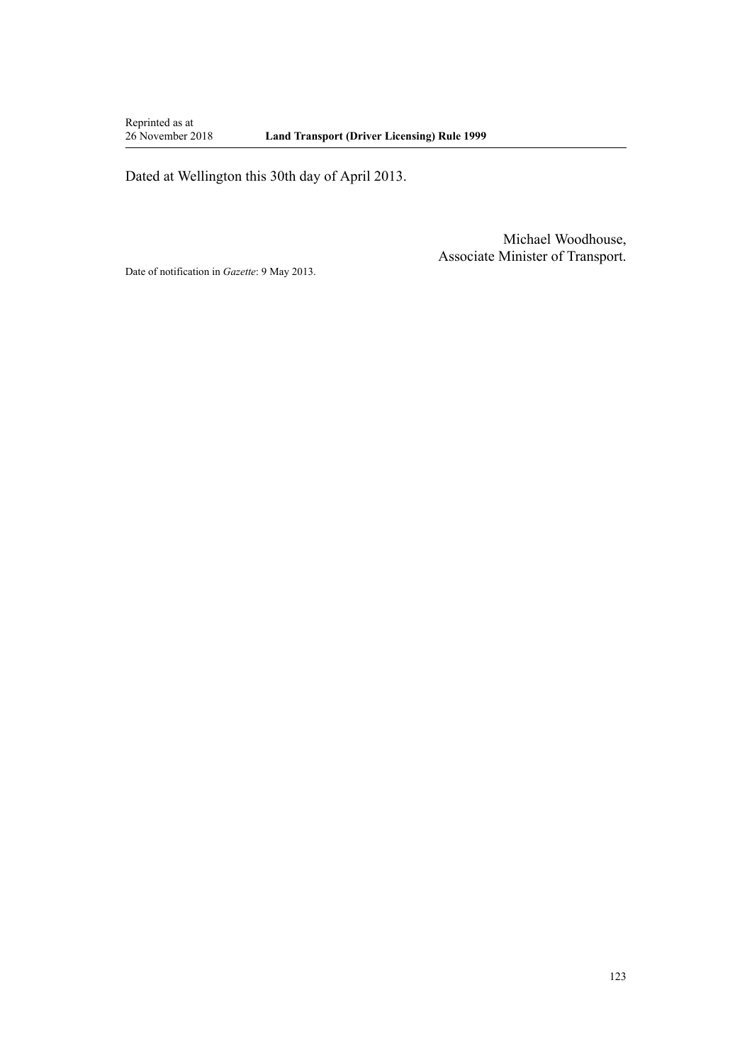Dated at Wellington this 30th day of April 2013.

Michael Woodhouse,
Associate Minister of Transport.

Date of notification in *Gazette*: 9 May 2013.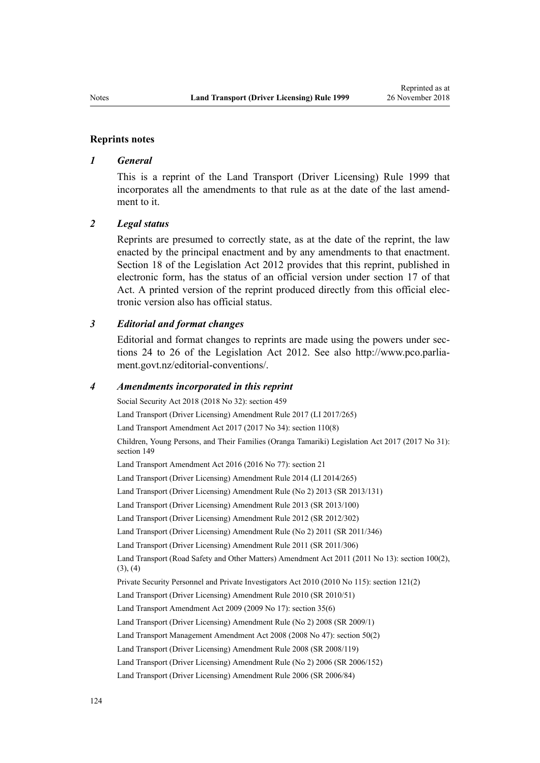## Reprints notes

### *1 General*

This is a reprint of the Land Transport (Driver Licensing) Rule 1999 that incorporates all the amendments to that rule as at the date of the last amendment to it.

### *2 Legal status*

Reprints are presumed to correctly state, as at the date of the reprint, the law enacted by the principal enactment and by any amendments to that enactment. Section 18 of the Legislation Act 2012 provides that this reprint, published in electronic form, has the status of an official version under section 17 of that Act. A printed version of the reprint produced directly from this official electronic version also has official status.

### *3 Editorial and format changes*

Editorial and format changes to reprints are made using the powers under sections 24 to 26 of the Legislation Act 2012. See also http://www.pco.parliament.govt.nz/editorial-conventions/.

### *4 Amendments incorporated in this reprint*

Social Security Act 2018 (2018 No 32): section 459

Land Transport (Driver Licensing) Amendment Rule 2017 (LI 2017/265)

Land Transport Amendment Act 2017 (2017 No 34): section 110(8)

Children, Young Persons, and Their Families (Oranga Tamariki) Legislation Act 2017 (2017 No 31): section 149

Land Transport Amendment Act 2016 (2016 No 77): section 21

Land Transport (Driver Licensing) Amendment Rule 2014 (LI 2014/265)

Land Transport (Driver Licensing) Amendment Rule (No 2) 2013 (SR 2013/131)

Land Transport (Driver Licensing) Amendment Rule 2013 (SR 2013/100)

Land Transport (Driver Licensing) Amendment Rule 2012 (SR 2012/302)

Land Transport (Driver Licensing) Amendment Rule (No 2) 2011 (SR 2011/346)

Land Transport (Driver Licensing) Amendment Rule 2011 (SR 2011/306)

Land Transport (Road Safety and Other Matters) Amendment Act 2011 (2011 No 13): section 100(2), (3), (4)

Private Security Personnel and Private Investigators Act 2010 (2010 No 115): section 121(2)

Land Transport (Driver Licensing) Amendment Rule 2010 (SR 2010/51)

Land Transport Amendment Act 2009 (2009 No 17): section 35(6)

Land Transport (Driver Licensing) Amendment Rule (No 2) 2008 (SR 2009/1)

Land Transport Management Amendment Act 2008 (2008 No 47): section 50(2)

Land Transport (Driver Licensing) Amendment Rule 2008 (SR 2008/119)

Land Transport (Driver Licensing) Amendment Rule (No 2) 2006 (SR 2006/152)

Land Transport (Driver Licensing) Amendment Rule 2006 (SR 2006/84)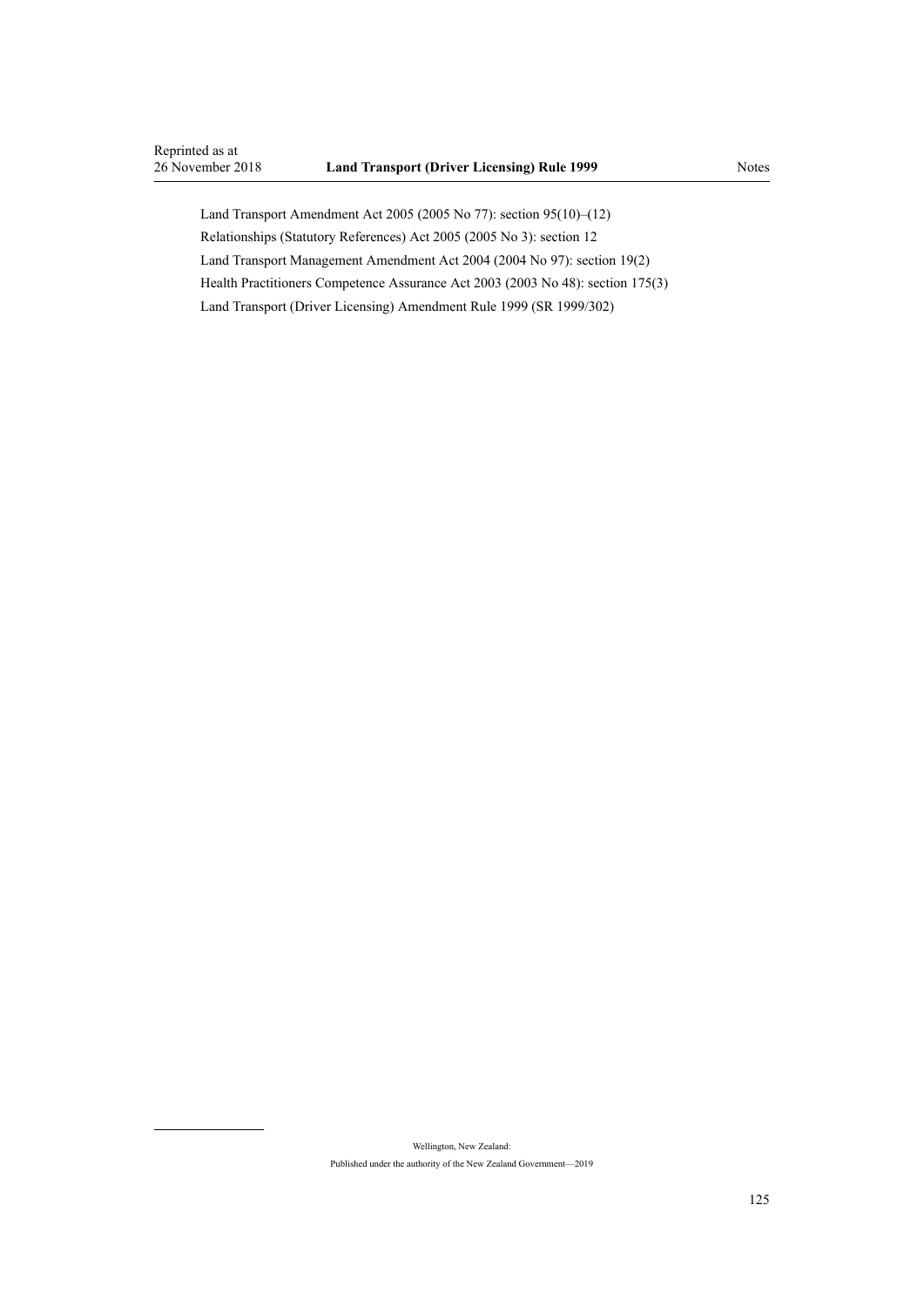Land Transport Amendment Act 2005 (2005 No 77): section 95(10)–(12)

Relationships (Statutory References) Act 2005 (2005 No 3): section 12

Land Transport Management Amendment Act 2004 (2004 No 97): section 19(2)

Health Practitioners Competence Assurance Act 2003 (2003 No 48): section 175(3)

Land Transport (Driver Licensing) Amendment Rule 1999 (SR 1999/302)

Wellington, New Zealand:

Published under the authority of the New Zealand Government—2019